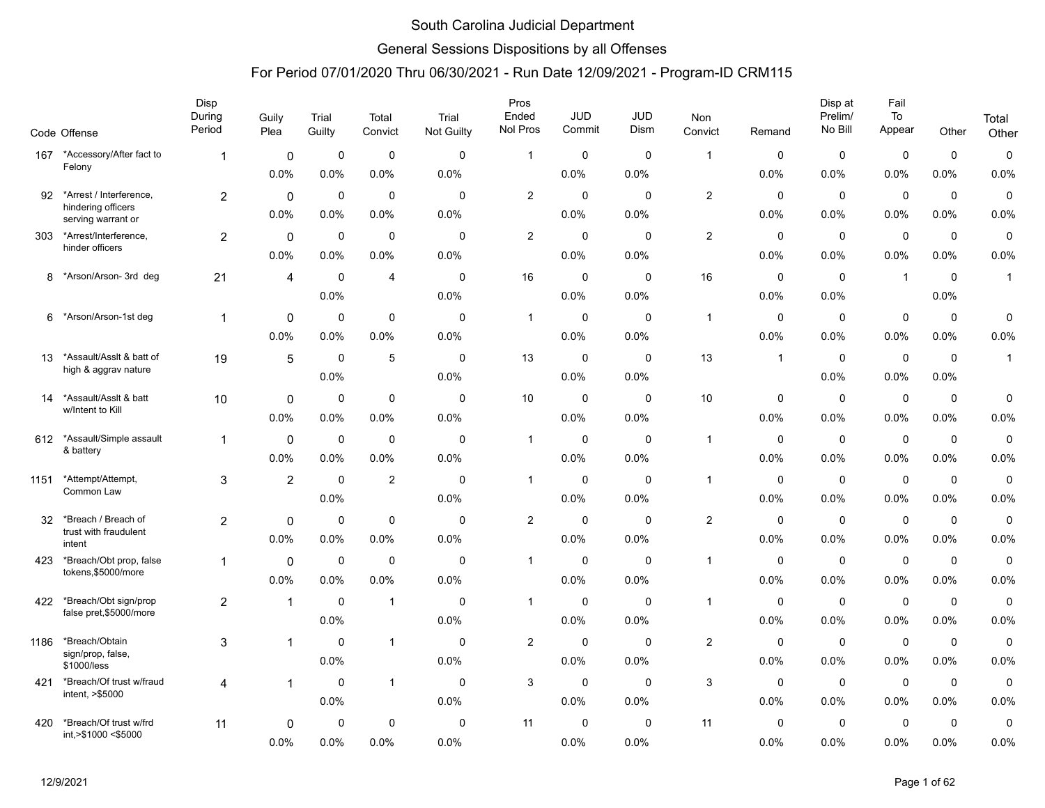# South Carolina Judicial Department

## General Sessions Dispositions by all Offenses

### For Period 07/01/2020 Thru 06/30/2021 - Run Date 12/09/2021 - Program-ID CRM115

| Code | Offense | Disp During Period | Guily Plea | Trial Guilty | Total Convict | Trial Not Guilty | Pros Ended Nol Pros | JUD Commit | JUD Dism | Non Convict | Remand | Disp at Prelim/ No Bill | Fail To Appear | Other | Total Other |
|---|---|---|---|---|---|---|---|---|---|---|---|---|---|---|---|
| 167 | *Accessory/After fact to Felony | 1 | 0 0.0% | 0 0.0% | 0 0.0% | 0 0.0% | 1 | 0 0.0% | 0 0.0% | 1 | 0 0.0% | 0 0.0% | 0 0.0% | 0 0.0% | 0 0.0% |
| 92 | *Arrest / Interference, hindering officers serving warrant or | 2 | 0 0.0% | 0 0.0% | 0 0.0% | 0 0.0% | 2 | 0 0.0% | 0 0.0% | 2 | 0 0.0% | 0 0.0% | 0 0.0% | 0 0.0% | 0 0.0% |
| 303 | *Arrest/Interference, hinder officers | 2 | 0 0.0% | 0 0.0% | 0 0.0% | 0 0.0% | 2 | 0 0.0% | 0 0.0% | 2 | 0 0.0% | 0 0.0% | 0 0.0% | 0 0.0% | 0 0.0% |
| 8 | *Arson/Arson- 3rd deg | 21 | 4 | 0 0.0% | 4 | 0 0.0% | 16 | 0 0.0% | 0 0.0% | 16 | 0 0.0% | 0 0.0% | 1 | 0 0.0% | 1 |
| 6 | *Arson/Arson-1st deg | 1 | 0 0.0% | 0 0.0% | 0 0.0% | 0 0.0% | 1 | 0 0.0% | 0 0.0% | 1 | 0 0.0% | 0 0.0% | 0 0.0% | 0 0.0% | 0 0.0% |
| 13 | *Assault/Asslt & batt of high & aggrav nature | 19 | 5 | 0 0.0% | 5 | 0 0.0% | 13 | 0 0.0% | 0 0.0% | 13 | 1 | 0 0.0% | 0 0.0% | 0 0.0% | 1 |
| 14 | *Assault/Asslt & batt w/Intent to Kill | 10 | 0 0.0% | 0 0.0% | 0 0.0% | 0 0.0% | 10 | 0 0.0% | 0 0.0% | 10 | 0 0.0% | 0 0.0% | 0 0.0% | 0 0.0% | 0 0.0% |
| 612 | *Assault/Simple assault & battery | 1 | 0 0.0% | 0 0.0% | 0 0.0% | 0 0.0% | 1 | 0 0.0% | 0 0.0% | 1 | 0 0.0% | 0 0.0% | 0 0.0% | 0 0.0% | 0 0.0% |
| 1151 | *Attempt/Attempt, Common Law | 3 | 2 | 0 0.0% | 2 | 0 0.0% | 1 | 0 0.0% | 0 0.0% | 1 | 0 0.0% | 0 0.0% | 0 0.0% | 0 0.0% | 0 0.0% |
| 32 | *Breach / Breach of trust with fraudulent intent | 2 | 0 0.0% | 0 0.0% | 0 0.0% | 0 0.0% | 2 | 0 0.0% | 0 0.0% | 2 | 0 0.0% | 0 0.0% | 0 0.0% | 0 0.0% | 0 0.0% |
| 423 | *Breach/Obt prop, false tokens,$5000/more | 1 | 0 0.0% | 0 0.0% | 0 0.0% | 0 0.0% | 1 | 0 0.0% | 0 0.0% | 1 | 0 0.0% | 0 0.0% | 0 0.0% | 0 0.0% | 0 0.0% |
| 422 | *Breach/Obt sign/prop false pret,$5000/more | 2 | 1 | 0 0.0% | 1 | 0 0.0% | 1 | 0 0.0% | 0 0.0% | 1 | 0 0.0% | 0 0.0% | 0 0.0% | 0 0.0% | 0 0.0% |
| 1186 | *Breach/Obtain sign/prop, false, $1000/less | 3 | 1 | 0 0.0% | 1 | 0 0.0% | 2 | 0 0.0% | 0 0.0% | 2 | 0 0.0% | 0 0.0% | 0 0.0% | 0 0.0% | 0 0.0% |
| 421 | *Breach/Of trust w/fraud intent, >$5000 | 4 | 1 | 0 0.0% | 1 | 0 0.0% | 3 | 0 0.0% | 0 0.0% | 3 | 0 0.0% | 0 0.0% | 0 0.0% | 0 0.0% | 0 0.0% |
| 420 | *Breach/Of trust w/frd int,>$1000 <$5000 | 11 | 0 0.0% | 0 0.0% | 0 0.0% | 0 0.0% | 11 | 0 0.0% | 0 0.0% | 11 | 0 0.0% | 0 0.0% | 0 0.0% | 0 0.0% | 0 0.0% |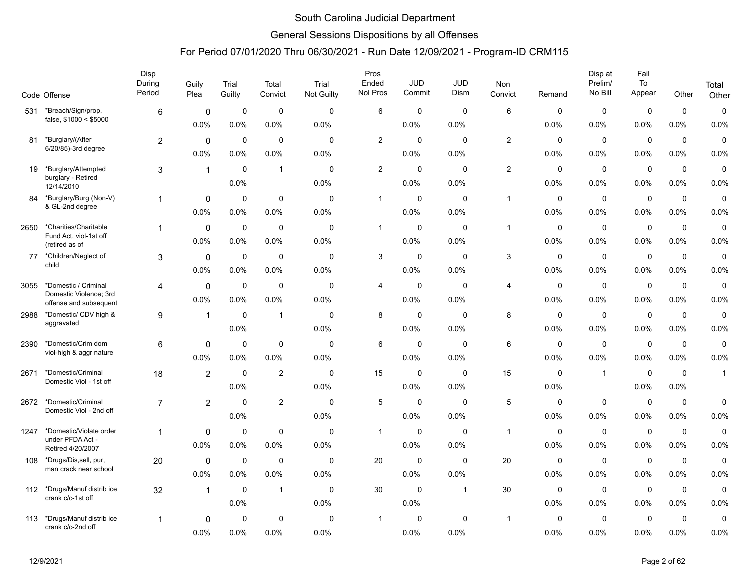# South Carolina Judicial Department

## General Sessions Dispositions by all Offenses

### For Period 07/01/2020 Thru 06/30/2021 - Run Date 12/09/2021 - Program-ID CRM115

| Code | Offense | Disp During Period | Guily Plea | Trial Guilty | Total Convict | Trial Not Guilty | Pros Ended Nol Pros | JUD Commit | JUD Dism | Non Convict | Remand | Disp at Prelim/ No Bill | Fail To Appear | Other | Total Other |
|---|---|---|---|---|---|---|---|---|---|---|---|---|---|---|---|
| 531 | *Breach/Sign/prop, false, $1000 < $5000 | 6 | 0<br>0.0% | 0<br>0.0% | 0<br>0.0% | 0<br>0.0% | 6 | 0<br>0.0% | 0<br>0.0% | 6 | 0<br>0.0% | 0<br>0.0% | 0<br>0.0% | 0<br>0.0% | 0<br>0.0% |
| 81 | *Burglary/(After 6/20/85)-3rd degree | 2 | 0<br>0.0% | 0<br>0.0% | 0<br>0.0% | 0<br>0.0% | 2 | 0<br>0.0% | 0<br>0.0% | 2 | 0<br>0.0% | 0<br>0.0% | 0<br>0.0% | 0<br>0.0% | 0<br>0.0% |
| 19 | *Burglary/Attempted burglary - Retired 12/14/2010 | 3 | 1 | 0<br>0.0% | 1 | 0<br>0.0% | 2 | 0<br>0.0% | 0<br>0.0% | 2 | 0<br>0.0% | 0<br>0.0% | 0<br>0.0% | 0<br>0.0% | 0<br>0.0% |
| 84 | *Burglary/Burg (Non-V) & GL-2nd degree | 1 | 0<br>0.0% | 0<br>0.0% | 0<br>0.0% | 0<br>0.0% | 1 | 0<br>0.0% | 0<br>0.0% | 1 | 0<br>0.0% | 0<br>0.0% | 0<br>0.0% | 0<br>0.0% | 0<br>0.0% |
| 2650 | *Charities/Charitable Fund Act, viol-1st off (retired as of | 1 | 0<br>0.0% | 0<br>0.0% | 0<br>0.0% | 0<br>0.0% | 1 | 0<br>0.0% | 0<br>0.0% | 1 | 0<br>0.0% | 0<br>0.0% | 0<br>0.0% | 0<br>0.0% | 0<br>0.0% |
| 77 | *Children/Neglect of child | 3 | 0<br>0.0% | 0<br>0.0% | 0<br>0.0% | 0<br>0.0% | 3 | 0<br>0.0% | 0<br>0.0% | 3 | 0<br>0.0% | 0<br>0.0% | 0<br>0.0% | 0<br>0.0% | 0<br>0.0% |
| 3055 | *Domestic / Criminal Domestic Violence; 3rd offense and subsequent | 4 | 0<br>0.0% | 0<br>0.0% | 0<br>0.0% | 0<br>0.0% | 4 | 0<br>0.0% | 0<br>0.0% | 4 | 0<br>0.0% | 0<br>0.0% | 0<br>0.0% | 0<br>0.0% | 0<br>0.0% |
| 2988 | *Domestic/ CDV high & aggravated | 9 | 1 | 0<br>0.0% | 1 | 0<br>0.0% | 8 | 0<br>0.0% | 0<br>0.0% | 8 | 0<br>0.0% | 0<br>0.0% | 0<br>0.0% | 0<br>0.0% | 0<br>0.0% |
| 2390 | *Domestic/Crim dom viol-high & aggr nature | 6 | 0<br>0.0% | 0<br>0.0% | 0<br>0.0% | 0<br>0.0% | 6 | 0<br>0.0% | 0<br>0.0% | 6 | 0<br>0.0% | 0<br>0.0% | 0<br>0.0% | 0<br>0.0% | 0<br>0.0% |
| 2671 | *Domestic/Criminal Domestic Viol - 1st off | 18 | 2 | 0<br>0.0% | 2 | 0<br>0.0% | 15 | 0<br>0.0% | 0<br>0.0% | 15 | 0<br>0.0% | 1 | 0<br>0.0% | 0<br>0.0% | 1 |
| 2672 | *Domestic/Criminal Domestic Viol - 2nd off | 7 | 2 | 0<br>0.0% | 2 | 0<br>0.0% | 5 | 0<br>0.0% | 0<br>0.0% | 5 | 0<br>0.0% | 0<br>0.0% | 0<br>0.0% | 0<br>0.0% | 0<br>0.0% |
| 1247 | *Domestic/Violate order under PFDA Act - Retired 4/20/2007 | 1 | 0<br>0.0% | 0<br>0.0% | 0<br>0.0% | 0<br>0.0% | 1 | 0<br>0.0% | 0<br>0.0% | 1 | 0<br>0.0% | 0<br>0.0% | 0<br>0.0% | 0<br>0.0% | 0<br>0.0% |
| 108 | *Drugs/Dis,sell, pur, man crack near school | 20 | 0<br>0.0% | 0<br>0.0% | 0<br>0.0% | 0<br>0.0% | 20 | 0<br>0.0% | 0<br>0.0% | 20 | 0<br>0.0% | 0<br>0.0% | 0<br>0.0% | 0<br>0.0% | 0<br>0.0% |
| 112 | *Drugs/Manuf distrib ice crank c/c-1st off | 32 | 1 | 0<br>0.0% | 1 | 0<br>0.0% | 30 | 0<br>0.0% | 1 | 30 | 0<br>0.0% | 0<br>0.0% | 0<br>0.0% | 0<br>0.0% | 0<br>0.0% |
| 113 | *Drugs/Manuf distrib ice crank c/c-2nd off | 1 | 0<br>0.0% | 0<br>0.0% | 0<br>0.0% | 0<br>0.0% | 1 | 0<br>0.0% | 0<br>0.0% | 1 | 0<br>0.0% | 0<br>0.0% | 0<br>0.0% | 0<br>0.0% | 0<br>0.0% |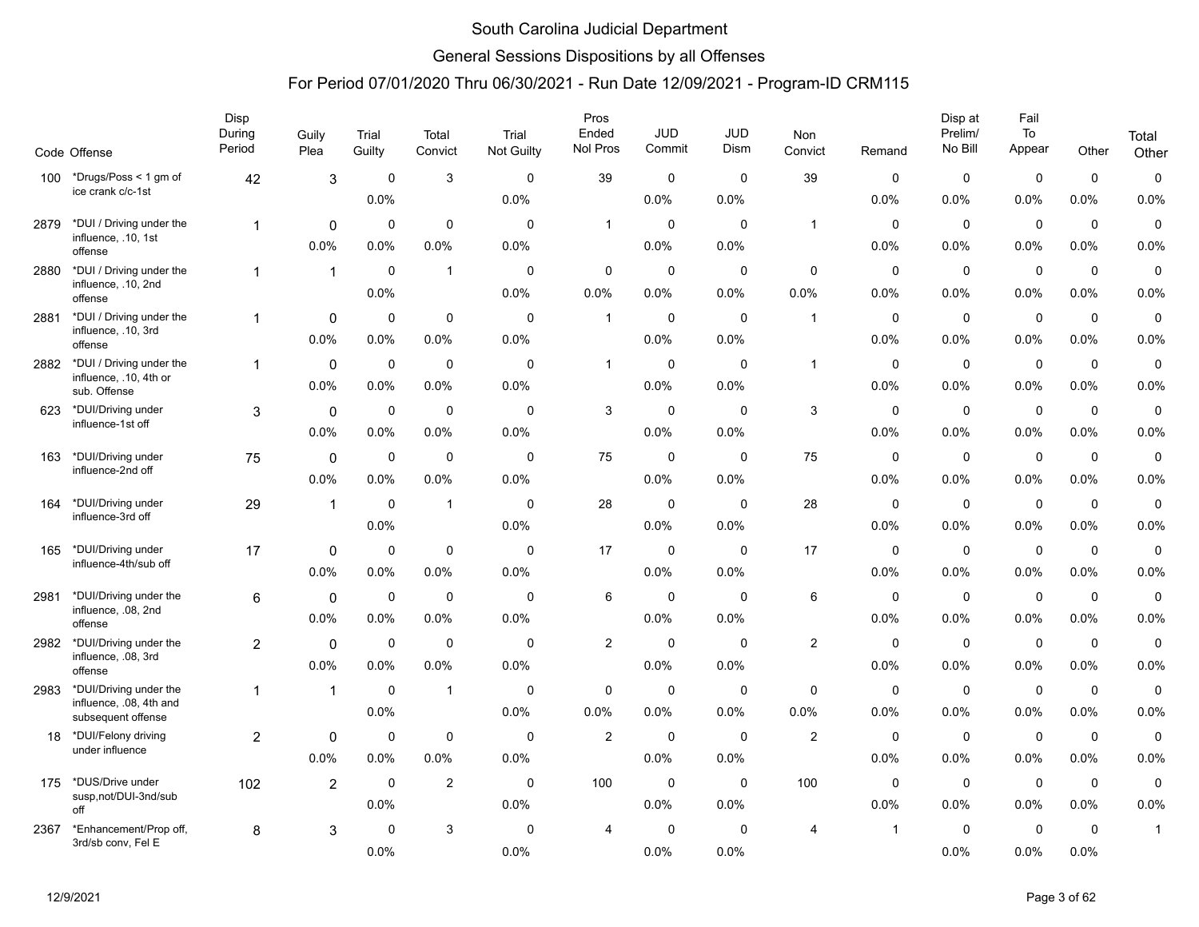# South Carolina Judicial Department

## General Sessions Dispositions by all Offenses

### For Period 07/01/2020 Thru 06/30/2021 - Run Date 12/09/2021 - Program-ID CRM115

| Code | Offense | Disp During Period | Guily Plea | Trial Guilty | Total Convict | Trial Not Guilty | Pros Ended Nol Pros | JUD Commit | JUD Dism | Non Convict | Remand | Disp at Prelim/ No Bill | Fail To Appear | Other | Total Other |
|---|---|---|---|---|---|---|---|---|---|---|---|---|---|---|---|
| 100 | *Drugs/Poss < 1 gm of ice crank c/c-1st | 42 | 3 | 0 | 3 | 0 | 39 | 0 | 0 | 39 | 0 | 0 | 0 | 0 | 0 |
| | | | | 0.0% | | 0.0% | | 0.0% | 0.0% | | 0.0% | 0.0% | 0.0% | 0.0% | 0.0% |
| 2879 | *DUI / Driving under the influence, .10, 1st offense | 1 | 0 | 0 | 0 | 0 | 1 | 0 | 0 | 1 | 0 | 0 | 0 | 0 | 0 |
| | | | 0.0% | 0.0% | 0.0% | 0.0% | | 0.0% | 0.0% | | 0.0% | 0.0% | 0.0% | 0.0% | 0.0% |
| 2880 | *DUI / Driving under the influence, .10, 2nd offense | 1 | 1 | 0 | 1 | 0 | 0 | 0 | 0 | 0 | 0 | 0 | 0 | 0 | 0 |
| | | | | 0.0% | | 0.0% | 0.0% | 0.0% | 0.0% | 0.0% | 0.0% | 0.0% | 0.0% | 0.0% | 0.0% |
| 2881 | *DUI / Driving under the influence, .10, 3rd offense | 1 | 0 | 0 | 0 | 0 | 1 | 0 | 0 | 1 | 0 | 0 | 0 | 0 | 0 |
| | | | 0.0% | 0.0% | 0.0% | 0.0% | | 0.0% | 0.0% | | 0.0% | 0.0% | 0.0% | 0.0% | 0.0% |
| 2882 | *DUI / Driving under the influence, .10, 4th or sub. Offense | 1 | 0 | 0 | 0 | 0 | 1 | 0 | 0 | 1 | 0 | 0 | 0 | 0 | 0 |
| | | | 0.0% | 0.0% | 0.0% | 0.0% | | 0.0% | 0.0% | | 0.0% | 0.0% | 0.0% | 0.0% | 0.0% |
| 623 | *DUI/Driving under influence-1st off | 3 | 0 | 0 | 0 | 0 | 3 | 0 | 0 | 3 | 0 | 0 | 0 | 0 | 0 |
| | | | 0.0% | 0.0% | 0.0% | 0.0% | | 0.0% | 0.0% | | 0.0% | 0.0% | 0.0% | 0.0% | 0.0% |
| 163 | *DUI/Driving under influence-2nd off | 75 | 0 | 0 | 0 | 0 | 75 | 0 | 0 | 75 | 0 | 0 | 0 | 0 | 0 |
| | | | 0.0% | 0.0% | 0.0% | 0.0% | | 0.0% | 0.0% | | 0.0% | 0.0% | 0.0% | 0.0% | 0.0% |
| 164 | *DUI/Driving under influence-3rd off | 29 | 1 | 0 | 1 | 0 | 28 | 0 | 0 | 28 | 0 | 0 | 0 | 0 | 0 |
| | | | | 0.0% | | 0.0% | | 0.0% | 0.0% | | 0.0% | 0.0% | 0.0% | 0.0% | 0.0% |
| 165 | *DUI/Driving under influence-4th/sub off | 17 | 0 | 0 | 0 | 0 | 17 | 0 | 0 | 17 | 0 | 0 | 0 | 0 | 0 |
| | | | 0.0% | 0.0% | 0.0% | 0.0% | | 0.0% | 0.0% | | 0.0% | 0.0% | 0.0% | 0.0% | 0.0% |
| 2981 | *DUI/Driving under the influence, .08, 2nd offense | 6 | 0 | 0 | 0 | 0 | 6 | 0 | 0 | 6 | 0 | 0 | 0 | 0 | 0 |
| | | | 0.0% | 0.0% | 0.0% | 0.0% | | 0.0% | 0.0% | | 0.0% | 0.0% | 0.0% | 0.0% | 0.0% |
| 2982 | *DUI/Driving under the influence, .08, 3rd offense | 2 | 0 | 0 | 0 | 0 | 2 | 0 | 0 | 2 | 0 | 0 | 0 | 0 | 0 |
| | | | 0.0% | 0.0% | 0.0% | 0.0% | | 0.0% | 0.0% | | 0.0% | 0.0% | 0.0% | 0.0% | 0.0% |
| 2983 | *DUI/Driving under the influence, .08, 4th and subsequent offense | 1 | 1 | 0 | 1 | 0 | 0 | 0 | 0 | 0 | 0 | 0 | 0 | 0 | 0 |
| | | | | 0.0% | | 0.0% | 0.0% | 0.0% | 0.0% | 0.0% | 0.0% | 0.0% | 0.0% | 0.0% | 0.0% |
| 18 | *DUI/Felony driving under influence | 2 | 0 | 0 | 0 | 0 | 2 | 0 | 0 | 2 | 0 | 0 | 0 | 0 | 0 |
| | | | 0.0% | 0.0% | 0.0% | 0.0% | | 0.0% | 0.0% | | 0.0% | 0.0% | 0.0% | 0.0% | 0.0% |
| 175 | *DUS/Drive under susp,not/DUI-3nd/sub off | 102 | 2 | 0 | 2 | 0 | 100 | 0 | 0 | 100 | 0 | 0 | 0 | 0 | 0 |
| | | | | 0.0% | | 0.0% | | 0.0% | 0.0% | | 0.0% | 0.0% | 0.0% | 0.0% | 0.0% |
| 2367 | *Enhancement/Prop off, 3rd/sb conv, Fel E | 8 | 3 | 0 | 3 | 0 | 4 | 0 | 0 | 4 | 1 | 0 | 0 | 0 | 1 |
| | | | | 0.0% | | 0.0% | | 0.0% | 0.0% | | | 0.0% | 0.0% | 0.0% | |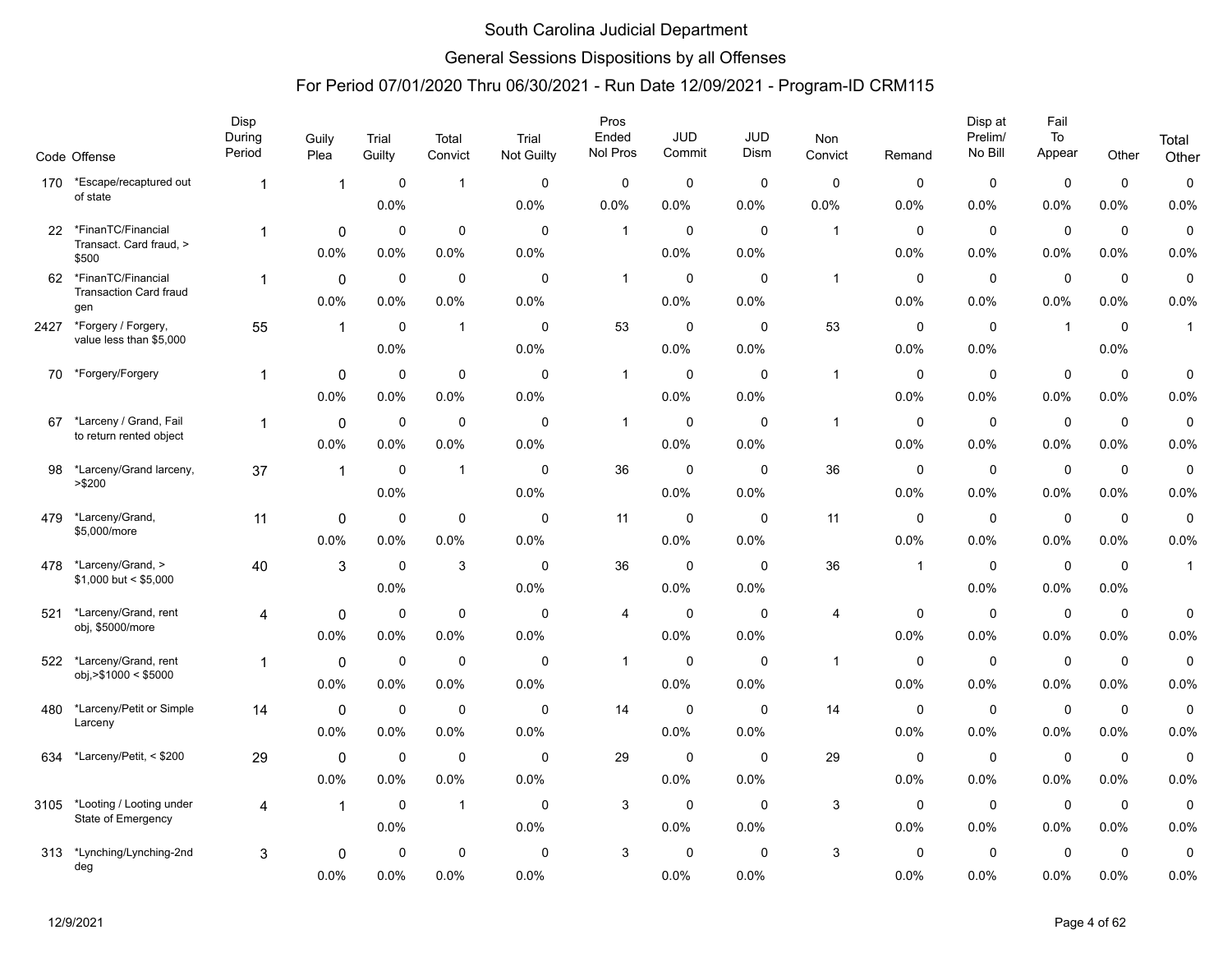# South Carolina Judicial Department

## General Sessions Dispositions by all Offenses

### For Period 07/01/2020 Thru 06/30/2021 - Run Date 12/09/2021 - Program-ID CRM115

| Code | Offense | Disp During Period | Guily Plea | Trial Guilty | Total Convict | Trial Not Guilty | Pros Ended Nol Pros | JUD Commit | JUD Dism | Non Convict | Remand | Disp at Prelim/ No Bill | Fail To Appear | Other | Total Other |
|---|---|---|---|---|---|---|---|---|---|---|---|---|---|---|---|
| 170 | *Escape/recaptured out of state | 1 | 1 | 0<br>0.0% | 1 | 0<br>0.0% | 0<br>0.0% | 0<br>0.0% | 0<br>0.0% | 0<br>0.0% | 0<br>0.0% | 0<br>0.0% | 0<br>0.0% | 0<br>0.0% | 0<br>0.0% |
| 22 | *FinanTC/Financial Transact. Card fraud, > $500 | 1 | 0<br>0.0% | 0<br>0.0% | 0<br>0.0% | 0<br>0.0% | 1 | 0<br>0.0% | 0<br>0.0% | 1 | 0<br>0.0% | 0<br>0.0% | 0<br>0.0% | 0<br>0.0% | 0<br>0.0% |
| 62 | *FinanTC/Financial Transaction Card fraud gen | 1 | 0<br>0.0% | 0<br>0.0% | 0<br>0.0% | 0<br>0.0% | 1 | 0<br>0.0% | 0<br>0.0% | 1 | 0<br>0.0% | 0<br>0.0% | 0<br>0.0% | 0<br>0.0% | 0<br>0.0% |
| 2427 | *Forgery / Forgery, value less than $5,000 | 55 | 1 | 0<br>0.0% | 1 | 0<br>0.0% | 53 | 0<br>0.0% | 0<br>0.0% | 53 | 0<br>0.0% | 0<br>0.0% | 1 | 0<br>0.0% | 1 |
| 70 | *Forgery/Forgery | 1 | 0<br>0.0% | 0<br>0.0% | 0<br>0.0% | 0<br>0.0% | 1 | 0<br>0.0% | 0<br>0.0% | 1 | 0<br>0.0% | 0<br>0.0% | 0<br>0.0% | 0<br>0.0% | 0<br>0.0% |
| 67 | *Larceny / Grand, Fail to return rented object | 1 | 0<br>0.0% | 0<br>0.0% | 0<br>0.0% | 0<br>0.0% | 1 | 0<br>0.0% | 0<br>0.0% | 1 | 0<br>0.0% | 0<br>0.0% | 0<br>0.0% | 0<br>0.0% | 0<br>0.0% |
| 98 | *Larceny/Grand larceny, >$200 | 37 | 1 | 0<br>0.0% | 1 | 0<br>0.0% | 36 | 0<br>0.0% | 0<br>0.0% | 36 | 0<br>0.0% | 0<br>0.0% | 0<br>0.0% | 0<br>0.0% | 0<br>0.0% |
| 479 | *Larceny/Grand, $5,000/more | 11 | 0<br>0.0% | 0<br>0.0% | 0<br>0.0% | 0<br>0.0% | 11 | 0<br>0.0% | 0<br>0.0% | 11 | 0<br>0.0% | 0<br>0.0% | 0<br>0.0% | 0<br>0.0% | 0<br>0.0% |
| 478 | *Larceny/Grand, > $1,000 but < $5,000 | 40 | 3 | 0<br>0.0% | 3 | 0<br>0.0% | 36 | 0<br>0.0% | 0<br>0.0% | 36 | 1 | 0<br>0.0% | 0<br>0.0% | 0<br>0.0% | 1 |
| 521 | *Larceny/Grand, rent obj, $5000/more | 4 | 0<br>0.0% | 0<br>0.0% | 0<br>0.0% | 0<br>0.0% | 4 | 0<br>0.0% | 0<br>0.0% | 4 | 0<br>0.0% | 0<br>0.0% | 0<br>0.0% | 0<br>0.0% | 0<br>0.0% |
| 522 | *Larceny/Grand, rent obj,>$1000 < $5000 | 1 | 0<br>0.0% | 0<br>0.0% | 0<br>0.0% | 0<br>0.0% | 1 | 0<br>0.0% | 0<br>0.0% | 1 | 0<br>0.0% | 0<br>0.0% | 0<br>0.0% | 0<br>0.0% | 0<br>0.0% |
| 480 | *Larceny/Petit or Simple Larceny | 14 | 0<br>0.0% | 0<br>0.0% | 0<br>0.0% | 0<br>0.0% | 14 | 0<br>0.0% | 0<br>0.0% | 14 | 0<br>0.0% | 0<br>0.0% | 0<br>0.0% | 0<br>0.0% | 0<br>0.0% |
| 634 | *Larceny/Petit, < $200 | 29 | 0<br>0.0% | 0<br>0.0% | 0<br>0.0% | 0<br>0.0% | 29 | 0<br>0.0% | 0<br>0.0% | 29 | 0<br>0.0% | 0<br>0.0% | 0<br>0.0% | 0<br>0.0% | 0<br>0.0% |
| 3105 | *Looting / Looting under State of Emergency | 4 | 1 | 0<br>0.0% | 1 | 0<br>0.0% | 3 | 0<br>0.0% | 0<br>0.0% | 3 | 0<br>0.0% | 0<br>0.0% | 0<br>0.0% | 0<br>0.0% | 0<br>0.0% |
| 313 | *Lynching/Lynching-2nd deg | 3 | 0<br>0.0% | 0<br>0.0% | 0<br>0.0% | 0<br>0.0% | 3 | 0<br>0.0% | 0<br>0.0% | 3 | 0<br>0.0% | 0<br>0.0% | 0<br>0.0% | 0<br>0.0% | 0<br>0.0% |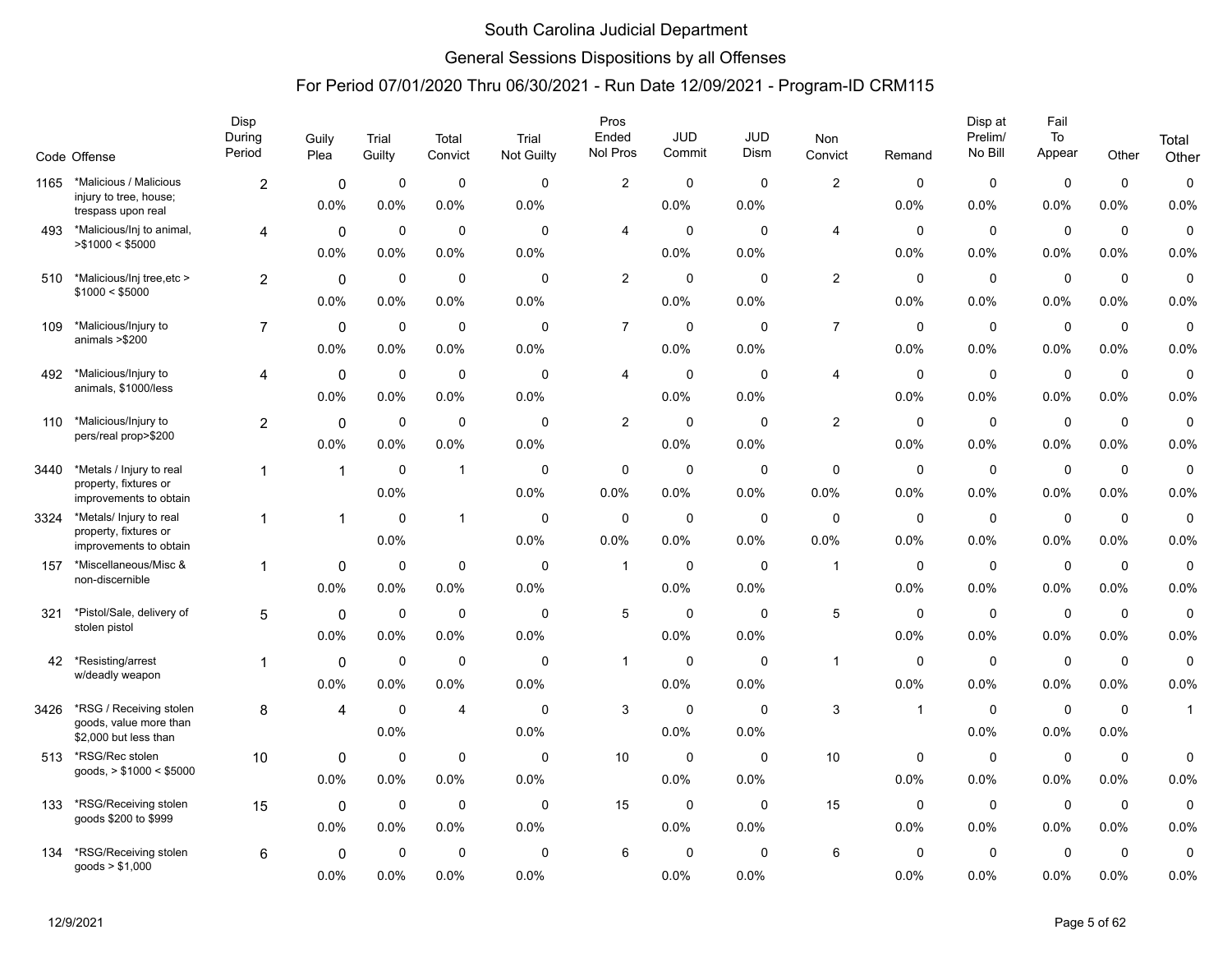# South Carolina Judicial Department

## General Sessions Dispositions by all Offenses

### For Period 07/01/2020 Thru 06/30/2021 - Run Date 12/09/2021 - Program-ID CRM115

| Code | Offense | Disp During Period | Guily Plea | Trial Guilty | Total Convict | Trial Not Guilty | Pros Ended Nol Pros | JUD Commit | JUD Dism | Non Convict | Remand | Disp at Prelim/ No Bill | Fail To Appear | Other | Total Other |
|---|---|---|---|---|---|---|---|---|---|---|---|---|---|---|---|
| 1165 | *Malicious / Malicious injury to tree, house; trespass upon real | 2 | 0 | 0 | 0 | 0 | 2 | 0 | 0 | 2 | 0 | 0 | 0 | 0 | 0 |
| | | | 0.0% | 0.0% | 0.0% | 0.0% | | 0.0% | 0.0% | | 0.0% | 0.0% | 0.0% | 0.0% | 0.0% |
| 493 | *Malicious/Inj to animal, >$1000 < $5000 | 4 | 0 | 0 | 0 | 0 | 4 | 0 | 0 | 4 | 0 | 0 | 0 | 0 | 0 |
| | | | 0.0% | 0.0% | 0.0% | 0.0% | | 0.0% | 0.0% | | 0.0% | 0.0% | 0.0% | 0.0% | 0.0% |
| 510 | *Malicious/Inj tree,etc > $1000 < $5000 | 2 | 0 | 0 | 0 | 0 | 2 | 0 | 0 | 2 | 0 | 0 | 0 | 0 | 0 |
| | | | 0.0% | 0.0% | 0.0% | 0.0% | | 0.0% | 0.0% | | 0.0% | 0.0% | 0.0% | 0.0% | 0.0% |
| 109 | *Malicious/Injury to animals >$200 | 7 | 0 | 0 | 0 | 0 | 7 | 0 | 0 | 7 | 0 | 0 | 0 | 0 | 0 |
| | | | 0.0% | 0.0% | 0.0% | 0.0% | | 0.0% | 0.0% | | 0.0% | 0.0% | 0.0% | 0.0% | 0.0% |
| 492 | *Malicious/Injury to animals, $1000/less | 4 | 0 | 0 | 0 | 0 | 4 | 0 | 0 | 4 | 0 | 0 | 0 | 0 | 0 |
| | | | 0.0% | 0.0% | 0.0% | 0.0% | | 0.0% | 0.0% | | 0.0% | 0.0% | 0.0% | 0.0% | 0.0% |
| 110 | *Malicious/Injury to pers/real prop>$200 | 2 | 0 | 0 | 0 | 0 | 2 | 0 | 0 | 2 | 0 | 0 | 0 | 0 | 0 |
| | | | 0.0% | 0.0% | 0.0% | 0.0% | | 0.0% | 0.0% | | 0.0% | 0.0% | 0.0% | 0.0% | 0.0% |
| 3440 | *Metals / Injury to real property, fixtures or improvements to obtain | 1 | 1 | 0 | 1 | 0 | 0 | 0 | 0 | 0 | 0 | 0 | 0 | 0 | 0 |
| | | | | 0.0% | | 0.0% | 0.0% | 0.0% | 0.0% | 0.0% | 0.0% | 0.0% | 0.0% | 0.0% | 0.0% |
| 3324 | *Metals/ Injury to real property, fixtures or improvements to obtain | 1 | 1 | 0 | 1 | 0 | 0 | 0 | 0 | 0 | 0 | 0 | 0 | 0 | 0 |
| | | | | 0.0% | | 0.0% | 0.0% | 0.0% | 0.0% | 0.0% | 0.0% | 0.0% | 0.0% | 0.0% | 0.0% |
| 157 | *Miscellaneous/Misc & non-discernible | 1 | 0 | 0 | 0 | 0 | 1 | 0 | 0 | 1 | 0 | 0 | 0 | 0 | 0 |
| | | | 0.0% | 0.0% | 0.0% | 0.0% | | 0.0% | 0.0% | | 0.0% | 0.0% | 0.0% | 0.0% | 0.0% |
| 321 | *Pistol/Sale, delivery of stolen pistol | 5 | 0 | 0 | 0 | 0 | 5 | 0 | 0 | 5 | 0 | 0 | 0 | 0 | 0 |
| | | | 0.0% | 0.0% | 0.0% | 0.0% | | 0.0% | 0.0% | | 0.0% | 0.0% | 0.0% | 0.0% | 0.0% |
| 42 | *Resisting/arrest w/deadly weapon | 1 | 0 | 0 | 0 | 0 | 1 | 0 | 0 | 1 | 0 | 0 | 0 | 0 | 0 |
| | | | 0.0% | 0.0% | 0.0% | 0.0% | | 0.0% | 0.0% | | 0.0% | 0.0% | 0.0% | 0.0% | 0.0% |
| 3426 | *RSG / Receiving stolen goods, value more than $2,000 but less than | 8 | 4 | 0 | 4 | 0 | 3 | 0 | 0 | 3 | 1 | 0 | 0 | 0 | 1 |
| | | | | 0.0% | | 0.0% | | 0.0% | 0.0% | | | 0.0% | 0.0% | 0.0% | |
| 513 | *RSG/Rec stolen goods, > $1000 < $5000 | 10 | 0 | 0 | 0 | 0 | 10 | 0 | 0 | 10 | 0 | 0 | 0 | 0 | 0 |
| | | | 0.0% | 0.0% | 0.0% | 0.0% | | 0.0% | 0.0% | | 0.0% | 0.0% | 0.0% | 0.0% | 0.0% |
| 133 | *RSG/Receiving stolen goods $200 to $999 | 15 | 0 | 0 | 0 | 0 | 15 | 0 | 0 | 15 | 0 | 0 | 0 | 0 | 0 |
| | | | 0.0% | 0.0% | 0.0% | 0.0% | | 0.0% | 0.0% | | 0.0% | 0.0% | 0.0% | 0.0% | 0.0% |
| 134 | *RSG/Receiving stolen goods > $1,000 | 6 | 0 | 0 | 0 | 0 | 6 | 0 | 0 | 6 | 0 | 0 | 0 | 0 | 0 |
| | | | 0.0% | 0.0% | 0.0% | 0.0% | | 0.0% | 0.0% | | 0.0% | 0.0% | 0.0% | 0.0% | 0.0% |

12/9/2021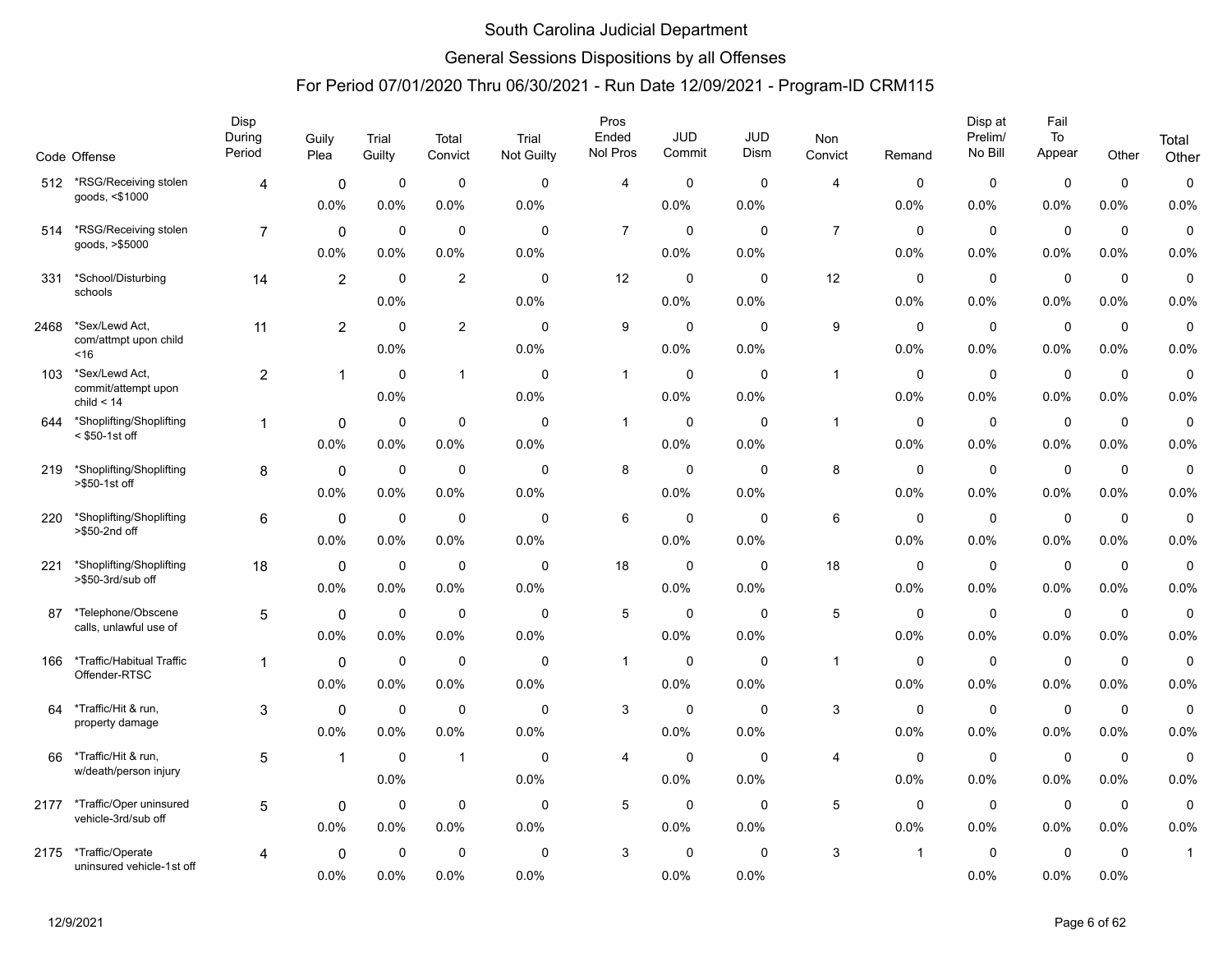# South Carolina Judicial Department

## General Sessions Dispositions by all Offenses

### For Period 07/01/2020 Thru 06/30/2021 - Run Date 12/09/2021 - Program-ID CRM115

| Code | Offense | Disp During Period | Guily Plea | Trial Guilty | Total Convict | Trial Not Guilty | Pros Ended Nol Pros | JUD Commit | JUD Dism | Non Convict | Remand | Disp at Prelim/ No Bill | Fail To Appear | Other | Total Other |
|---|---|---|---|---|---|---|---|---|---|---|---|---|---|---|---|
| 512 | *RSG/Receiving stolen goods, <$1000 | 4 | 0 | 0 | 0 | 0 | 4 | 0 | 0 | 4 | 0 | 0 | 0 | 0 | 0 |
| | | | 0.0% | 0.0% | 0.0% | 0.0% | | 0.0% | 0.0% | | 0.0% | 0.0% | 0.0% | 0.0% | 0.0% |
| 514 | *RSG/Receiving stolen goods, >$5000 | 7 | 0 | 0 | 0 | 0 | 7 | 0 | 0 | 7 | 0 | 0 | 0 | 0 | 0 |
| | | | 0.0% | 0.0% | 0.0% | 0.0% | | 0.0% | 0.0% | | 0.0% | 0.0% | 0.0% | 0.0% | 0.0% |
| 331 | *School/Disturbing schools | 14 | 2 | 0 | 2 | 0 | 12 | 0 | 0 | 12 | 0 | 0 | 0 | 0 | 0 |
| | | | | 0.0% | | 0.0% | | 0.0% | 0.0% | | 0.0% | 0.0% | 0.0% | 0.0% | 0.0% |
| 2468 | *Sex/Lewd Act, com/attmpt upon child <16 | 11 | 2 | 0 | 2 | 0 | 9 | 0 | 0 | 9 | 0 | 0 | 0 | 0 | 0 |
| | | | | 0.0% | | 0.0% | | 0.0% | 0.0% | | 0.0% | 0.0% | 0.0% | 0.0% | 0.0% |
| 103 | *Sex/Lewd Act, commit/attempt upon child < 14 | 2 | 1 | 0 | 1 | 0 | 1 | 0 | 0 | 1 | 0 | 0 | 0 | 0 | 0 |
| | | | | 0.0% | | 0.0% | | 0.0% | 0.0% | | 0.0% | 0.0% | 0.0% | 0.0% | 0.0% |
| 644 | *Shoplifting/Shoplifting < $50-1st off | 1 | 0 | 0 | 0 | 0 | 1 | 0 | 0 | 1 | 0 | 0 | 0 | 0 | 0 |
| | | | 0.0% | 0.0% | 0.0% | 0.0% | | 0.0% | 0.0% | | 0.0% | 0.0% | 0.0% | 0.0% | 0.0% |
| 219 | *Shoplifting/Shoplifting >$50-1st off | 8 | 0 | 0 | 0 | 0 | 8 | 0 | 0 | 8 | 0 | 0 | 0 | 0 | 0 |
| | | | 0.0% | 0.0% | 0.0% | 0.0% | | 0.0% | 0.0% | | 0.0% | 0.0% | 0.0% | 0.0% | 0.0% |
| 220 | *Shoplifting/Shoplifting >$50-2nd off | 6 | 0 | 0 | 0 | 0 | 6 | 0 | 0 | 6 | 0 | 0 | 0 | 0 | 0 |
| | | | 0.0% | 0.0% | 0.0% | 0.0% | | 0.0% | 0.0% | | 0.0% | 0.0% | 0.0% | 0.0% | 0.0% |
| 221 | *Shoplifting/Shoplifting >$50-3rd/sub off | 18 | 0 | 0 | 0 | 0 | 18 | 0 | 0 | 18 | 0 | 0 | 0 | 0 | 0 |
| | | | 0.0% | 0.0% | 0.0% | 0.0% | | 0.0% | 0.0% | | 0.0% | 0.0% | 0.0% | 0.0% | 0.0% |
| 87 | *Telephone/Obscene calls, unlawful use of | 5 | 0 | 0 | 0 | 0 | 5 | 0 | 0 | 5 | 0 | 0 | 0 | 0 | 0 |
| | | | 0.0% | 0.0% | 0.0% | 0.0% | | 0.0% | 0.0% | | 0.0% | 0.0% | 0.0% | 0.0% | 0.0% |
| 166 | *Traffic/Habitual Traffic Offender-RTSC | 1 | 0 | 0 | 0 | 0 | 1 | 0 | 0 | 1 | 0 | 0 | 0 | 0 | 0 |
| | | | 0.0% | 0.0% | 0.0% | 0.0% | | 0.0% | 0.0% | | 0.0% | 0.0% | 0.0% | 0.0% | 0.0% |
| 64 | *Traffic/Hit & run, property damage | 3 | 0 | 0 | 0 | 0 | 3 | 0 | 0 | 3 | 0 | 0 | 0 | 0 | 0 |
| | | | 0.0% | 0.0% | 0.0% | 0.0% | | 0.0% | 0.0% | | 0.0% | 0.0% | 0.0% | 0.0% | 0.0% |
| 66 | *Traffic/Hit & run, w/death/person injury | 5 | 1 | 0 | 1 | 0 | 4 | 0 | 0 | 4 | 0 | 0 | 0 | 0 | 0 |
| | | | | 0.0% | | 0.0% | | 0.0% | 0.0% | | 0.0% | 0.0% | 0.0% | 0.0% | 0.0% |
| 2177 | *Traffic/Oper uninsured vehicle-3rd/sub off | 5 | 0 | 0 | 0 | 0 | 5 | 0 | 0 | 5 | 0 | 0 | 0 | 0 | 0 |
| | | | 0.0% | 0.0% | 0.0% | 0.0% | | 0.0% | 0.0% | | 0.0% | 0.0% | 0.0% | 0.0% | 0.0% |
| 2175 | *Traffic/Operate uninsured vehicle-1st off | 4 | 0 | 0 | 0 | 0 | 3 | 0 | 0 | 3 | 1 | 0 | 0 | 0 | 1 |
| | | | 0.0% | 0.0% | 0.0% | 0.0% | | 0.0% | 0.0% | | | 0.0% | 0.0% | 0.0% | |

12/9/2021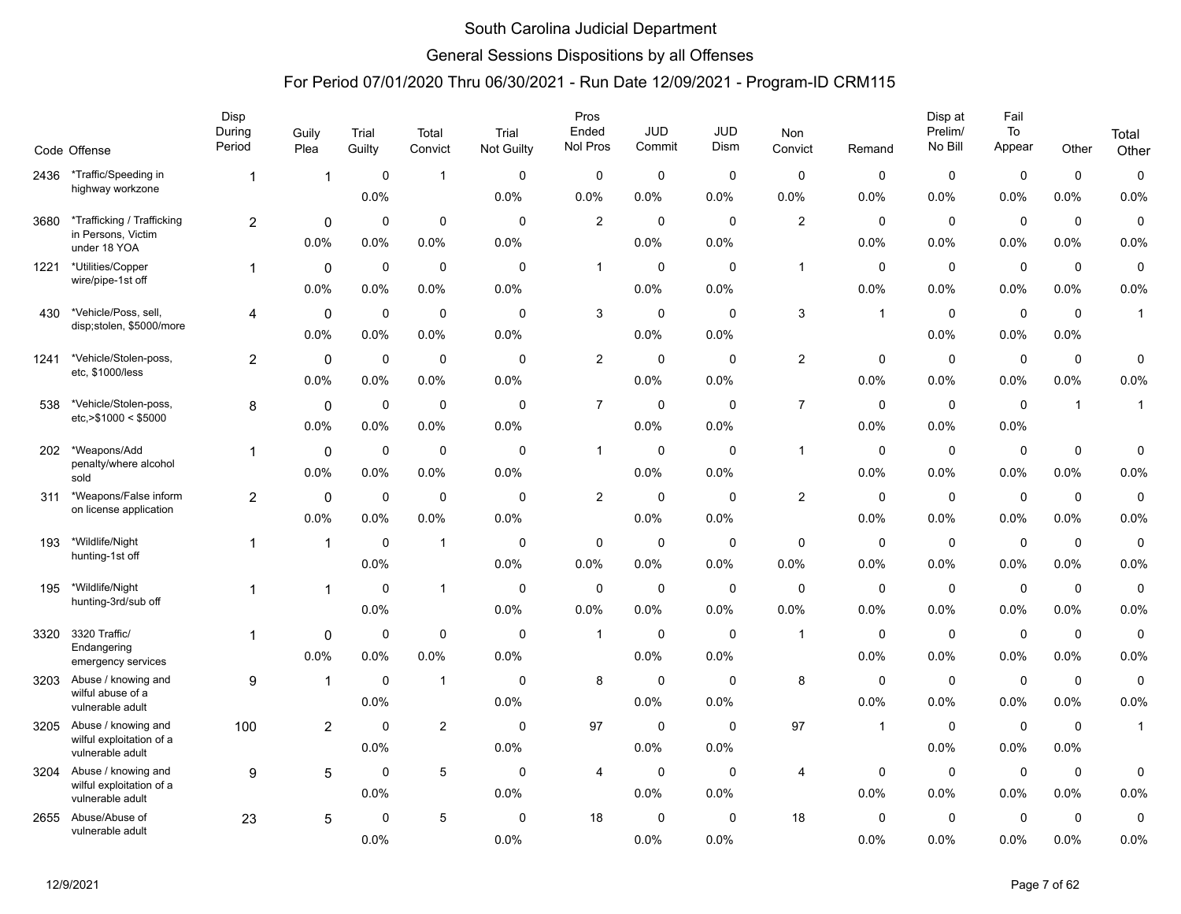# South Carolina Judicial Department

## General Sessions Dispositions by all Offenses

### For Period 07/01/2020 Thru 06/30/2021 - Run Date 12/09/2021 - Program-ID CRM115

| Code | Offense | Disp During Period | Guily Plea | Trial Guilty | Total Convict | Trial Not Guilty | Pros Ended Nol Pros | JUD Commit | JUD Dism | Non Convict | Remand | Disp at Prelim/ No Bill | Fail To Appear | Other | Total Other |
|---|---|---|---|---|---|---|---|---|---|---|---|---|---|---|---|
| 2436 | *Traffic/Speeding in highway workzone | 1 | 1 | 0 | 1 | 0 | 0 | 0 | 0 | 0 | 0 | 0 | 0 | 0 | 0 |
| | | | | 0.0% | | 0.0% | 0.0% | 0.0% | 0.0% | 0.0% | 0.0% | 0.0% | 0.0% | 0.0% | 0.0% |
| 3680 | *Trafficking / Trafficking in Persons, Victim under 18 YOA | 2 | 0 | 0 | 0 | 0 | 2 | 0 | 0 | 2 | 0 | 0 | 0 | 0 | 0 |
| | | | 0.0% | 0.0% | 0.0% | 0.0% | | 0.0% | 0.0% | | 0.0% | 0.0% | 0.0% | 0.0% | 0.0% |
| 1221 | *Utilities/Copper wire/pipe-1st off | 1 | 0 | 0 | 0 | 0 | 1 | 0 | 0 | 1 | 0 | 0 | 0 | 0 | 0 |
| | | | 0.0% | 0.0% | 0.0% | 0.0% | | 0.0% | 0.0% | | 0.0% | 0.0% | 0.0% | 0.0% | 0.0% |
| 430 | *Vehicle/Poss, sell, disp;stolen, $5000/more | 4 | 0 | 0 | 0 | 0 | 3 | 0 | 0 | 3 | 1 | 0 | 0 | 0 | 1 |
| | | | 0.0% | 0.0% | 0.0% | 0.0% | | 0.0% | 0.0% | | | 0.0% | 0.0% | 0.0% | |
| 1241 | *Vehicle/Stolen-poss, etc, $1000/less | 2 | 0 | 0 | 0 | 0 | 2 | 0 | 0 | 2 | 0 | 0 | 0 | 0 | 0 |
| | | | 0.0% | 0.0% | 0.0% | 0.0% | | 0.0% | 0.0% | | 0.0% | 0.0% | 0.0% | 0.0% | 0.0% |
| 538 | *Vehicle/Stolen-poss, etc,>$1000 < $5000 | 8 | 0 | 0 | 0 | 0 | 7 | 0 | 0 | 7 | 0 | 0 | 0 | 1 | 1 |
| | | | 0.0% | 0.0% | 0.0% | 0.0% | | 0.0% | 0.0% | | 0.0% | 0.0% | 0.0% | | |
| 202 | *Weapons/Add penalty/where alcohol sold | 1 | 0 | 0 | 0 | 0 | 1 | 0 | 0 | 1 | 0 | 0 | 0 | 0 | 0 |
| | | | 0.0% | 0.0% | 0.0% | 0.0% | | 0.0% | 0.0% | | 0.0% | 0.0% | 0.0% | 0.0% | 0.0% |
| 311 | *Weapons/False inform on license application | 2 | 0 | 0 | 0 | 0 | 2 | 0 | 0 | 2 | 0 | 0 | 0 | 0 | 0 |
| | | | 0.0% | 0.0% | 0.0% | 0.0% | | 0.0% | 0.0% | | 0.0% | 0.0% | 0.0% | 0.0% | 0.0% |
| 193 | *Wildlife/Night hunting-1st off | 1 | 1 | 0 | 1 | 0 | 0 | 0 | 0 | 0 | 0 | 0 | 0 | 0 | 0 |
| | | | | 0.0% | | 0.0% | 0.0% | 0.0% | 0.0% | 0.0% | 0.0% | 0.0% | 0.0% | 0.0% | 0.0% |
| 195 | *Wildlife/Night hunting-3rd/sub off | 1 | 1 | 0 | 1 | 0 | 0 | 0 | 0 | 0 | 0 | 0 | 0 | 0 | 0 |
| | | | | 0.0% | | 0.0% | 0.0% | 0.0% | 0.0% | 0.0% | 0.0% | 0.0% | 0.0% | 0.0% | 0.0% |
| 3320 | 3320 Traffic/ Endangering emergency services | 1 | 0 | 0 | 0 | 0 | 1 | 0 | 0 | 1 | 0 | 0 | 0 | 0 | 0 |
| | | | 0.0% | 0.0% | 0.0% | 0.0% | | 0.0% | 0.0% | | 0.0% | 0.0% | 0.0% | 0.0% | 0.0% |
| 3203 | Abuse / knowing and wilful abuse of a vulnerable adult | 9 | 1 | 0 | 1 | 0 | 8 | 0 | 0 | 8 | 0 | 0 | 0 | 0 | 0 |
| | | | | 0.0% | | 0.0% | | 0.0% | 0.0% | | 0.0% | 0.0% | 0.0% | 0.0% | 0.0% |
| 3205 | Abuse / knowing and wilful exploitation of a vulnerable adult | 100 | 2 | 0 | 2 | 0 | 97 | 0 | 0 | 97 | 1 | 0 | 0 | 0 | 1 |
| | | | | 0.0% | | 0.0% | | 0.0% | 0.0% | | | 0.0% | 0.0% | 0.0% | |
| 3204 | Abuse / knowing and wilful exploitation of a vulnerable adult | 9 | 5 | 0 | 5 | 0 | 4 | 0 | 0 | 4 | 0 | 0 | 0 | 0 | 0 |
| | | | | 0.0% | | 0.0% | | 0.0% | 0.0% | | 0.0% | 0.0% | 0.0% | 0.0% | 0.0% |
| 2655 | Abuse/Abuse of vulnerable adult | 23 | 5 | 0 | 5 | 0 | 18 | 0 | 0 | 18 | 0 | 0 | 0 | 0 | 0 |
| | | | | 0.0% | | 0.0% | | 0.0% | 0.0% | | 0.0% | 0.0% | 0.0% | 0.0% | 0.0% |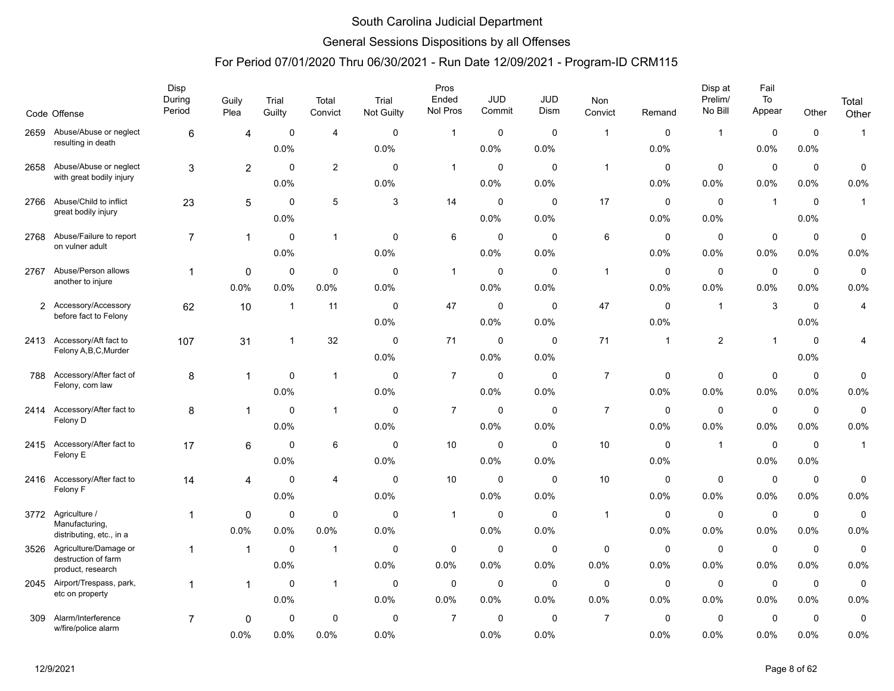# South Carolina Judicial Department

## General Sessions Dispositions by all Offenses

### For Period 07/01/2020 Thru 06/30/2021 - Run Date 12/09/2021 - Program-ID CRM115

| Code | Offense | Disp During Period | Guily Plea | Trial Guilty | Total Convict | Trial Not Guilty | Pros Ended Nol Pros | JUD Commit | JUD Dism | Non Convict | Remand | Disp at Prelim/ No Bill | Fail To Appear | Other | Total Other |
|---|---|---|---|---|---|---|---|---|---|---|---|---|---|---|---|
| 2659 | Abuse/Abuse or neglect resulting in death | 6 | 4 | 0<br>0.0% | 4 | 0<br>0.0% | 1 | 0<br>0.0% | 0<br>0.0% | 1 | 0<br>0.0% | 1 | 0<br>0.0% | 0<br>0.0% | 1 |
| 2658 | Abuse/Abuse or neglect with great bodily injury | 3 | 2 | 0<br>0.0% | 2 | 0<br>0.0% | 1 | 0<br>0.0% | 0<br>0.0% | 1 | 0<br>0.0% | 0<br>0.0% | 0<br>0.0% | 0<br>0.0% | 0<br>0.0% |
| 2766 | Abuse/Child to inflict great bodily injury | 23 | 5 | 0<br>0.0% | 5 | 3 | 14 | 0<br>0.0% | 0<br>0.0% | 17 | 0<br>0.0% | 0<br>0.0% | 1 | 0<br>0.0% | 1 |
| 2768 | Abuse/Failure to report on vulner adult | 7 | 1 | 0<br>0.0% | 1 | 0<br>0.0% | 6 | 0<br>0.0% | 0<br>0.0% | 6 | 0<br>0.0% | 0<br>0.0% | 0<br>0.0% | 0<br>0.0% | 0<br>0.0% |
| 2767 | Abuse/Person allows another to injure | 1 | 0<br>0.0% | 0<br>0.0% | 0<br>0.0% | 0<br>0.0% | 1 | 0<br>0.0% | 0<br>0.0% | 1 | 0<br>0.0% | 0<br>0.0% | 0<br>0.0% | 0<br>0.0% | 0<br>0.0% |
| 2 | Accessory/Accessory before fact to Felony | 62 | 10 | 1 | 11 | 0<br>0.0% | 47 | 0<br>0.0% | 0<br>0.0% | 47 | 0<br>0.0% | 1 | 3 | 0<br>0.0% | 4 |
| 2413 | Accessory/Aft fact to Felony A,B,C,Murder | 107 | 31 | 1 | 32 | 0<br>0.0% | 71 | 0<br>0.0% | 0<br>0.0% | 71 | 1 | 2 | 1 | 0<br>0.0% | 4 |
| 788 | Accessory/After fact of Felony, com law | 8 | 1 | 0<br>0.0% | 1 | 0<br>0.0% | 7 | 0<br>0.0% | 0<br>0.0% | 7 | 0<br>0.0% | 0<br>0.0% | 0<br>0.0% | 0<br>0.0% | 0<br>0.0% |
| 2414 | Accessory/After fact to Felony D | 8 | 1 | 0<br>0.0% | 1 | 0<br>0.0% | 7 | 0<br>0.0% | 0<br>0.0% | 7 | 0<br>0.0% | 0<br>0.0% | 0<br>0.0% | 0<br>0.0% | 0<br>0.0% |
| 2415 | Accessory/After fact to Felony E | 17 | 6 | 0<br>0.0% | 6 | 0<br>0.0% | 10 | 0<br>0.0% | 0<br>0.0% | 10 | 0<br>0.0% | 1 | 0<br>0.0% | 0<br>0.0% | 1 |
| 2416 | Accessory/After fact to Felony F | 14 | 4 | 0<br>0.0% | 4 | 0<br>0.0% | 10 | 0<br>0.0% | 0<br>0.0% | 10 | 0<br>0.0% | 0<br>0.0% | 0<br>0.0% | 0<br>0.0% | 0<br>0.0% |
| 3772 | Agriculture / Manufacturing, distributing, etc., in a | 1 | 0<br>0.0% | 0<br>0.0% | 0<br>0.0% | 0<br>0.0% | 1 | 0<br>0.0% | 0<br>0.0% | 1 | 0<br>0.0% | 0<br>0.0% | 0<br>0.0% | 0<br>0.0% | 0<br>0.0% |
| 3526 | Agriculture/Damage or destruction of farm product, research | 1 | 1 | 0<br>0.0% | 1 | 0<br>0.0% | 0<br>0.0% | 0<br>0.0% | 0<br>0.0% | 0<br>0.0% | 0<br>0.0% | 0<br>0.0% | 0<br>0.0% | 0<br>0.0% | 0<br>0.0% |
| 2045 | Airport/Trespass, park, etc on property | 1 | 1 | 0<br>0.0% | 1 | 0<br>0.0% | 0<br>0.0% | 0<br>0.0% | 0<br>0.0% | 0<br>0.0% | 0<br>0.0% | 0<br>0.0% | 0<br>0.0% | 0<br>0.0% | 0<br>0.0% |
| 309 | Alarm/Interference w/fire/police alarm | 7 | 0<br>0.0% | 0<br>0.0% | 0<br>0.0% | 0<br>0.0% | 7 | 0<br>0.0% | 0<br>0.0% | 7 | 0<br>0.0% | 0<br>0.0% | 0<br>0.0% | 0<br>0.0% | 0<br>0.0% |

12/9/2021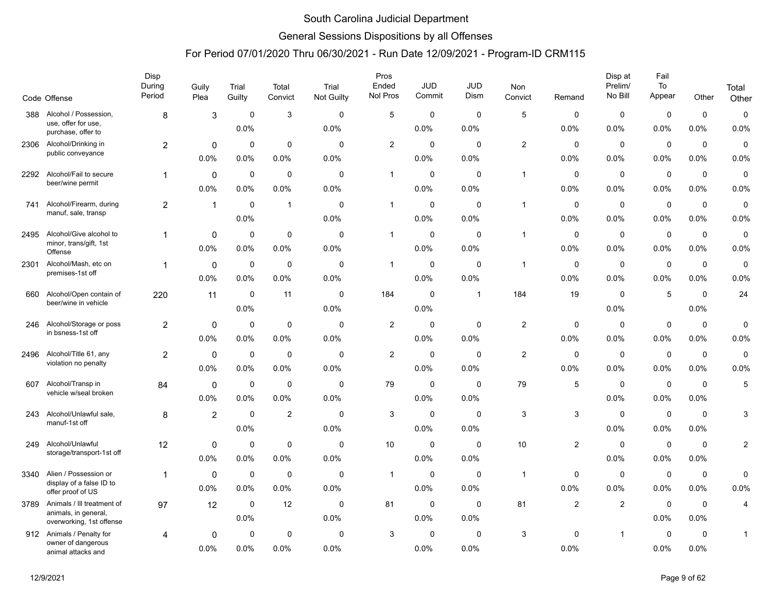# South Carolina Judicial Department

## General Sessions Dispositions by all Offenses

### For Period 07/01/2020 Thru 06/30/2021 - Run Date 12/09/2021 - Program-ID CRM115

| Code | Offense | Disp During Period | Guily Plea | Trial Guilty | Total Convict | Trial Not Guilty | Pros Ended Nol Pros | JUD Commit | JUD Dism | Non Convict | Remand | Disp at Prelim/ No Bill | Fail To Appear | Other | Total Other |
|---|---|---|---|---|---|---|---|---|---|---|---|---|---|---|---|
| 388 | Alcohol / Possession, use, offer for use, purchase, offer to | 8 | 3 | 0 | 3 | 0 | 5 | 0 | 0 | 5 | 0 | 0 | 0 | 0 | 0 |
| | | | | 0.0% | | 0.0% | | 0.0% | 0.0% | | 0.0% | 0.0% | 0.0% | 0.0% | 0.0% |
| 2306 | Alcohol/Drinking in public conveyance | 2 | 0 | 0 | 0 | 0 | 2 | 0 | 0 | 2 | 0 | 0 | 0 | 0 | 0 |
| | | | 0.0% | 0.0% | 0.0% | 0.0% | | 0.0% | 0.0% | | 0.0% | 0.0% | 0.0% | 0.0% | 0.0% |
| 2292 | Alcohol/Fail to secure beer/wine permit | 1 | 0 | 0 | 0 | 0 | 1 | 0 | 0 | 1 | 0 | 0 | 0 | 0 | 0 |
| | | | 0.0% | 0.0% | 0.0% | 0.0% | | 0.0% | 0.0% | | 0.0% | 0.0% | 0.0% | 0.0% | 0.0% |
| 741 | Alcohol/Firearm, during manuf, sale, transp | 2 | 1 | 0 | 1 | 0 | 1 | 0 | 0 | 1 | 0 | 0 | 0 | 0 | 0 |
| | | | | 0.0% | | 0.0% | | 0.0% | 0.0% | | 0.0% | 0.0% | 0.0% | 0.0% | 0.0% |
| 2495 | Alcohol/Give alcohol to minor, trans/gift, 1st Offense | 1 | 0 | 0 | 0 | 0 | 1 | 0 | 0 | 1 | 0 | 0 | 0 | 0 | 0 |
| | | | 0.0% | 0.0% | 0.0% | 0.0% | | 0.0% | 0.0% | | 0.0% | 0.0% | 0.0% | 0.0% | 0.0% |
| 2301 | Alcohol/Mash, etc on premises-1st off | 1 | 0 | 0 | 0 | 0 | 1 | 0 | 0 | 1 | 0 | 0 | 0 | 0 | 0 |
| | | | 0.0% | 0.0% | 0.0% | 0.0% | | 0.0% | 0.0% | | 0.0% | 0.0% | 0.0% | 0.0% | 0.0% |
| 660 | Alcohol/Open contain of beer/wine in vehicle | 220 | 11 | 0 | 11 | 0 | 184 | 0 | 1 | 184 | 19 | 0 | 5 | 0 | 24 |
| | | | | 0.0% | | 0.0% | | 0.0% | | | | 0.0% | | 0.0% | |
| 246 | Alcohol/Storage or poss in bsness-1st off | 2 | 0 | 0 | 0 | 0 | 2 | 0 | 0 | 2 | 0 | 0 | 0 | 0 | 0 |
| | | | 0.0% | 0.0% | 0.0% | 0.0% | | 0.0% | 0.0% | | 0.0% | 0.0% | 0.0% | 0.0% | 0.0% |
| 2496 | Alcohol/Title 61, any violation no penalty | 2 | 0 | 0 | 0 | 0 | 2 | 0 | 0 | 2 | 0 | 0 | 0 | 0 | 0 |
| | | | 0.0% | 0.0% | 0.0% | 0.0% | | 0.0% | 0.0% | | 0.0% | 0.0% | 0.0% | 0.0% | 0.0% |
| 607 | Alcohol/Transp in vehicle w/seal broken | 84 | 0 | 0 | 0 | 0 | 79 | 0 | 0 | 79 | 5 | 0 | 0 | 0 | 5 |
| | | | 0.0% | 0.0% | 0.0% | 0.0% | | 0.0% | 0.0% | | | 0.0% | 0.0% | 0.0% | |
| 243 | Alcohol/Unlawful sale, manuf-1st off | 8 | 2 | 0 | 2 | 0 | 3 | 0 | 0 | 3 | 3 | 0 | 0 | 0 | 3 |
| | | | | 0.0% | | 0.0% | | 0.0% | 0.0% | | | 0.0% | 0.0% | 0.0% | |
| 249 | Alcohol/Unlawful storage/transport-1st off | 12 | 0 | 0 | 0 | 0 | 10 | 0 | 0 | 10 | 2 | 0 | 0 | 0 | 2 |
| | | | 0.0% | 0.0% | 0.0% | 0.0% | | 0.0% | 0.0% | | | 0.0% | 0.0% | 0.0% | |
| 3340 | Alien / Possession or display of a false ID to offer proof of US | 1 | 0 | 0 | 0 | 0 | 1 | 0 | 0 | 1 | 0 | 0 | 0 | 0 | 0 |
| | | | 0.0% | 0.0% | 0.0% | 0.0% | | 0.0% | 0.0% | | 0.0% | 0.0% | 0.0% | 0.0% | 0.0% |
| 3789 | Animals / Ill treatment of animals, in general, overworking, 1st offense | 97 | 12 | 0 | 12 | 0 | 81 | 0 | 0 | 81 | 2 | 2 | 0 | 0 | 4 |
| | | | | 0.0% | | 0.0% | | 0.0% | 0.0% | | | | 0.0% | 0.0% | |
| 912 | Animals / Penalty for owner of dangerous animal attacks and | 4 | 0 | 0 | 0 | 0 | 3 | 0 | 0 | 3 | 0 | 1 | 0 | 0 | 1 |
| | | | 0.0% | 0.0% | 0.0% | 0.0% | | 0.0% | 0.0% | | 0.0% | | 0.0% | 0.0% | |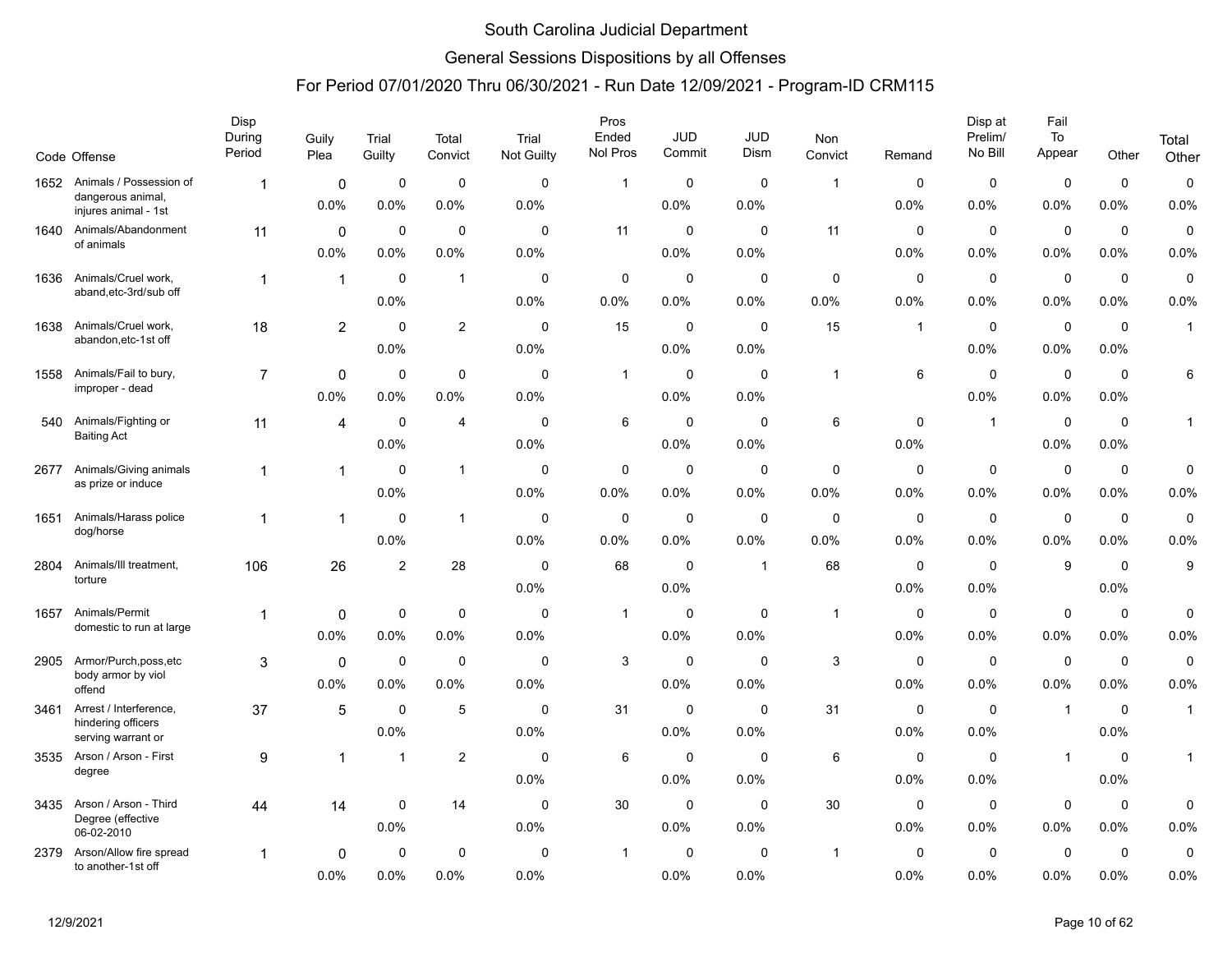# South Carolina Judicial Department

## General Sessions Dispositions by all Offenses

### For Period 07/01/2020 Thru 06/30/2021 - Run Date 12/09/2021 - Program-ID CRM115

| Code | Offense | Disp During Period | Guily Plea | Trial Guilty | Total Convict | Trial Not Guilty | Pros Ended Nol Pros | JUD Commit | JUD Dism | Non Convict | Remand | Disp at Prelim/ No Bill | Fail To Appear | Other | Total Other |
|---|---|---|---|---|---|---|---|---|---|---|---|---|---|---|---|
| 1652 | Animals / Possession of dangerous animal, injures animal - 1st | 1 | 0 | 0 | 0 | 0 | 1 | 0 | 0 | 1 | 0 | 0 | 0 | 0 | 0 |
| | | | 0.0% | 0.0% | 0.0% | 0.0% | | 0.0% | 0.0% | | 0.0% | 0.0% | 0.0% | 0.0% | 0.0% |
| 1640 | Animals/Abandonment of animals | 11 | 0 | 0 | 0 | 0 | 11 | 0 | 0 | 11 | 0 | 0 | 0 | 0 | 0 |
| | | | 0.0% | 0.0% | 0.0% | 0.0% | | 0.0% | 0.0% | | 0.0% | 0.0% | 0.0% | 0.0% | 0.0% |
| 1636 | Animals/Cruel work, aband,etc-3rd/sub off | 1 | 1 | 0 | 1 | 0 | 0 | 0 | 0 | 0 | 0 | 0 | 0 | 0 | 0 |
| | | | | 0.0% | | 0.0% | 0.0% | 0.0% | 0.0% | 0.0% | 0.0% | 0.0% | 0.0% | 0.0% | 0.0% |
| 1638 | Animals/Cruel work, abandon,etc-1st off | 18 | 2 | 0 | 2 | 0 | 15 | 0 | 0 | 15 | 1 | 0 | 0 | 0 | 1 |
| | | | | 0.0% | | 0.0% | | 0.0% | 0.0% | | | 0.0% | 0.0% | 0.0% | |
| 1558 | Animals/Fail to bury, improper - dead | 7 | 0 | 0 | 0 | 0 | 1 | 0 | 0 | 1 | 6 | 0 | 0 | 0 | 6 |
| | | | 0.0% | 0.0% | 0.0% | 0.0% | | 0.0% | 0.0% | | | 0.0% | 0.0% | 0.0% | |
| 540 | Animals/Fighting or Baiting Act | 11 | 4 | 0 | 4 | 0 | 6 | 0 | 0 | 6 | 0 | 1 | 0 | 0 | 1 |
| | | | | 0.0% | | 0.0% | | 0.0% | 0.0% | | 0.0% | | 0.0% | 0.0% | |
| 2677 | Animals/Giving animals as prize or induce | 1 | 1 | 0 | 1 | 0 | 0 | 0 | 0 | 0 | 0 | 0 | 0 | 0 | 0 |
| | | | | 0.0% | | 0.0% | 0.0% | 0.0% | 0.0% | 0.0% | 0.0% | 0.0% | 0.0% | 0.0% | 0.0% |
| 1651 | Animals/Harass police dog/horse | 1 | 1 | 0 | 1 | 0 | 0 | 0 | 0 | 0 | 0 | 0 | 0 | 0 | 0 |
| | | | | 0.0% | | 0.0% | 0.0% | 0.0% | 0.0% | 0.0% | 0.0% | 0.0% | 0.0% | 0.0% | 0.0% |
| 2804 | Animals/Ill treatment, torture | 106 | 26 | 2 | 28 | 0 | 68 | 0 | 1 | 68 | 0 | 0 | 9 | 0 | 9 |
| | | | | | | 0.0% | | 0.0% | | | 0.0% | 0.0% | | 0.0% | |
| 1657 | Animals/Permit domestic to run at large | 1 | 0 | 0 | 0 | 0 | 1 | 0 | 0 | 1 | 0 | 0 | 0 | 0 | 0 |
| | | | 0.0% | 0.0% | 0.0% | 0.0% | | 0.0% | 0.0% | | 0.0% | 0.0% | 0.0% | 0.0% | 0.0% |
| 2905 | Armor/Purch,poss,etc body armor by viol offend | 3 | 0 | 0 | 0 | 0 | 3 | 0 | 0 | 3 | 0 | 0 | 0 | 0 | 0 |
| | | | 0.0% | 0.0% | 0.0% | 0.0% | | 0.0% | 0.0% | | 0.0% | 0.0% | 0.0% | 0.0% | 0.0% |
| 3461 | Arrest / Interference, hindering officers serving warrant or | 37 | 5 | 0 | 5 | 0 | 31 | 0 | 0 | 31 | 0 | 0 | 1 | 0 | 1 |
| | | | | 0.0% | | 0.0% | | 0.0% | 0.0% | | 0.0% | 0.0% | | 0.0% | |
| 3535 | Arson / Arson - First degree | 9 | 1 | 1 | 2 | 0 | 6 | 0 | 0 | 6 | 0 | 0 | 1 | 0 | 1 |
| | | | | | | 0.0% | | 0.0% | 0.0% | | 0.0% | 0.0% | | 0.0% | |
| 3435 | Arson / Arson - Third Degree (effective 06-02-2010 | 44 | 14 | 0 | 14 | 0 | 30 | 0 | 0 | 30 | 0 | 0 | 0 | 0 | 0 |
| | | | | 0.0% | | 0.0% | | 0.0% | 0.0% | | 0.0% | 0.0% | 0.0% | 0.0% | 0.0% |
| 2379 | Arson/Allow fire spread to another-1st off | 1 | 0 | 0 | 0 | 0 | 1 | 0 | 0 | 1 | 0 | 0 | 0 | 0 | 0 |
| | | | 0.0% | 0.0% | 0.0% | 0.0% | | 0.0% | 0.0% | | 0.0% | 0.0% | 0.0% | 0.0% | 0.0% |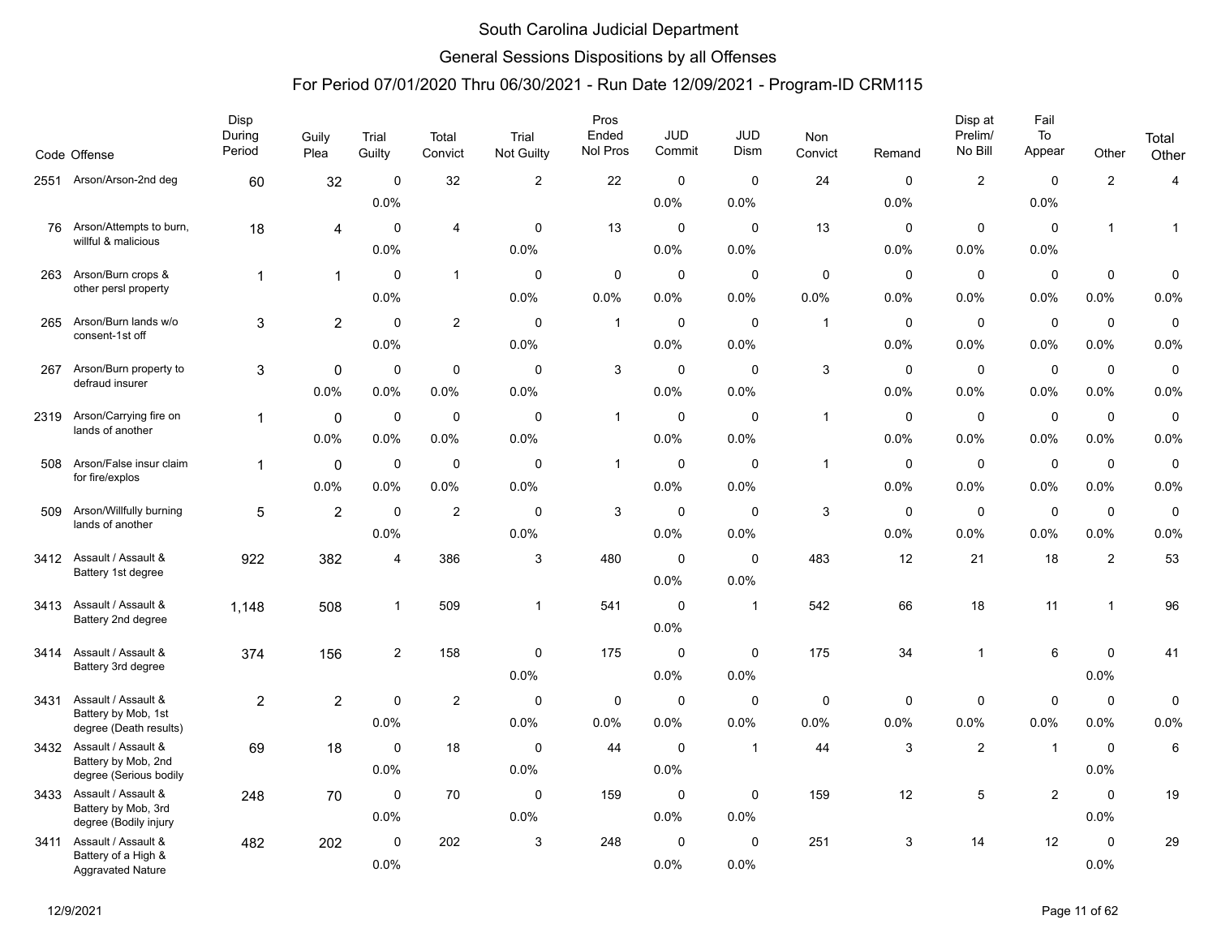# South Carolina Judicial Department

## General Sessions Dispositions by all Offenses

### For Period 07/01/2020 Thru 06/30/2021 - Run Date 12/09/2021 - Program-ID CRM115

| Code | Offense | Disp During Period | Guily Plea | Trial Guilty | Total Convict | Trial Not Guilty | Pros Ended Nol Pros | JUD Commit | JUD Dism | Non Convict | Remand | Disp at Prelim/ No Bill | Fail To Appear | Other | Total Other |
|---|---|---|---|---|---|---|---|---|---|---|---|---|---|---|---|
| 2551 | Arson/Arson-2nd deg | 60 | 32 | 0<br>0.0% | 32 | 2 | 22 | 0<br>0.0% | 0<br>0.0% | 24 | 0<br>0.0% | 2 | 0<br>0.0% | 2 | 4 |
| 76 | Arson/Attempts to burn, willful & malicious | 18 | 4 | 0<br>0.0% | 4 | 0<br>0.0% | 13 | 0<br>0.0% | 0<br>0.0% | 13 | 0<br>0.0% | 0<br>0.0% | 0<br>0.0% | 1 | 1 |
| 263 | Arson/Burn crops & other persl property | 1 | 1 | 0<br>0.0% | 1 | 0<br>0.0% | 0<br>0.0% | 0<br>0.0% | 0<br>0.0% | 0<br>0.0% | 0<br>0.0% | 0<br>0.0% | 0<br>0.0% | 0<br>0.0% | 0<br>0.0% |
| 265 | Arson/Burn lands w/o consent-1st off | 3 | 2 | 0<br>0.0% | 2 | 0<br>0.0% | 1 | 0<br>0.0% | 0<br>0.0% | 1 | 0<br>0.0% | 0<br>0.0% | 0<br>0.0% | 0<br>0.0% | 0<br>0.0% |
| 267 | Arson/Burn property to defraud insurer | 3 | 0<br>0.0% | 0<br>0.0% | 0<br>0.0% | 0<br>0.0% | 3 | 0<br>0.0% | 0<br>0.0% | 3 | 0<br>0.0% | 0<br>0.0% | 0<br>0.0% | 0<br>0.0% | 0<br>0.0% |
| 2319 | Arson/Carrying fire on lands of another | 1 | 0<br>0.0% | 0<br>0.0% | 0<br>0.0% | 0<br>0.0% | 1 | 0<br>0.0% | 0<br>0.0% | 1 | 0<br>0.0% | 0<br>0.0% | 0<br>0.0% | 0<br>0.0% | 0<br>0.0% |
| 508 | Arson/False insur claim for fire/explos | 1 | 0<br>0.0% | 0<br>0.0% | 0<br>0.0% | 0<br>0.0% | 1 | 0<br>0.0% | 0<br>0.0% | 1 | 0<br>0.0% | 0<br>0.0% | 0<br>0.0% | 0<br>0.0% | 0<br>0.0% |
| 509 | Arson/Willfully burning lands of another | 5 | 2 | 0<br>0.0% | 2 | 0<br>0.0% | 3 | 0<br>0.0% | 0<br>0.0% | 3 | 0<br>0.0% | 0<br>0.0% | 0<br>0.0% | 0<br>0.0% | 0<br>0.0% |
| 3412 | Assault / Assault & Battery 1st degree | 922 | 382 | 4 | 386 | 3 | 480 | 0<br>0.0% | 0<br>0.0% | 483 | 12 | 21 | 18 | 2 | 53 |
| 3413 | Assault / Assault & Battery 2nd degree | 1,148 | 508 | 1 | 509 | 1 | 541 | 0<br>0.0% | 1 | 542 | 66 | 18 | 11 | 1 | 96 |
| 3414 | Assault / Assault & Battery 3rd degree | 374 | 156 | 2 | 158 | 0<br>0.0% | 175 | 0<br>0.0% | 0<br>0.0% | 175 | 34 | 1 | 6 | 0<br>0.0% | 41 |
| 3431 | Assault / Assault & Battery by Mob, 1st degree (Death results) | 2 | 2 | 0<br>0.0% | 2 | 0<br>0.0% | 0<br>0.0% | 0<br>0.0% | 0<br>0.0% | 0<br>0.0% | 0<br>0.0% | 0<br>0.0% | 0<br>0.0% | 0<br>0.0% | 0<br>0.0% |
| 3432 | Assault / Assault & Battery by Mob, 2nd degree (Serious bodily | 69 | 18 | 0<br>0.0% | 18 | 0<br>0.0% | 44 | 0<br>0.0% | 1 | 44 | 3 | 2 | 1 | 0<br>0.0% | 6 |
| 3433 | Assault / Assault & Battery by Mob, 3rd degree (Bodily injury | 248 | 70 | 0<br>0.0% | 70 | 0<br>0.0% | 159 | 0<br>0.0% | 0<br>0.0% | 159 | 12 | 5 | 2 | 0<br>0.0% | 19 |
| 3411 | Assault / Assault & Battery of a High & Aggravated Nature | 482 | 202 | 0<br>0.0% | 202 | 3 | 248 | 0<br>0.0% | 0<br>0.0% | 251 | 3 | 14 | 12 | 0<br>0.0% | 29 |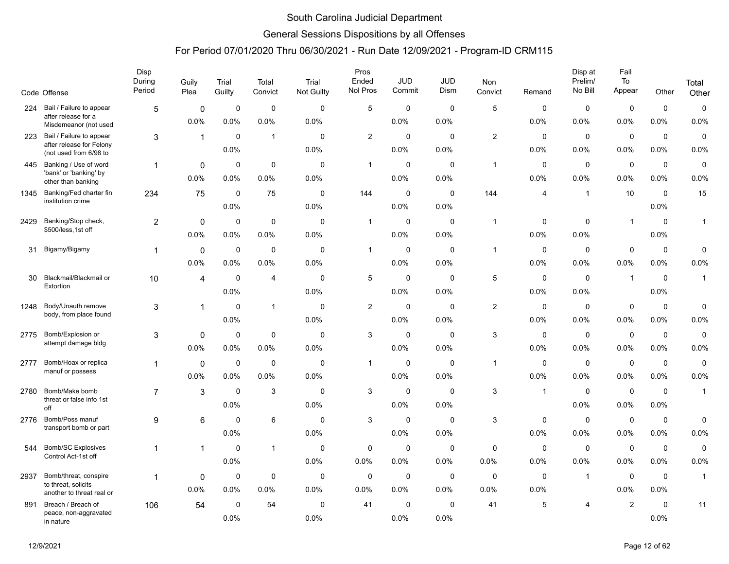# South Carolina Judicial Department

## General Sessions Dispositions by all Offenses

### For Period 07/01/2020 Thru 06/30/2021 - Run Date 12/09/2021 - Program-ID CRM115

| Code | Offense | Disp During Period | Guily Plea | Trial Guilty | Total Convict | Trial Not Guilty | Pros Ended Nol Pros | JUD Commit | JUD Dism | Non Convict | Remand | Disp at Prelim/ No Bill | Fail To Appear | Other | Total Other |
|---|---|---|---|---|---|---|---|---|---|---|---|---|---|---|---|
| 224 | Bail / Failure to appear after release for a Misdemeanor (not used | 5 | 0 | 0 | 0 | 0 | 5 | 0 | 0 | 5 | 0 | 0 | 0 | 0 | 0 |
| | | | 0.0% | 0.0% | 0.0% | 0.0% | | 0.0% | 0.0% | | 0.0% | 0.0% | 0.0% | 0.0% | 0.0% |
| 223 | Bail / Failure to appear after release for Felony (not used from 6/98 to | 3 | 1 | 0 | 1 | 0 | 2 | 0 | 0 | 2 | 0 | 0 | 0 | 0 | 0 |
| | | | | 0.0% | | 0.0% | | 0.0% | 0.0% | | 0.0% | 0.0% | 0.0% | 0.0% | 0.0% |
| 445 | Banking / Use of word 'bank' or 'banking' by other than banking | 1 | 0 | 0 | 0 | 0 | 1 | 0 | 0 | 1 | 0 | 0 | 0 | 0 | 0 |
| | | | 0.0% | 0.0% | 0.0% | 0.0% | | 0.0% | 0.0% | | 0.0% | 0.0% | 0.0% | 0.0% | 0.0% |
| 1345 | Banking/Fed charter fin institution crime | 234 | 75 | 0 | 75 | 0 | 144 | 0 | 0 | 144 | 4 | 1 | 10 | 0 | 15 |
| | | | | 0.0% | | 0.0% | | 0.0% | 0.0% | | | | | 0.0% | |
| 2429 | Banking/Stop check, $500/less,1st off | 2 | 0 | 0 | 0 | 0 | 1 | 0 | 0 | 1 | 0 | 0 | 1 | 0 | 1 |
| | | | 0.0% | 0.0% | 0.0% | 0.0% | | 0.0% | 0.0% | | 0.0% | 0.0% | | 0.0% | |
| 31 | Bigamy/Bigamy | 1 | 0 | 0 | 0 | 0 | 1 | 0 | 0 | 1 | 0 | 0 | 0 | 0 | 0 |
| | | | 0.0% | 0.0% | 0.0% | 0.0% | | 0.0% | 0.0% | | 0.0% | 0.0% | 0.0% | 0.0% | 0.0% |
| 30 | Blackmail/Blackmail or Extortion | 10 | 4 | 0 | 4 | 0 | 5 | 0 | 0 | 5 | 0 | 0 | 1 | 0 | 1 |
| | | | | 0.0% | | 0.0% | | 0.0% | 0.0% | | 0.0% | 0.0% | | 0.0% | |
| 1248 | Body/Unauth remove body, from place found | 3 | 1 | 0 | 1 | 0 | 2 | 0 | 0 | 2 | 0 | 0 | 0 | 0 | 0 |
| | | | | 0.0% | | 0.0% | | 0.0% | 0.0% | | 0.0% | 0.0% | 0.0% | 0.0% | 0.0% |
| 2775 | Bomb/Explosion or attempt damage bldg | 3 | 0 | 0 | 0 | 0 | 3 | 0 | 0 | 3 | 0 | 0 | 0 | 0 | 0 |
| | | | 0.0% | 0.0% | 0.0% | 0.0% | | 0.0% | 0.0% | | 0.0% | 0.0% | 0.0% | 0.0% | 0.0% |
| 2777 | Bomb/Hoax or replica manuf or possess | 1 | 0 | 0 | 0 | 0 | 1 | 0 | 0 | 1 | 0 | 0 | 0 | 0 | 0 |
| | | | 0.0% | 0.0% | 0.0% | 0.0% | | 0.0% | 0.0% | | 0.0% | 0.0% | 0.0% | 0.0% | 0.0% |
| 2780 | Bomb/Make bomb threat or false info 1st off | 7 | 3 | 0 | 3 | 0 | 3 | 0 | 0 | 3 | 1 | 0 | 0 | 0 | 1 |
| | | | | 0.0% | | 0.0% | | 0.0% | 0.0% | | | 0.0% | 0.0% | 0.0% | |
| 2776 | Bomb/Poss manuf transport bomb or part | 9 | 6 | 0 | 6 | 0 | 3 | 0 | 0 | 3 | 0 | 0 | 0 | 0 | 0 |
| | | | | 0.0% | | 0.0% | | 0.0% | 0.0% | | 0.0% | 0.0% | 0.0% | 0.0% | 0.0% |
| 544 | Bomb/SC Explosives Control Act-1st off | 1 | 1 | 0 | 1 | 0 | 0 | 0 | 0 | 0 | 0 | 0 | 0 | 0 | 0 |
| | | | | 0.0% | | 0.0% | 0.0% | 0.0% | 0.0% | 0.0% | 0.0% | 0.0% | 0.0% | 0.0% | 0.0% |
| 2937 | Bomb/threat, conspire to threat, solicits another to threat real or | 1 | 0 | 0 | 0 | 0 | 0 | 0 | 0 | 0 | 0 | 1 | 0 | 0 | 1 |
| | | | 0.0% | 0.0% | 0.0% | 0.0% | 0.0% | 0.0% | 0.0% | 0.0% | 0.0% | | 0.0% | 0.0% | |
| 891 | Breach / Breach of peace, non-aggravated in nature | 106 | 54 | 0 | 54 | 0 | 41 | 0 | 0 | 41 | 5 | 4 | 2 | 0 | 11 |
| | | | | 0.0% | | 0.0% | | 0.0% | 0.0% | | | | | 0.0% | |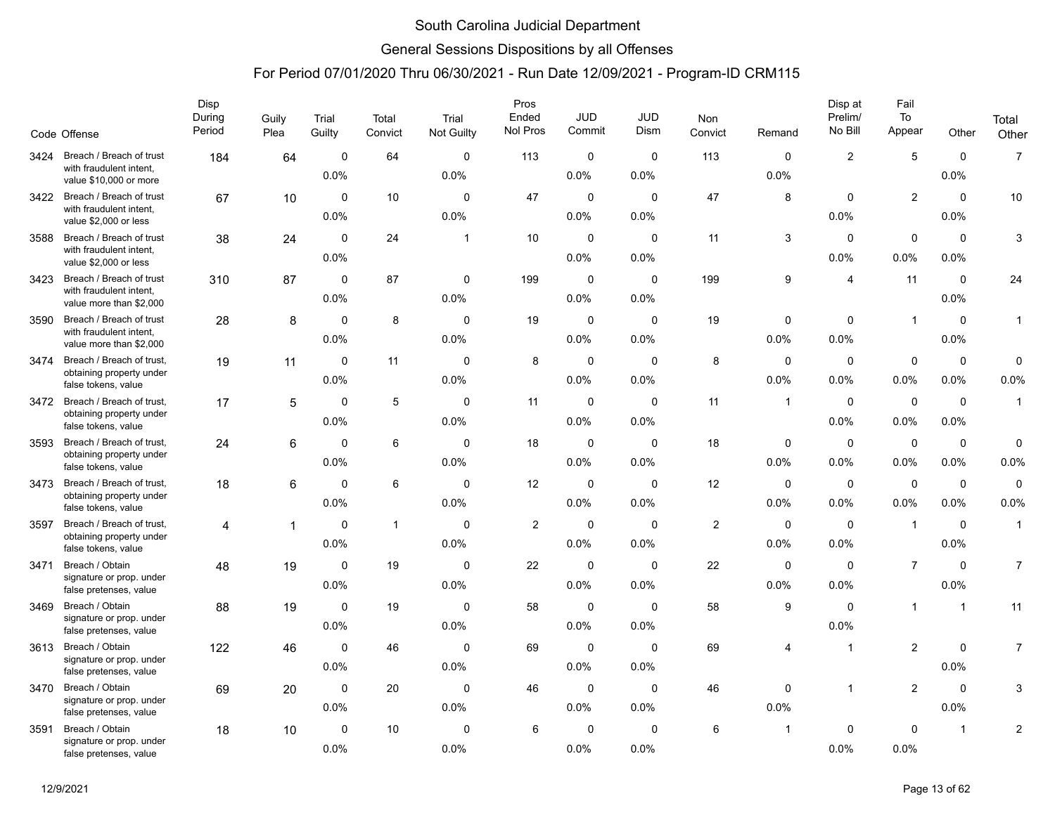# South Carolina Judicial Department

## General Sessions Dispositions by all Offenses

### For Period 07/01/2020 Thru 06/30/2021 - Run Date 12/09/2021 - Program-ID CRM115

| Code | Offense | Disp During Period | Guily Plea | Trial Guilty | Total Convict | Trial Not Guilty | Pros Ended Nol Pros | JUD Commit | JUD Dism | Non Convict | Remand | Disp at Prelim/ No Bill | Fail To Appear | Other | Total Other |
|---|---|---|---|---|---|---|---|---|---|---|---|---|---|---|---|
| 3424 | Breach / Breach of trust with fraudulent intent, value $10,000 or more | 184 | 64 | 0 | 64 | 0 | 113 | 0 | 0 | 113 | 0 | 2 | 5 | 0 | 7 |
| | | | | 0.0% | | 0.0% | | 0.0% | 0.0% | | 0.0% | | | 0.0% | |
| 3422 | Breach / Breach of trust with fraudulent intent, value $2,000 or less | 67 | 10 | 0 | 10 | 0 | 47 | 0 | 0 | 47 | 8 | 0 | 2 | 0 | 10 |
| | | | | 0.0% | | 0.0% | | 0.0% | 0.0% | | | 0.0% | | 0.0% | |
| 3588 | Breach / Breach of trust with fraudulent intent, value $2,000 or less | 38 | 24 | 0 | 24 | 1 | 10 | 0 | 0 | 11 | 3 | 0 | 0 | 0 | 3 |
| | | | | 0.0% | | | | 0.0% | 0.0% | | | 0.0% | 0.0% | 0.0% | |
| 3423 | Breach / Breach of trust with fraudulent intent, value more than $2,000 | 310 | 87 | 0 | 87 | 0 | 199 | 0 | 0 | 199 | 9 | 4 | 11 | 0 | 24 |
| | | | | 0.0% | | 0.0% | | 0.0% | 0.0% | | | | | 0.0% | |
| 3590 | Breach / Breach of trust with fraudulent intent, value more than $2,000 | 28 | 8 | 0 | 8 | 0 | 19 | 0 | 0 | 19 | 0 | 0 | 1 | 0 | 1 |
| | | | | 0.0% | | 0.0% | | 0.0% | 0.0% | | 0.0% | 0.0% | | 0.0% | |
| 3474 | Breach / Breach of trust, obtaining property under false tokens, value | 19 | 11 | 0 | 11 | 0 | 8 | 0 | 0 | 8 | 0 | 0 | 0 | 0 | 0 |
| | | | | 0.0% | | 0.0% | | 0.0% | 0.0% | | 0.0% | 0.0% | 0.0% | 0.0% | 0.0% |
| 3472 | Breach / Breach of trust, obtaining property under false tokens, value | 17 | 5 | 0 | 5 | 0 | 11 | 0 | 0 | 11 | 1 | 0 | 0 | 0 | 1 |
| | | | | 0.0% | | 0.0% | | 0.0% | 0.0% | | | 0.0% | 0.0% | 0.0% | |
| 3593 | Breach / Breach of trust, obtaining property under false tokens, value | 24 | 6 | 0 | 6 | 0 | 18 | 0 | 0 | 18 | 0 | 0 | 0 | 0 | 0 |
| | | | | 0.0% | | 0.0% | | 0.0% | 0.0% | | 0.0% | 0.0% | 0.0% | 0.0% | 0.0% |
| 3473 | Breach / Breach of trust, obtaining property under false tokens, value | 18 | 6 | 0 | 6 | 0 | 12 | 0 | 0 | 12 | 0 | 0 | 0 | 0 | 0 |
| | | | | 0.0% | | 0.0% | | 0.0% | 0.0% | | 0.0% | 0.0% | 0.0% | 0.0% | 0.0% |
| 3597 | Breach / Breach of trust, obtaining property under false tokens, value | 4 | 1 | 0 | 1 | 0 | 2 | 0 | 0 | 2 | 0 | 0 | 1 | 0 | 1 |
| | | | | 0.0% | | 0.0% | | 0.0% | 0.0% | | 0.0% | 0.0% | | 0.0% | |
| 3471 | Breach / Obtain signature or prop. under false pretenses, value | 48 | 19 | 0 | 19 | 0 | 22 | 0 | 0 | 22 | 0 | 0 | 7 | 0 | 7 |
| | | | | 0.0% | | 0.0% | | 0.0% | 0.0% | | 0.0% | 0.0% | | 0.0% | |
| 3469 | Breach / Obtain signature or prop. under false pretenses, value | 88 | 19 | 0 | 19 | 0 | 58 | 0 | 0 | 58 | 9 | 0 | 1 | 1 | 11 |
| | | | | 0.0% | | 0.0% | | 0.0% | 0.0% | | | 0.0% | | | |
| 3613 | Breach / Obtain signature or prop. under false pretenses, value | 122 | 46 | 0 | 46 | 0 | 69 | 0 | 0 | 69 | 4 | 1 | 2 | 0 | 7 |
| | | | | 0.0% | | 0.0% | | 0.0% | 0.0% | | | | | 0.0% | |
| 3470 | Breach / Obtain signature or prop. under false pretenses, value | 69 | 20 | 0 | 20 | 0 | 46 | 0 | 0 | 46 | 0 | 1 | 2 | 0 | 3 |
| | | | | 0.0% | | 0.0% | | 0.0% | 0.0% | | 0.0% | | | 0.0% | |
| 3591 | Breach / Obtain signature or prop. under false pretenses, value | 18 | 10 | 0 | 10 | 0 | 6 | 0 | 0 | 6 | 1 | 0 | 0 | 1 | 2 |
| | | | | 0.0% | | 0.0% | | 0.0% | 0.0% | | | 0.0% | 0.0% | | |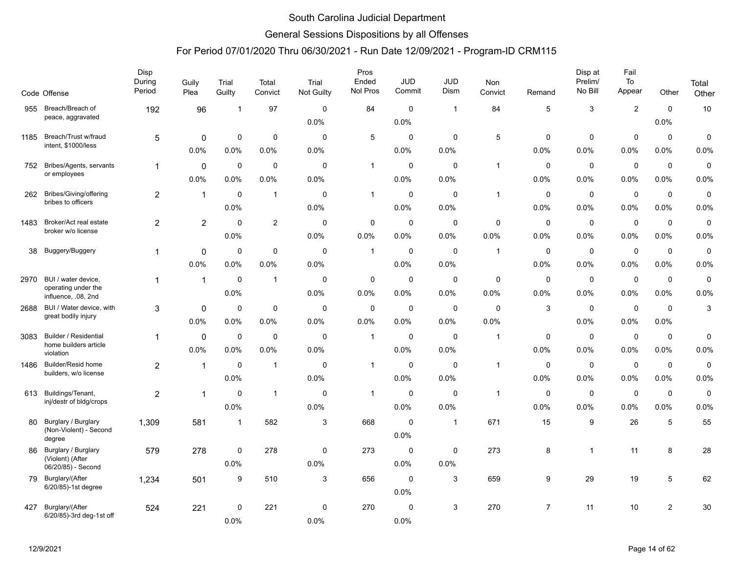# South Carolina Judicial Department

## General Sessions Dispositions by all Offenses

### For Period 07/01/2020 Thru 06/30/2021 - Run Date 12/09/2021 - Program-ID CRM115

| Code | Offense | Disp During Period | Guily Plea | Trial Guilty | Total Convict | Trial Not Guilty | Pros Ended Nol Pros | JUD Commit | JUD Dism | Non Convict | Remand | Disp at Prelim/ No Bill | Fail To Appear | Other | Total Other |
|---|---|---|---|---|---|---|---|---|---|---|---|---|---|---|---|
| 955 | Breach/Breach of peace, aggravated | 192 | 96 | 1 | 97 | 0<br>0.0% | 84 | 0<br>0.0% | 1 | 84 | 5 | 3 | 2 | 0<br>0.0% | 10 |
| 1185 | Breach/Trust w/fraud intent, $1000/less | 5 | 0<br>0.0% | 0<br>0.0% | 0<br>0.0% | 0<br>0.0% | 5 | 0<br>0.0% | 0<br>0.0% | 5 | 0<br>0.0% | 0<br>0.0% | 0<br>0.0% | 0<br>0.0% | 0<br>0.0% |
| 752 | Bribes/Agents, servants or employees | 1 | 0<br>0.0% | 0<br>0.0% | 0<br>0.0% | 0<br>0.0% | 1 | 0<br>0.0% | 0<br>0.0% | 1 | 0<br>0.0% | 0<br>0.0% | 0<br>0.0% | 0<br>0.0% | 0<br>0.0% |
| 262 | Bribes/Giving/offering bribes to officers | 2 | 1 | 0<br>0.0% | 1 | 0<br>0.0% | 1 | 0<br>0.0% | 0<br>0.0% | 1 | 0<br>0.0% | 0<br>0.0% | 0<br>0.0% | 0<br>0.0% | 0<br>0.0% |
| 1483 | Broker/Act real estate broker w/o license | 2 | 2 | 0<br>0.0% | 2 | 0<br>0.0% | 0<br>0.0% | 0<br>0.0% | 0<br>0.0% | 0<br>0.0% | 0<br>0.0% | 0<br>0.0% | 0<br>0.0% | 0<br>0.0% | 0<br>0.0% |
| 38 | Buggery/Buggery | 1 | 0<br>0.0% | 0<br>0.0% | 0<br>0.0% | 0<br>0.0% | 1 | 0<br>0.0% | 0<br>0.0% | 1 | 0<br>0.0% | 0<br>0.0% | 0<br>0.0% | 0<br>0.0% | 0<br>0.0% |
| 2970 | BUI / water device, operating under the influence, .08, 2nd | 1 | 1 | 0<br>0.0% | 1 | 0<br>0.0% | 0<br>0.0% | 0<br>0.0% | 0<br>0.0% | 0<br>0.0% | 0<br>0.0% | 0<br>0.0% | 0<br>0.0% | 0<br>0.0% | 0<br>0.0% |
| 2688 | BUI / Water device, with great bodily injury | 3 | 0<br>0.0% | 0<br>0.0% | 0<br>0.0% | 0<br>0.0% | 0<br>0.0% | 0<br>0.0% | 0<br>0.0% | 0<br>0.0% | 3 | 0<br>0.0% | 0<br>0.0% | 0<br>0.0% | 3 |
| 3083 | Builder / Residential home builders article violation | 1 | 0<br>0.0% | 0<br>0.0% | 0<br>0.0% | 0<br>0.0% | 1 | 0<br>0.0% | 0<br>0.0% | 1 | 0<br>0.0% | 0<br>0.0% | 0<br>0.0% | 0<br>0.0% | 0<br>0.0% |
| 1486 | Builder/Resid home builders, w/o license | 2 | 1 | 0<br>0.0% | 1 | 0<br>0.0% | 1 | 0<br>0.0% | 0<br>0.0% | 1 | 0<br>0.0% | 0<br>0.0% | 0<br>0.0% | 0<br>0.0% | 0<br>0.0% |
| 613 | Buildings/Tenant, inj/destr of bldg/crops | 2 | 1 | 0<br>0.0% | 1 | 0<br>0.0% | 1 | 0<br>0.0% | 0<br>0.0% | 1 | 0<br>0.0% | 0<br>0.0% | 0<br>0.0% | 0<br>0.0% | 0<br>0.0% |
| 80 | Burglary / Burglary (Non-Violent) - Second degree | 1,309 | 581 | 1 | 582 | 3 | 668 | 0<br>0.0% | 1 | 671 | 15 | 9 | 26 | 5 | 55 |
| 86 | Burglary / Burglary (Violent) (After 06/20/85) - Second | 579 | 278 | 0<br>0.0% | 278 | 0<br>0.0% | 273 | 0<br>0.0% | 0<br>0.0% | 273 | 8 | 1 | 11 | 8 | 28 |
| 79 | Burglary/(After 6/20/85)-1st degree | 1,234 | 501 | 9 | 510 | 3 | 656 | 0<br>0.0% | 3 | 659 | 9 | 29 | 19 | 5 | 62 |
| 427 | Burglary/(After 6/20/85)-3rd deg-1st off | 524 | 221 | 0<br>0.0% | 221 | 0<br>0.0% | 270 | 0<br>0.0% | 3 | 270 | 7 | 11 | 10 | 2 | 30 |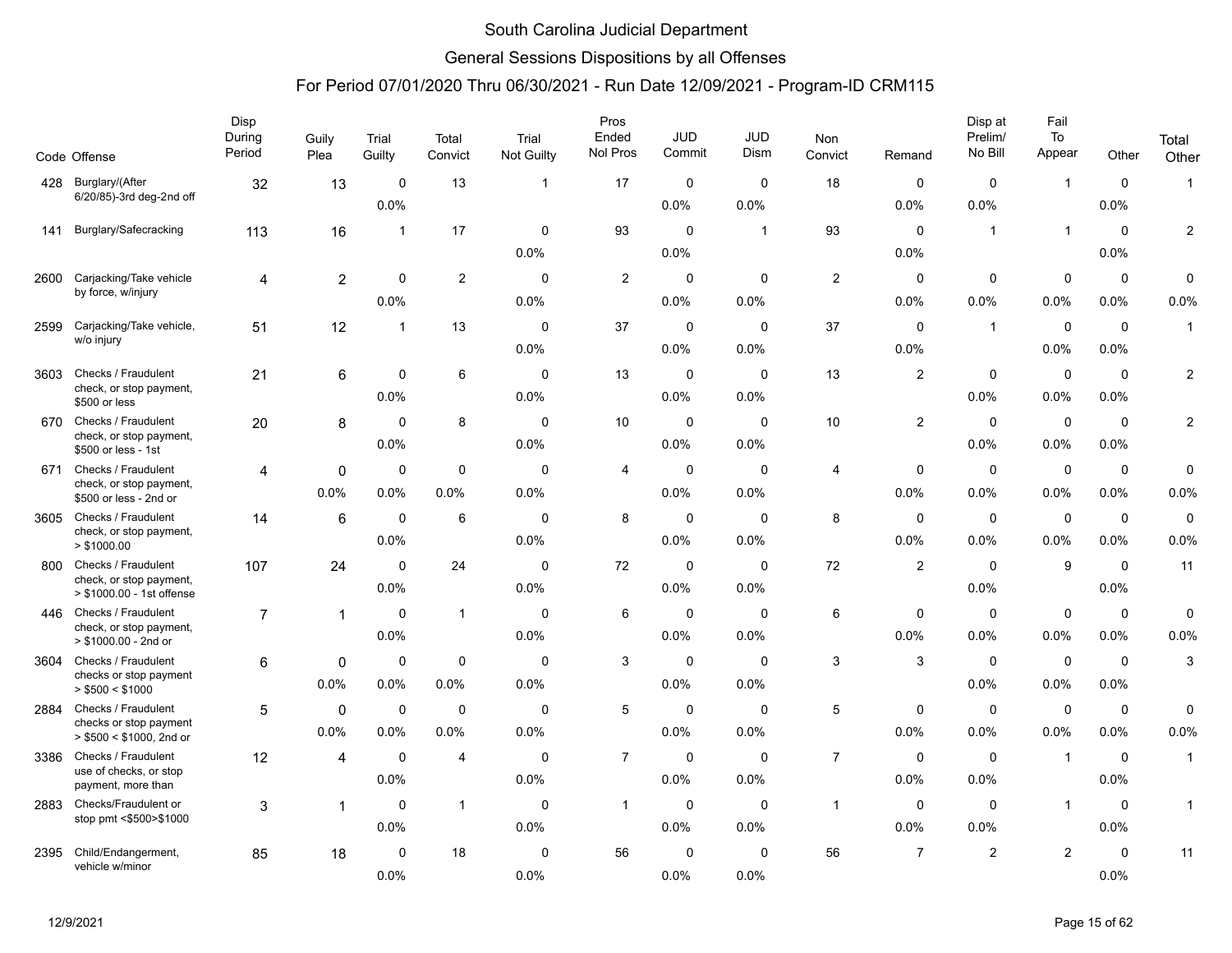# South Carolina Judicial Department

## General Sessions Dispositions by all Offenses

### For Period 07/01/2020 Thru 06/30/2021 - Run Date 12/09/2021 - Program-ID CRM115

| Code | Offense | Disp During Period | Guily Plea | Trial Guilty | Total Convict | Trial Not Guilty | Pros Ended Nol Pros | JUD Commit | JUD Dism | Non Convict | Remand | Disp at Prelim/ No Bill | Fail To Appear | Other | Total Other |
|---|---|---|---|---|---|---|---|---|---|---|---|---|---|---|---|
| 428 | Burglary/(After 6/20/85)-3rd deg-2nd off | 32 | 13 | 0<br>0.0% | 13 | 1 | 17 | 0<br>0.0% | 0<br>0.0% | 18 | 0<br>0.0% | 0<br>0.0% | 1 | 0<br>0.0% | 1 |
| 141 | Burglary/Safecracking | 113 | 16 | 1 | 17 | 0<br>0.0% | 93 | 0<br>0.0% | 1 | 93 | 0<br>0.0% | 1 | 1 | 0<br>0.0% | 2 |
| 2600 | Carjacking/Take vehicle by force, w/injury | 4 | 2 | 0<br>0.0% | 2 | 0<br>0.0% | 2 | 0<br>0.0% | 0<br>0.0% | 2 | 0<br>0.0% | 0<br>0.0% | 0<br>0.0% | 0<br>0.0% | 0<br>0.0% |
| 2599 | Carjacking/Take vehicle, w/o injury | 51 | 12 | 1 | 13 | 0<br>0.0% | 37 | 0<br>0.0% | 0<br>0.0% | 37 | 0<br>0.0% | 1 | 0<br>0.0% | 0<br>0.0% | 1 |
| 3603 | Checks / Fraudulent check, or stop payment, $500 or less | 21 | 6 | 0<br>0.0% | 6 | 0<br>0.0% | 13 | 0<br>0.0% | 0<br>0.0% | 13 | 2 | 0<br>0.0% | 0<br>0.0% | 0<br>0.0% | 2 |
| 670 | Checks / Fraudulent check, or stop payment, $500 or less - 1st | 20 | 8 | 0<br>0.0% | 8 | 0<br>0.0% | 10 | 0<br>0.0% | 0<br>0.0% | 10 | 2 | 0<br>0.0% | 0<br>0.0% | 0<br>0.0% | 2 |
| 671 | Checks / Fraudulent check, or stop payment, $500 or less - 2nd or | 4 | 0<br>0.0% | 0<br>0.0% | 0<br>0.0% | 0<br>0.0% | 4 | 0<br>0.0% | 0<br>0.0% | 4 | 0<br>0.0% | 0<br>0.0% | 0<br>0.0% | 0<br>0.0% | 0<br>0.0% |
| 3605 | Checks / Fraudulent check, or stop payment, > $1000.00 | 14 | 6 | 0<br>0.0% | 6 | 0<br>0.0% | 8 | 0<br>0.0% | 0<br>0.0% | 8 | 0<br>0.0% | 0<br>0.0% | 0<br>0.0% | 0<br>0.0% | 0<br>0.0% |
| 800 | Checks / Fraudulent check, or stop payment, > $1000.00 - 1st offense | 107 | 24 | 0<br>0.0% | 24 | 0<br>0.0% | 72 | 0<br>0.0% | 0<br>0.0% | 72 | 2 | 0<br>0.0% | 9 | 0<br>0.0% | 11 |
| 446 | Checks / Fraudulent check, or stop payment, > $1000.00 - 2nd or | 7 | 1 | 0<br>0.0% | 1 | 0<br>0.0% | 6 | 0<br>0.0% | 0<br>0.0% | 6 | 0<br>0.0% | 0<br>0.0% | 0<br>0.0% | 0<br>0.0% | 0<br>0.0% |
| 3604 | Checks / Fraudulent checks or stop payment > $500 < $1000 | 6 | 0<br>0.0% | 0<br>0.0% | 0<br>0.0% | 0<br>0.0% | 3 | 0<br>0.0% | 0<br>0.0% | 3 | 3 | 0<br>0.0% | 0<br>0.0% | 0<br>0.0% | 3 |
| 2884 | Checks / Fraudulent checks or stop payment > $500 < $1000, 2nd or | 5 | 0<br>0.0% | 0<br>0.0% | 0<br>0.0% | 0<br>0.0% | 5 | 0<br>0.0% | 0<br>0.0% | 5 | 0<br>0.0% | 0<br>0.0% | 0<br>0.0% | 0<br>0.0% | 0<br>0.0% |
| 3386 | Checks / Fraudulent use of checks, or stop payment, more than | 12 | 4 | 0<br>0.0% | 4 | 0<br>0.0% | 7 | 0<br>0.0% | 0<br>0.0% | 7 | 0<br>0.0% | 0<br>0.0% | 1 | 0<br>0.0% | 1 |
| 2883 | Checks/Fraudulent or stop pmt <$500>$1000 | 3 | 1 | 0<br>0.0% | 1 | 0<br>0.0% | 1 | 0<br>0.0% | 0<br>0.0% | 1 | 0<br>0.0% | 0<br>0.0% | 1 | 0<br>0.0% | 1 |
| 2395 | Child/Endangerment, vehicle w/minor | 85 | 18 | 0<br>0.0% | 18 | 0<br>0.0% | 56 | 0<br>0.0% | 0<br>0.0% | 56 | 7 | 2 | 2 | 0<br>0.0% | 11 |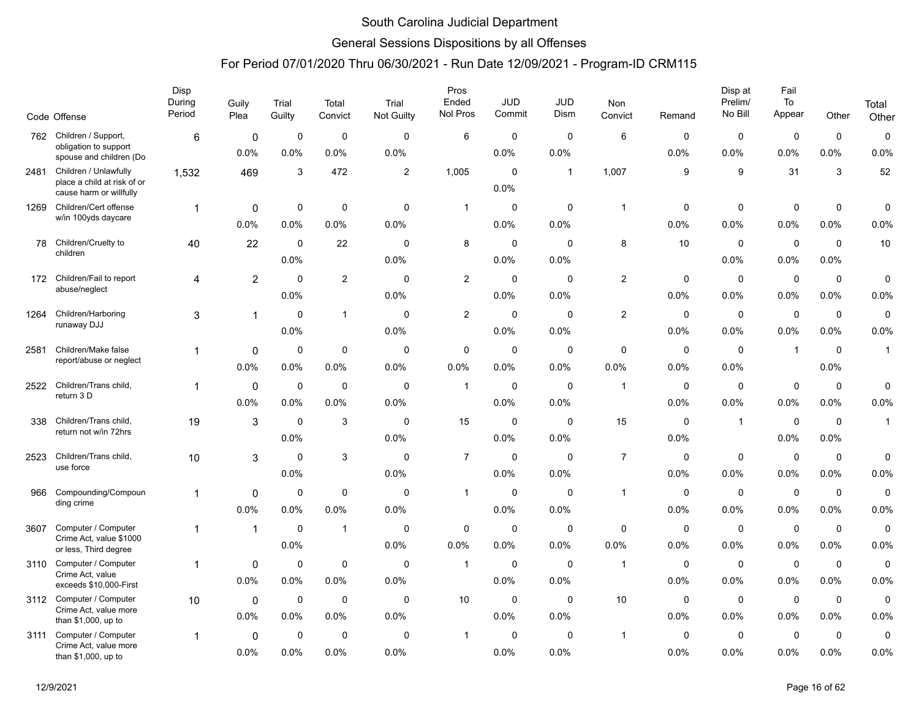# South Carolina Judicial Department

## General Sessions Dispositions by all Offenses

### For Period 07/01/2020 Thru 06/30/2021 - Run Date 12/09/2021 - Program-ID CRM115

| Code | Offense | Disp During Period | Guily Plea | Trial Guilty | Total Convict | Trial Not Guilty | Pros Ended Nol Pros | JUD Commit | JUD Dism | Non Convict | Remand | Disp at Prelim/ No Bill | Fail To Appear | Other | Total Other |
|---|---|---|---|---|---|---|---|---|---|---|---|---|---|---|---|
| 762 | Children / Support, obligation to support spouse and children (Do | 6 | 0<br>0.0% | 0<br>0.0% | 0<br>0.0% | 0<br>0.0% | 6 | 0<br>0.0% | 0<br>0.0% | 6 | 0<br>0.0% | 0<br>0.0% | 0<br>0.0% | 0<br>0.0% | 0<br>0.0% |
| 2481 | Children / Unlawfully place a child at risk of or cause harm or willfully | 1,532 | 469 | 3 | 472 | 2 | 1,005 | 0<br>0.0% | 1 | 1,007 | 9 | 9 | 31 | 3 | 52 |
| 1269 | Children/Cert offense w/in 100yds daycare | 1 | 0<br>0.0% | 0<br>0.0% | 0<br>0.0% | 0<br>0.0% | 1 | 0<br>0.0% | 0<br>0.0% | 1 | 0<br>0.0% | 0<br>0.0% | 0<br>0.0% | 0<br>0.0% | 0<br>0.0% |
| 78 | Children/Cruelty to children | 40 | 22 | 0<br>0.0% | 22 | 0<br>0.0% | 8 | 0<br>0.0% | 0<br>0.0% | 8 | 10 | 0<br>0.0% | 0<br>0.0% | 0<br>0.0% | 10 |
| 172 | Children/Fail to report abuse/neglect | 4 | 2 | 0<br>0.0% | 2 | 0<br>0.0% | 2 | 0<br>0.0% | 0<br>0.0% | 2 | 0<br>0.0% | 0<br>0.0% | 0<br>0.0% | 0<br>0.0% | 0<br>0.0% |
| 1264 | Children/Harboring runaway DJJ | 3 | 1 | 0<br>0.0% | 1 | 0<br>0.0% | 2 | 0<br>0.0% | 0<br>0.0% | 2 | 0<br>0.0% | 0<br>0.0% | 0<br>0.0% | 0<br>0.0% | 0<br>0.0% |
| 2581 | Children/Make false report/abuse or neglect | 1 | 0<br>0.0% | 0<br>0.0% | 0<br>0.0% | 0<br>0.0% | 0<br>0.0% | 0<br>0.0% | 0<br>0.0% | 0<br>0.0% | 0<br>0.0% | 0<br>0.0% | 1 | 0<br>0.0% | 1 |
| 2522 | Children/Trans child, return 3 D | 1 | 0<br>0.0% | 0<br>0.0% | 0<br>0.0% | 0<br>0.0% | 1 | 0<br>0.0% | 0<br>0.0% | 1 | 0<br>0.0% | 0<br>0.0% | 0<br>0.0% | 0<br>0.0% | 0<br>0.0% |
| 338 | Children/Trans child, return not w/in 72hrs | 19 | 3 | 0<br>0.0% | 3 | 0<br>0.0% | 15 | 0<br>0.0% | 0<br>0.0% | 15 | 0<br>0.0% | 1 | 0<br>0.0% | 0<br>0.0% | 1 |
| 2523 | Children/Trans child, use force | 10 | 3 | 0<br>0.0% | 3 | 0<br>0.0% | 7 | 0<br>0.0% | 0<br>0.0% | 7 | 0<br>0.0% | 0<br>0.0% | 0<br>0.0% | 0<br>0.0% | 0<br>0.0% |
| 966 | Compounding/Compounding crime | 1 | 0<br>0.0% | 0<br>0.0% | 0<br>0.0% | 0<br>0.0% | 1 | 0<br>0.0% | 0<br>0.0% | 1 | 0<br>0.0% | 0<br>0.0% | 0<br>0.0% | 0<br>0.0% | 0<br>0.0% |
| 3607 | Computer / Computer Crime Act, value $1000 or less, Third degree | 1 | 1 | 0<br>0.0% | 1 | 0<br>0.0% | 0<br>0.0% | 0<br>0.0% | 0<br>0.0% | 0<br>0.0% | 0<br>0.0% | 0<br>0.0% | 0<br>0.0% | 0<br>0.0% | 0<br>0.0% |
| 3110 | Computer / Computer Crime Act, value exceeds $10,000-First | 1 | 0<br>0.0% | 0<br>0.0% | 0<br>0.0% | 0<br>0.0% | 1 | 0<br>0.0% | 0<br>0.0% | 1 | 0<br>0.0% | 0<br>0.0% | 0<br>0.0% | 0<br>0.0% | 0<br>0.0% |
| 3112 | Computer / Computer Crime Act, value more than $1,000, up to | 10 | 0<br>0.0% | 0<br>0.0% | 0<br>0.0% | 0<br>0.0% | 10 | 0<br>0.0% | 0<br>0.0% | 10 | 0<br>0.0% | 0<br>0.0% | 0<br>0.0% | 0<br>0.0% | 0<br>0.0% |
| 3111 | Computer / Computer Crime Act, value more than $1,000, up to | 1 | 0<br>0.0% | 0<br>0.0% | 0<br>0.0% | 0<br>0.0% | 1 | 0<br>0.0% | 0<br>0.0% | 1 | 0<br>0.0% | 0<br>0.0% | 0<br>0.0% | 0<br>0.0% | 0<br>0.0% |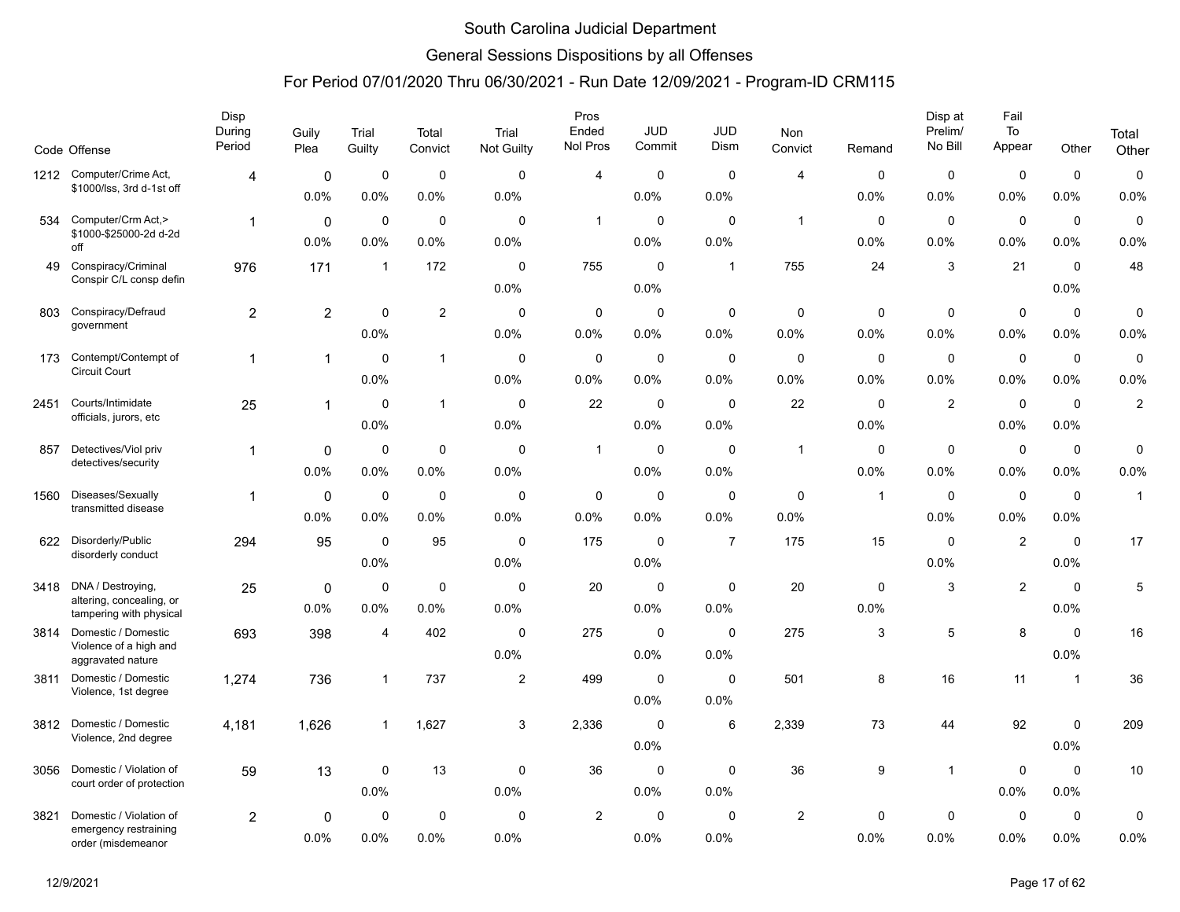# South Carolina Judicial Department

## General Sessions Dispositions by all Offenses

### For Period 07/01/2020 Thru 06/30/2021 - Run Date 12/09/2021 - Program-ID CRM115

| Code | Offense | Disp During Period | Guily Plea | Trial Guilty | Total Convict | Trial Not Guilty | Pros Ended Nol Pros | JUD Commit | JUD Dism | Non Convict | Remand | Disp at Prelim/ No Bill | Fail To Appear | Other | Total Other |
|---|---|---|---|---|---|---|---|---|---|---|---|---|---|---|---|
| 1212 | Computer/Crime Act, $1000/lss, 3rd d-1st off | 4 | 0 | 0 | 0 | 0 | 4 | 0 | 0 | 4 | 0 | 0 | 0 | 0 | 0 |
| | | | 0.0% | 0.0% | 0.0% | 0.0% | | 0.0% | 0.0% | | 0.0% | 0.0% | 0.0% | 0.0% | 0.0% |
| 534 | Computer/Crm Act,> $1000-$25000-2d d-2d off | 1 | 0 | 0 | 0 | 0 | 1 | 0 | 0 | 1 | 0 | 0 | 0 | 0 | 0 |
| | | | 0.0% | 0.0% | 0.0% | 0.0% | | 0.0% | 0.0% | | 0.0% | 0.0% | 0.0% | 0.0% | 0.0% |
| 49 | Conspiracy/Criminal Conspir C/L consp defin | 976 | 171 | 1 | 172 | 0 | 755 | 0 | 1 | 755 | 24 | 3 | 21 | 0 | 48 |
| | | | | | | 0.0% | | 0.0% | | | | | | 0.0% | |
| 803 | Conspiracy/Defraud government | 2 | 2 | 0 | 2 | 0 | 0 | 0 | 0 | 0 | 0 | 0 | 0 | 0 | 0 |
| | | | | 0.0% | | 0.0% | 0.0% | 0.0% | 0.0% | 0.0% | 0.0% | 0.0% | 0.0% | 0.0% | 0.0% |
| 173 | Contempt/Contempt of Circuit Court | 1 | 1 | 0 | 1 | 0 | 0 | 0 | 0 | 0 | 0 | 0 | 0 | 0 | 0 |
| | | | | 0.0% | | 0.0% | 0.0% | 0.0% | 0.0% | 0.0% | 0.0% | 0.0% | 0.0% | 0.0% | 0.0% |
| 2451 | Courts/Intimidate officials, jurors, etc | 25 | 1 | 0 | 1 | 0 | 22 | 0 | 0 | 22 | 0 | 2 | 0 | 0 | 2 |
| | | | | 0.0% | | 0.0% | | 0.0% | 0.0% | | 0.0% | | 0.0% | 0.0% | |
| 857 | Detectives/Viol priv detectives/security | 1 | 0 | 0 | 0 | 0 | 1 | 0 | 0 | 1 | 0 | 0 | 0 | 0 | 0 |
| | | | 0.0% | 0.0% | 0.0% | 0.0% | | 0.0% | 0.0% | | 0.0% | 0.0% | 0.0% | 0.0% | 0.0% |
| 1560 | Diseases/Sexually transmitted disease | 1 | 0 | 0 | 0 | 0 | 0 | 0 | 0 | 0 | 1 | 0 | 0 | 0 | 1 |
| | | | 0.0% | 0.0% | 0.0% | 0.0% | 0.0% | 0.0% | 0.0% | 0.0% | | 0.0% | 0.0% | 0.0% | |
| 622 | Disorderly/Public disorderly conduct | 294 | 95 | 0 | 95 | 0 | 175 | 0 | 7 | 175 | 15 | 0 | 2 | 0 | 17 |
| | | | | 0.0% | | 0.0% | | 0.0% | | | | 0.0% | | 0.0% | |
| 3418 | DNA / Destroying, altering, concealing, or tampering with physical | 25 | 0 | 0 | 0 | 0 | 20 | 0 | 0 | 20 | 0 | 3 | 2 | 0 | 5 |
| | | | 0.0% | 0.0% | 0.0% | 0.0% | | 0.0% | 0.0% | | 0.0% | | | 0.0% | |
| 3814 | Domestic / Domestic Violence of a high and aggravated nature | 693 | 398 | 4 | 402 | 0 | 275 | 0 | 0 | 275 | 3 | 5 | 8 | 0 | 16 |
| | | | | | | 0.0% | | 0.0% | 0.0% | | | | | 0.0% | |
| 3811 | Domestic / Domestic Violence, 1st degree | 1,274 | 736 | 1 | 737 | 2 | 499 | 0 | 0 | 501 | 8 | 16 | 11 | 1 | 36 |
| | | | | | | | | 0.0% | 0.0% | | | | | | |
| 3812 | Domestic / Domestic Violence, 2nd degree | 4,181 | 1,626 | 1 | 1,627 | 3 | 2,336 | 0 | 6 | 2,339 | 73 | 44 | 92 | 0 | 209 |
| | | | | | | | | 0.0% | | | | | | 0.0% | |
| 3056 | Domestic / Violation of court order of protection | 59 | 13 | 0 | 13 | 0 | 36 | 0 | 0 | 36 | 9 | 1 | 0 | 0 | 10 |
| | | | | 0.0% | | 0.0% | | 0.0% | 0.0% | | | | 0.0% | 0.0% | |
| 3821 | Domestic / Violation of emergency restraining order (misdemeanor | 2 | 0 | 0 | 0 | 0 | 2 | 0 | 0 | 2 | 0 | 0 | 0 | 0 | 0 |
| | | | 0.0% | 0.0% | 0.0% | 0.0% | | 0.0% | 0.0% | | 0.0% | 0.0% | 0.0% | 0.0% | 0.0% |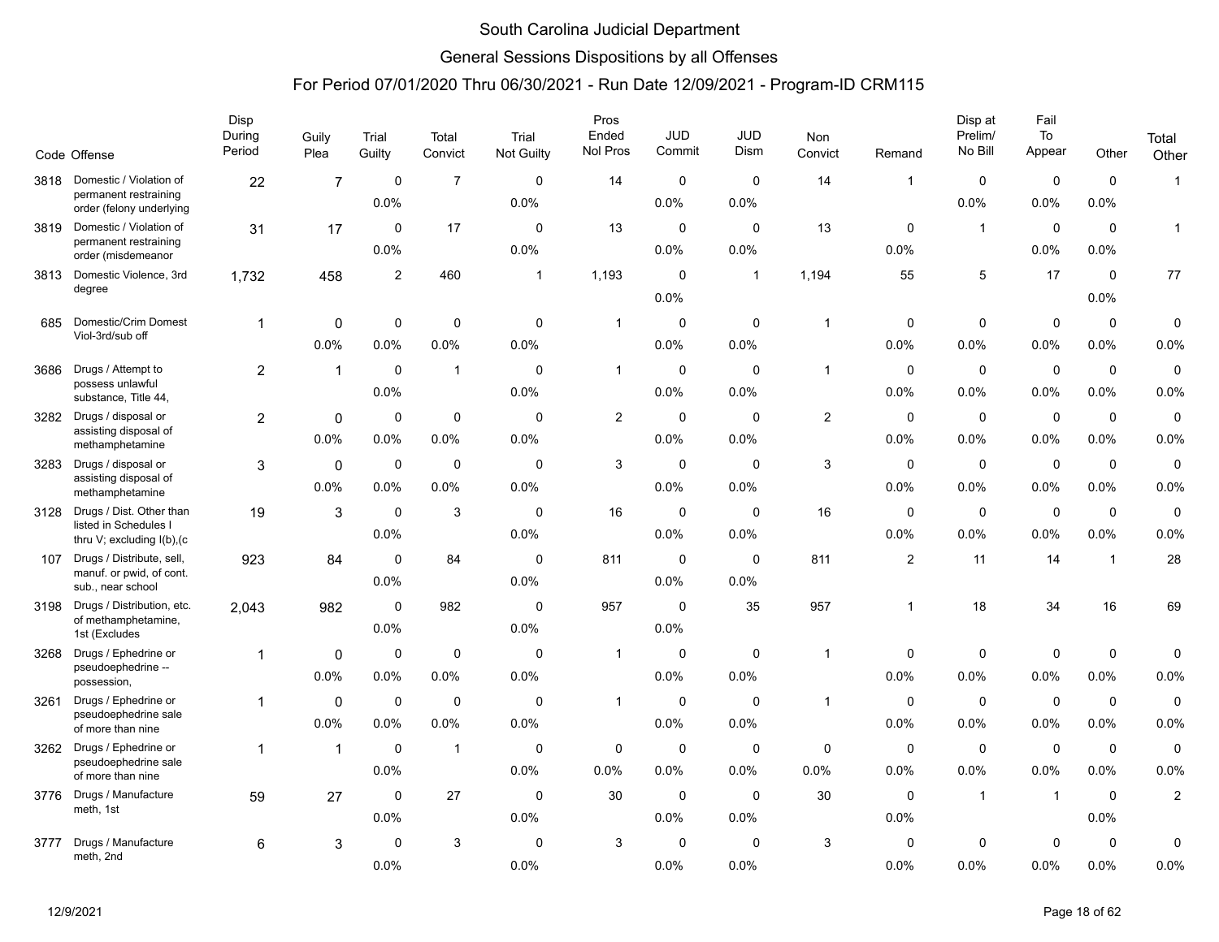# South Carolina Judicial Department

## General Sessions Dispositions by all Offenses

### For Period 07/01/2020 Thru 06/30/2021 - Run Date 12/09/2021 - Program-ID CRM115

| Code | Offense | Disp During Period | Guily Plea | Trial Guilty | Total Convict | Trial Not Guilty | Pros Ended Nol Pros | JUD Commit | JUD Dism | Non Convict | Remand | Disp at Prelim/ No Bill | Fail To Appear | Other | Total Other |
|---|---|---|---|---|---|---|---|---|---|---|---|---|---|---|---|
| 3818 | Domestic / Violation of permanent restraining order (felony underlying | 22 | 7 | 0<br>0.0% | 7 | 0<br>0.0% | 14 | 0<br>0.0% | 0<br>0.0% | 14 | 1 | 0<br>0.0% | 0<br>0.0% | 0<br>0.0% | 1 |
| 3819 | Domestic / Violation of permanent restraining order (misdemeanor | 31 | 17 | 0<br>0.0% | 17 | 0<br>0.0% | 13 | 0<br>0.0% | 0<br>0.0% | 13 | 0<br>0.0% | 1 | 0<br>0.0% | 0<br>0.0% | 1 |
| 3813 | Domestic Violence, 3rd degree | 1,732 | 458 | 2 | 460 | 1 | 1,193 | 0<br>0.0% | 1 | 1,194 | 55 | 5 | 17 | 0<br>0.0% | 77 |
| 685 | Domestic/Crim Domest Viol-3rd/sub off | 1 | 0<br>0.0% | 0<br>0.0% | 0<br>0.0% | 0<br>0.0% | 1 | 0<br>0.0% | 0<br>0.0% | 1 | 0<br>0.0% | 0<br>0.0% | 0<br>0.0% | 0<br>0.0% | 0<br>0.0% |
| 3686 | Drugs / Attempt to possess unlawful substance, Title 44, | 2 | 1 | 0<br>0.0% | 1 | 0<br>0.0% | 1 | 0<br>0.0% | 0<br>0.0% | 1 | 0<br>0.0% | 0<br>0.0% | 0<br>0.0% | 0<br>0.0% | 0<br>0.0% |
| 3282 | Drugs / disposal or assisting disposal of methamphetamine | 2 | 0<br>0.0% | 0<br>0.0% | 0<br>0.0% | 0<br>0.0% | 2 | 0<br>0.0% | 0<br>0.0% | 2 | 0<br>0.0% | 0<br>0.0% | 0<br>0.0% | 0<br>0.0% | 0<br>0.0% |
| 3283 | Drugs / disposal or assisting disposal of methamphetamine | 3 | 0<br>0.0% | 0<br>0.0% | 0<br>0.0% | 0<br>0.0% | 3 | 0<br>0.0% | 0<br>0.0% | 3 | 0<br>0.0% | 0<br>0.0% | 0<br>0.0% | 0<br>0.0% | 0<br>0.0% |
| 3128 | Drugs / Dist. Other than listed in Schedules I thru V; excluding I(b),(c | 19 | 3 | 0<br>0.0% | 3 | 0<br>0.0% | 16 | 0<br>0.0% | 0<br>0.0% | 16 | 0<br>0.0% | 0<br>0.0% | 0<br>0.0% | 0<br>0.0% | 0<br>0.0% |
| 107 | Drugs / Distribute, sell, manuf. or pwid, of cont. sub., near school | 923 | 84 | 0<br>0.0% | 84 | 0<br>0.0% | 811 | 0<br>0.0% | 0<br>0.0% | 811 | 2 | 11 | 14 | 1 | 28 |
| 3198 | Drugs / Distribution, etc. of methamphetamine, 1st (Excludes | 2,043 | 982 | 0<br>0.0% | 982 | 0<br>0.0% | 957 | 0<br>0.0% | 35 | 957 | 1 | 18 | 34 | 16 | 69 |
| 3268 | Drugs / Ephedrine or pseudoephedrine -- possession, | 1 | 0<br>0.0% | 0<br>0.0% | 0<br>0.0% | 0<br>0.0% | 1 | 0<br>0.0% | 0<br>0.0% | 1 | 0<br>0.0% | 0<br>0.0% | 0<br>0.0% | 0<br>0.0% | 0<br>0.0% |
| 3261 | Drugs / Ephedrine or pseudoephedrine sale of more than nine | 1 | 0<br>0.0% | 0<br>0.0% | 0<br>0.0% | 0<br>0.0% | 1 | 0<br>0.0% | 0<br>0.0% | 1 | 0<br>0.0% | 0<br>0.0% | 0<br>0.0% | 0<br>0.0% | 0<br>0.0% |
| 3262 | Drugs / Ephedrine or pseudoephedrine sale of more than nine | 1 | 1 | 0<br>0.0% | 1 | 0<br>0.0% | 0<br>0.0% | 0<br>0.0% | 0<br>0.0% | 0<br>0.0% | 0<br>0.0% | 0<br>0.0% | 0<br>0.0% | 0<br>0.0% | 0<br>0.0% |
| 3776 | Drugs / Manufacture meth, 1st | 59 | 27 | 0<br>0.0% | 27 | 0<br>0.0% | 30 | 0<br>0.0% | 0<br>0.0% | 30 | 0<br>0.0% | 1 | 1 | 0<br>0.0% | 2 |
| 3777 | Drugs / Manufacture meth, 2nd | 6 | 3 | 0<br>0.0% | 3 | 0<br>0.0% | 3 | 0<br>0.0% | 0<br>0.0% | 3 | 0<br>0.0% | 0<br>0.0% | 0<br>0.0% | 0<br>0.0% | 0<br>0.0% |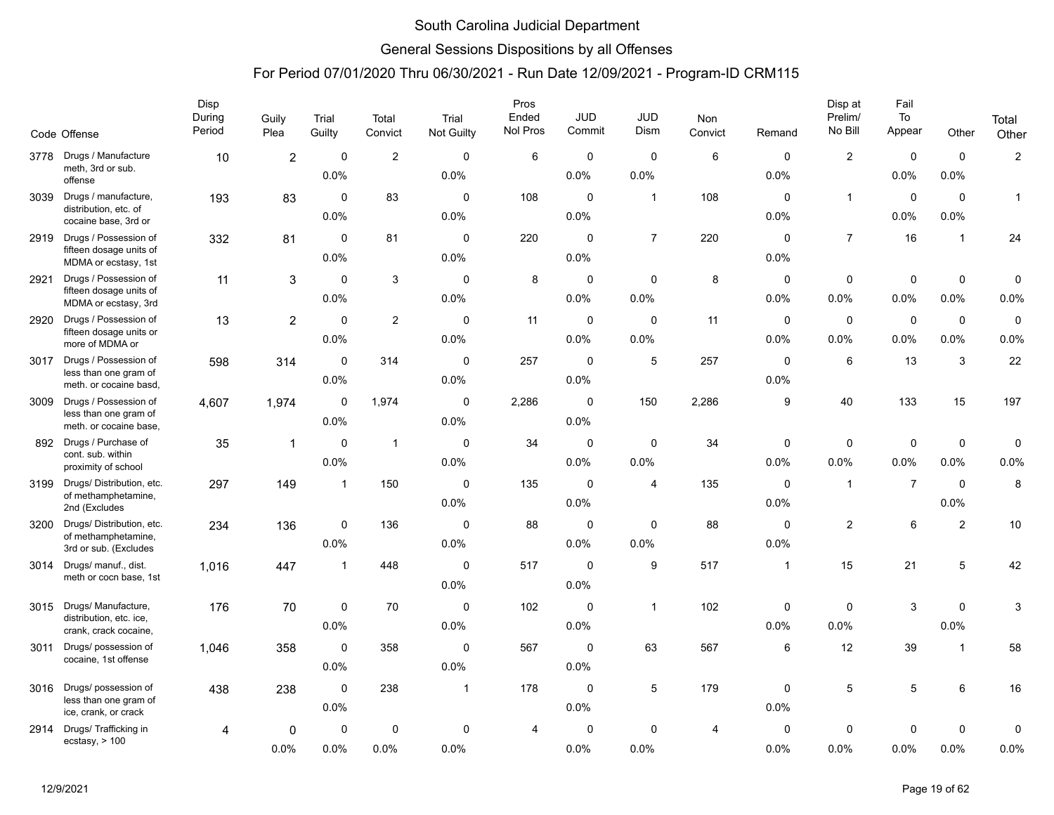# South Carolina Judicial Department

## General Sessions Dispositions by all Offenses

### For Period 07/01/2020 Thru 06/30/2021 - Run Date 12/09/2021 - Program-ID CRM115

| Code | Offense | Disp During Period | Guily Plea | Trial Guilty | Total Convict | Trial Not Guilty | Pros Ended Nol Pros | JUD Commit | JUD Dism | Non Convict | Remand | Disp at Prelim/ No Bill | Fail To Appear | Other | Total Other |
|---|---|---|---|---|---|---|---|---|---|---|---|---|---|---|---|
| 3778 | Drugs / Manufacture meth, 3rd or sub. offense | 10 | 2 | 0<br>0.0% | 2 | 0<br>0.0% | 6 | 0<br>0.0% | 0<br>0.0% | 6 | 0<br>0.0% | 2 | 0<br>0.0% | 0<br>0.0% | 2 |
| 3039 | Drugs / manufacture, distribution, etc. of cocaine base, 3rd or | 193 | 83 | 0<br>0.0% | 83 | 0<br>0.0% | 108 | 0<br>0.0% | 1 | 108 | 0<br>0.0% | 1 | 0<br>0.0% | 0<br>0.0% | 1 |
| 2919 | Drugs / Possession of fifteen dosage units of MDMA or ecstasy, 1st | 332 | 81 | 0<br>0.0% | 81 | 0<br>0.0% | 220 | 0<br>0.0% | 7 | 220 | 0<br>0.0% | 7 | 16 | 1 | 24 |
| 2921 | Drugs / Possession of fifteen dosage units of MDMA or ecstasy, 3rd | 11 | 3 | 0<br>0.0% | 3 | 0<br>0.0% | 8 | 0<br>0.0% | 0<br>0.0% | 8 | 0<br>0.0% | 0<br>0.0% | 0<br>0.0% | 0<br>0.0% | 0<br>0.0% |
| 2920 | Drugs / Possession of fifteen dosage units or more of MDMA or | 13 | 2 | 0<br>0.0% | 2 | 0<br>0.0% | 11 | 0<br>0.0% | 0<br>0.0% | 11 | 0<br>0.0% | 0<br>0.0% | 0<br>0.0% | 0<br>0.0% | 0<br>0.0% |
| 3017 | Drugs / Possession of less than one gram of meth. or cocaine basd, | 598 | 314 | 0<br>0.0% | 314 | 0<br>0.0% | 257 | 0<br>0.0% | 5 | 257 | 0<br>0.0% | 6 | 13 | 3 | 22 |
| 3009 | Drugs / Possession of less than one gram of meth. or cocaine base, | 4,607 | 1,974 | 0<br>0.0% | 1,974 | 0<br>0.0% | 2,286 | 0<br>0.0% | 150 | 2,286 | 9 | 40 | 133 | 15 | 197 |
| 892 | Drugs / Purchase of cont. sub. within proximity of school | 35 | 1 | 0<br>0.0% | 1 | 0<br>0.0% | 34 | 0<br>0.0% | 0<br>0.0% | 34 | 0<br>0.0% | 0<br>0.0% | 0<br>0.0% | 0<br>0.0% | 0<br>0.0% |
| 3199 | Drugs/ Distribution, etc. of methamphetamine, 2nd (Excludes | 297 | 149 | 1 | 150 | 0<br>0.0% | 135 | 0<br>0.0% | 4 | 135 | 0<br>0.0% | 1 | 7 | 0<br>0.0% | 8 |
| 3200 | Drugs/ Distribution, etc. of methamphetamine, 3rd or sub. (Excludes | 234 | 136 | 0<br>0.0% | 136 | 0<br>0.0% | 88 | 0<br>0.0% | 0<br>0.0% | 88 | 0<br>0.0% | 2 | 6 | 2 | 10 |
| 3014 | Drugs/ manuf., dist. meth or cocn base, 1st | 1,016 | 447 | 1 | 448 | 0<br>0.0% | 517 | 0<br>0.0% | 9 | 517 | 1 | 15 | 21 | 5 | 42 |
| 3015 | Drugs/ Manufacture, distribution, etc. ice, crank, crack cocaine, | 176 | 70 | 0<br>0.0% | 70 | 0<br>0.0% | 102 | 0<br>0.0% | 1 | 102 | 0<br>0.0% | 0<br>0.0% | 3 | 0<br>0.0% | 3 |
| 3011 | Drugs/ possession of cocaine, 1st offense | 1,046 | 358 | 0<br>0.0% | 358 | 0<br>0.0% | 567 | 0<br>0.0% | 63 | 567 | 6 | 12 | 39 | 1 | 58 |
| 3016 | Drugs/ possession of less than one gram of ice, crank, or crack | 438 | 238 | 0<br>0.0% | 238 | 1 | 178 | 0<br>0.0% | 5 | 179 | 0<br>0.0% | 5 | 5 | 6 | 16 |
| 2914 | Drugs/ Trafficking in ecstasy, > 100 | 4 | 0<br>0.0% | 0<br>0.0% | 0<br>0.0% | 0<br>0.0% | 4 | 0<br>0.0% | 0<br>0.0% | 4 | 0<br>0.0% | 0<br>0.0% | 0<br>0.0% | 0<br>0.0% | 0<br>0.0% |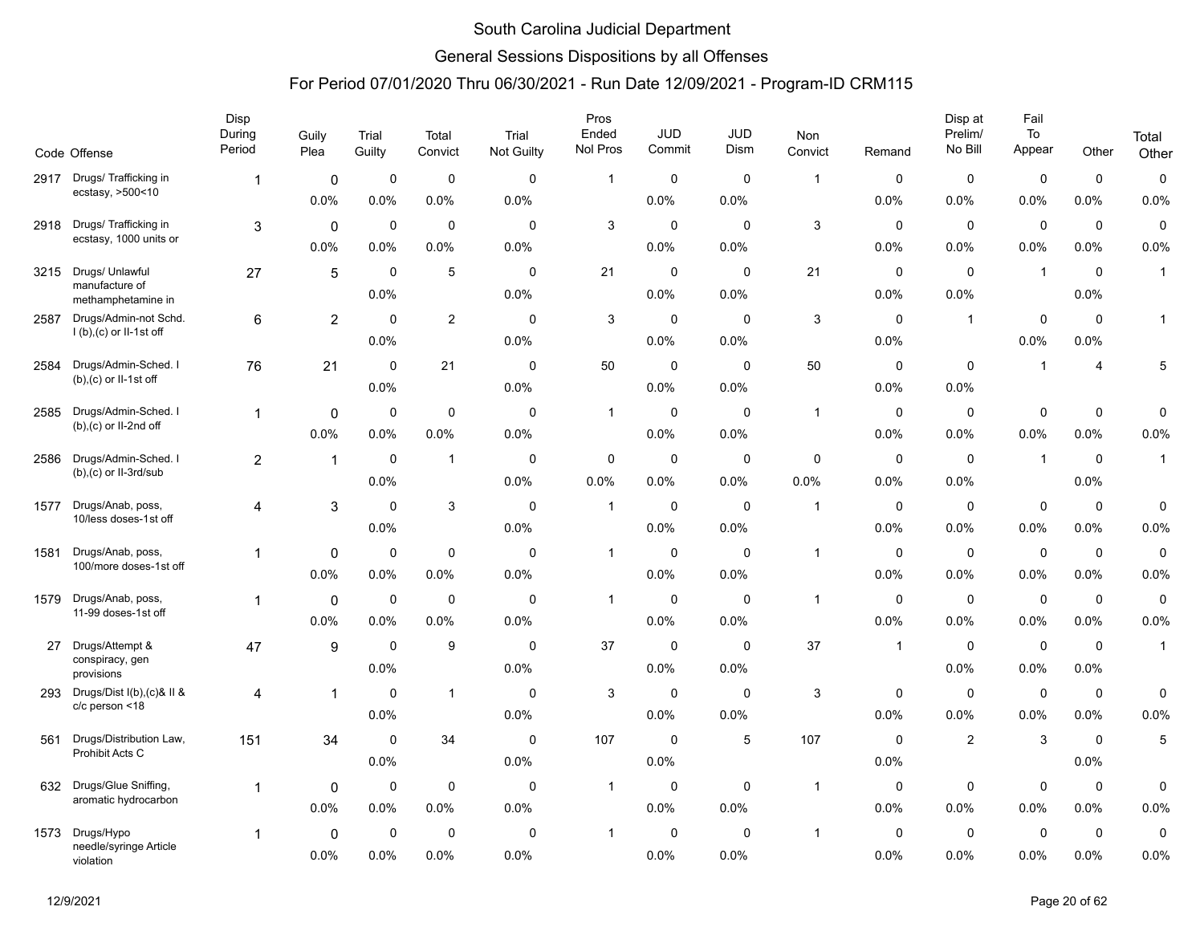# South Carolina Judicial Department

## General Sessions Dispositions by all Offenses

### For Period 07/01/2020 Thru 06/30/2021 - Run Date 12/09/2021 - Program-ID CRM115

| Code | Offense | Disp During Period | Guily Plea | Trial Guilty | Total Convict | Trial Not Guilty | Pros Ended Nol Pros | JUD Commit | JUD Dism | Non Convict | Remand | Disp at Prelim/ No Bill | Fail To Appear | Other | Total Other |
|---|---|---|---|---|---|---|---|---|---|---|---|---|---|---|---|
| 2917 | Drugs/ Trafficking in ecstasy, >500<10 | 1 | 0 | 0 | 0 | 0 | 1 | 0 | 0 | 1 | 0 | 0 | 0 | 0 | 0 |
| | | | 0.0% | 0.0% | 0.0% | 0.0% | | 0.0% | 0.0% | | 0.0% | 0.0% | 0.0% | 0.0% | 0.0% |
| 2918 | Drugs/ Trafficking in ecstasy, 1000 units or | 3 | 0 | 0 | 0 | 0 | 3 | 0 | 0 | 3 | 0 | 0 | 0 | 0 | 0 |
| | | | 0.0% | 0.0% | 0.0% | 0.0% | | 0.0% | 0.0% | | 0.0% | 0.0% | 0.0% | 0.0% | 0.0% |
| 3215 | Drugs/ Unlawful manufacture of methamphetamine in | 27 | 5 | 0 | 5 | 0 | 21 | 0 | 0 | 21 | 0 | 0 | 1 | 0 | 1 |
| | | | | 0.0% | | 0.0% | | 0.0% | 0.0% | | 0.0% | 0.0% | | 0.0% | |
| 2587 | Drugs/Admin-not Schd. I (b),(c) or II-1st off | 6 | 2 | 0 | 2 | 0 | 3 | 0 | 0 | 3 | 0 | 1 | 0 | 0 | 1 |
| | | | | 0.0% | | 0.0% | | 0.0% | 0.0% | | 0.0% | | 0.0% | 0.0% | |
| 2584 | Drugs/Admin-Sched. I (b),(c) or II-1st off | 76 | 21 | 0 | 21 | 0 | 50 | 0 | 0 | 50 | 0 | 0 | 1 | 4 | 5 |
| | | | | 0.0% | | 0.0% | | 0.0% | 0.0% | | 0.0% | 0.0% | | | |
| 2585 | Drugs/Admin-Sched. I (b),(c) or II-2nd off | 1 | 0 | 0 | 0 | 0 | 1 | 0 | 0 | 1 | 0 | 0 | 0 | 0 | 0 |
| | | | 0.0% | 0.0% | 0.0% | 0.0% | | 0.0% | 0.0% | | 0.0% | 0.0% | 0.0% | 0.0% | 0.0% |
| 2586 | Drugs/Admin-Sched. I (b),(c) or II-3rd/sub | 2 | 1 | 0 | 1 | 0 | 0 | 0 | 0 | 0 | 0 | 0 | 1 | 0 | 1 |
| | | | | 0.0% | | 0.0% | 0.0% | 0.0% | 0.0% | 0.0% | 0.0% | 0.0% | | 0.0% | |
| 1577 | Drugs/Anab, poss, 10/less doses-1st off | 4 | 3 | 0 | 3 | 0 | 1 | 0 | 0 | 1 | 0 | 0 | 0 | 0 | 0 |
| | | | | 0.0% | | 0.0% | | 0.0% | 0.0% | | 0.0% | 0.0% | 0.0% | 0.0% | 0.0% |
| 1581 | Drugs/Anab, poss, 100/more doses-1st off | 1 | 0 | 0 | 0 | 0 | 1 | 0 | 0 | 1 | 0 | 0 | 0 | 0 | 0 |
| | | | 0.0% | 0.0% | 0.0% | 0.0% | | 0.0% | 0.0% | | 0.0% | 0.0% | 0.0% | 0.0% | 0.0% |
| 1579 | Drugs/Anab, poss, 11-99 doses-1st off | 1 | 0 | 0 | 0 | 0 | 1 | 0 | 0 | 1 | 0 | 0 | 0 | 0 | 0 |
| | | | 0.0% | 0.0% | 0.0% | 0.0% | | 0.0% | 0.0% | | 0.0% | 0.0% | 0.0% | 0.0% | 0.0% |
| 27 | Drugs/Attempt & conspiracy, gen provisions | 47 | 9 | 0 | 9 | 0 | 37 | 0 | 0 | 37 | 1 | 0 | 0 | 0 | 1 |
| | | | | 0.0% | | 0.0% | | 0.0% | 0.0% | | | 0.0% | 0.0% | 0.0% | |
| 293 | Drugs/Dist I(b),(c)& II & c/c person <18 | 4 | 1 | 0 | 1 | 0 | 3 | 0 | 0 | 3 | 0 | 0 | 0 | 0 | 0 |
| | | | | 0.0% | | 0.0% | | 0.0% | 0.0% | | 0.0% | 0.0% | 0.0% | 0.0% | 0.0% |
| 561 | Drugs/Distribution Law, Prohibit Acts C | 151 | 34 | 0 | 34 | 0 | 107 | 0 | 5 | 107 | 0 | 2 | 3 | 0 | 5 |
| | | | | 0.0% | | 0.0% | | 0.0% | | | 0.0% | | | 0.0% | |
| 632 | Drugs/Glue Sniffing, aromatic hydrocarbon | 1 | 0 | 0 | 0 | 0 | 1 | 0 | 0 | 1 | 0 | 0 | 0 | 0 | 0 |
| | | | 0.0% | 0.0% | 0.0% | 0.0% | | 0.0% | 0.0% | | 0.0% | 0.0% | 0.0% | 0.0% | 0.0% |
| 1573 | Drugs/Hypo needle/syringe Article violation | 1 | 0 | 0 | 0 | 0 | 1 | 0 | 0 | 1 | 0 | 0 | 0 | 0 | 0 |
| | | | 0.0% | 0.0% | 0.0% | 0.0% | | 0.0% | 0.0% | | 0.0% | 0.0% | 0.0% | 0.0% | 0.0% |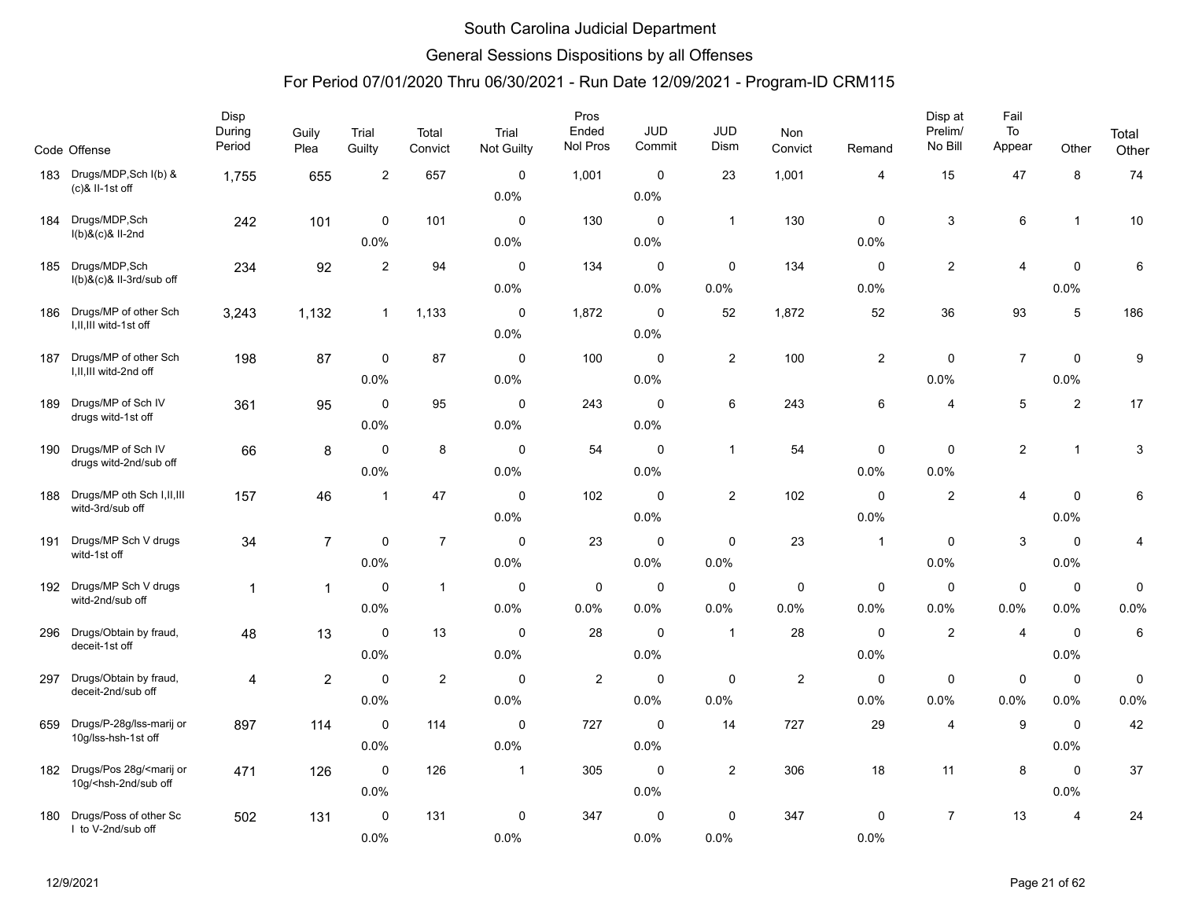# South Carolina Judicial Department

## General Sessions Dispositions by all Offenses

### For Period 07/01/2020 Thru 06/30/2021 - Run Date 12/09/2021 - Program-ID CRM115

| Code | Offense | Disp During Period | Guily Plea | Trial Guilty | Total Convict | Trial Not Guilty | Pros Ended Nol Pros | JUD Commit | JUD Dism | Non Convict | Remand | Disp at Prelim/ No Bill | Fail To Appear | Other | Total Other |
|---|---|---|---|---|---|---|---|---|---|---|---|---|---|---|---|
| 183 | Drugs/MDP,Sch I(b) & (c)& II-1st off | 1,755 | 655 | 2 | 657 | 0<br>0.0% | 1,001 | 0<br>0.0% | 23 | 1,001 | 4 | 15 | 47 | 8 | 74 |
| 184 | Drugs/MDP,Sch I(b)&(c)& II-2nd | 242 | 101 | 0<br>0.0% | 101 | 0<br>0.0% | 130 | 0<br>0.0% | 1 | 130 | 0<br>0.0% | 3 | 6 | 1 | 10 |
| 185 | Drugs/MDP,Sch I(b)&(c)& II-3rd/sub off | 234 | 92 | 2 | 94 | 0<br>0.0% | 134 | 0<br>0.0% | 0<br>0.0% | 134 | 0<br>0.0% | 2 | 4 | 0<br>0.0% | 6 |
| 186 | Drugs/MP of other Sch I,II,III witd-1st off | 3,243 | 1,132 | 1 | 1,133 | 0<br>0.0% | 1,872 | 0<br>0.0% | 52 | 1,872 | 52 | 36 | 93 | 5 | 186 |
| 187 | Drugs/MP of other Sch I,II,III witd-2nd off | 198 | 87 | 0<br>0.0% | 87 | 0<br>0.0% | 100 | 0<br>0.0% | 2 | 100 | 2 | 0<br>0.0% | 7 | 0<br>0.0% | 9 |
| 189 | Drugs/MP of Sch IV drugs witd-1st off | 361 | 95 | 0<br>0.0% | 95 | 0<br>0.0% | 243 | 0<br>0.0% | 6 | 243 | 6 | 4 | 5 | 2 | 17 |
| 190 | Drugs/MP of Sch IV drugs witd-2nd/sub off | 66 | 8 | 0<br>0.0% | 8 | 0<br>0.0% | 54 | 0<br>0.0% | 1 | 54 | 0<br>0.0% | 0<br>0.0% | 2 | 1 | 3 |
| 188 | Drugs/MP oth Sch I,II,III witd-3rd/sub off | 157 | 46 | 1 | 47 | 0<br>0.0% | 102 | 0<br>0.0% | 2 | 102 | 0<br>0.0% | 2 | 4 | 0<br>0.0% | 6 |
| 191 | Drugs/MP Sch V drugs witd-1st off | 34 | 7 | 0<br>0.0% | 7 | 0<br>0.0% | 23 | 0<br>0.0% | 0<br>0.0% | 23 | 1 | 0<br>0.0% | 3 | 0<br>0.0% | 4 |
| 192 | Drugs/MP Sch V drugs witd-2nd/sub off | 1 | 1 | 0<br>0.0% | 1 | 0<br>0.0% | 0<br>0.0% | 0<br>0.0% | 0<br>0.0% | 0<br>0.0% | 0<br>0.0% | 0<br>0.0% | 0<br>0.0% | 0<br>0.0% | 0<br>0.0% |
| 296 | Drugs/Obtain by fraud, deceit-1st off | 48 | 13 | 0<br>0.0% | 13 | 0<br>0.0% | 28 | 0<br>0.0% | 1 | 28 | 0<br>0.0% | 2 | 4 | 0<br>0.0% | 6 |
| 297 | Drugs/Obtain by fraud, deceit-2nd/sub off | 4 | 2 | 0<br>0.0% | 2 | 0<br>0.0% | 2 | 0<br>0.0% | 0<br>0.0% | 2 | 0<br>0.0% | 0<br>0.0% | 0<br>0.0% | 0<br>0.0% | 0<br>0.0% |
| 659 | Drugs/P-28g/lss-marij or 10g/lss-hsh-1st off | 897 | 114 | 0<br>0.0% | 114 | 0<br>0.0% | 727 | 0<br>0.0% | 14 | 727 | 29 | 4 | 9 | 0<br>0.0% | 42 |
| 182 | Drugs/Pos 28g/<marij or 10g/<hsh-2nd/sub off | 471 | 126 | 0<br>0.0% | 126 | 1 | 305 | 0<br>0.0% | 2 | 306 | 18 | 11 | 8 | 0<br>0.0% | 37 |
| 180 | Drugs/Poss of other Sc I to V-2nd/sub off | 502 | 131 | 0<br>0.0% | 131 | 0<br>0.0% | 347 | 0<br>0.0% | 0<br>0.0% | 347 | 0<br>0.0% | 7 | 13 | 4 | 24 |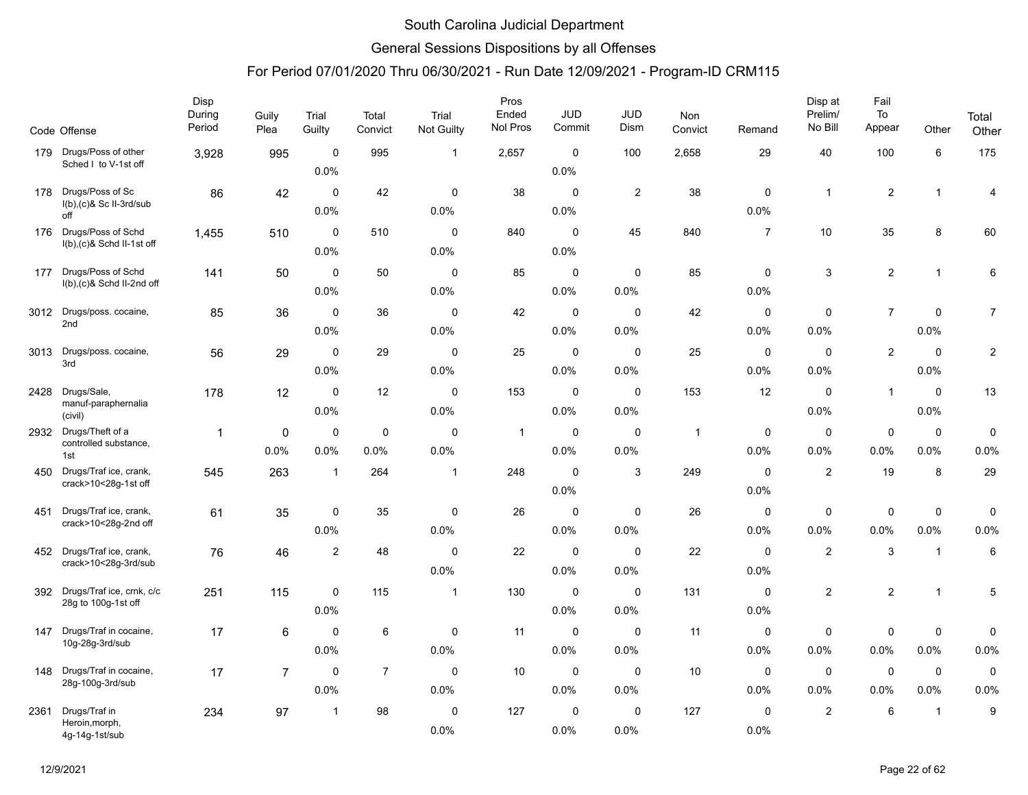# South Carolina Judicial Department

## General Sessions Dispositions by all Offenses

### For Period 07/01/2020 Thru 06/30/2021 - Run Date 12/09/2021 - Program-ID CRM115

| Code | Offense | Disp During Period | Guily Plea | Trial Guilty | Total Convict | Trial Not Guilty | Pros Ended Nol Pros | JUD Commit | JUD Dism | Non Convict | Remand | Disp at Prelim/ No Bill | Fail To Appear | Other | Total Other |
|---|---|---|---|---|---|---|---|---|---|---|---|---|---|---|---|
| 179 | Drugs/Poss of other Sched I to V-1st off | 3,928 | 995 | 0<br>0.0% | 995 | 1 | 2,657 | 0<br>0.0% | 100 | 2,658 | 29 | 40 | 100 | 6 | 175 |
| 178 | Drugs/Poss of Sc I(b),(c)& Sc II-3rd/sub off | 86 | 42 | 0<br>0.0% | 42 | 0<br>0.0% | 38 | 0<br>0.0% | 2 | 38 | 0<br>0.0% | 1 | 2 | 1 | 4 |
| 176 | Drugs/Poss of Schd I(b),(c)& Schd II-1st off | 1,455 | 510 | 0<br>0.0% | 510 | 0<br>0.0% | 840 | 0<br>0.0% | 45 | 840 | 7 | 10 | 35 | 8 | 60 |
| 177 | Drugs/Poss of Schd I(b),(c)& Schd II-2nd off | 141 | 50 | 0<br>0.0% | 50 | 0<br>0.0% | 85 | 0<br>0.0% | 0<br>0.0% | 85 | 0<br>0.0% | 3 | 2 | 1 | 6 |
| 3012 | Drugs/poss. cocaine, 2nd | 85 | 36 | 0<br>0.0% | 36 | 0<br>0.0% | 42 | 0<br>0.0% | 0<br>0.0% | 42 | 0<br>0.0% | 0<br>0.0% | 7 | 0<br>0.0% | 7 |
| 3013 | Drugs/poss. cocaine, 3rd | 56 | 29 | 0<br>0.0% | 29 | 0<br>0.0% | 25 | 0<br>0.0% | 0<br>0.0% | 25 | 0<br>0.0% | 0<br>0.0% | 2 | 0<br>0.0% | 2 |
| 2428 | Drugs/Sale, manuf-paraphernalia (civil) | 178 | 12 | 0<br>0.0% | 12 | 0<br>0.0% | 153 | 0<br>0.0% | 0<br>0.0% | 153 | 12 | 0<br>0.0% | 1 | 0<br>0.0% | 13 |
| 2932 | Drugs/Theft of a controlled substance, 1st | 1 | 0<br>0.0% | 0<br>0.0% | 0<br>0.0% | 0<br>0.0% | 1 | 0<br>0.0% | 0<br>0.0% | 1 | 0<br>0.0% | 0<br>0.0% | 0<br>0.0% | 0<br>0.0% | 0<br>0.0% |
| 450 | Drugs/Traf ice, crank, crack>10<28g-1st off | 545 | 263 | 1 | 264 | 1 | 248 | 0<br>0.0% | 3 | 249 | 0<br>0.0% | 2 | 19 | 8 | 29 |
| 451 | Drugs/Traf ice, crank, crack>10<28g-2nd off | 61 | 35 | 0<br>0.0% | 35 | 0<br>0.0% | 26 | 0<br>0.0% | 0<br>0.0% | 26 | 0<br>0.0% | 0<br>0.0% | 0<br>0.0% | 0<br>0.0% | 0<br>0.0% |
| 452 | Drugs/Traf ice, crank, crack>10<28g-3rd/sub | 76 | 46 | 2 | 48 | 0<br>0.0% | 22 | 0<br>0.0% | 0<br>0.0% | 22 | 0<br>0.0% | 2 | 3 | 1 | 6 |
| 392 | Drugs/Traf ice, crnk, c/c 28g to 100g-1st off | 251 | 115 | 0<br>0.0% | 115 | 1 | 130 | 0<br>0.0% | 0<br>0.0% | 131 | 0<br>0.0% | 2 | 2 | 1 | 5 |
| 147 | Drugs/Traf in cocaine, 10g-28g-3rd/sub | 17 | 6 | 0<br>0.0% | 6 | 0<br>0.0% | 11 | 0<br>0.0% | 0<br>0.0% | 11 | 0<br>0.0% | 0<br>0.0% | 0<br>0.0% | 0<br>0.0% | 0<br>0.0% |
| 148 | Drugs/Traf in cocaine, 28g-100g-3rd/sub | 17 | 7 | 0<br>0.0% | 7 | 0<br>0.0% | 10 | 0<br>0.0% | 0<br>0.0% | 10 | 0<br>0.0% | 0<br>0.0% | 0<br>0.0% | 0<br>0.0% | 0<br>0.0% |
| 2361 | Drugs/Traf in Heroin,morph, 4g-14g-1st/sub | 234 | 97 | 1 | 98 | 0<br>0.0% | 127 | 0<br>0.0% | 0<br>0.0% | 127 | 0<br>0.0% | 2 | 6 | 1 | 9 |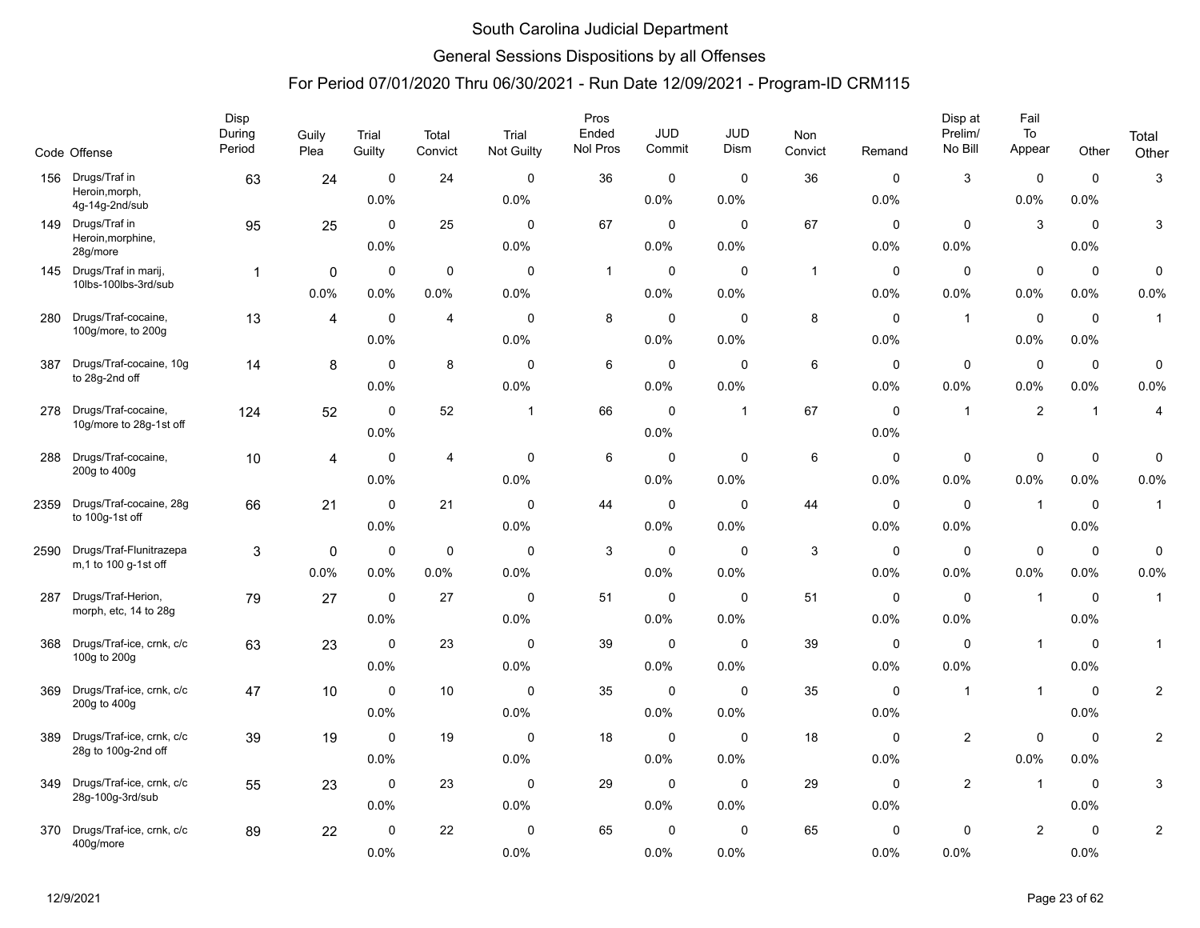# South Carolina Judicial Department

## General Sessions Dispositions by all Offenses

### For Period 07/01/2020 Thru 06/30/2021 - Run Date 12/09/2021 - Program-ID CRM115

| Code | Offense | Disp During Period | Guily Plea | Trial Guilty | Total Convict | Trial Not Guilty | Pros Ended Nol Pros | JUD Commit | JUD Dism | Non Convict | Remand | Disp at Prelim/ No Bill | Fail To Appear | Other | Total Other |
|---|---|---|---|---|---|---|---|---|---|---|---|---|---|---|---|
| 156 | Drugs/Traf in Heroin,morph, 4g-14g-2nd/sub | 63 | 24 | 0 | 24 | 0 | 36 | 0 | 0 | 36 | 0 | 3 | 0 | 0 | 3 |
| | | | | 0.0% | | 0.0% | | 0.0% | 0.0% | | 0.0% | | 0.0% | 0.0% | |
| 149 | Drugs/Traf in Heroin,morphine, 28g/more | 95 | 25 | 0 | 25 | 0 | 67 | 0 | 0 | 67 | 0 | 0 | 3 | 0 | 3 |
| | | | | 0.0% | | 0.0% | | 0.0% | 0.0% | | 0.0% | 0.0% | | 0.0% | |
| 145 | Drugs/Traf in marij, 10lbs-100lbs-3rd/sub | 1 | 0 | 0 | 0 | 0 | 1 | 0 | 0 | 1 | 0 | 0 | 0 | 0 | 0 |
| | | | 0.0% | 0.0% | 0.0% | 0.0% | | 0.0% | 0.0% | | 0.0% | 0.0% | 0.0% | 0.0% | 0.0% |
| 280 | Drugs/Traf-cocaine, 100g/more, to 200g | 13 | 4 | 0 | 4 | 0 | 8 | 0 | 0 | 8 | 0 | 1 | 0 | 0 | 1 |
| | | | | 0.0% | | 0.0% | | 0.0% | 0.0% | | 0.0% | | 0.0% | 0.0% | |
| 387 | Drugs/Traf-cocaine, 10g to 28g-2nd off | 14 | 8 | 0 | 8 | 0 | 6 | 0 | 0 | 6 | 0 | 0 | 0 | 0 | 0 |
| | | | | 0.0% | | 0.0% | | 0.0% | 0.0% | | 0.0% | 0.0% | 0.0% | 0.0% | 0.0% |
| 278 | Drugs/Traf-cocaine, 10g/more to 28g-1st off | 124 | 52 | 0 | 52 | 1 | 66 | 0 | 1 | 67 | 0 | 1 | 2 | 1 | 4 |
| | | | | 0.0% | | | | 0.0% | | | 0.0% | | | | |
| 288 | Drugs/Traf-cocaine, 200g to 400g | 10 | 4 | 0 | 4 | 0 | 6 | 0 | 0 | 6 | 0 | 0 | 0 | 0 | 0 |
| | | | | 0.0% | | 0.0% | | 0.0% | 0.0% | | 0.0% | 0.0% | 0.0% | 0.0% | 0.0% |
| 2359 | Drugs/Traf-cocaine, 28g to 100g-1st off | 66 | 21 | 0 | 21 | 0 | 44 | 0 | 0 | 44 | 0 | 0 | 1 | 0 | 1 |
| | | | | 0.0% | | 0.0% | | 0.0% | 0.0% | | 0.0% | 0.0% | | 0.0% | |
| 2590 | Drugs/Traf-Flunitrazepam,1 to 100 g-1st off | 3 | 0 | 0 | 0 | 0 | 3 | 0 | 0 | 3 | 0 | 0 | 0 | 0 | 0 |
| | | | 0.0% | 0.0% | 0.0% | 0.0% | | 0.0% | 0.0% | | 0.0% | 0.0% | 0.0% | 0.0% | 0.0% |
| 287 | Drugs/Traf-Herion, morph, etc, 14 to 28g | 79 | 27 | 0 | 27 | 0 | 51 | 0 | 0 | 51 | 0 | 0 | 1 | 0 | 1 |
| | | | | 0.0% | | 0.0% | | 0.0% | 0.0% | | 0.0% | 0.0% | | 0.0% | |
| 368 | Drugs/Traf-ice, crnk, c/c 100g to 200g | 63 | 23 | 0 | 23 | 0 | 39 | 0 | 0 | 39 | 0 | 0 | 1 | 0 | 1 |
| | | | | 0.0% | | 0.0% | | 0.0% | 0.0% | | 0.0% | 0.0% | | 0.0% | |
| 369 | Drugs/Traf-ice, crnk, c/c 200g to 400g | 47 | 10 | 0 | 10 | 0 | 35 | 0 | 0 | 35 | 0 | 1 | 1 | 0 | 2 |
| | | | | 0.0% | | 0.0% | | 0.0% | 0.0% | | 0.0% | | | 0.0% | |
| 389 | Drugs/Traf-ice, crnk, c/c 28g to 100g-2nd off | 39 | 19 | 0 | 19 | 0 | 18 | 0 | 0 | 18 | 0 | 2 | 0 | 0 | 2 |
| | | | | 0.0% | | 0.0% | | 0.0% | 0.0% | | 0.0% | | 0.0% | 0.0% | |
| 349 | Drugs/Traf-ice, crnk, c/c 28g-100g-3rd/sub | 55 | 23 | 0 | 23 | 0 | 29 | 0 | 0 | 29 | 0 | 2 | 1 | 0 | 3 |
| | | | | 0.0% | | 0.0% | | 0.0% | 0.0% | | 0.0% | | | 0.0% | |
| 370 | Drugs/Traf-ice, crnk, c/c 400g/more | 89 | 22 | 0 | 22 | 0 | 65 | 0 | 0 | 65 | 0 | 0 | 2 | 0 | 2 |
| | | | | 0.0% | | 0.0% | | 0.0% | 0.0% | | 0.0% | 0.0% | | 0.0% | |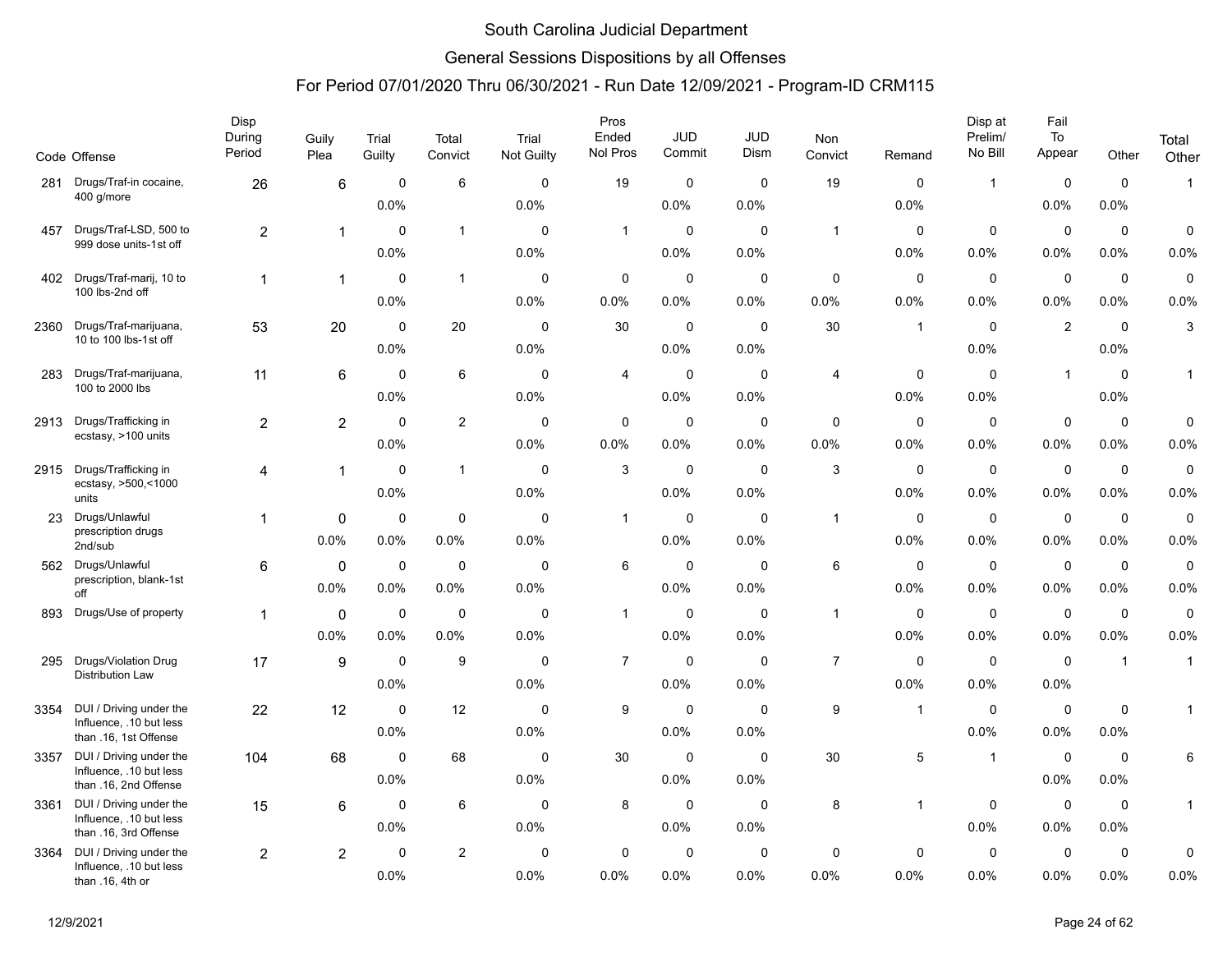# South Carolina Judicial Department

## General Sessions Dispositions by all Offenses

### For Period 07/01/2020 Thru 06/30/2021 - Run Date 12/09/2021 - Program-ID CRM115

| Code | Offense | Disp During Period | Guily Plea | Trial Guilty | Total Convict | Trial Not Guilty | Pros Ended Nol Pros | JUD Commit | JUD Dism | Non Convict | Remand | Disp at Prelim/ No Bill | Fail To Appear | Other | Total Other |
|---|---|---|---|---|---|---|---|---|---|---|---|---|---|---|---|
| 281 | Drugs/Traf-in cocaine, 400 g/more | 26 | 6 | 0 | 6 | 0 | 19 | 0 | 0 | 19 | 0 | 1 | 0 | 0 | 1 |
| | | | | 0.0% | | 0.0% | | 0.0% | 0.0% | | 0.0% | | 0.0% | 0.0% | |
| 457 | Drugs/Traf-LSD, 500 to 999 dose units-1st off | 2 | 1 | 0 | 1 | 0 | 1 | 0 | 0 | 1 | 0 | 0 | 0 | 0 | 0 |
| | | | | 0.0% | | 0.0% | | 0.0% | 0.0% | | 0.0% | 0.0% | 0.0% | 0.0% | 0.0% |
| 402 | Drugs/Traf-marij, 10 to 100 lbs-2nd off | 1 | 1 | 0 | 1 | 0 | 0 | 0 | 0 | 0 | 0 | 0 | 0 | 0 | 0 |
| | | | | 0.0% | | 0.0% | 0.0% | 0.0% | 0.0% | 0.0% | 0.0% | 0.0% | 0.0% | 0.0% | 0.0% |
| 2360 | Drugs/Traf-marijuana, 10 to 100 lbs-1st off | 53 | 20 | 0 | 20 | 0 | 30 | 0 | 0 | 30 | 1 | 0 | 2 | 0 | 3 |
| | | | | 0.0% | | 0.0% | | 0.0% | 0.0% | | | 0.0% | | 0.0% | |
| 283 | Drugs/Traf-marijuana, 100 to 2000 lbs | 11 | 6 | 0 | 6 | 0 | 4 | 0 | 0 | 4 | 0 | 0 | 1 | 0 | 1 |
| | | | | 0.0% | | 0.0% | | 0.0% | 0.0% | | 0.0% | 0.0% | | 0.0% | |
| 2913 | Drugs/Trafficking in ecstasy, >100 units | 2 | 2 | 0 | 2 | 0 | 0 | 0 | 0 | 0 | 0 | 0 | 0 | 0 | 0 |
| | | | | 0.0% | | 0.0% | 0.0% | 0.0% | 0.0% | 0.0% | 0.0% | 0.0% | 0.0% | 0.0% | 0.0% |
| 2915 | Drugs/Trafficking in ecstasy, >500,<1000 units | 4 | 1 | 0 | 1 | 0 | 3 | 0 | 0 | 3 | 0 | 0 | 0 | 0 | 0 |
| | | | | 0.0% | | 0.0% | | 0.0% | 0.0% | | 0.0% | 0.0% | 0.0% | 0.0% | 0.0% |
| 23 | Drugs/Unlawful prescription drugs 2nd/sub | 1 | 0 | 0 | 0 | 0 | 1 | 0 | 0 | 1 | 0 | 0 | 0 | 0 | 0 |
| | | | 0.0% | 0.0% | 0.0% | 0.0% | | 0.0% | 0.0% | | 0.0% | 0.0% | 0.0% | 0.0% | 0.0% |
| 562 | Drugs/Unlawful prescription, blank-1st off | 6 | 0 | 0 | 0 | 0 | 6 | 0 | 0 | 6 | 0 | 0 | 0 | 0 | 0 |
| | | | 0.0% | 0.0% | 0.0% | 0.0% | | 0.0% | 0.0% | | 0.0% | 0.0% | 0.0% | 0.0% | 0.0% |
| 893 | Drugs/Use of property | 1 | 0 | 0 | 0 | 0 | 1 | 0 | 0 | 1 | 0 | 0 | 0 | 0 | 0 |
| | | | 0.0% | 0.0% | 0.0% | 0.0% | | 0.0% | 0.0% | | 0.0% | 0.0% | 0.0% | 0.0% | 0.0% |
| 295 | Drugs/Violation Drug Distribution Law | 17 | 9 | 0 | 9 | 0 | 7 | 0 | 0 | 7 | 0 | 0 | 0 | 1 | 1 |
| | | | | 0.0% | | 0.0% | | 0.0% | 0.0% | | 0.0% | 0.0% | 0.0% | | |
| 3354 | DUI / Driving under the Influence, .10 but less than .16, 1st Offense | 22 | 12 | 0 | 12 | 0 | 9 | 0 | 0 | 9 | 1 | 0 | 0 | 0 | 1 |
| | | | | 0.0% | | 0.0% | | 0.0% | 0.0% | | | 0.0% | 0.0% | 0.0% | |
| 3357 | DUI / Driving under the Influence, .10 but less than .16, 2nd Offense | 104 | 68 | 0 | 68 | 0 | 30 | 0 | 0 | 30 | 5 | 1 | 0 | 0 | 6 |
| | | | | 0.0% | | 0.0% | | 0.0% | 0.0% | | | | 0.0% | 0.0% | |
| 3361 | DUI / Driving under the Influence, .10 but less than .16, 3rd Offense | 15 | 6 | 0 | 6 | 0 | 8 | 0 | 0 | 8 | 1 | 0 | 0 | 0 | 1 |
| | | | | 0.0% | | 0.0% | | 0.0% | 0.0% | | | 0.0% | 0.0% | 0.0% | |
| 3364 | DUI / Driving under the Influence, .10 but less than .16, 4th or | 2 | 2 | 0 | 2 | 0 | 0 | 0 | 0 | 0 | 0 | 0 | 0 | 0 | 0 |
| | | | | 0.0% | | 0.0% | 0.0% | 0.0% | 0.0% | 0.0% | 0.0% | 0.0% | 0.0% | 0.0% | 0.0% |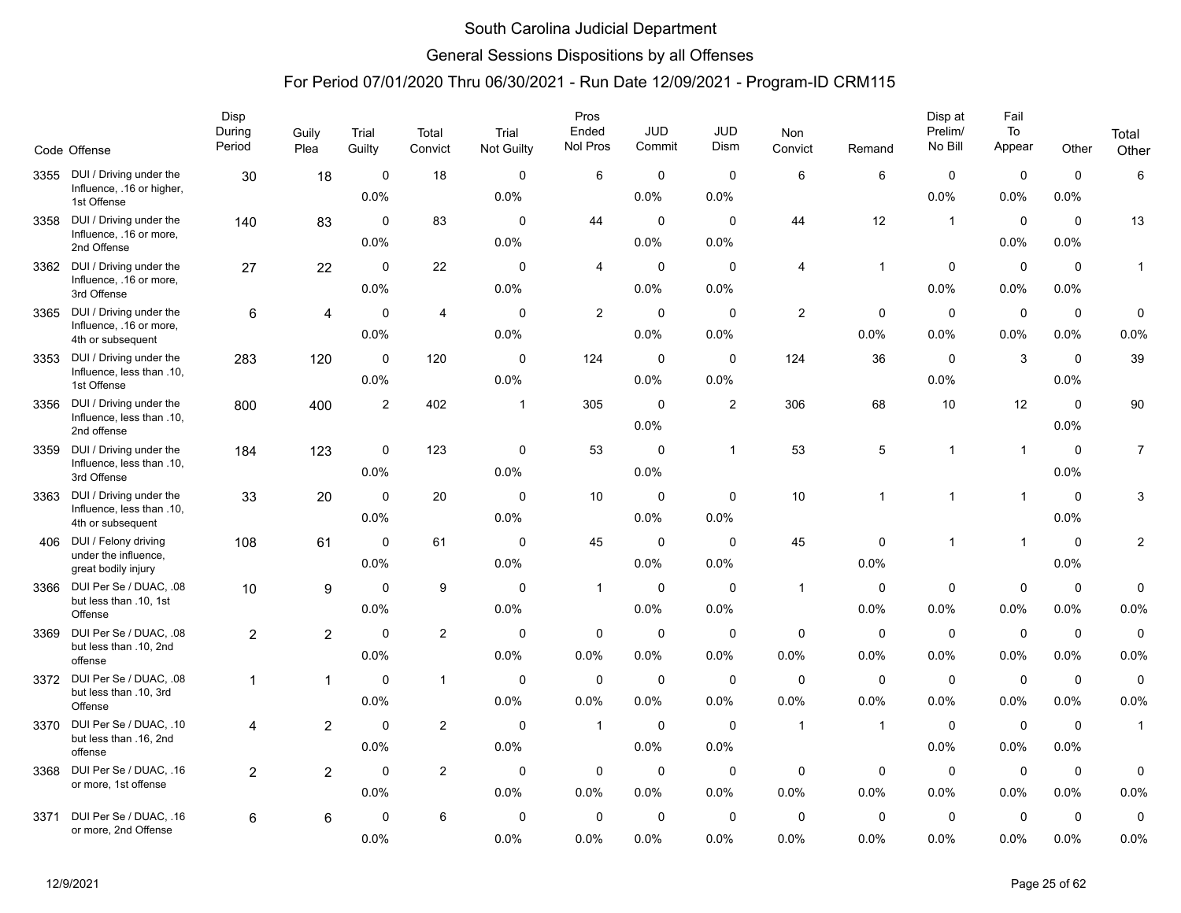# South Carolina Judicial Department

## General Sessions Dispositions by all Offenses

### For Period 07/01/2020 Thru 06/30/2021 - Run Date 12/09/2021 - Program-ID CRM115

| Code | Offense | Disp During Period | Guily Plea | Trial Guilty | Total Convict | Trial Not Guilty | Pros Ended Nol Pros | JUD Commit | JUD Dism | Non Convict | Remand | Disp at Prelim/ No Bill | Fail To Appear | Other | Total Other |
|---|---|---|---|---|---|---|---|---|---|---|---|---|---|---|---|
| 3355 | DUI / Driving under the Influence, .16 or higher, 1st Offense | 30 | 18 | 0<br>0.0% | 18 | 0<br>0.0% | 6 | 0<br>0.0% | 0<br>0.0% | 6 | 6 | 0<br>0.0% | 0<br>0.0% | 0<br>0.0% | 6 |
| 3358 | DUI / Driving under the Influence, .16 or more, 2nd Offense | 140 | 83 | 0<br>0.0% | 83 | 0<br>0.0% | 44 | 0<br>0.0% | 0<br>0.0% | 44 | 12 | 1 | 0<br>0.0% | 0<br>0.0% | 13 |
| 3362 | DUI / Driving under the Influence, .16 or more, 3rd Offense | 27 | 22 | 0<br>0.0% | 22 | 0<br>0.0% | 4 | 0<br>0.0% | 0<br>0.0% | 4 | 1 | 0<br>0.0% | 0<br>0.0% | 0<br>0.0% | 1 |
| 3365 | DUI / Driving under the Influence, .16 or more, 4th or subsequent | 6 | 4 | 0<br>0.0% | 4 | 0<br>0.0% | 2 | 0<br>0.0% | 0<br>0.0% | 2 | 0<br>0.0% | 0<br>0.0% | 0<br>0.0% | 0<br>0.0% | 0<br>0.0% |
| 3353 | DUI / Driving under the Influence, less than .10, 1st Offense | 283 | 120 | 0<br>0.0% | 120 | 0<br>0.0% | 124 | 0<br>0.0% | 0<br>0.0% | 124 | 36 | 0<br>0.0% | 3 | 0<br>0.0% | 39 |
| 3356 | DUI / Driving under the Influence, less than .10, 2nd offense | 800 | 400 | 2 | 402 | 1 | 305 | 0<br>0.0% | 2 | 306 | 68 | 10 | 12 | 0<br>0.0% | 90 |
| 3359 | DUI / Driving under the Influence, less than .10, 3rd Offense | 184 | 123 | 0<br>0.0% | 123 | 0<br>0.0% | 53 | 0<br>0.0% | 1 | 53 | 5 | 1 | 1 | 0<br>0.0% | 7 |
| 3363 | DUI / Driving under the Influence, less than .10, 4th or subsequent | 33 | 20 | 0<br>0.0% | 20 | 0<br>0.0% | 10 | 0<br>0.0% | 0<br>0.0% | 10 | 1 | 1 | 1 | 0<br>0.0% | 3 |
| 406 | DUI / Felony driving under the influence, great bodily injury | 108 | 61 | 0<br>0.0% | 61 | 0<br>0.0% | 45 | 0<br>0.0% | 0<br>0.0% | 45 | 0<br>0.0% | 1 | 1 | 0<br>0.0% | 2 |
| 3366 | DUI Per Se / DUAC, .08 but less than .10, 1st Offense | 10 | 9 | 0<br>0.0% | 9 | 0<br>0.0% | 1 | 0<br>0.0% | 0<br>0.0% | 1 | 0<br>0.0% | 0<br>0.0% | 0<br>0.0% | 0<br>0.0% | 0<br>0.0% |
| 3369 | DUI Per Se / DUAC, .08 but less than .10, 2nd offense | 2 | 2 | 0<br>0.0% | 2 | 0<br>0.0% | 0<br>0.0% | 0<br>0.0% | 0<br>0.0% | 0<br>0.0% | 0<br>0.0% | 0<br>0.0% | 0<br>0.0% | 0<br>0.0% | 0<br>0.0% |
| 3372 | DUI Per Se / DUAC, .08 but less than .10, 3rd Offense | 1 | 1 | 0<br>0.0% | 1 | 0<br>0.0% | 0<br>0.0% | 0<br>0.0% | 0<br>0.0% | 0<br>0.0% | 0<br>0.0% | 0<br>0.0% | 0<br>0.0% | 0<br>0.0% | 0<br>0.0% |
| 3370 | DUI Per Se / DUAC, .10 but less than .16, 2nd offense | 4 | 2 | 0<br>0.0% | 2 | 0<br>0.0% | 1 | 0<br>0.0% | 0<br>0.0% | 1 | 1 | 0<br>0.0% | 0<br>0.0% | 0<br>0.0% | 1 |
| 3368 | DUI Per Se / DUAC, .16 or more, 1st offense | 2 | 2 | 0<br>0.0% | 2 | 0<br>0.0% | 0<br>0.0% | 0<br>0.0% | 0<br>0.0% | 0<br>0.0% | 0<br>0.0% | 0<br>0.0% | 0<br>0.0% | 0<br>0.0% | 0<br>0.0% |
| 3371 | DUI Per Se / DUAC, .16 or more, 2nd Offense | 6 | 6 | 0<br>0.0% | 6 | 0<br>0.0% | 0<br>0.0% | 0<br>0.0% | 0<br>0.0% | 0<br>0.0% | 0<br>0.0% | 0<br>0.0% | 0<br>0.0% | 0<br>0.0% | 0<br>0.0% |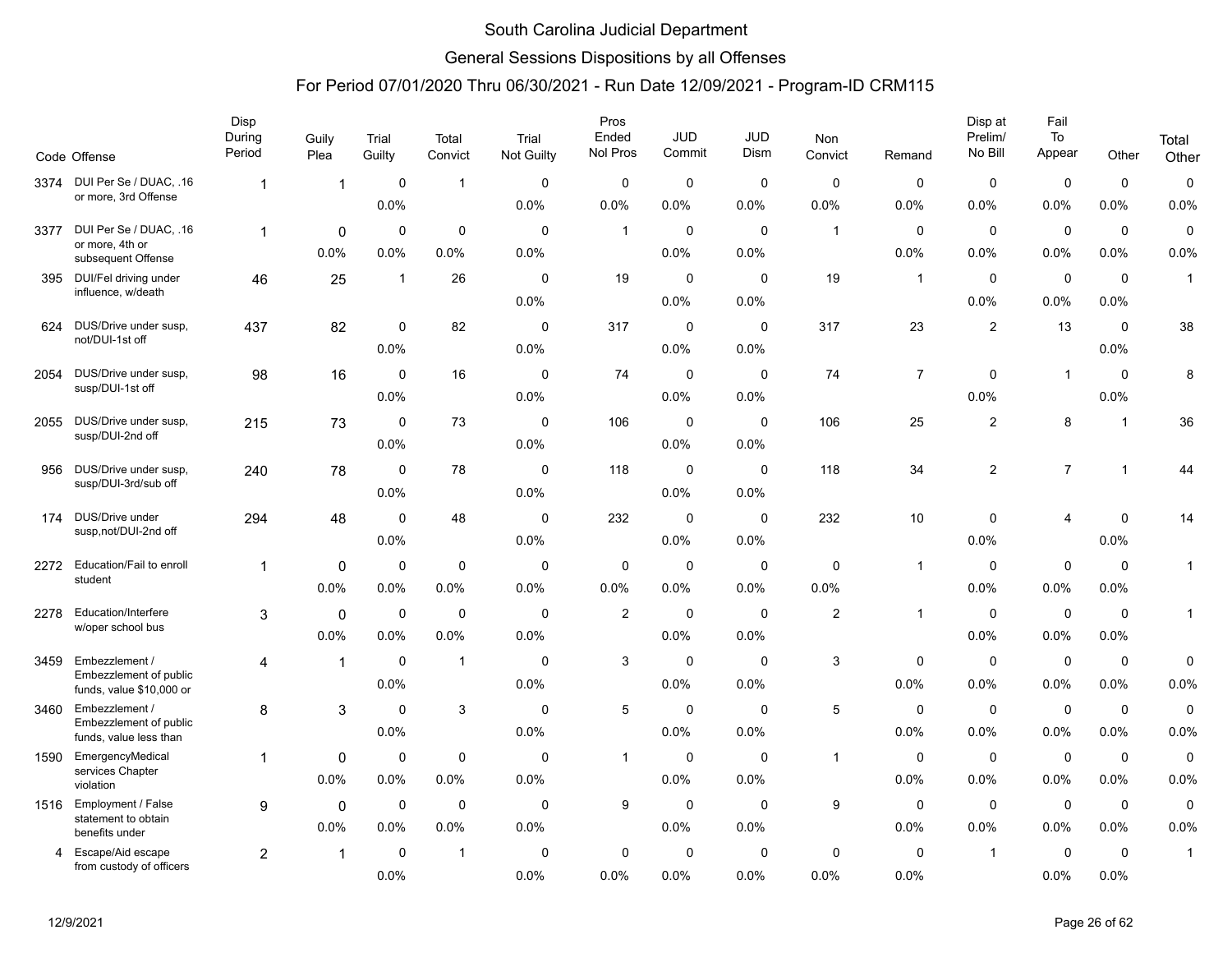# South Carolina Judicial Department

## General Sessions Dispositions by all Offenses

### For Period 07/01/2020 Thru 06/30/2021 - Run Date 12/09/2021 - Program-ID CRM115

| Code | Offense | Disp During Period | Guily Plea | Trial Guilty | Total Convict | Trial Not Guilty | Pros Ended Nol Pros | JUD Commit | JUD Dism | Non Convict | Remand | Disp at Prelim/ No Bill | Fail To Appear | Other | Total Other |
|---|---|---|---|---|---|---|---|---|---|---|---|---|---|---|---|
| 3374 | DUI Per Se / DUAC, .16 or more, 3rd Offense | 1 | 1 | 0 | 1 | 0 | 0 | 0 | 0 | 0 | 0 | 0 | 0 | 0 | 0 |
| | | | | 0.0% | | 0.0% | 0.0% | 0.0% | 0.0% | 0.0% | 0.0% | 0.0% | 0.0% | 0.0% | 0.0% |
| 3377 | DUI Per Se / DUAC, .16 or more, 4th or subsequent Offense | 1 | 0 | 0 | 0 | 0 | 1 | 0 | 0 | 1 | 0 | 0 | 0 | 0 | 0 |
| | | | 0.0% | 0.0% | 0.0% | 0.0% | | 0.0% | 0.0% | | 0.0% | 0.0% | 0.0% | 0.0% | 0.0% |
| 395 | DUI/Fel driving under influence, w/death | 46 | 25 | 1 | 26 | 0 | 19 | 0 | 0 | 19 | 1 | 0 | 0 | 0 | 1 |
| | | | | | | 0.0% | | 0.0% | 0.0% | | | 0.0% | 0.0% | 0.0% | |
| 624 | DUS/Drive under susp, not/DUI-1st off | 437 | 82 | 0 | 82 | 0 | 317 | 0 | 0 | 317 | 23 | 2 | 13 | 0 | 38 |
| | | | | 0.0% | | 0.0% | | 0.0% | 0.0% | | | | | 0.0% | |
| 2054 | DUS/Drive under susp, susp/DUI-1st off | 98 | 16 | 0 | 16 | 0 | 74 | 0 | 0 | 74 | 7 | 0 | 1 | 0 | 8 |
| | | | | 0.0% | | 0.0% | | 0.0% | 0.0% | | | 0.0% | | 0.0% | |
| 2055 | DUS/Drive under susp, susp/DUI-2nd off | 215 | 73 | 0 | 73 | 0 | 106 | 0 | 0 | 106 | 25 | 2 | 8 | 1 | 36 |
| | | | | 0.0% | | 0.0% | | 0.0% | 0.0% | | | | | | |
| 956 | DUS/Drive under susp, susp/DUI-3rd/sub off | 240 | 78 | 0 | 78 | 0 | 118 | 0 | 0 | 118 | 34 | 2 | 7 | 1 | 44 |
| | | | | 0.0% | | 0.0% | | 0.0% | 0.0% | | | | | | |
| 174 | DUS/Drive under susp,not/DUI-2nd off | 294 | 48 | 0 | 48 | 0 | 232 | 0 | 0 | 232 | 10 | 0 | 4 | 0 | 14 |
| | | | | 0.0% | | 0.0% | | 0.0% | 0.0% | | | 0.0% | | 0.0% | |
| 2272 | Education/Fail to enroll student | 1 | 0 | 0 | 0 | 0 | 0 | 0 | 0 | 0 | 1 | 0 | 0 | 0 | 1 |
| | | | 0.0% | 0.0% | 0.0% | 0.0% | 0.0% | 0.0% | 0.0% | 0.0% | | 0.0% | 0.0% | 0.0% | |
| 2278 | Education/Interfere w/oper school bus | 3 | 0 | 0 | 0 | 0 | 2 | 0 | 0 | 2 | 1 | 0 | 0 | 0 | 1 |
| | | | 0.0% | 0.0% | 0.0% | 0.0% | | 0.0% | 0.0% | | | 0.0% | 0.0% | 0.0% | |
| 3459 | Embezzlement / Embezzlement of public funds, value $10,000 or | 4 | 1 | 0 | 1 | 0 | 3 | 0 | 0 | 3 | 0 | 0 | 0 | 0 | 0 |
| | | | | 0.0% | | 0.0% | | 0.0% | 0.0% | | 0.0% | 0.0% | 0.0% | 0.0% | 0.0% |
| 3460 | Embezzlement / Embezzlement of public funds, value less than | 8 | 3 | 0 | 3 | 0 | 5 | 0 | 0 | 5 | 0 | 0 | 0 | 0 | 0 |
| | | | | 0.0% | | 0.0% | | 0.0% | 0.0% | | 0.0% | 0.0% | 0.0% | 0.0% | 0.0% |
| 1590 | EmergencyMedical services Chapter violation | 1 | 0 | 0 | 0 | 0 | 1 | 0 | 0 | 1 | 0 | 0 | 0 | 0 | 0 |
| | | | 0.0% | 0.0% | 0.0% | 0.0% | | 0.0% | 0.0% | | 0.0% | 0.0% | 0.0% | 0.0% | 0.0% |
| 1516 | Employment / False statement to obtain benefits under | 9 | 0 | 0 | 0 | 0 | 9 | 0 | 0 | 9 | 0 | 0 | 0 | 0 | 0 |
| | | | 0.0% | 0.0% | 0.0% | 0.0% | | 0.0% | 0.0% | | 0.0% | 0.0% | 0.0% | 0.0% | 0.0% |
| 4 | Escape/Aid escape from custody of officers | 2 | 1 | 0 | 1 | 0 | 0 | 0 | 0 | 0 | 0 | 1 | 0 | 0 | 1 |
| | | | | 0.0% | | 0.0% | 0.0% | 0.0% | 0.0% | 0.0% | 0.0% | | 0.0% | 0.0% | |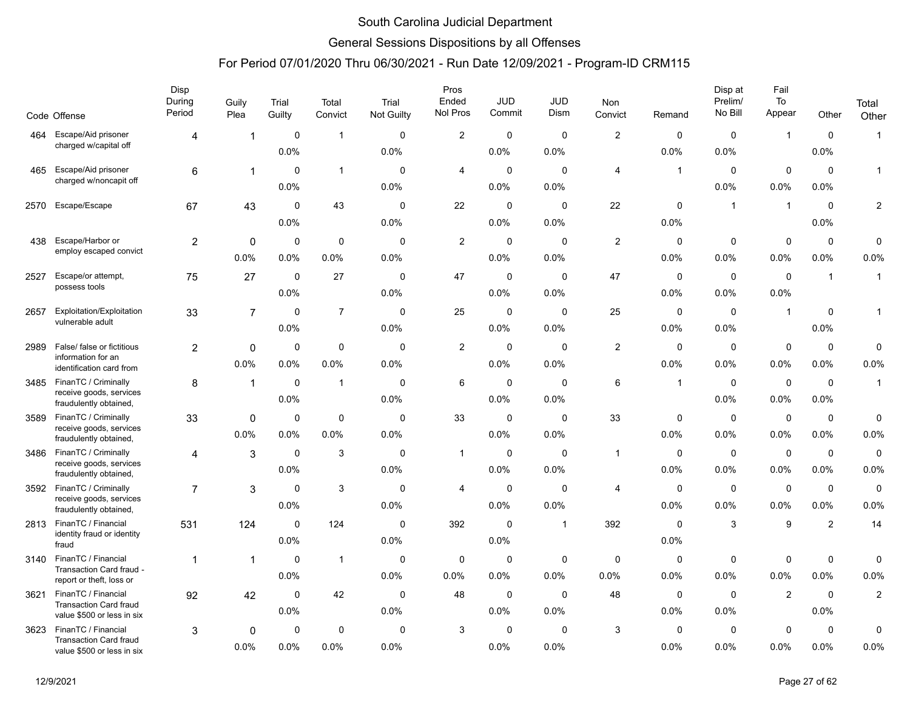# South Carolina Judicial Department

## General Sessions Dispositions by all Offenses

### For Period 07/01/2020 Thru 06/30/2021 - Run Date 12/09/2021 - Program-ID CRM115

| Code | Offense | Disp During Period | Guily Plea | Trial Guilty | Total Convict | Trial Not Guilty | Pros Ended Nol Pros | JUD Commit | JUD Dism | Non Convict | Remand | Disp at Prelim/ No Bill | Fail To Appear | Other | Total Other |
|---|---|---|---|---|---|---|---|---|---|---|---|---|---|---|---|
| 464 | Escape/Aid prisoner charged w/capital off | 4 | 1 | 0 | 1 | 0 | 2 | 0 | 0 | 2 | 0 | 0 | 1 | 0 | 1 |
| | | | | 0.0% | | 0.0% | | 0.0% | 0.0% | | 0.0% | 0.0% | | 0.0% | |
| 465 | Escape/Aid prisoner charged w/noncapit off | 6 | 1 | 0 | 1 | 0 | 4 | 0 | 0 | 4 | 1 | 0 | 0 | 0 | 1 |
| | | | | 0.0% | | 0.0% | | 0.0% | 0.0% | | | 0.0% | 0.0% | 0.0% | |
| 2570 | Escape/Escape | 67 | 43 | 0 | 43 | 0 | 22 | 0 | 0 | 22 | 0 | 1 | 1 | 0 | 2 |
| | | | | 0.0% | | 0.0% | | 0.0% | 0.0% | | 0.0% | | | 0.0% | |
| 438 | Escape/Harbor or employ escaped convict | 2 | 0 | 0 | 0 | 0 | 2 | 0 | 0 | 2 | 0 | 0 | 0 | 0 | 0 |
| | | | 0.0% | 0.0% | 0.0% | 0.0% | | 0.0% | 0.0% | | 0.0% | 0.0% | 0.0% | 0.0% | 0.0% |
| 2527 | Escape/or attempt, possess tools | 75 | 27 | 0 | 27 | 0 | 47 | 0 | 0 | 47 | 0 | 0 | 0 | 1 | 1 |
| | | | | 0.0% | | 0.0% | | 0.0% | 0.0% | | 0.0% | 0.0% | 0.0% | | |
| 2657 | Exploitation/Exploitation vulnerable adult | 33 | 7 | 0 | 7 | 0 | 25 | 0 | 0 | 25 | 0 | 0 | 1 | 0 | 1 |
| | | | | 0.0% | | 0.0% | | 0.0% | 0.0% | | 0.0% | 0.0% | | 0.0% | |
| 2989 | False/ false or fictitious information for an identification card from | 2 | 0 | 0 | 0 | 0 | 2 | 0 | 0 | 2 | 0 | 0 | 0 | 0 | 0 |
| | | | 0.0% | 0.0% | 0.0% | 0.0% | | 0.0% | 0.0% | | 0.0% | 0.0% | 0.0% | 0.0% | 0.0% |
| 3485 | FinanTC / Criminally receive goods, services fraudulently obtained, | 8 | 1 | 0 | 1 | 0 | 6 | 0 | 0 | 6 | 1 | 0 | 0 | 0 | 1 |
| | | | | 0.0% | | 0.0% | | 0.0% | 0.0% | | | 0.0% | 0.0% | 0.0% | |
| 3589 | FinanTC / Criminally receive goods, services fraudulently obtained, | 33 | 0 | 0 | 0 | 0 | 33 | 0 | 0 | 33 | 0 | 0 | 0 | 0 | 0 |
| | | | 0.0% | 0.0% | 0.0% | 0.0% | | 0.0% | 0.0% | | 0.0% | 0.0% | 0.0% | 0.0% | 0.0% |
| 3486 | FinanTC / Criminally receive goods, services fraudulently obtained, | 4 | 3 | 0 | 3 | 0 | 1 | 0 | 0 | 1 | 0 | 0 | 0 | 0 | 0 |
| | | | | 0.0% | | 0.0% | | 0.0% | 0.0% | | 0.0% | 0.0% | 0.0% | 0.0% | 0.0% |
| 3592 | FinanTC / Criminally receive goods, services fraudulently obtained, | 7 | 3 | 0 | 3 | 0 | 4 | 0 | 0 | 4 | 0 | 0 | 0 | 0 | 0 |
| | | | | 0.0% | | 0.0% | | 0.0% | 0.0% | | 0.0% | 0.0% | 0.0% | 0.0% | 0.0% |
| 2813 | FinanTC / Financial identity fraud or identity fraud | 531 | 124 | 0 | 124 | 0 | 392 | 0 | 1 | 392 | 0 | 3 | 9 | 2 | 14 |
| | | | | 0.0% | | 0.0% | | 0.0% | | | 0.0% | | | | |
| 3140 | FinanTC / Financial Transaction Card fraud - report or theft, loss or | 1 | 1 | 0 | 1 | 0 | 0 | 0 | 0 | 0 | 0 | 0 | 0 | 0 | 0 |
| | | | | 0.0% | | 0.0% | 0.0% | 0.0% | 0.0% | 0.0% | 0.0% | 0.0% | 0.0% | 0.0% | 0.0% |
| 3621 | FinanTC / Financial Transaction Card fraud value $500 or less in six | 92 | 42 | 0 | 42 | 0 | 48 | 0 | 0 | 48 | 0 | 0 | 2 | 0 | 2 |
| | | | | 0.0% | | 0.0% | | 0.0% | 0.0% | | 0.0% | 0.0% | | 0.0% | |
| 3623 | FinanTC / Financial Transaction Card fraud value $500 or less in six | 3 | 0 | 0 | 0 | 0 | 3 | 0 | 0 | 3 | 0 | 0 | 0 | 0 | 0 |
| | | | 0.0% | 0.0% | 0.0% | 0.0% | | 0.0% | 0.0% | | 0.0% | 0.0% | 0.0% | 0.0% | 0.0% |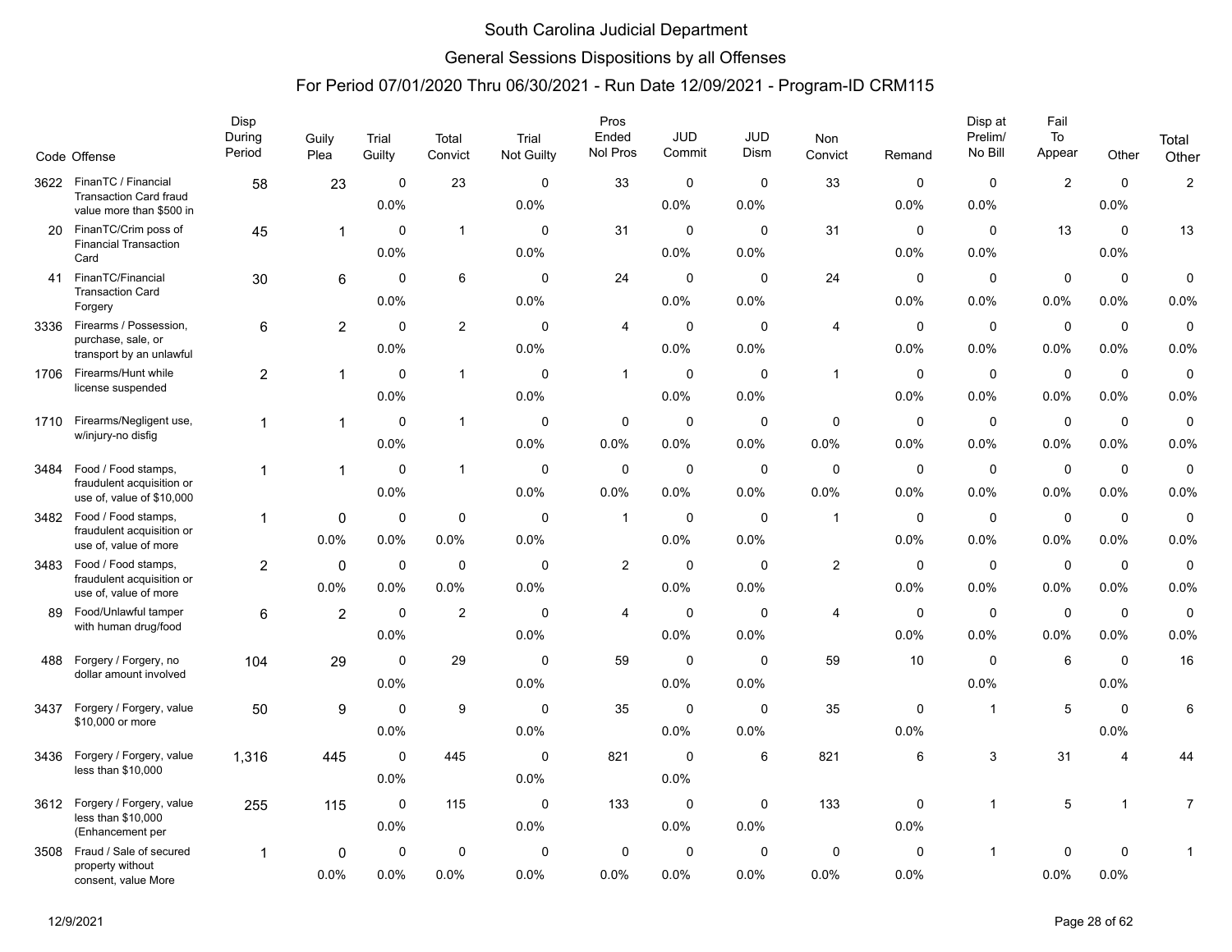# South Carolina Judicial Department

## General Sessions Dispositions by all Offenses

### For Period 07/01/2020 Thru 06/30/2021 - Run Date 12/09/2021 - Program-ID CRM115

| Code | Offense | Disp During Period | Guily Plea | Trial Guilty | Total Convict | Trial Not Guilty | Pros Ended Nol Pros | JUD Commit | JUD Dism | Non Convict | Remand | Disp at Prelim/ No Bill | Fail To Appear | Other | Total Other |
|---|---|---|---|---|---|---|---|---|---|---|---|---|---|---|---|
| 3622 | FinanTC / Financial Transaction Card fraud value more than $500 in | 58 | 23 | 0<br>0.0% | 23 | 0<br>0.0% | 33 | 0<br>0.0% | 0<br>0.0% | 33 | 0<br>0.0% | 0<br>0.0% | 2 | 0<br>0.0% | 2 |
| 20 | FinanTC/Crim poss of Financial Transaction Card | 45 | 1 | 0<br>0.0% | 1 | 0<br>0.0% | 31 | 0<br>0.0% | 0<br>0.0% | 31 | 0<br>0.0% | 0<br>0.0% | 13 | 0<br>0.0% | 13 |
| 41 | FinanTC/Financial Transaction Card Forgery | 30 | 6 | 0<br>0.0% | 6 | 0<br>0.0% | 24 | 0<br>0.0% | 0<br>0.0% | 24 | 0<br>0.0% | 0<br>0.0% | 0<br>0.0% | 0<br>0.0% | 0<br>0.0% |
| 3336 | Firearms / Possession, purchase, sale, or transport by an unlawful | 6 | 2 | 0<br>0.0% | 2 | 0<br>0.0% | 4 | 0<br>0.0% | 0<br>0.0% | 4 | 0<br>0.0% | 0<br>0.0% | 0<br>0.0% | 0<br>0.0% | 0<br>0.0% |
| 1706 | Firearms/Hunt while license suspended | 2 | 1 | 0<br>0.0% | 1 | 0<br>0.0% | 1 | 0<br>0.0% | 0<br>0.0% | 1 | 0<br>0.0% | 0<br>0.0% | 0<br>0.0% | 0<br>0.0% | 0<br>0.0% |
| 1710 | Firearms/Negligent use, w/injury-no disfig | 1 | 1 | 0<br>0.0% | 1 | 0<br>0.0% | 0<br>0.0% | 0<br>0.0% | 0<br>0.0% | 0<br>0.0% | 0<br>0.0% | 0<br>0.0% | 0<br>0.0% | 0<br>0.0% | 0<br>0.0% |
| 3484 | Food / Food stamps, fraudulent acquisition or use of, value of $10,000 | 1 | 1 | 0<br>0.0% | 1 | 0<br>0.0% | 0<br>0.0% | 0<br>0.0% | 0<br>0.0% | 0<br>0.0% | 0<br>0.0% | 0<br>0.0% | 0<br>0.0% | 0<br>0.0% | 0<br>0.0% |
| 3482 | Food / Food stamps, fraudulent acquisition or use of, value of more | 1 | 0<br>0.0% | 0<br>0.0% | 0<br>0.0% | 0<br>0.0% | 1 | 0<br>0.0% | 0<br>0.0% | 1 | 0<br>0.0% | 0<br>0.0% | 0<br>0.0% | 0<br>0.0% | 0<br>0.0% |
| 3483 | Food / Food stamps, fraudulent acquisition or use of, value of more | 2 | 0<br>0.0% | 0<br>0.0% | 0<br>0.0% | 0<br>0.0% | 2 | 0<br>0.0% | 0<br>0.0% | 2 | 0<br>0.0% | 0<br>0.0% | 0<br>0.0% | 0<br>0.0% | 0<br>0.0% |
| 89 | Food/Unlawful tamper with human drug/food | 6 | 2 | 0<br>0.0% | 2 | 0<br>0.0% | 4 | 0<br>0.0% | 0<br>0.0% | 4 | 0<br>0.0% | 0<br>0.0% | 0<br>0.0% | 0<br>0.0% | 0<br>0.0% |
| 488 | Forgery / Forgery, no dollar amount involved | 104 | 29 | 0<br>0.0% | 29 | 0<br>0.0% | 59 | 0<br>0.0% | 0<br>0.0% | 59 | 10 | 0<br>0.0% | 6 | 0<br>0.0% | 16 |
| 3437 | Forgery / Forgery, value $10,000 or more | 50 | 9 | 0<br>0.0% | 9 | 0<br>0.0% | 35 | 0<br>0.0% | 0<br>0.0% | 35 | 0<br>0.0% | 1 | 5 | 0<br>0.0% | 6 |
| 3436 | Forgery / Forgery, value less than $10,000 | 1,316 | 445 | 0<br>0.0% | 445 | 0<br>0.0% | 821 | 0<br>0.0% | 6 | 821 | 6 | 3 | 31 | 4 | 44 |
| 3612 | Forgery / Forgery, value less than $10,000 (Enhancement per | 255 | 115 | 0<br>0.0% | 115 | 0<br>0.0% | 133 | 0<br>0.0% | 0<br>0.0% | 133 | 0<br>0.0% | 1 | 5 | 1 | 7 |
| 3508 | Fraud / Sale of secured property without consent, value More | 1 | 0<br>0.0% | 0<br>0.0% | 0<br>0.0% | 0<br>0.0% | 0<br>0.0% | 0<br>0.0% | 0<br>0.0% | 0<br>0.0% | 0<br>0.0% | 1 | 0<br>0.0% | 0<br>0.0% | 1 |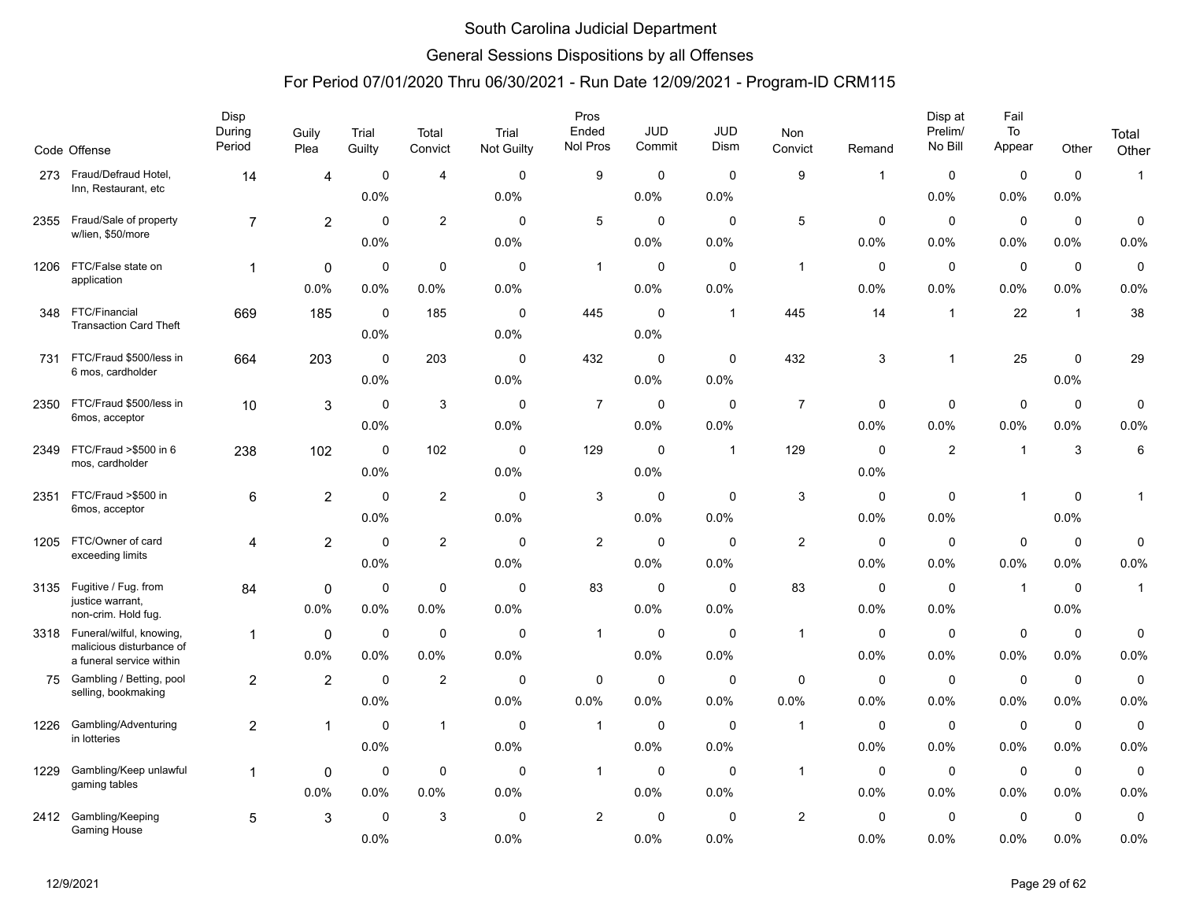# South Carolina Judicial Department

## General Sessions Dispositions by all Offenses

### For Period 07/01/2020 Thru 06/30/2021 - Run Date 12/09/2021 - Program-ID CRM115

| Code | Offense | Disp During Period | Guily Plea | Trial Guilty | Total Convict | Trial Not Guilty | Pros Ended Nol Pros | JUD Commit | JUD Dism | Non Convict | Remand | Disp at Prelim/ No Bill | Fail To Appear | Other | Total Other |
|---|---|---|---|---|---|---|---|---|---|---|---|---|---|---|---|
| 273 | Fraud/Defraud Hotel, Inn, Restaurant, etc | 14 | 4 | 0<br>0.0% | 4 | 0<br>0.0% | 9 | 0<br>0.0% | 0<br>0.0% | 9 | 1 | 0<br>0.0% | 0<br>0.0% | 0<br>0.0% | 1 |
| 2355 | Fraud/Sale of property w/lien, $50/more | 7 | 2 | 0<br>0.0% | 2 | 0<br>0.0% | 5 | 0<br>0.0% | 0<br>0.0% | 5 | 0<br>0.0% | 0<br>0.0% | 0<br>0.0% | 0<br>0.0% | 0<br>0.0% |
| 1206 | FTC/False state on application | 1 | 0<br>0.0% | 0<br>0.0% | 0<br>0.0% | 0<br>0.0% | 1 | 0<br>0.0% | 0<br>0.0% | 1 | 0<br>0.0% | 0<br>0.0% | 0<br>0.0% | 0<br>0.0% | 0<br>0.0% |
| 348 | FTC/Financial Transaction Card Theft | 669 | 185 | 0<br>0.0% | 185 | 0<br>0.0% | 445 | 0<br>0.0% | 1 | 445 | 14 | 1 | 22 | 1 | 38 |
| 731 | FTC/Fraud $500/less in 6 mos, cardholder | 664 | 203 | 0<br>0.0% | 203 | 0<br>0.0% | 432 | 0<br>0.0% | 0<br>0.0% | 432 | 3 | 1 | 25 | 0<br>0.0% | 29 |
| 2350 | FTC/Fraud $500/less in 6mos, acceptor | 10 | 3 | 0<br>0.0% | 3 | 0<br>0.0% | 7 | 0<br>0.0% | 0<br>0.0% | 7 | 0<br>0.0% | 0<br>0.0% | 0<br>0.0% | 0<br>0.0% | 0<br>0.0% |
| 2349 | FTC/Fraud >$500 in 6 mos, cardholder | 238 | 102 | 0<br>0.0% | 102 | 0<br>0.0% | 129 | 0<br>0.0% | 1 | 129 | 0<br>0.0% | 2 | 1 | 3 | 6 |
| 2351 | FTC/Fraud >$500 in 6mos, acceptor | 6 | 2 | 0<br>0.0% | 2 | 0<br>0.0% | 3 | 0<br>0.0% | 0<br>0.0% | 3 | 0<br>0.0% | 0<br>0.0% | 1 | 0<br>0.0% | 1 |
| 1205 | FTC/Owner of card exceeding limits | 4 | 2 | 0<br>0.0% | 2 | 0<br>0.0% | 2 | 0<br>0.0% | 0<br>0.0% | 2 | 0<br>0.0% | 0<br>0.0% | 0<br>0.0% | 0<br>0.0% | 0<br>0.0% |
| 3135 | Fugitive / Fug. from justice warrant, non-crim. Hold fug. | 84 | 0<br>0.0% | 0<br>0.0% | 0<br>0.0% | 0<br>0.0% | 83 | 0<br>0.0% | 0<br>0.0% | 83 | 0<br>0.0% | 0<br>0.0% | 1 | 0<br>0.0% | 1 |
| 3318 | Funeral/wilful, knowing, malicious disturbance of a funeral service within | 1 | 0<br>0.0% | 0<br>0.0% | 0<br>0.0% | 0<br>0.0% | 1 | 0<br>0.0% | 0<br>0.0% | 1 | 0<br>0.0% | 0<br>0.0% | 0<br>0.0% | 0<br>0.0% | 0<br>0.0% |
| 75 | Gambling / Betting, pool selling, bookmaking | 2 | 2 | 0<br>0.0% | 2 | 0<br>0.0% | 0<br>0.0% | 0<br>0.0% | 0<br>0.0% | 0<br>0.0% | 0<br>0.0% | 0<br>0.0% | 0<br>0.0% | 0<br>0.0% | 0<br>0.0% |
| 1226 | Gambling/Adventuring in lotteries | 2 | 1 | 0<br>0.0% | 1 | 0<br>0.0% | 1 | 0<br>0.0% | 0<br>0.0% | 1 | 0<br>0.0% | 0<br>0.0% | 0<br>0.0% | 0<br>0.0% | 0<br>0.0% |
| 1229 | Gambling/Keep unlawful gaming tables | 1 | 0<br>0.0% | 0<br>0.0% | 0<br>0.0% | 0<br>0.0% | 1 | 0<br>0.0% | 0<br>0.0% | 1 | 0<br>0.0% | 0<br>0.0% | 0<br>0.0% | 0<br>0.0% | 0<br>0.0% |
| 2412 | Gambling/Keeping Gaming House | 5 | 3 | 0<br>0.0% | 3 | 0<br>0.0% | 2 | 0<br>0.0% | 0<br>0.0% | 2 | 0<br>0.0% | 0<br>0.0% | 0<br>0.0% | 0<br>0.0% | 0<br>0.0% |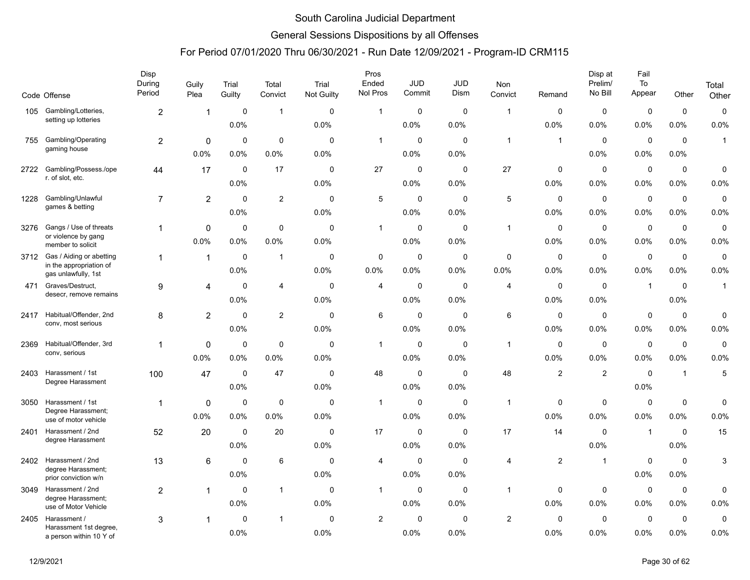# South Carolina Judicial Department

## General Sessions Dispositions by all Offenses

### For Period 07/01/2020 Thru 06/30/2021 - Run Date 12/09/2021 - Program-ID CRM115

| Code | Offense | Disp During Period | Guily Plea | Trial Guilty | Total Convict | Trial Not Guilty | Pros Ended Nol Pros | JUD Commit | JUD Dism | Non Convict | Remand | Disp at Prelim/ No Bill | Fail To Appear | Other | Total Other |
|---|---|---|---|---|---|---|---|---|---|---|---|---|---|---|---|
| 105 | Gambling/Lotteries, setting up lotteries | 2 | 1 | 0 | 1 | 0 | 1 | 0 | 0 | 1 | 0 | 0 | 0 | 0 | 0 |
| | | | | 0.0% | | 0.0% | | 0.0% | 0.0% | | 0.0% | 0.0% | 0.0% | 0.0% | 0.0% |
| 755 | Gambling/Operating gaming house | 2 | 0 | 0 | 0 | 0 | 1 | 0 | 0 | 1 | 1 | 0 | 0 | 0 | 1 |
| | | | 0.0% | 0.0% | 0.0% | 0.0% | | 0.0% | 0.0% | | | 0.0% | 0.0% | 0.0% | |
| 2722 | Gambling/Possess./oper. of slot, etc. | 44 | 17 | 0 | 17 | 0 | 27 | 0 | 0 | 27 | 0 | 0 | 0 | 0 | 0 |
| | | | | 0.0% | | 0.0% | | 0.0% | 0.0% | | 0.0% | 0.0% | 0.0% | 0.0% | 0.0% |
| 1228 | Gambling/Unlawful games & betting | 7 | 2 | 0 | 2 | 0 | 5 | 0 | 0 | 5 | 0 | 0 | 0 | 0 | 0 |
| | | | | 0.0% | | 0.0% | | 0.0% | 0.0% | | 0.0% | 0.0% | 0.0% | 0.0% | 0.0% |
| 3276 | Gangs / Use of threats or violence by gang member to solicit | 1 | 0 | 0 | 0 | 0 | 1 | 0 | 0 | 1 | 0 | 0 | 0 | 0 | 0 |
| | | | 0.0% | 0.0% | 0.0% | 0.0% | | 0.0% | 0.0% | | 0.0% | 0.0% | 0.0% | 0.0% | 0.0% |
| 3712 | Gas / Aiding or abetting in the appropriation of gas unlawfully, 1st | 1 | 1 | 0 | 1 | 0 | 0 | 0 | 0 | 0 | 0 | 0 | 0 | 0 | 0 |
| | | | | 0.0% | | 0.0% | 0.0% | 0.0% | 0.0% | 0.0% | 0.0% | 0.0% | 0.0% | 0.0% | 0.0% |
| 471 | Graves/Destruct, desecr, remove remains | 9 | 4 | 0 | 4 | 0 | 4 | 0 | 0 | 4 | 0 | 0 | 1 | 0 | 1 |
| | | | | 0.0% | | 0.0% | | 0.0% | 0.0% | | 0.0% | 0.0% | | 0.0% | |
| 2417 | Habitual/Offender, 2nd conv, most serious | 8 | 2 | 0 | 2 | 0 | 6 | 0 | 0 | 6 | 0 | 0 | 0 | 0 | 0 |
| | | | | 0.0% | | 0.0% | | 0.0% | 0.0% | | 0.0% | 0.0% | 0.0% | 0.0% | 0.0% |
| 2369 | Habitual/Offender, 3rd conv, serious | 1 | 0 | 0 | 0 | 0 | 1 | 0 | 0 | 1 | 0 | 0 | 0 | 0 | 0 |
| | | | 0.0% | 0.0% | 0.0% | 0.0% | | 0.0% | 0.0% | | 0.0% | 0.0% | 0.0% | 0.0% | 0.0% |
| 2403 | Harassment / 1st Degree Harassment | 100 | 47 | 0 | 47 | 0 | 48 | 0 | 0 | 48 | 2 | 2 | 0 | 1 | 5 |
| | | | | 0.0% | | 0.0% | | 0.0% | 0.0% | | | | 0.0% | | |
| 3050 | Harassment / 1st Degree Harassment; use of motor vehicle | 1 | 0 | 0 | 0 | 0 | 1 | 0 | 0 | 1 | 0 | 0 | 0 | 0 | 0 |
| | | | 0.0% | 0.0% | 0.0% | 0.0% | | 0.0% | 0.0% | | 0.0% | 0.0% | 0.0% | 0.0% | 0.0% |
| 2401 | Harassment / 2nd degree Harassment | 52 | 20 | 0 | 20 | 0 | 17 | 0 | 0 | 17 | 14 | 0 | 1 | 0 | 15 |
| | | | | 0.0% | | 0.0% | | 0.0% | 0.0% | | | 0.0% | | 0.0% | |
| 2402 | Harassment / 2nd degree Harassment; prior conviction w/n | 13 | 6 | 0 | 6 | 0 | 4 | 0 | 0 | 4 | 2 | 1 | 0 | 0 | 3 |
| | | | | 0.0% | | 0.0% | | 0.0% | 0.0% | | | | 0.0% | 0.0% | |
| 3049 | Harassment / 2nd degree Harassment; use of Motor Vehicle | 2 | 1 | 0 | 1 | 0 | 1 | 0 | 0 | 1 | 0 | 0 | 0 | 0 | 0 |
| | | | | 0.0% | | 0.0% | | 0.0% | 0.0% | | 0.0% | 0.0% | 0.0% | 0.0% | 0.0% |
| 2405 | Harassment / Harassment 1st degree, a person within 10 Y of | 3 | 1 | 0 | 1 | 0 | 2 | 0 | 0 | 2 | 0 | 0 | 0 | 0 | 0 |
| | | | | 0.0% | | 0.0% | | 0.0% | 0.0% | | 0.0% | 0.0% | 0.0% | 0.0% | 0.0% |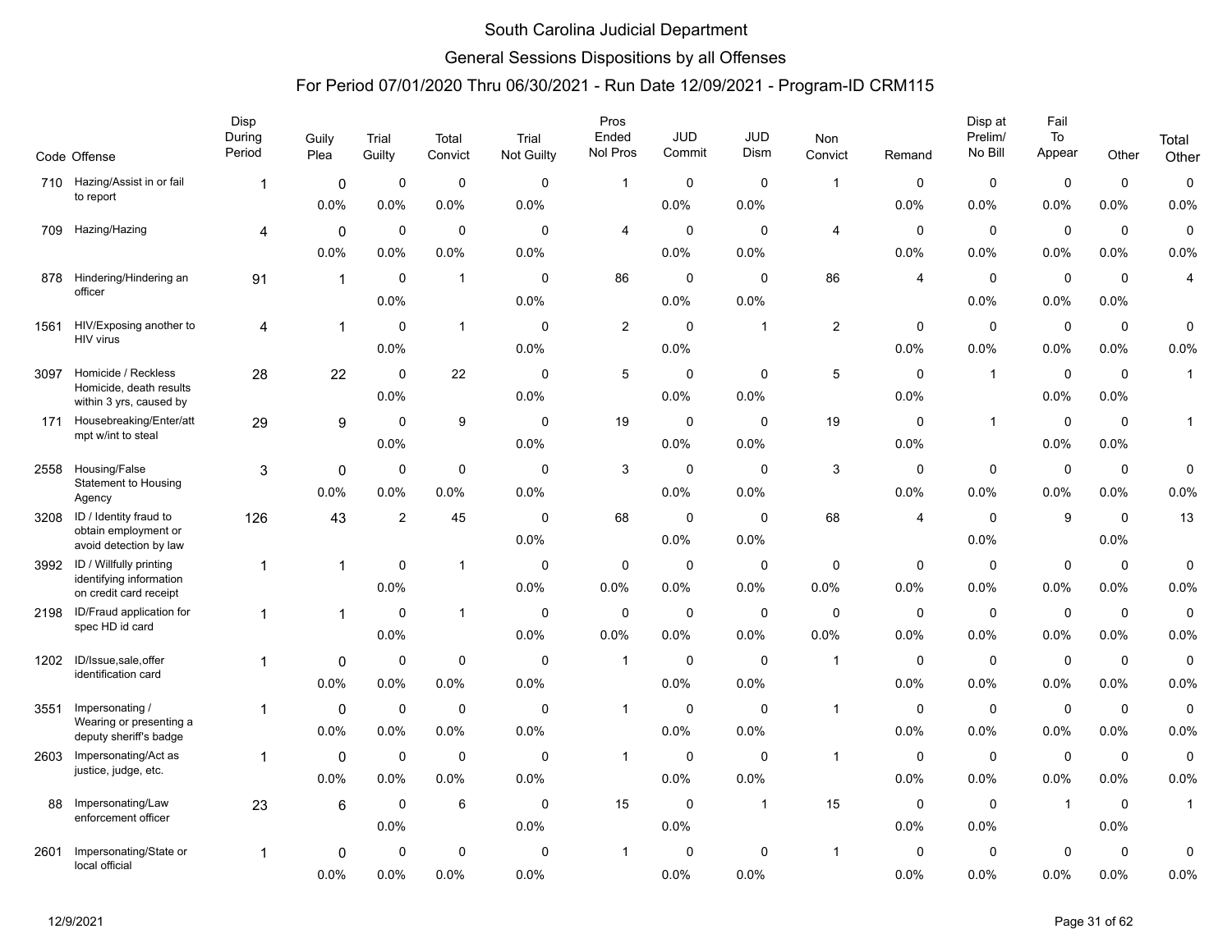# South Carolina Judicial Department

## General Sessions Dispositions by all Offenses

### For Period 07/01/2020 Thru 06/30/2021 - Run Date 12/09/2021 - Program-ID CRM115

| Code | Offense | Disp During Period | Guily Plea | Trial Guilty | Total Convict | Trial Not Guilty | Pros Ended Nol Pros | JUD Commit | JUD Dism | Non Convict | Remand | Disp at Prelim/ No Bill | Fail To Appear | Other | Total Other |
|---|---|---|---|---|---|---|---|---|---|---|---|---|---|---|---|
| 710 | Hazing/Assist in or fail to report | 1 | 0 | 0 | 0 | 0 | 1 | 0 | 0 | 1 | 0 | 0 | 0 | 0 | 0 |
| | | | 0.0% | 0.0% | 0.0% | 0.0% | | 0.0% | 0.0% | | 0.0% | 0.0% | 0.0% | 0.0% | 0.0% |
| 709 | Hazing/Hazing | 4 | 0 | 0 | 0 | 0 | 4 | 0 | 0 | 4 | 0 | 0 | 0 | 0 | 0 |
| | | | 0.0% | 0.0% | 0.0% | 0.0% | | 0.0% | 0.0% | | 0.0% | 0.0% | 0.0% | 0.0% | 0.0% |
| 878 | Hindering/Hindering an officer | 91 | 1 | 0 | 1 | 0 | 86 | 0 | 0 | 86 | 4 | 0 | 0 | 0 | 4 |
| | | | | 0.0% | | 0.0% | | 0.0% | 0.0% | | | 0.0% | 0.0% | 0.0% | |
| 1561 | HIV/Exposing another to HIV virus | 4 | 1 | 0 | 1 | 0 | 2 | 0 | 1 | 2 | 0 | 0 | 0 | 0 | 0 |
| | | | | 0.0% | | 0.0% | | 0.0% | | | 0.0% | 0.0% | 0.0% | 0.0% | 0.0% |
| 3097 | Homicide / Reckless Homicide, death results within 3 yrs, caused by | 28 | 22 | 0 | 22 | 0 | 5 | 0 | 0 | 5 | 0 | 1 | 0 | 0 | 1 |
| | | | | 0.0% | | 0.0% | | 0.0% | 0.0% | | 0.0% | | 0.0% | 0.0% | |
| 171 | Housebreaking/Enter/attmpt w/int to steal | 29 | 9 | 0 | 9 | 0 | 19 | 0 | 0 | 19 | 0 | 1 | 0 | 0 | 1 |
| | | | | 0.0% | | 0.0% | | 0.0% | 0.0% | | 0.0% | | 0.0% | 0.0% | |
| 2558 | Housing/False Statement to Housing Agency | 3 | 0 | 0 | 0 | 0 | 3 | 0 | 0 | 3 | 0 | 0 | 0 | 0 | 0 |
| | | | 0.0% | 0.0% | 0.0% | 0.0% | | 0.0% | 0.0% | | 0.0% | 0.0% | 0.0% | 0.0% | 0.0% |
| 3208 | ID / Identity fraud to obtain employment or avoid detection by law | 126 | 43 | 2 | 45 | 0 | 68 | 0 | 0 | 68 | 4 | 0 | 9 | 0 | 13 |
| | | | | | | 0.0% | | 0.0% | 0.0% | | | 0.0% | | 0.0% | |
| 3992 | ID / Willfully printing identifying information on credit card receipt | 1 | 1 | 0 | 1 | 0 | 0 | 0 | 0 | 0 | 0 | 0 | 0 | 0 | 0 |
| | | | | 0.0% | | 0.0% | 0.0% | 0.0% | 0.0% | 0.0% | 0.0% | 0.0% | 0.0% | 0.0% | 0.0% |
| 2198 | ID/Fraud application for spec HD id card | 1 | 1 | 0 | 1 | 0 | 0 | 0 | 0 | 0 | 0 | 0 | 0 | 0 | 0 |
| | | | | 0.0% | | 0.0% | 0.0% | 0.0% | 0.0% | 0.0% | 0.0% | 0.0% | 0.0% | 0.0% | 0.0% |
| 1202 | ID/Issue,sale,offer identification card | 1 | 0 | 0 | 0 | 0 | 1 | 0 | 0 | 1 | 0 | 0 | 0 | 0 | 0 |
| | | | 0.0% | 0.0% | 0.0% | 0.0% | | 0.0% | 0.0% | | 0.0% | 0.0% | 0.0% | 0.0% | 0.0% |
| 3551 | Impersonating / Wearing or presenting a deputy sheriff's badge | 1 | 0 | 0 | 0 | 0 | 1 | 0 | 0 | 1 | 0 | 0 | 0 | 0 | 0 |
| | | | 0.0% | 0.0% | 0.0% | 0.0% | | 0.0% | 0.0% | | 0.0% | 0.0% | 0.0% | 0.0% | 0.0% |
| 2603 | Impersonating/Act as justice, judge, etc. | 1 | 0 | 0 | 0 | 0 | 1 | 0 | 0 | 1 | 0 | 0 | 0 | 0 | 0 |
| | | | 0.0% | 0.0% | 0.0% | 0.0% | | 0.0% | 0.0% | | 0.0% | 0.0% | 0.0% | 0.0% | 0.0% |
| 88 | Impersonating/Law enforcement officer | 23 | 6 | 0 | 6 | 0 | 15 | 0 | 1 | 15 | 0 | 0 | 1 | 0 | 1 |
| | | | | 0.0% | | 0.0% | | 0.0% | | | 0.0% | 0.0% | | 0.0% | |
| 2601 | Impersonating/State or local official | 1 | 0 | 0 | 0 | 0 | 1 | 0 | 0 | 1 | 0 | 0 | 0 | 0 | 0 |
| | | | 0.0% | 0.0% | 0.0% | 0.0% | | 0.0% | 0.0% | | 0.0% | 0.0% | 0.0% | 0.0% | 0.0% |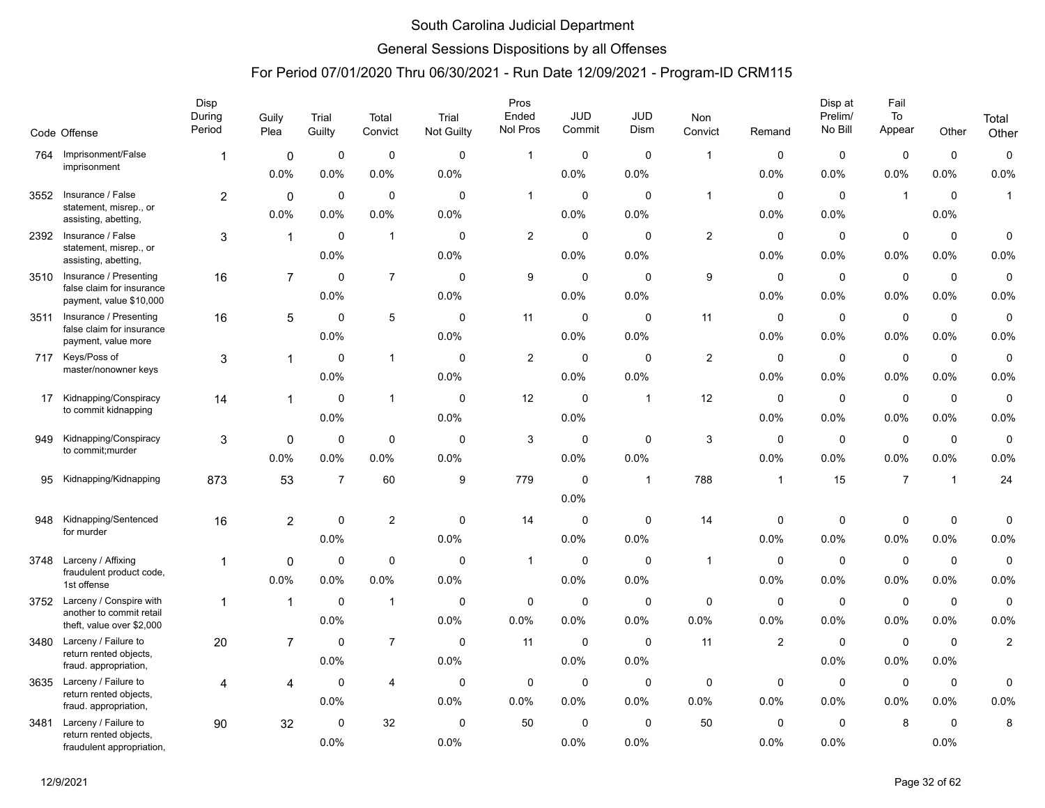# South Carolina Judicial Department

## General Sessions Dispositions by all Offenses

### For Period 07/01/2020 Thru 06/30/2021 - Run Date 12/09/2021 - Program-ID CRM115

| Code | Offense | Disp During Period | Guily Plea | Trial Guilty | Total Convict | Trial Not Guilty | Pros Ended Nol Pros | JUD Commit | JUD Dism | Non Convict | Remand | Disp at Prelim/ No Bill | Fail To Appear | Other | Total Other |
|---|---|---|---|---|---|---|---|---|---|---|---|---|---|---|---|
| 764 | Imprisonment/False imprisonment | 1 | 0 | 0 | 0 | 0 | 1 | 0 | 0 | 1 | 0 | 0 | 0 | 0 | 0 |
| | | | 0.0% | 0.0% | 0.0% | 0.0% | | 0.0% | 0.0% | | 0.0% | 0.0% | 0.0% | 0.0% | 0.0% |
| 3552 | Insurance / False statement, misrep., or assisting, abetting, | 2 | 0 | 0 | 0 | 0 | 1 | 0 | 0 | 1 | 0 | 0 | 1 | 0 | 1 |
| | | | 0.0% | 0.0% | 0.0% | 0.0% | | 0.0% | 0.0% | | 0.0% | 0.0% | | 0.0% | |
| 2392 | Insurance / False statement, misrep., or assisting, abetting, | 3 | 1 | 0 | 1 | 0 | 2 | 0 | 0 | 2 | 0 | 0 | 0 | 0 | 0 |
| | | | | 0.0% | | 0.0% | | 0.0% | 0.0% | | 0.0% | 0.0% | 0.0% | 0.0% | 0.0% |
| 3510 | Insurance / Presenting false claim for insurance payment, value $10,000 | 16 | 7 | 0 | 7 | 0 | 9 | 0 | 0 | 9 | 0 | 0 | 0 | 0 | 0 |
| | | | | 0.0% | | 0.0% | | 0.0% | 0.0% | | 0.0% | 0.0% | 0.0% | 0.0% | 0.0% |
| 3511 | Insurance / Presenting false claim for insurance payment, value more | 16 | 5 | 0 | 5 | 0 | 11 | 0 | 0 | 11 | 0 | 0 | 0 | 0 | 0 |
| | | | | 0.0% | | 0.0% | | 0.0% | 0.0% | | 0.0% | 0.0% | 0.0% | 0.0% | 0.0% |
| 717 | Keys/Poss of master/nonowner keys | 3 | 1 | 0 | 1 | 0 | 2 | 0 | 0 | 2 | 0 | 0 | 0 | 0 | 0 |
| | | | | 0.0% | | 0.0% | | 0.0% | 0.0% | | 0.0% | 0.0% | 0.0% | 0.0% | 0.0% |
| 17 | Kidnapping/Conspiracy to commit kidnapping | 14 | 1 | 0 | 1 | 0 | 12 | 0 | 1 | 12 | 0 | 0 | 0 | 0 | 0 |
| | | | | 0.0% | | 0.0% | | 0.0% | | | 0.0% | 0.0% | 0.0% | 0.0% | 0.0% |
| 949 | Kidnapping/Conspiracy to commit;murder | 3 | 0 | 0 | 0 | 0 | 3 | 0 | 0 | 3 | 0 | 0 | 0 | 0 | 0 |
| | | | 0.0% | 0.0% | 0.0% | 0.0% | | 0.0% | 0.0% | | 0.0% | 0.0% | 0.0% | 0.0% | 0.0% |
| 95 | Kidnapping/Kidnapping | 873 | 53 | 7 | 60 | 9 | 779 | 0 | 1 | 788 | 1 | 15 | 7 | 1 | 24 |
| | | | | | | | | 0.0% | | | | | | | |
| 948 | Kidnapping/Sentenced for murder | 16 | 2 | 0 | 2 | 0 | 14 | 0 | 0 | 14 | 0 | 0 | 0 | 0 | 0 |
| | | | | 0.0% | | 0.0% | | 0.0% | 0.0% | | 0.0% | 0.0% | 0.0% | 0.0% | 0.0% |
| 3748 | Larceny / Affixing fraudulent product code, 1st offense | 1 | 0 | 0 | 0 | 0 | 1 | 0 | 0 | 1 | 0 | 0 | 0 | 0 | 0 |
| | | | 0.0% | 0.0% | 0.0% | 0.0% | | 0.0% | 0.0% | | 0.0% | 0.0% | 0.0% | 0.0% | 0.0% |
| 3752 | Larceny / Conspire with another to commit retail theft, value over $2,000 | 1 | 1 | 0 | 1 | 0 | 0 | 0 | 0 | 0 | 0 | 0 | 0 | 0 | 0 |
| | | | | 0.0% | | 0.0% | 0.0% | 0.0% | 0.0% | 0.0% | 0.0% | 0.0% | 0.0% | 0.0% | 0.0% |
| 3480 | Larceny / Failure to return rented objects, fraud. appropriation, | 20 | 7 | 0 | 7 | 0 | 11 | 0 | 0 | 11 | 2 | 0 | 0 | 0 | 2 |
| | | | | 0.0% | | 0.0% | | 0.0% | 0.0% | | | 0.0% | 0.0% | 0.0% | |
| 3635 | Larceny / Failure to return rented objects, fraud. appropriation, | 4 | 4 | 0 | 4 | 0 | 0 | 0 | 0 | 0 | 0 | 0 | 0 | 0 | 0 |
| | | | | 0.0% | | 0.0% | 0.0% | 0.0% | 0.0% | 0.0% | 0.0% | 0.0% | 0.0% | 0.0% | 0.0% |
| 3481 | Larceny / Failure to return rented objects, fraudulent appropriation, | 90 | 32 | 0 | 32 | 0 | 50 | 0 | 0 | 50 | 0 | 0 | 8 | 0 | 8 |
| | | | | 0.0% | | 0.0% | | 0.0% | 0.0% | | 0.0% | 0.0% | | 0.0% | |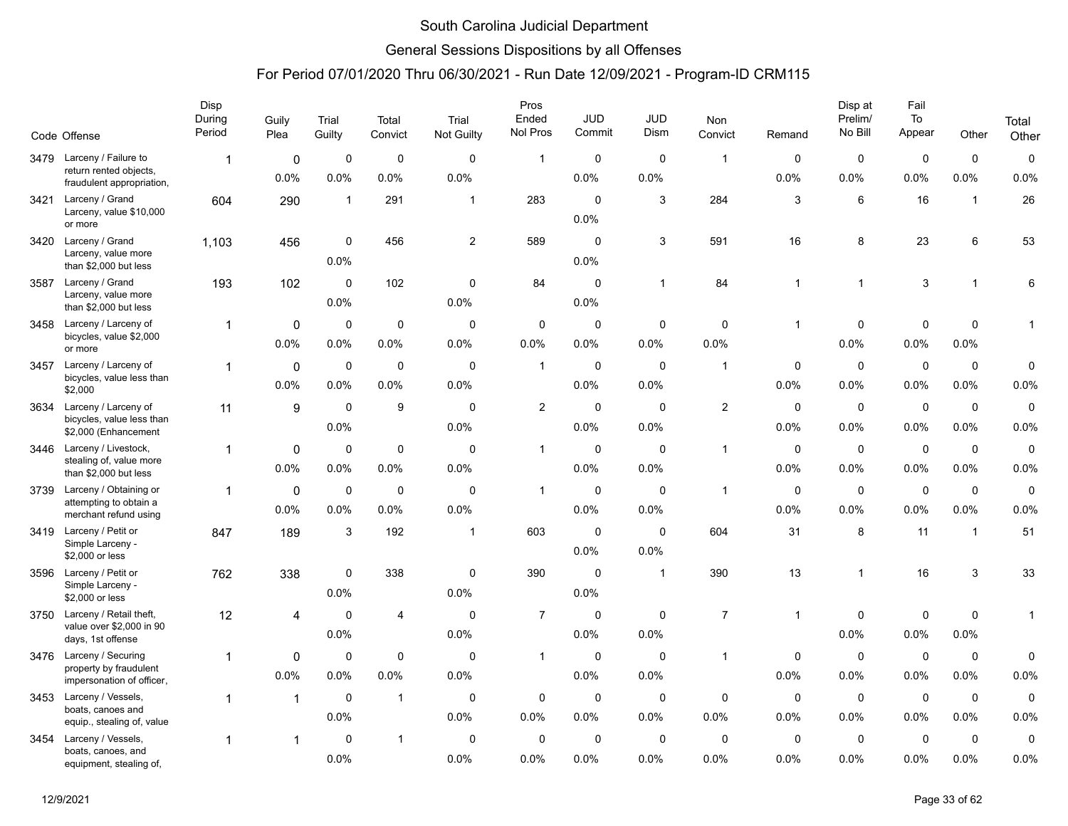# South Carolina Judicial Department

## General Sessions Dispositions by all Offenses

### For Period 07/01/2020 Thru 06/30/2021 - Run Date 12/09/2021 - Program-ID CRM115

| Code | Offense | Disp During Period | Guily Plea | Trial Guilty | Total Convict | Trial Not Guilty | Pros Ended Nol Pros | JUD Commit | JUD Dism | Non Convict | Remand | Disp at Prelim/ No Bill | Fail To Appear | Other | Total Other |
|---|---|---|---|---|---|---|---|---|---|---|---|---|---|---|---|
| 3479 | Larceny / Failure to return rented objects, fraudulent appropriation, | 1 | 0<br>0.0% | 0<br>0.0% | 0<br>0.0% | 0<br>0.0% | 1 | 0<br>0.0% | 0<br>0.0% | 1 | 0<br>0.0% | 0<br>0.0% | 0<br>0.0% | 0<br>0.0% | 0<br>0.0% |
| 3421 | Larceny / Grand Larceny, value $10,000 or more | 604 | 290 | 1 | 291 | 1 | 283 | 0<br>0.0% | 3 | 284 | 3 | 6 | 16 | 1 | 26 |
| 3420 | Larceny / Grand Larceny, value more than $2,000 but less | 1,103 | 456 | 0<br>0.0% | 456 | 2 | 589 | 0<br>0.0% | 3 | 591 | 16 | 8 | 23 | 6 | 53 |
| 3587 | Larceny / Grand Larceny, value more than $2,000 but less | 193 | 102 | 0<br>0.0% | 102 | 0<br>0.0% | 84 | 0<br>0.0% | 1 | 84 | 1 | 1 | 3 | 1 | 6 |
| 3458 | Larceny / Larceny of bicycles, value $2,000 or more | 1 | 0<br>0.0% | 0<br>0.0% | 0<br>0.0% | 0<br>0.0% | 0<br>0.0% | 0<br>0.0% | 0<br>0.0% | 0<br>0.0% | 1 | 0<br>0.0% | 0<br>0.0% | 0<br>0.0% | 1 |
| 3457 | Larceny / Larceny of bicycles, value less than $2,000 | 1 | 0<br>0.0% | 0<br>0.0% | 0<br>0.0% | 0<br>0.0% | 1 | 0<br>0.0% | 0<br>0.0% | 1 | 0<br>0.0% | 0<br>0.0% | 0<br>0.0% | 0<br>0.0% | 0<br>0.0% |
| 3634 | Larceny / Larceny of bicycles, value less than $2,000 (Enhancement | 11 | 9 | 0<br>0.0% | 9 | 0<br>0.0% | 2 | 0<br>0.0% | 0<br>0.0% | 2 | 0<br>0.0% | 0<br>0.0% | 0<br>0.0% | 0<br>0.0% | 0<br>0.0% |
| 3446 | Larceny / Livestock, stealing of, value more than $2,000 but less | 1 | 0<br>0.0% | 0<br>0.0% | 0<br>0.0% | 0<br>0.0% | 1 | 0<br>0.0% | 0<br>0.0% | 1 | 0<br>0.0% | 0<br>0.0% | 0<br>0.0% | 0<br>0.0% | 0<br>0.0% |
| 3739 | Larceny / Obtaining or attempting to obtain a merchant refund using | 1 | 0<br>0.0% | 0<br>0.0% | 0<br>0.0% | 0<br>0.0% | 1 | 0<br>0.0% | 0<br>0.0% | 1 | 0<br>0.0% | 0<br>0.0% | 0<br>0.0% | 0<br>0.0% | 0<br>0.0% |
| 3419 | Larceny / Petit or Simple Larceny - $2,000 or less | 847 | 189 | 3 | 192 | 1 | 603 | 0<br>0.0% | 0<br>0.0% | 604 | 31 | 8 | 11 | 1 | 51 |
| 3596 | Larceny / Petit or Simple Larceny - $2,000 or less | 762 | 338 | 0<br>0.0% | 338 | 0<br>0.0% | 390 | 0<br>0.0% | 1 | 390 | 13 | 1 | 16 | 3 | 33 |
| 3750 | Larceny / Retail theft, value over $2,000 in 90 days, 1st offense | 12 | 4 | 0<br>0.0% | 4 | 0<br>0.0% | 7 | 0<br>0.0% | 0<br>0.0% | 7 | 1 | 0<br>0.0% | 0<br>0.0% | 0<br>0.0% | 1 |
| 3476 | Larceny / Securing property by fraudulent impersonation of officer, | 1 | 0<br>0.0% | 0<br>0.0% | 0<br>0.0% | 0<br>0.0% | 1 | 0<br>0.0% | 0<br>0.0% | 1 | 0<br>0.0% | 0<br>0.0% | 0<br>0.0% | 0<br>0.0% | 0<br>0.0% |
| 3453 | Larceny / Vessels, boats, canoes and equip., stealing of, value | 1 | 1 | 0<br>0.0% | 1 | 0<br>0.0% | 0<br>0.0% | 0<br>0.0% | 0<br>0.0% | 0<br>0.0% | 0<br>0.0% | 0<br>0.0% | 0<br>0.0% | 0<br>0.0% | 0<br>0.0% |
| 3454 | Larceny / Vessels, boats, canoes, and equipment, stealing of, | 1 | 1 | 0<br>0.0% | 1 | 0<br>0.0% | 0<br>0.0% | 0<br>0.0% | 0<br>0.0% | 0<br>0.0% | 0<br>0.0% | 0<br>0.0% | 0<br>0.0% | 0<br>0.0% | 0<br>0.0% |

12/9/2021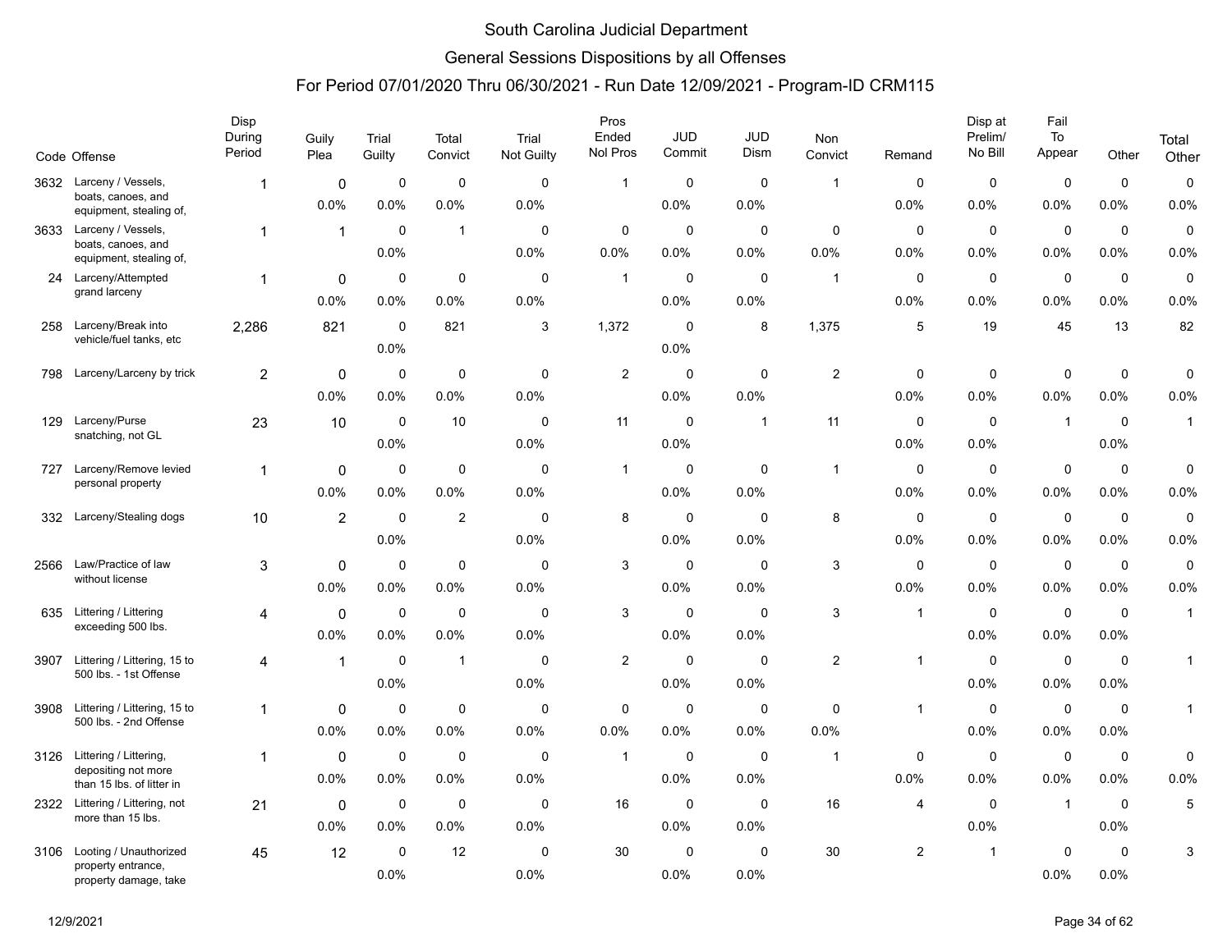# South Carolina Judicial Department

## General Sessions Dispositions by all Offenses

### For Period 07/01/2020 Thru 06/30/2021 - Run Date 12/09/2021 - Program-ID CRM115

| Code | Offense | Disp During Period | Guily Plea | Trial Guilty | Total Convict | Trial Not Guilty | Pros Ended Nol Pros | JUD Commit | JUD Dism | Non Convict | Remand | Disp at Prelim/ No Bill | Fail To Appear | Other | Total Other |
|---|---|---|---|---|---|---|---|---|---|---|---|---|---|---|---|
| 3632 | Larceny / Vessels, boats, canoes, and equipment, stealing of, | 1 | 0<br>0.0% | 0<br>0.0% | 0<br>0.0% | 0<br>0.0% | 1 | 0<br>0.0% | 0<br>0.0% | 1 | 0<br>0.0% | 0<br>0.0% | 0<br>0.0% | 0<br>0.0% | 0<br>0.0% |
| 3633 | Larceny / Vessels, boats, canoes, and equipment, stealing of, | 1 | 1 | 0<br>0.0% | 1 | 0<br>0.0% | 0<br>0.0% | 0<br>0.0% | 0<br>0.0% | 0<br>0.0% | 0<br>0.0% | 0<br>0.0% | 0<br>0.0% | 0<br>0.0% | 0<br>0.0% |
| 24 | Larceny/Attempted grand larceny | 1 | 0<br>0.0% | 0<br>0.0% | 0<br>0.0% | 0<br>0.0% | 1 | 0<br>0.0% | 0<br>0.0% | 1 | 0<br>0.0% | 0<br>0.0% | 0<br>0.0% | 0<br>0.0% | 0<br>0.0% |
| 258 | Larceny/Break into vehicle/fuel tanks, etc | 2,286 | 821 | 0<br>0.0% | 821 | 3 | 1,372 | 0<br>0.0% | 8 | 1,375 | 5 | 19 | 45 | 13 | 82 |
| 798 | Larceny/Larceny by trick | 2 | 0<br>0.0% | 0<br>0.0% | 0<br>0.0% | 0<br>0.0% | 2 | 0<br>0.0% | 0<br>0.0% | 2 | 0<br>0.0% | 0<br>0.0% | 0<br>0.0% | 0<br>0.0% | 0<br>0.0% |
| 129 | Larceny/Purse snatching, not GL | 23 | 10 | 0<br>0.0% | 10 | 0<br>0.0% | 11 | 0<br>0.0% | 1 | 11 | 0<br>0.0% | 0<br>0.0% | 1 | 0<br>0.0% | 1 |
| 727 | Larceny/Remove levied personal property | 1 | 0<br>0.0% | 0<br>0.0% | 0<br>0.0% | 0<br>0.0% | 1 | 0<br>0.0% | 0<br>0.0% | 1 | 0<br>0.0% | 0<br>0.0% | 0<br>0.0% | 0<br>0.0% | 0<br>0.0% |
| 332 | Larceny/Stealing dogs | 10 | 2 | 0<br>0.0% | 2 | 0<br>0.0% | 8 | 0<br>0.0% | 0<br>0.0% | 8 | 0<br>0.0% | 0<br>0.0% | 0<br>0.0% | 0<br>0.0% | 0<br>0.0% |
| 2566 | Law/Practice of law without license | 3 | 0<br>0.0% | 0<br>0.0% | 0<br>0.0% | 0<br>0.0% | 3 | 0<br>0.0% | 0<br>0.0% | 3 | 0<br>0.0% | 0<br>0.0% | 0<br>0.0% | 0<br>0.0% | 0<br>0.0% |
| 635 | Littering / Littering exceeding 500 lbs. | 4 | 0<br>0.0% | 0<br>0.0% | 0<br>0.0% | 0<br>0.0% | 3 | 0<br>0.0% | 0<br>0.0% | 3 | 1 | 0<br>0.0% | 0<br>0.0% | 0<br>0.0% | 1 |
| 3907 | Littering / Littering, 15 to 500 lbs. - 1st Offense | 4 | 1 | 0<br>0.0% | 1 | 0<br>0.0% | 2 | 0<br>0.0% | 0<br>0.0% | 2 | 1 | 0<br>0.0% | 0<br>0.0% | 0<br>0.0% | 1 |
| 3908 | Littering / Littering, 15 to 500 lbs. - 2nd Offense | 1 | 0<br>0.0% | 0<br>0.0% | 0<br>0.0% | 0<br>0.0% | 0<br>0.0% | 0<br>0.0% | 0<br>0.0% | 0<br>0.0% | 1 | 0<br>0.0% | 0<br>0.0% | 0<br>0.0% | 1 |
| 3126 | Littering / Littering, depositing not more than 15 lbs. of litter in | 1 | 0<br>0.0% | 0<br>0.0% | 0<br>0.0% | 0<br>0.0% | 1 | 0<br>0.0% | 0<br>0.0% | 1 | 0<br>0.0% | 0<br>0.0% | 0<br>0.0% | 0<br>0.0% | 0<br>0.0% |
| 2322 | Littering / Littering, not more than 15 lbs. | 21 | 0<br>0.0% | 0<br>0.0% | 0<br>0.0% | 0<br>0.0% | 16 | 0<br>0.0% | 0<br>0.0% | 16 | 4 | 0<br>0.0% | 1 | 0<br>0.0% | 5 |
| 3106 | Looting / Unauthorized property entrance, property damage, take | 45 | 12 | 0<br>0.0% | 12 | 0<br>0.0% | 30 | 0<br>0.0% | 0<br>0.0% | 30 | 2 | 1 | 0<br>0.0% | 0<br>0.0% | 3 |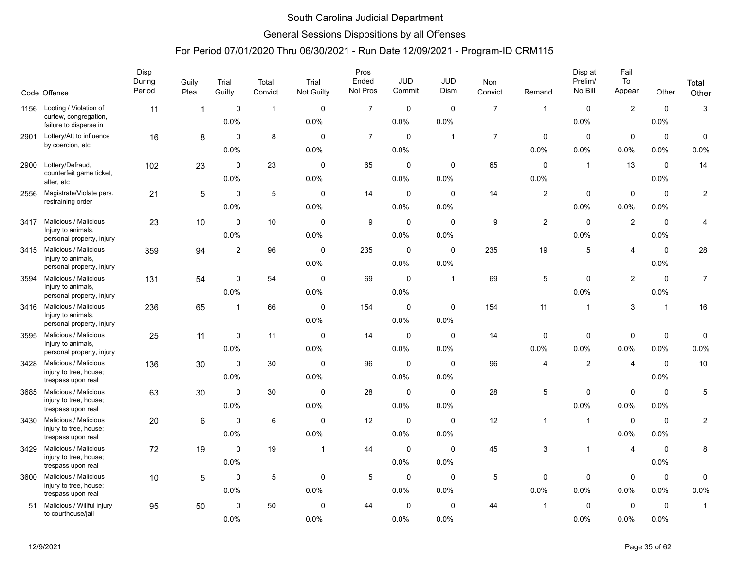# South Carolina Judicial Department

## General Sessions Dispositions by all Offenses

### For Period 07/01/2020 Thru 06/30/2021 - Run Date 12/09/2021 - Program-ID CRM115

| Code | Offense | Disp During Period | Guily Plea | Trial Guilty | Total Convict | Trial Not Guilty | Pros Ended Nol Pros | JUD Commit | JUD Dism | Non Convict | Remand | Disp at Prelim/ No Bill | Fail To Appear | Other | Total Other |
|---|---|---|---|---|---|---|---|---|---|---|---|---|---|---|---|
| 1156 | Looting / Violation of curfew, congregation, failure to disperse in | 11 | 1 | 0<br>0.0% | 1 | 0<br>0.0% | 7 | 0<br>0.0% | 0<br>0.0% | 7 | 1 | 0<br>0.0% | 2 | 0<br>0.0% | 3 |
| 2901 | Lottery/Att to influence by coercion, etc | 16 | 8 | 0<br>0.0% | 8 | 0<br>0.0% | 7 | 0<br>0.0% | 1 | 7 | 0<br>0.0% | 0<br>0.0% | 0<br>0.0% | 0<br>0.0% | 0<br>0.0% |
| 2900 | Lottery/Defraud, counterfeit game ticket, alter, etc | 102 | 23 | 0<br>0.0% | 23 | 0<br>0.0% | 65 | 0<br>0.0% | 0<br>0.0% | 65 | 0<br>0.0% | 1 | 13 | 0<br>0.0% | 14 |
| 2556 | Magistrate/Violate pers. restraining order | 21 | 5 | 0<br>0.0% | 5 | 0<br>0.0% | 14 | 0<br>0.0% | 0<br>0.0% | 14 | 2 | 0<br>0.0% | 0<br>0.0% | 0<br>0.0% | 2 |
| 3417 | Malicious / Malicious Injury to animals, personal property, injury | 23 | 10 | 0<br>0.0% | 10 | 0<br>0.0% | 9 | 0<br>0.0% | 0<br>0.0% | 9 | 2 | 0<br>0.0% | 2 | 0<br>0.0% | 4 |
| 3415 | Malicious / Malicious Injury to animals, personal property, injury | 359 | 94 | 2 | 96 | 0<br>0.0% | 235 | 0<br>0.0% | 0<br>0.0% | 235 | 19 | 5 | 4 | 0<br>0.0% | 28 |
| 3594 | Malicious / Malicious Injury to animals, personal property, injury | 131 | 54 | 0<br>0.0% | 54 | 0<br>0.0% | 69 | 0<br>0.0% | 1 | 69 | 5 | 0<br>0.0% | 2 | 0<br>0.0% | 7 |
| 3416 | Malicious / Malicious Injury to animals, personal property, injury | 236 | 65 | 1 | 66 | 0<br>0.0% | 154 | 0<br>0.0% | 0<br>0.0% | 154 | 11 | 1 | 3 | 1 | 16 |
| 3595 | Malicious / Malicious Injury to animals, personal property, injury | 25 | 11 | 0<br>0.0% | 11 | 0<br>0.0% | 14 | 0<br>0.0% | 0<br>0.0% | 14 | 0<br>0.0% | 0<br>0.0% | 0<br>0.0% | 0<br>0.0% | 0<br>0.0% |
| 3428 | Malicious / Malicious injury to tree, house; trespass upon real | 136 | 30 | 0<br>0.0% | 30 | 0<br>0.0% | 96 | 0<br>0.0% | 0<br>0.0% | 96 | 4 | 2 | 4 | 0<br>0.0% | 10 |
| 3685 | Malicious / Malicious injury to tree, house; trespass upon real | 63 | 30 | 0<br>0.0% | 30 | 0<br>0.0% | 28 | 0<br>0.0% | 0<br>0.0% | 28 | 5 | 0<br>0.0% | 0<br>0.0% | 0<br>0.0% | 5 |
| 3430 | Malicious / Malicious injury to tree, house; trespass upon real | 20 | 6 | 0<br>0.0% | 6 | 0<br>0.0% | 12 | 0<br>0.0% | 0<br>0.0% | 12 | 1 | 1 | 0<br>0.0% | 0<br>0.0% | 2 |
| 3429 | Malicious / Malicious injury to tree, house; trespass upon real | 72 | 19 | 0<br>0.0% | 19 | 1 | 44 | 0<br>0.0% | 0<br>0.0% | 45 | 3 | 1 | 4 | 0<br>0.0% | 8 |
| 3600 | Malicious / Malicious injury to tree, house; trespass upon real | 10 | 5 | 0<br>0.0% | 5 | 0<br>0.0% | 5 | 0<br>0.0% | 0<br>0.0% | 5 | 0<br>0.0% | 0<br>0.0% | 0<br>0.0% | 0<br>0.0% | 0<br>0.0% |
| 51 | Malicious / Willful injury to courthouse/jail | 95 | 50 | 0<br>0.0% | 50 | 0<br>0.0% | 44 | 0<br>0.0% | 0<br>0.0% | 44 | 1 | 0<br>0.0% | 0<br>0.0% | 0<br>0.0% | 1 |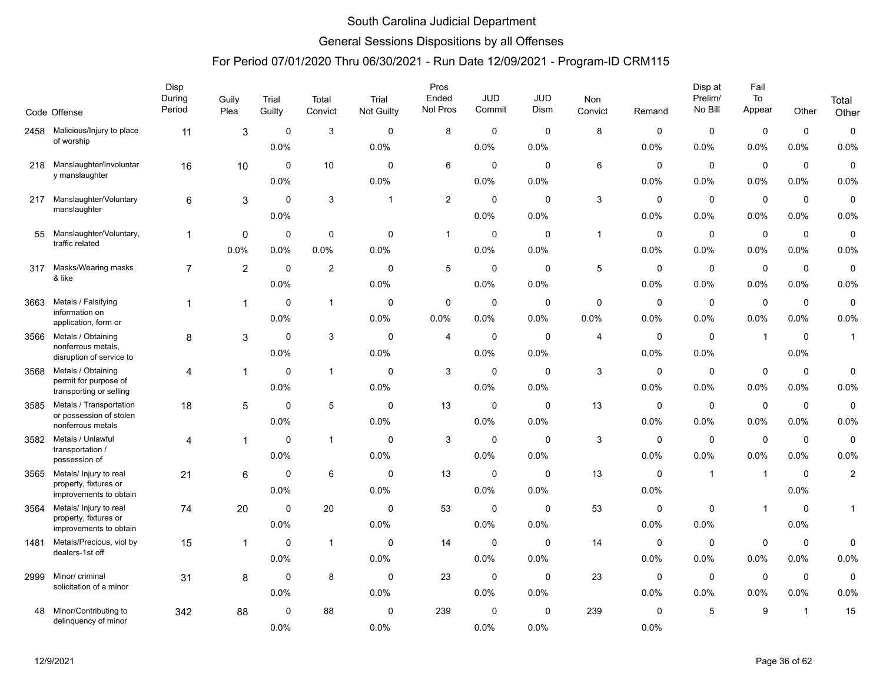# South Carolina Judicial Department

## General Sessions Dispositions by all Offenses

### For Period 07/01/2020 Thru 06/30/2021 - Run Date 12/09/2021 - Program-ID CRM115

| Code | Offense | Disp During Period | Guily Plea | Trial Guilty | Total Convict | Trial Not Guilty | Pros Ended Nol Pros | JUD Commit | JUD Dism | Non Convict | Remand | Disp at Prelim/ No Bill | Fail To Appear | Other | Total Other |
|---|---|---|---|---|---|---|---|---|---|---|---|---|---|---|---|
| 2458 | Malicious/Injury to place of worship | 11 | 3 | 0<br>0.0% | 3 | 0<br>0.0% | 8 | 0<br>0.0% | 0<br>0.0% | 8 | 0<br>0.0% | 0<br>0.0% | 0<br>0.0% | 0<br>0.0% | 0<br>0.0% |
| 218 | Manslaughter/Involuntary manslaughter | 16 | 10 | 0<br>0.0% | 10 | 0<br>0.0% | 6 | 0<br>0.0% | 0<br>0.0% | 6 | 0<br>0.0% | 0<br>0.0% | 0<br>0.0% | 0<br>0.0% | 0<br>0.0% |
| 217 | Manslaughter/Voluntary manslaughter | 6 | 3 | 0<br>0.0% | 3 | 1 | 2 | 0<br>0.0% | 0<br>0.0% | 3 | 0<br>0.0% | 0<br>0.0% | 0<br>0.0% | 0<br>0.0% | 0<br>0.0% |
| 55 | Manslaughter/Voluntary, traffic related | 1 | 0<br>0.0% | 0<br>0.0% | 0<br>0.0% | 0<br>0.0% | 1 | 0<br>0.0% | 0<br>0.0% | 1 | 0<br>0.0% | 0<br>0.0% | 0<br>0.0% | 0<br>0.0% | 0<br>0.0% |
| 317 | Masks/Wearing masks & like | 7 | 2 | 0<br>0.0% | 2 | 0<br>0.0% | 5 | 0<br>0.0% | 0<br>0.0% | 5 | 0<br>0.0% | 0<br>0.0% | 0<br>0.0% | 0<br>0.0% | 0<br>0.0% |
| 3663 | Metals / Falsifying information on application, form or | 1 | 1 | 0<br>0.0% | 1 | 0<br>0.0% | 0<br>0.0% | 0<br>0.0% | 0<br>0.0% | 0<br>0.0% | 0<br>0.0% | 0<br>0.0% | 0<br>0.0% | 0<br>0.0% | 0<br>0.0% |
| 3566 | Metals / Obtaining nonferrous metals, disruption of service to | 8 | 3 | 0<br>0.0% | 3 | 0<br>0.0% | 4 | 0<br>0.0% | 0<br>0.0% | 4 | 0<br>0.0% | 0<br>0.0% | 1 | 0<br>0.0% | 1 |
| 3568 | Metals / Obtaining permit for purpose of transporting or selling | 4 | 1 | 0<br>0.0% | 1 | 0<br>0.0% | 3 | 0<br>0.0% | 0<br>0.0% | 3 | 0<br>0.0% | 0<br>0.0% | 0<br>0.0% | 0<br>0.0% | 0<br>0.0% |
| 3585 | Metals / Transportation or possession of stolen nonferrous metals | 18 | 5 | 0<br>0.0% | 5 | 0<br>0.0% | 13 | 0<br>0.0% | 0<br>0.0% | 13 | 0<br>0.0% | 0<br>0.0% | 0<br>0.0% | 0<br>0.0% | 0<br>0.0% |
| 3582 | Metals / Unlawful transportation / possession of | 4 | 1 | 0<br>0.0% | 1 | 0<br>0.0% | 3 | 0<br>0.0% | 0<br>0.0% | 3 | 0<br>0.0% | 0<br>0.0% | 0<br>0.0% | 0<br>0.0% | 0<br>0.0% |
| 3565 | Metals/ Injury to real property, fixtures or improvements to obtain | 21 | 6 | 0<br>0.0% | 6 | 0<br>0.0% | 13 | 0<br>0.0% | 0<br>0.0% | 13 | 0<br>0.0% | 1 | 1 | 0<br>0.0% | 2 |
| 3564 | Metals/ Injury to real property, fixtures or improvements to obtain | 74 | 20 | 0<br>0.0% | 20 | 0<br>0.0% | 53 | 0<br>0.0% | 0<br>0.0% | 53 | 0<br>0.0% | 0<br>0.0% | 1 | 0<br>0.0% | 1 |
| 1481 | Metals/Precious, viol by dealers-1st off | 15 | 1 | 0<br>0.0% | 1 | 0<br>0.0% | 14 | 0<br>0.0% | 0<br>0.0% | 14 | 0<br>0.0% | 0<br>0.0% | 0<br>0.0% | 0<br>0.0% | 0<br>0.0% |
| 2999 | Minor/ criminal solicitation of a minor | 31 | 8 | 0<br>0.0% | 8 | 0<br>0.0% | 23 | 0<br>0.0% | 0<br>0.0% | 23 | 0<br>0.0% | 0<br>0.0% | 0<br>0.0% | 0<br>0.0% | 0<br>0.0% |
| 48 | Minor/Contributing to delinquency of minor | 342 | 88 | 0<br>0.0% | 88 | 0<br>0.0% | 239 | 0<br>0.0% | 0<br>0.0% | 239 | 0<br>0.0% | 5 | 9 | 1 | 15 |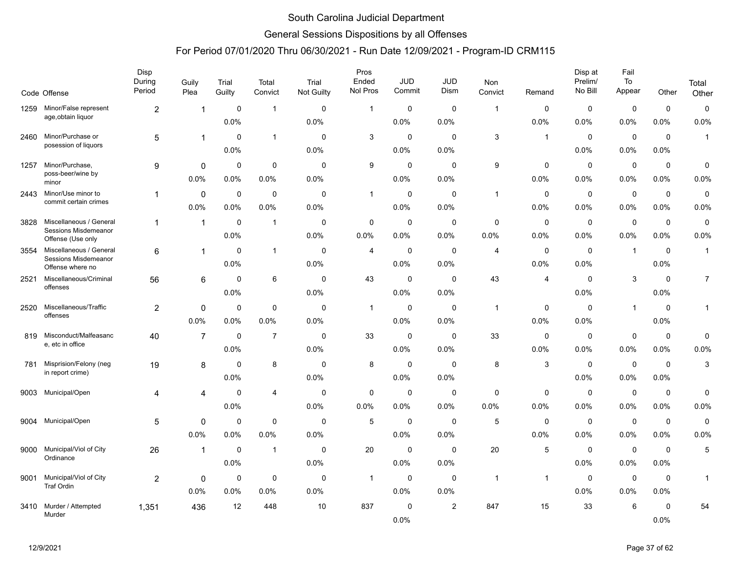# South Carolina Judicial Department

## General Sessions Dispositions by all Offenses

### For Period 07/01/2020 Thru 06/30/2021 - Run Date 12/09/2021 - Program-ID CRM115

| Code | Offense | Disp During Period | Guily Plea | Trial Guilty | Total Convict | Trial Not Guilty | Pros Ended Nol Pros | JUD Commit | JUD Dism | Non Convict | Remand | Disp at Prelim/ No Bill | Fail To Appear | Other | Total Other |
|---|---|---|---|---|---|---|---|---|---|---|---|---|---|---|---|
| 1259 | Minor/False represent age,obtain liquor | 2 | 1 | 0 | 1 | 0 | 1 | 0 | 0 | 1 | 0 | 0 | 0 | 0 | 0 |
| | | | | 0.0% | | 0.0% | | 0.0% | 0.0% | | 0.0% | 0.0% | 0.0% | 0.0% | 0.0% |
| 2460 | Minor/Purchase or posession of liquors | 5 | 1 | 0 | 1 | 0 | 3 | 0 | 0 | 3 | 1 | 0 | 0 | 0 | 1 |
| | | | | 0.0% | | 0.0% | | 0.0% | 0.0% | | | 0.0% | 0.0% | 0.0% | |
| 1257 | Minor/Purchase, poss-beer/wine by minor | 9 | 0 | 0 | 0 | 0 | 9 | 0 | 0 | 9 | 0 | 0 | 0 | 0 | 0 |
| | | | 0.0% | 0.0% | 0.0% | 0.0% | | 0.0% | 0.0% | | 0.0% | 0.0% | 0.0% | 0.0% | 0.0% |
| 2443 | Minor/Use minor to commit certain crimes | 1 | 0 | 0 | 0 | 0 | 1 | 0 | 0 | 1 | 0 | 0 | 0 | 0 | 0 |
| | | | 0.0% | 0.0% | 0.0% | 0.0% | | 0.0% | 0.0% | | 0.0% | 0.0% | 0.0% | 0.0% | 0.0% |
| 3828 | Miscellaneous / General Sessions Misdemeanor Offense (Use only | 1 | 1 | 0 | 1 | 0 | 0 | 0 | 0 | 0 | 0 | 0 | 0 | 0 | 0 |
| | | | | 0.0% | | 0.0% | 0.0% | 0.0% | 0.0% | 0.0% | 0.0% | 0.0% | 0.0% | 0.0% | 0.0% |
| 3554 | Miscellaneous / General Sessions Misdemeanor Offense where no | 6 | 1 | 0 | 1 | 0 | 4 | 0 | 0 | 4 | 0 | 0 | 1 | 0 | 1 |
| | | | | 0.0% | | 0.0% | | 0.0% | 0.0% | | 0.0% | 0.0% | | 0.0% | |
| 2521 | Miscellaneous/Criminal offenses | 56 | 6 | 0 | 6 | 0 | 43 | 0 | 0 | 43 | 4 | 0 | 3 | 0 | 7 |
| | | | | 0.0% | | 0.0% | | 0.0% | 0.0% | | | 0.0% | | 0.0% | |
| 2520 | Miscellaneous/Traffic offenses | 2 | 0 | 0 | 0 | 0 | 1 | 0 | 0 | 1 | 0 | 0 | 1 | 0 | 1 |
| | | | 0.0% | 0.0% | 0.0% | 0.0% | | 0.0% | 0.0% | | 0.0% | 0.0% | | 0.0% | |
| 819 | Misconduct/Malfeasance, etc in office | 40 | 7 | 0 | 7 | 0 | 33 | 0 | 0 | 33 | 0 | 0 | 0 | 0 | 0 |
| | | | | 0.0% | | 0.0% | | 0.0% | 0.0% | | 0.0% | 0.0% | 0.0% | 0.0% | 0.0% |
| 781 | Misprision/Felony (neg in report crime) | 19 | 8 | 0 | 8 | 0 | 8 | 0 | 0 | 8 | 3 | 0 | 0 | 0 | 3 |
| | | | | 0.0% | | 0.0% | | 0.0% | 0.0% | | | 0.0% | 0.0% | 0.0% | |
| 9003 | Municipal/Open | 4 | 4 | 0 | 4 | 0 | 0 | 0 | 0 | 0 | 0 | 0 | 0 | 0 | 0 |
| | | | | 0.0% | | 0.0% | 0.0% | 0.0% | 0.0% | 0.0% | 0.0% | 0.0% | 0.0% | 0.0% | 0.0% |
| 9004 | Municipal/Open | 5 | 0 | 0 | 0 | 0 | 5 | 0 | 0 | 5 | 0 | 0 | 0 | 0 | 0 |
| | | | 0.0% | 0.0% | 0.0% | 0.0% | | 0.0% | 0.0% | | 0.0% | 0.0% | 0.0% | 0.0% | 0.0% |
| 9000 | Municipal/Viol of City Ordinance | 26 | 1 | 0 | 1 | 0 | 20 | 0 | 0 | 20 | 5 | 0 | 0 | 0 | 5 |
| | | | | 0.0% | | 0.0% | | 0.0% | 0.0% | | | 0.0% | 0.0% | 0.0% | |
| 9001 | Municipal/Viol of City Traf Ordin | 2 | 0 | 0 | 0 | 0 | 1 | 0 | 0 | 1 | 1 | 0 | 0 | 0 | 1 |
| | | | 0.0% | 0.0% | 0.0% | 0.0% | | 0.0% | 0.0% | | | 0.0% | 0.0% | 0.0% | |
| 3410 | Murder / Attempted Murder | 1,351 | 436 | 12 | 448 | 10 | 837 | 0 | 2 | 847 | 15 | 33 | 6 | 0 | 54 |
| | | | | | | | | 0.0% | | | | | | 0.0% | |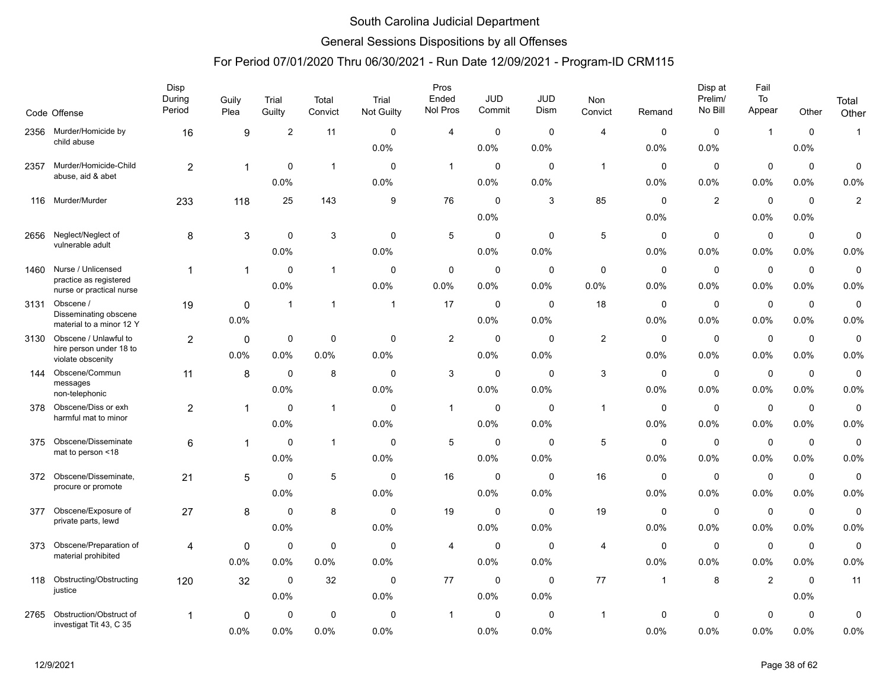# South Carolina Judicial Department

## General Sessions Dispositions by all Offenses

### For Period 07/01/2020 Thru 06/30/2021 - Run Date 12/09/2021 - Program-ID CRM115

| Code | Offense | Disp During Period | Guily Plea | Trial Guilty | Total Convict | Trial Not Guilty | Pros Ended Nol Pros | JUD Commit | JUD Dism | Non Convict | Remand | Disp at Prelim/ No Bill | Fail To Appear | Other | Total Other |
|---|---|---|---|---|---|---|---|---|---|---|---|---|---|---|---|
| 2356 | Murder/Homicide by child abuse | 16 | 9 | 2 | 11 | 0 | 4 | 0 | 0 | 4 | 0 | 0 | 1 | 0 | 1 |
| | | | | | | 0.0% | | 0.0% | 0.0% | | 0.0% | 0.0% | | 0.0% | |
| 2357 | Murder/Homicide-Child abuse, aid & abet | 2 | 1 | 0 | 1 | 0 | 1 | 0 | 0 | 1 | 0 | 0 | 0 | 0 | 0 |
| | | | | 0.0% | | 0.0% | | 0.0% | 0.0% | | 0.0% | 0.0% | 0.0% | 0.0% | 0.0% |
| 116 | Murder/Murder | 233 | 118 | 25 | 143 | 9 | 76 | 0 | 3 | 85 | 0 | 2 | 0 | 0 | 2 |
| | | | | | | | | 0.0% | | | 0.0% | | 0.0% | 0.0% | |
| 2656 | Neglect/Neglect of vulnerable adult | 8 | 3 | 0 | 3 | 0 | 5 | 0 | 0 | 5 | 0 | 0 | 0 | 0 | 0 |
| | | | | 0.0% | | 0.0% | | 0.0% | 0.0% | | 0.0% | 0.0% | 0.0% | 0.0% | 0.0% |
| 1460 | Nurse / Unlicensed practice as registered nurse or practical nurse | 1 | 1 | 0 | 1 | 0 | 0 | 0 | 0 | 0 | 0 | 0 | 0 | 0 | 0 |
| | | | | 0.0% | | 0.0% | 0.0% | 0.0% | 0.0% | 0.0% | 0.0% | 0.0% | 0.0% | 0.0% | 0.0% |
| 3131 | Obscene / Disseminating obscene material to a minor 12 Y | 19 | 0 | 1 | 1 | 1 | 17 | 0 | 0 | 18 | 0 | 0 | 0 | 0 | 0 |
| | | | 0.0% | | | | | 0.0% | 0.0% | | 0.0% | 0.0% | 0.0% | 0.0% | 0.0% |
| 3130 | Obscene / Unlawful to hire person under 18 to violate obscenity | 2 | 0 | 0 | 0 | 0 | 2 | 0 | 0 | 2 | 0 | 0 | 0 | 0 | 0 |
| | | | 0.0% | 0.0% | 0.0% | 0.0% | | 0.0% | 0.0% | | 0.0% | 0.0% | 0.0% | 0.0% | 0.0% |
| 144 | Obscene/Commun messages non-telephonic | 11 | 8 | 0 | 8 | 0 | 3 | 0 | 0 | 3 | 0 | 0 | 0 | 0 | 0 |
| | | | | 0.0% | | 0.0% | | 0.0% | 0.0% | | 0.0% | 0.0% | 0.0% | 0.0% | 0.0% |
| 378 | Obscene/Diss or exh harmful mat to minor | 2 | 1 | 0 | 1 | 0 | 1 | 0 | 0 | 1 | 0 | 0 | 0 | 0 | 0 |
| | | | | 0.0% | | 0.0% | | 0.0% | 0.0% | | 0.0% | 0.0% | 0.0% | 0.0% | 0.0% |
| 375 | Obscene/Disseminate mat to person <18 | 6 | 1 | 0 | 1 | 0 | 5 | 0 | 0 | 5 | 0 | 0 | 0 | 0 | 0 |
| | | | | 0.0% | | 0.0% | | 0.0% | 0.0% | | 0.0% | 0.0% | 0.0% | 0.0% | 0.0% |
| 372 | Obscene/Disseminate, procure or promote | 21 | 5 | 0 | 5 | 0 | 16 | 0 | 0 | 16 | 0 | 0 | 0 | 0 | 0 |
| | | | | 0.0% | | 0.0% | | 0.0% | 0.0% | | 0.0% | 0.0% | 0.0% | 0.0% | 0.0% |
| 377 | Obscene/Exposure of private parts, lewd | 27 | 8 | 0 | 8 | 0 | 19 | 0 | 0 | 19 | 0 | 0 | 0 | 0 | 0 |
| | | | | 0.0% | | 0.0% | | 0.0% | 0.0% | | 0.0% | 0.0% | 0.0% | 0.0% | 0.0% |
| 373 | Obscene/Preparation of material prohibited | 4 | 0 | 0 | 0 | 0 | 4 | 0 | 0 | 4 | 0 | 0 | 0 | 0 | 0 |
| | | | 0.0% | 0.0% | 0.0% | 0.0% | | 0.0% | 0.0% | | 0.0% | 0.0% | 0.0% | 0.0% | 0.0% |
| 118 | Obstructing/Obstructing justice | 120 | 32 | 0 | 32 | 0 | 77 | 0 | 0 | 77 | 1 | 8 | 2 | 0 | 11 |
| | | | | 0.0% | | 0.0% | | 0.0% | 0.0% | | | | | 0.0% | |
| 2765 | Obstruction/Obstruct of investigat Tit 43, C 35 | 1 | 0 | 0 | 0 | 0 | 1 | 0 | 0 | 1 | 0 | 0 | 0 | 0 | 0 |
| | | | 0.0% | 0.0% | 0.0% | 0.0% | | 0.0% | 0.0% | | 0.0% | 0.0% | 0.0% | 0.0% | 0.0% |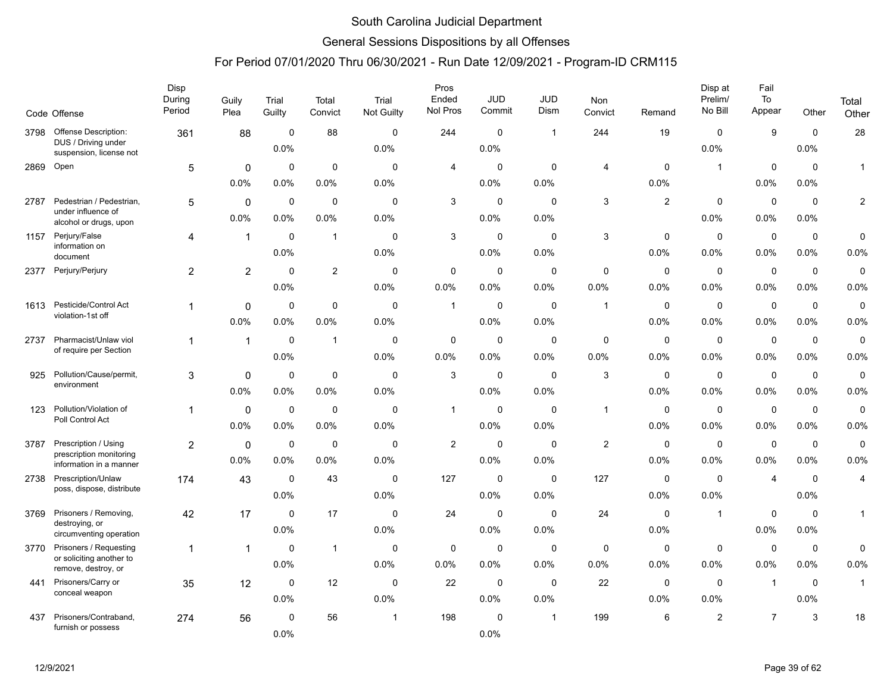# South Carolina Judicial Department

## General Sessions Dispositions by all Offenses

### For Period 07/01/2020 Thru 06/30/2021 - Run Date 12/09/2021 - Program-ID CRM115

| Code | Offense | Disp During Period | Guily Plea | Trial Guilty | Total Convict | Trial Not Guilty | Pros Ended Nol Pros | JUD Commit | JUD Dism | Non Convict | Remand | Disp at Prelim/ No Bill | Fail To Appear | Other | Total Other |
|---|---|---|---|---|---|---|---|---|---|---|---|---|---|---|---|
| 3798 | Offense Description: DUS / Driving under suspension, license not | 361 | 88 | 0 | 88 | 0 | 244 | 0 | 1 | 244 | 19 | 0 | 9 | 0 | 28 |
| | | | | 0.0% | | 0.0% | | 0.0% | | | | 0.0% | | 0.0% | |
| 2869 | Open | 5 | 0 | 0 | 0 | 0 | 4 | 0 | 0 | 4 | 0 | 1 | 0 | 0 | 1 |
| | | | 0.0% | 0.0% | 0.0% | 0.0% | | 0.0% | 0.0% | | 0.0% | | 0.0% | 0.0% | |
| 2787 | Pedestrian / Pedestrian, under influence of alcohol or drugs, upon | 5 | 0 | 0 | 0 | 0 | 3 | 0 | 0 | 3 | 2 | 0 | 0 | 0 | 2 |
| | | | 0.0% | 0.0% | 0.0% | 0.0% | | 0.0% | 0.0% | | | 0.0% | 0.0% | 0.0% | |
| 1157 | Perjury/False information on document | 4 | 1 | 0 | 1 | 0 | 3 | 0 | 0 | 3 | 0 | 0 | 0 | 0 | 0 |
| | | | | 0.0% | | 0.0% | | 0.0% | 0.0% | | 0.0% | 0.0% | 0.0% | 0.0% | 0.0% |
| 2377 | Perjury/Perjury | 2 | 2 | 0 | 2 | 0 | 0 | 0 | 0 | 0 | 0 | 0 | 0 | 0 | 0 |
| | | | | 0.0% | | 0.0% | 0.0% | 0.0% | 0.0% | 0.0% | 0.0% | 0.0% | 0.0% | 0.0% | 0.0% |
| 1613 | Pesticide/Control Act violation-1st off | 1 | 0 | 0 | 0 | 0 | 1 | 0 | 0 | 1 | 0 | 0 | 0 | 0 | 0 |
| | | | 0.0% | 0.0% | 0.0% | 0.0% | | 0.0% | 0.0% | | 0.0% | 0.0% | 0.0% | 0.0% | 0.0% |
| 2737 | Pharmacist/Unlaw viol of require per Section | 1 | 1 | 0 | 1 | 0 | 0 | 0 | 0 | 0 | 0 | 0 | 0 | 0 | 0 |
| | | | | 0.0% | | 0.0% | 0.0% | 0.0% | 0.0% | 0.0% | 0.0% | 0.0% | 0.0% | 0.0% | 0.0% |
| 925 | Pollution/Cause/permit, environment | 3 | 0 | 0 | 0 | 0 | 3 | 0 | 0 | 3 | 0 | 0 | 0 | 0 | 0 |
| | | | 0.0% | 0.0% | 0.0% | 0.0% | | 0.0% | 0.0% | | 0.0% | 0.0% | 0.0% | 0.0% | 0.0% |
| 123 | Pollution/Violation of Poll Control Act | 1 | 0 | 0 | 0 | 0 | 1 | 0 | 0 | 1 | 0 | 0 | 0 | 0 | 0 |
| | | | 0.0% | 0.0% | 0.0% | 0.0% | | 0.0% | 0.0% | | 0.0% | 0.0% | 0.0% | 0.0% | 0.0% |
| 3787 | Prescription / Using prescription monitoring information in a manner | 2 | 0 | 0 | 0 | 0 | 2 | 0 | 0 | 2 | 0 | 0 | 0 | 0 | 0 |
| | | | 0.0% | 0.0% | 0.0% | 0.0% | | 0.0% | 0.0% | | 0.0% | 0.0% | 0.0% | 0.0% | 0.0% |
| 2738 | Prescription/Unlaw poss, dispose, distribute | 174 | 43 | 0 | 43 | 0 | 127 | 0 | 0 | 127 | 0 | 0 | 4 | 0 | 4 |
| | | | | 0.0% | | 0.0% | | 0.0% | 0.0% | | 0.0% | 0.0% | | 0.0% | |
| 3769 | Prisoners / Removing, destroying, or circumventing operation | 42 | 17 | 0 | 17 | 0 | 24 | 0 | 0 | 24 | 0 | 1 | 0 | 0 | 1 |
| | | | | 0.0% | | 0.0% | | 0.0% | 0.0% | | 0.0% | | 0.0% | 0.0% | |
| 3770 | Prisoners / Requesting or soliciting another to remove, destroy, or | 1 | 1 | 0 | 1 | 0 | 0 | 0 | 0 | 0 | 0 | 0 | 0 | 0 | 0 |
| | | | | 0.0% | | 0.0% | 0.0% | 0.0% | 0.0% | 0.0% | 0.0% | 0.0% | 0.0% | 0.0% | 0.0% |
| 441 | Prisoners/Carry or conceal weapon | 35 | 12 | 0 | 12 | 0 | 22 | 0 | 0 | 22 | 0 | 0 | 1 | 0 | 1 |
| | | | | 0.0% | | 0.0% | | 0.0% | 0.0% | | 0.0% | 0.0% | | 0.0% | |
| 437 | Prisoners/Contraband, furnish or possess | 274 | 56 | 0 | 56 | 1 | 198 | 0 | 1 | 199 | 6 | 2 | 7 | 3 | 18 |
| | | | | 0.0% | | | | 0.0% | | | | | | | |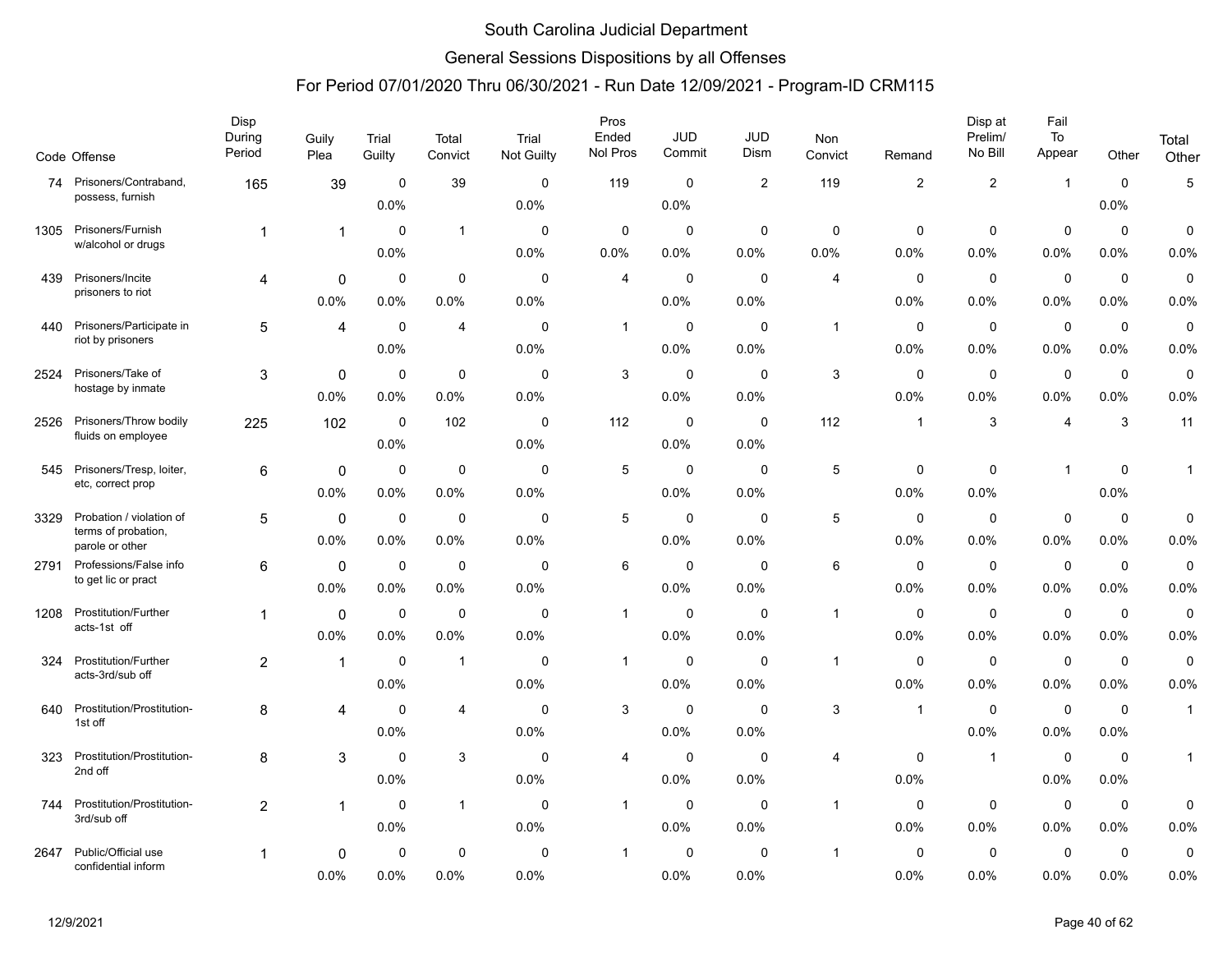# South Carolina Judicial Department

## General Sessions Dispositions by all Offenses

### For Period 07/01/2020 Thru 06/30/2021 - Run Date 12/09/2021 - Program-ID CRM115

| Code | Offense | Disp During Period | Guily Plea | Trial Guilty | Total Convict | Trial Not Guilty | Pros Ended Nol Pros | JUD Commit | JUD Dism | Non Convict | Remand | Disp at Prelim/ No Bill | Fail To Appear | Other | Total Other |
|---|---|---|---|---|---|---|---|---|---|---|---|---|---|---|---|
| 74 | Prisoners/Contraband, possess, furnish | 165 | 39 | 0<br>0.0% | 39 | 0<br>0.0% | 119 | 0<br>0.0% | 2 | 119 | 2 | 2 | 1 | 0<br>0.0% | 5 |
| 1305 | Prisoners/Furnish w/alcohol or drugs | 1 | 1 | 0<br>0.0% | 1 | 0<br>0.0% | 0<br>0.0% | 0<br>0.0% | 0<br>0.0% | 0<br>0.0% | 0<br>0.0% | 0<br>0.0% | 0<br>0.0% | 0<br>0.0% | 0<br>0.0% |
| 439 | Prisoners/Incite prisoners to riot | 4 | 0<br>0.0% | 0<br>0.0% | 0<br>0.0% | 0<br>0.0% | 4 | 0<br>0.0% | 0<br>0.0% | 4 | 0<br>0.0% | 0<br>0.0% | 0<br>0.0% | 0<br>0.0% | 0<br>0.0% |
| 440 | Prisoners/Participate in riot by prisoners | 5 | 4 | 0<br>0.0% | 4 | 0<br>0.0% | 1 | 0<br>0.0% | 0<br>0.0% | 1 | 0<br>0.0% | 0<br>0.0% | 0<br>0.0% | 0<br>0.0% | 0<br>0.0% |
| 2524 | Prisoners/Take of hostage by inmate | 3 | 0<br>0.0% | 0<br>0.0% | 0<br>0.0% | 0<br>0.0% | 3 | 0<br>0.0% | 0<br>0.0% | 3 | 0<br>0.0% | 0<br>0.0% | 0<br>0.0% | 0<br>0.0% | 0<br>0.0% |
| 2526 | Prisoners/Throw bodily fluids on employee | 225 | 102 | 0<br>0.0% | 102 | 0<br>0.0% | 112 | 0<br>0.0% | 0<br>0.0% | 112 | 1 | 3 | 4 | 3 | 11 |
| 545 | Prisoners/Tresp, loiter, etc, correct prop | 6 | 0<br>0.0% | 0<br>0.0% | 0<br>0.0% | 0<br>0.0% | 5 | 0<br>0.0% | 0<br>0.0% | 5 | 0<br>0.0% | 0<br>0.0% | 1 | 0<br>0.0% | 1 |
| 3329 | Probation / violation of terms of probation, parole or other | 5 | 0<br>0.0% | 0<br>0.0% | 0<br>0.0% | 0<br>0.0% | 5 | 0<br>0.0% | 0<br>0.0% | 5 | 0<br>0.0% | 0<br>0.0% | 0<br>0.0% | 0<br>0.0% | 0<br>0.0% |
| 2791 | Professions/False info to get lic or pract | 6 | 0<br>0.0% | 0<br>0.0% | 0<br>0.0% | 0<br>0.0% | 6 | 0<br>0.0% | 0<br>0.0% | 6 | 0<br>0.0% | 0<br>0.0% | 0<br>0.0% | 0<br>0.0% | 0<br>0.0% |
| 1208 | Prostitution/Further acts-1st off | 1 | 0<br>0.0% | 0<br>0.0% | 0<br>0.0% | 0<br>0.0% | 1 | 0<br>0.0% | 0<br>0.0% | 1 | 0<br>0.0% | 0<br>0.0% | 0<br>0.0% | 0<br>0.0% | 0<br>0.0% |
| 324 | Prostitution/Further acts-3rd/sub off | 2 | 1 | 0<br>0.0% | 1 | 0<br>0.0% | 1 | 0<br>0.0% | 0<br>0.0% | 1 | 0<br>0.0% | 0<br>0.0% | 0<br>0.0% | 0<br>0.0% | 0<br>0.0% |
| 640 | Prostitution/Prostitution-1st off | 8 | 4 | 0<br>0.0% | 4 | 0<br>0.0% | 3 | 0<br>0.0% | 0<br>0.0% | 3 | 1 | 0<br>0.0% | 0<br>0.0% | 0<br>0.0% | 1 |
| 323 | Prostitution/Prostitution-2nd off | 8 | 3 | 0<br>0.0% | 3 | 0<br>0.0% | 4 | 0<br>0.0% | 0<br>0.0% | 4 | 0<br>0.0% | 1 | 0<br>0.0% | 0<br>0.0% | 1 |
| 744 | Prostitution/Prostitution-3rd/sub off | 2 | 1 | 0<br>0.0% | 1 | 0<br>0.0% | 1 | 0<br>0.0% | 0<br>0.0% | 1 | 0<br>0.0% | 0<br>0.0% | 0<br>0.0% | 0<br>0.0% | 0<br>0.0% |
| 2647 | Public/Official use confidential inform | 1 | 0<br>0.0% | 0<br>0.0% | 0<br>0.0% | 0<br>0.0% | 1 | 0<br>0.0% | 0<br>0.0% | 1 | 0<br>0.0% | 0<br>0.0% | 0<br>0.0% | 0<br>0.0% | 0<br>0.0% |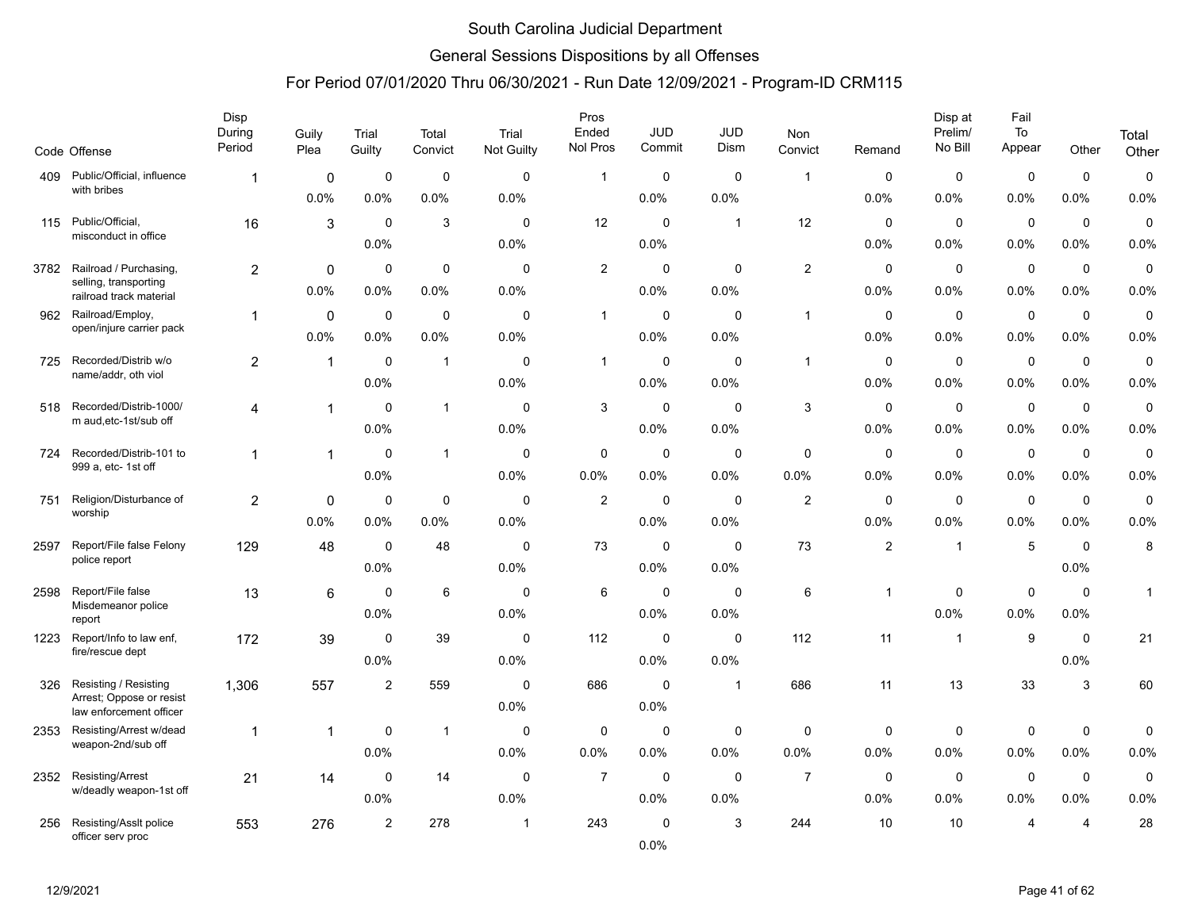# South Carolina Judicial Department

## General Sessions Dispositions by all Offenses

### For Period 07/01/2020 Thru 06/30/2021 - Run Date 12/09/2021 - Program-ID CRM115

| Code | Offense | Disp During Period | Guily Plea | Trial Guilty | Total Convict | Trial Not Guilty | Pros Ended Nol Pros | JUD Commit | JUD Dism | Non Convict | Remand | Disp at Prelim/ No Bill | Fail To Appear | Other | Total Other |
|---|---|---|---|---|---|---|---|---|---|---|---|---|---|---|---|
| 409 | Public/Official, influence with bribes | 1 | 0<br>0.0% | 0<br>0.0% | 0<br>0.0% | 0<br>0.0% | 1 | 0<br>0.0% | 0<br>0.0% | 1 | 0<br>0.0% | 0<br>0.0% | 0<br>0.0% | 0<br>0.0% | 0<br>0.0% |
| 115 | Public/Official, misconduct in office | 16 | 3 | 0<br>0.0% | 3 | 0<br>0.0% | 12 | 0<br>0.0% | 1 | 12 | 0<br>0.0% | 0<br>0.0% | 0<br>0.0% | 0<br>0.0% | 0<br>0.0% |
| 3782 | Railroad / Purchasing, selling, transporting railroad track material | 2 | 0<br>0.0% | 0<br>0.0% | 0<br>0.0% | 0<br>0.0% | 2 | 0<br>0.0% | 0<br>0.0% | 2 | 0<br>0.0% | 0<br>0.0% | 0<br>0.0% | 0<br>0.0% | 0<br>0.0% |
| 962 | Railroad/Employ, open/injure carrier pack | 1 | 0<br>0.0% | 0<br>0.0% | 0<br>0.0% | 0<br>0.0% | 1 | 0<br>0.0% | 0<br>0.0% | 1 | 0<br>0.0% | 0<br>0.0% | 0<br>0.0% | 0<br>0.0% | 0<br>0.0% |
| 725 | Recorded/Distrib w/o name/addr, oth viol | 2 | 1 | 0<br>0.0% | 1 | 0<br>0.0% | 1 | 0<br>0.0% | 0<br>0.0% | 1 | 0<br>0.0% | 0<br>0.0% | 0<br>0.0% | 0<br>0.0% | 0<br>0.0% |
| 518 | Recorded/Distrib-1000/ m aud,etc-1st/sub off | 4 | 1 | 0<br>0.0% | 1 | 0<br>0.0% | 3 | 0<br>0.0% | 0<br>0.0% | 3 | 0<br>0.0% | 0<br>0.0% | 0<br>0.0% | 0<br>0.0% | 0<br>0.0% |
| 724 | Recorded/Distrib-101 to 999 a, etc- 1st off | 1 | 1 | 0<br>0.0% | 1 | 0<br>0.0% | 0<br>0.0% | 0<br>0.0% | 0<br>0.0% | 0<br>0.0% | 0<br>0.0% | 0<br>0.0% | 0<br>0.0% | 0<br>0.0% | 0<br>0.0% |
| 751 | Religion/Disturbance of worship | 2 | 0<br>0.0% | 0<br>0.0% | 0<br>0.0% | 0<br>0.0% | 2 | 0<br>0.0% | 0<br>0.0% | 2 | 0<br>0.0% | 0<br>0.0% | 0<br>0.0% | 0<br>0.0% | 0<br>0.0% |
| 2597 | Report/File false Felony police report | 129 | 48 | 0<br>0.0% | 48 | 0<br>0.0% | 73 | 0<br>0.0% | 0<br>0.0% | 73 | 2 | 1 | 5 | 0<br>0.0% | 8 |
| 2598 | Report/File false Misdemeanor police report | 13 | 6 | 0<br>0.0% | 6 | 0<br>0.0% | 6 | 0<br>0.0% | 0<br>0.0% | 6 | 1 | 0<br>0.0% | 0<br>0.0% | 0<br>0.0% | 1 |
| 1223 | Report/Info to law enf, fire/rescue dept | 172 | 39 | 0<br>0.0% | 39 | 0<br>0.0% | 112 | 0<br>0.0% | 0<br>0.0% | 112 | 11 | 1 | 9 | 0<br>0.0% | 21 |
| 326 | Resisting / Resisting Arrest; Oppose or resist law enforcement officer | 1,306 | 557 | 2 | 559 | 0<br>0.0% | 686 | 0<br>0.0% | 1 | 686 | 11 | 13 | 33 | 3 | 60 |
| 2353 | Resisting/Arrest w/dead weapon-2nd/sub off | 1 | 1 | 0<br>0.0% | 1 | 0<br>0.0% | 0<br>0.0% | 0<br>0.0% | 0<br>0.0% | 0<br>0.0% | 0<br>0.0% | 0<br>0.0% | 0<br>0.0% | 0<br>0.0% | 0<br>0.0% |
| 2352 | Resisting/Arrest w/deadly weapon-1st off | 21 | 14 | 0<br>0.0% | 14 | 0<br>0.0% | 7 | 0<br>0.0% | 0<br>0.0% | 7 | 0<br>0.0% | 0<br>0.0% | 0<br>0.0% | 0<br>0.0% | 0<br>0.0% |
| 256 | Resisting/Asslt police officer serv proc | 553 | 276 | 2 | 278 | 1 | 243 | 0<br>0.0% | 3 | 244 | 10 | 10 | 4 | 4 | 28 |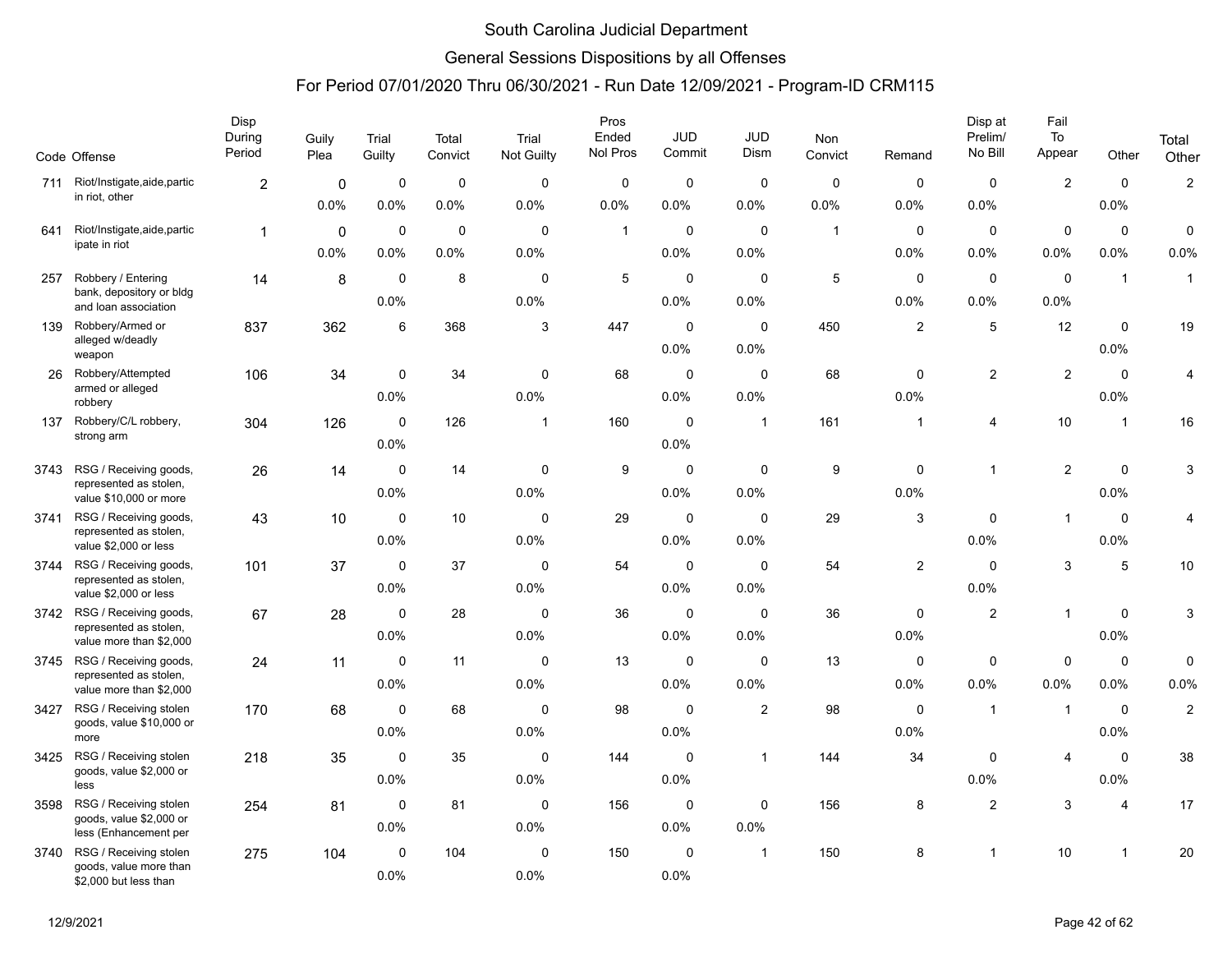# South Carolina Judicial Department

## General Sessions Dispositions by all Offenses

### For Period 07/01/2020 Thru 06/30/2021 - Run Date 12/09/2021 - Program-ID CRM115

| Code | Offense | Disp During Period | Guily Plea | Trial Guilty | Total Convict | Trial Not Guilty | Pros Ended Nol Pros | JUD Commit | JUD Dism | Non Convict | Remand | Disp at Prelim/ No Bill | Fail To Appear | Other | Total Other |
|---|---|---|---|---|---|---|---|---|---|---|---|---|---|---|---|
| 711 | Riot/Instigate,aide,partic in riot, other | 2 | 0 | 0 | 0 | 0 | 0 | 0 | 0 | 0 | 0 | 0 | 2 | 0 | 2 |
| | | | 0.0% | 0.0% | 0.0% | 0.0% | 0.0% | 0.0% | 0.0% | 0.0% | 0.0% | 0.0% | | 0.0% | |
| 641 | Riot/Instigate,aide,partic ipate in riot | 1 | 0 | 0 | 0 | 0 | 1 | 0 | 0 | 1 | 0 | 0 | 0 | 0 | 0 |
| | | | 0.0% | 0.0% | 0.0% | 0.0% | | 0.0% | 0.0% | | 0.0% | 0.0% | 0.0% | 0.0% | 0.0% |
| 257 | Robbery / Entering bank, depository or bldg and loan association | 14 | 8 | 0 | 8 | 0 | 5 | 0 | 0 | 5 | 0 | 0 | 0 | 1 | 1 |
| | | | | 0.0% | | 0.0% | | 0.0% | 0.0% | | 0.0% | 0.0% | 0.0% | | |
| 139 | Robbery/Armed or alleged w/deadly weapon | 837 | 362 | 6 | 368 | 3 | 447 | 0 | 0 | 450 | 2 | 5 | 12 | 0 | 19 |
| | | | | | | | | 0.0% | 0.0% | | | | | 0.0% | |
| 26 | Robbery/Attempted armed or alleged robbery | 106 | 34 | 0 | 34 | 0 | 68 | 0 | 0 | 68 | 0 | 2 | 2 | 0 | 4 |
| | | | | 0.0% | | 0.0% | | 0.0% | 0.0% | | 0.0% | | | 0.0% | |
| 137 | Robbery/C/L robbery, strong arm | 304 | 126 | 0 | 126 | 1 | 160 | 0 | 1 | 161 | 1 | 4 | 10 | 1 | 16 |
| | | | | 0.0% | | | | 0.0% | | | | | | | |
| 3743 | RSG / Receiving goods, represented as stolen, value $10,000 or more | 26 | 14 | 0 | 14 | 0 | 9 | 0 | 0 | 9 | 0 | 1 | 2 | 0 | 3 |
| | | | | 0.0% | | 0.0% | | 0.0% | 0.0% | | 0.0% | | | 0.0% | |
| 3741 | RSG / Receiving goods, represented as stolen, value $2,000 or less | 43 | 10 | 0 | 10 | 0 | 29 | 0 | 0 | 29 | 3 | 0 | 1 | 0 | 4 |
| | | | | 0.0% | | 0.0% | | 0.0% | 0.0% | | | 0.0% | | 0.0% | |
| 3744 | RSG / Receiving goods, represented as stolen, value $2,000 or less | 101 | 37 | 0 | 37 | 0 | 54 | 0 | 0 | 54 | 2 | 0 | 3 | 5 | 10 |
| | | | | 0.0% | | 0.0% | | 0.0% | 0.0% | | | 0.0% | | | |
| 3742 | RSG / Receiving goods, represented as stolen, value more than $2,000 | 67 | 28 | 0 | 28 | 0 | 36 | 0 | 0 | 36 | 0 | 2 | 1 | 0 | 3 |
| | | | | 0.0% | | 0.0% | | 0.0% | 0.0% | | 0.0% | | | 0.0% | |
| 3745 | RSG / Receiving goods, represented as stolen, value more than $2,000 | 24 | 11 | 0 | 11 | 0 | 13 | 0 | 0 | 13 | 0 | 0 | 0 | 0 | 0 |
| | | | | 0.0% | | 0.0% | | 0.0% | 0.0% | | 0.0% | 0.0% | 0.0% | 0.0% | 0.0% |
| 3427 | RSG / Receiving stolen goods, value $10,000 or more | 170 | 68 | 0 | 68 | 0 | 98 | 0 | 2 | 98 | 0 | 1 | 1 | 0 | 2 |
| | | | | 0.0% | | 0.0% | | 0.0% | | | 0.0% | | | 0.0% | |
| 3425 | RSG / Receiving stolen goods, value $2,000 or less | 218 | 35 | 0 | 35 | 0 | 144 | 0 | 1 | 144 | 34 | 0 | 4 | 0 | 38 |
| | | | | 0.0% | | 0.0% | | 0.0% | | | | 0.0% | | 0.0% | |
| 3598 | RSG / Receiving stolen goods, value $2,000 or less (Enhancement per | 254 | 81 | 0 | 81 | 0 | 156 | 0 | 0 | 156 | 8 | 2 | 3 | 4 | 17 |
| | | | | 0.0% | | 0.0% | | 0.0% | 0.0% | | | | | | |
| 3740 | RSG / Receiving stolen goods, value more than $2,000 but less than | 275 | 104 | 0 | 104 | 0 | 150 | 0 | 1 | 150 | 8 | 1 | 10 | 1 | 20 |
| | | | | 0.0% | | 0.0% | | 0.0% | | | | | | | |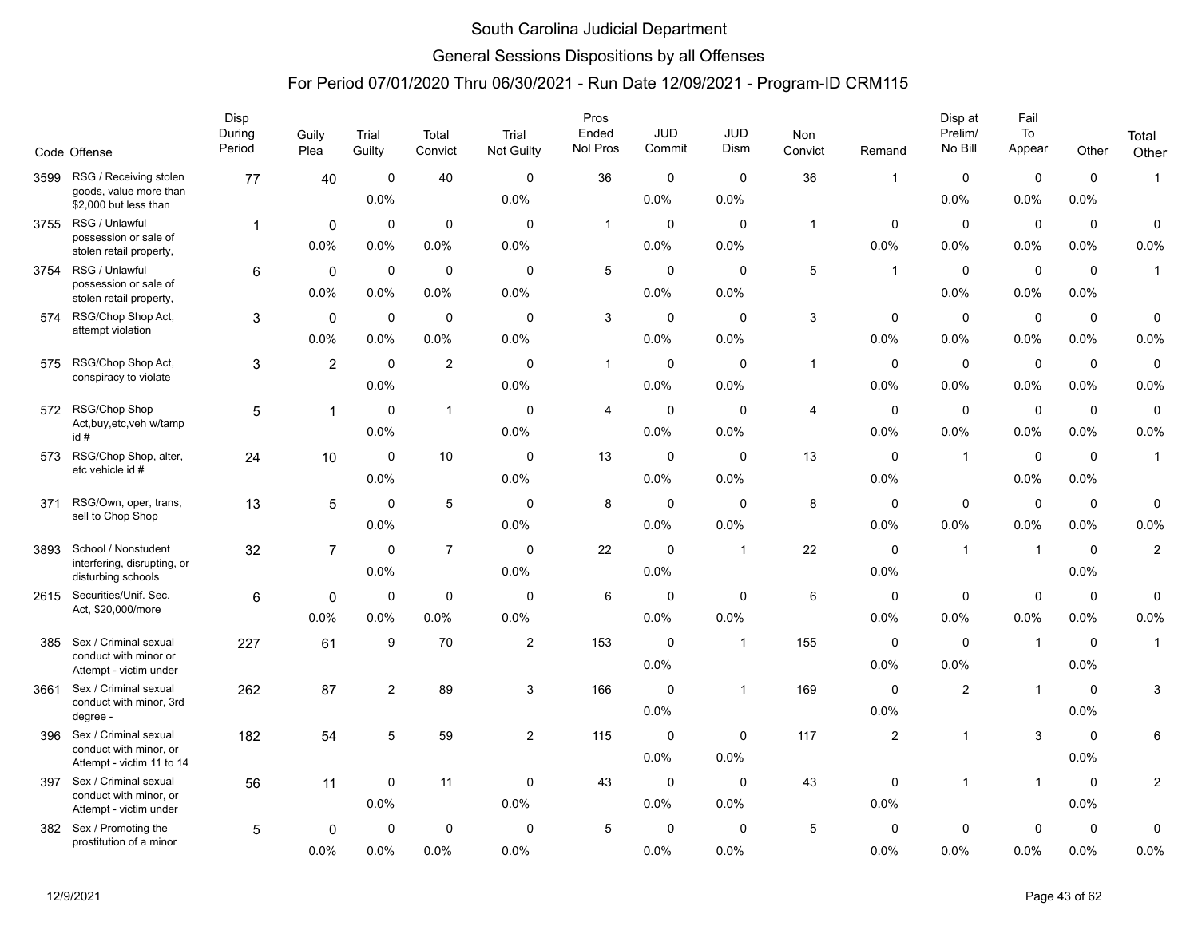# South Carolina Judicial Department

## General Sessions Dispositions by all Offenses

### For Period 07/01/2020 Thru 06/30/2021 - Run Date 12/09/2021 - Program-ID CRM115

| Code | Offense | Disp During Period | Guily Plea | Trial Guilty | Total Convict | Trial Not Guilty | Pros Ended Nol Pros | JUD Commit | JUD Dism | Non Convict | Remand | Disp at Prelim/ No Bill | Fail To Appear | Other | Total Other |
|---|---|---|---|---|---|---|---|---|---|---|---|---|---|---|---|
| 3599 | RSG / Receiving stolen goods, value more than $2,000 but less than | 77 | 40 | 0<br>0.0% | 40 | 0<br>0.0% | 36 | 0<br>0.0% | 0<br>0.0% | 36 | 1 | 0<br>0.0% | 0<br>0.0% | 0<br>0.0% | 1 |
| 3755 | RSG / Unlawful possession or sale of stolen retail property, | 1 | 0<br>0.0% | 0<br>0.0% | 0<br>0.0% | 0<br>0.0% | 1 | 0<br>0.0% | 0<br>0.0% | 1 | 0<br>0.0% | 0<br>0.0% | 0<br>0.0% | 0<br>0.0% | 0<br>0.0% |
| 3754 | RSG / Unlawful possession or sale of stolen retail property, | 6 | 0<br>0.0% | 0<br>0.0% | 0<br>0.0% | 0<br>0.0% | 5 | 0<br>0.0% | 0<br>0.0% | 5 | 1 | 0<br>0.0% | 0<br>0.0% | 0<br>0.0% | 1 |
| 574 | RSG/Chop Shop Act, attempt violation | 3 | 0<br>0.0% | 0<br>0.0% | 0<br>0.0% | 0<br>0.0% | 3 | 0<br>0.0% | 0<br>0.0% | 3 | 0<br>0.0% | 0<br>0.0% | 0<br>0.0% | 0<br>0.0% | 0<br>0.0% |
| 575 | RSG/Chop Shop Act, conspiracy to violate | 3 | 2 | 0<br>0.0% | 2 | 0<br>0.0% | 1 | 0<br>0.0% | 0<br>0.0% | 1 | 0<br>0.0% | 0<br>0.0% | 0<br>0.0% | 0<br>0.0% | 0<br>0.0% |
| 572 | RSG/Chop Shop Act,buy,etc,veh w/tamp id # | 5 | 1 | 0<br>0.0% | 1 | 0<br>0.0% | 4 | 0<br>0.0% | 0<br>0.0% | 4 | 0<br>0.0% | 0<br>0.0% | 0<br>0.0% | 0<br>0.0% | 0<br>0.0% |
| 573 | RSG/Chop Shop, alter, etc vehicle id # | 24 | 10 | 0<br>0.0% | 10 | 0<br>0.0% | 13 | 0<br>0.0% | 0<br>0.0% | 13 | 0<br>0.0% | 1 | 0<br>0.0% | 0<br>0.0% | 1 |
| 371 | RSG/Own, oper, trans, sell to Chop Shop | 13 | 5 | 0<br>0.0% | 5 | 0<br>0.0% | 8 | 0<br>0.0% | 0<br>0.0% | 8 | 0<br>0.0% | 0<br>0.0% | 0<br>0.0% | 0<br>0.0% | 0<br>0.0% |
| 3893 | School / Nonstudent interfering, disrupting, or disturbing schools | 32 | 7 | 0<br>0.0% | 7 | 0<br>0.0% | 22 | 0<br>0.0% | 1 | 22 | 0<br>0.0% | 1 | 1 | 0<br>0.0% | 2 |
| 2615 | Securities/Unif. Sec. Act, $20,000/more | 6 | 0<br>0.0% | 0<br>0.0% | 0<br>0.0% | 0<br>0.0% | 6 | 0<br>0.0% | 0<br>0.0% | 6 | 0<br>0.0% | 0<br>0.0% | 0<br>0.0% | 0<br>0.0% | 0<br>0.0% |
| 385 | Sex / Criminal sexual conduct with minor or Attempt - victim under | 227 | 61 | 9 | 70 | 2 | 153 | 0<br>0.0% | 1 | 155 | 0<br>0.0% | 0<br>0.0% | 1 | 0<br>0.0% | 1 |
| 3661 | Sex / Criminal sexual conduct with minor, 3rd degree - | 262 | 87 | 2 | 89 | 3 | 166 | 0<br>0.0% | 1 | 169 | 0<br>0.0% | 2 | 1 | 0<br>0.0% | 3 |
| 396 | Sex / Criminal sexual conduct with minor, or Attempt - victim 11 to 14 | 182 | 54 | 5 | 59 | 2 | 115 | 0<br>0.0% | 0<br>0.0% | 117 | 2 | 1 | 3 | 0<br>0.0% | 6 |
| 397 | Sex / Criminal sexual conduct with minor, or Attempt - victim under | 56 | 11 | 0<br>0.0% | 11 | 0<br>0.0% | 43 | 0<br>0.0% | 0<br>0.0% | 43 | 0<br>0.0% | 1 | 1 | 0<br>0.0% | 2 |
| 382 | Sex / Promoting the prostitution of a minor | 5 | 0<br>0.0% | 0<br>0.0% | 0<br>0.0% | 0<br>0.0% | 5 | 0<br>0.0% | 0<br>0.0% | 5 | 0<br>0.0% | 0<br>0.0% | 0<br>0.0% | 0<br>0.0% | 0<br>0.0% |

12/9/2021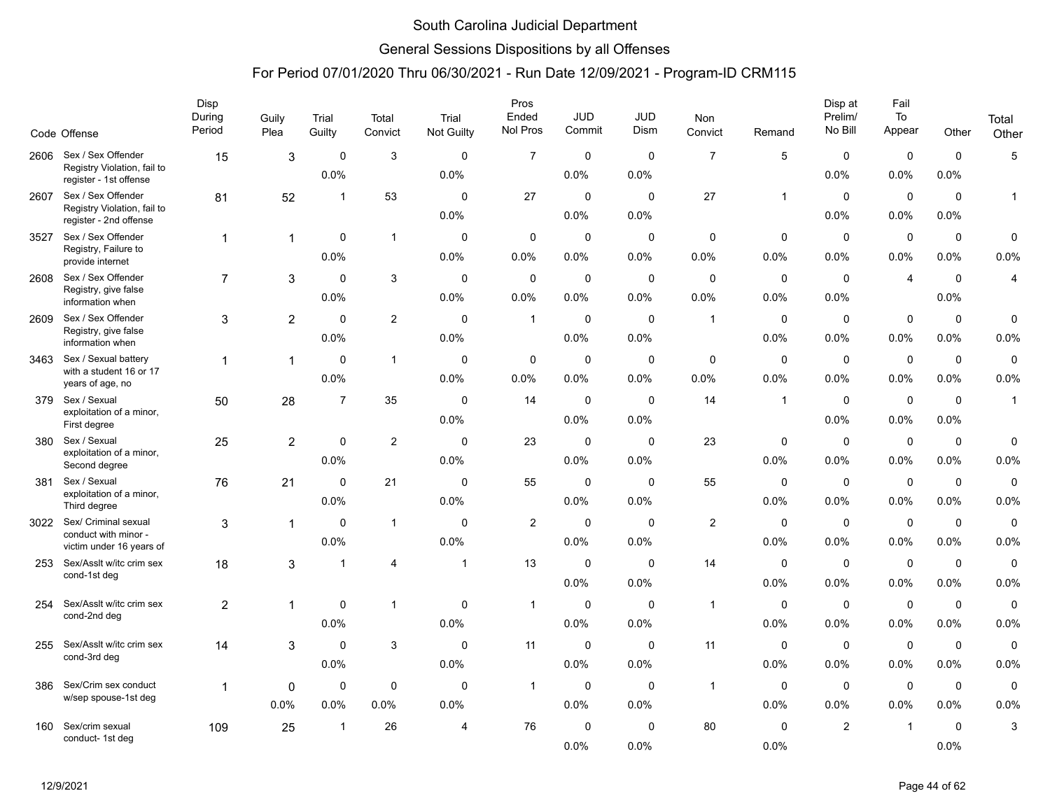# South Carolina Judicial Department

## General Sessions Dispositions by all Offenses

### For Period 07/01/2020 Thru 06/30/2021 - Run Date 12/09/2021 - Program-ID CRM115

| Code | Offense | Disp During Period | Guily Plea | Trial Guilty | Total Convict | Trial Not Guilty | Pros Ended Nol Pros | JUD Commit | JUD Dism | Non Convict | Remand | Disp at Prelim/ No Bill | Fail To Appear | Other | Total Other |
|---|---|---|---|---|---|---|---|---|---|---|---|---|---|---|---|
| 2606 | Sex / Sex Offender Registry Violation, fail to register - 1st offense | 15 | 3 | 0<br>0.0% | 3 | 0<br>0.0% | 7 | 0<br>0.0% | 0<br>0.0% | 7 | 5 | 0<br>0.0% | 0<br>0.0% | 0<br>0.0% | 5 |
| 2607 | Sex / Sex Offender Registry Violation, fail to register - 2nd offense | 81 | 52 | 1 | 53 | 0<br>0.0% | 27 | 0<br>0.0% | 0<br>0.0% | 27 | 1 | 0<br>0.0% | 0<br>0.0% | 0<br>0.0% | 1 |
| 3527 | Sex / Sex Offender Registry, Failure to provide internet | 1 | 1 | 0<br>0.0% | 1 | 0<br>0.0% | 0<br>0.0% | 0<br>0.0% | 0<br>0.0% | 0<br>0.0% | 0<br>0.0% | 0<br>0.0% | 0<br>0.0% | 0<br>0.0% | 0<br>0.0% |
| 2608 | Sex / Sex Offender Registry, give false information when | 7 | 3 | 0<br>0.0% | 3 | 0<br>0.0% | 0<br>0.0% | 0<br>0.0% | 0<br>0.0% | 0<br>0.0% | 0<br>0.0% | 0<br>0.0% | 4 | 0<br>0.0% | 4 |
| 2609 | Sex / Sex Offender Registry, give false information when | 3 | 2 | 0<br>0.0% | 2 | 0<br>0.0% | 1 | 0<br>0.0% | 0<br>0.0% | 1 | 0<br>0.0% | 0<br>0.0% | 0<br>0.0% | 0<br>0.0% | 0<br>0.0% |
| 3463 | Sex / Sexual battery with a student 16 or 17 years of age, no | 1 | 1 | 0<br>0.0% | 1 | 0<br>0.0% | 0<br>0.0% | 0<br>0.0% | 0<br>0.0% | 0<br>0.0% | 0<br>0.0% | 0<br>0.0% | 0<br>0.0% | 0<br>0.0% | 0<br>0.0% |
| 379 | Sex / Sexual exploitation of a minor, First degree | 50 | 28 | 7 | 35 | 0<br>0.0% | 14 | 0<br>0.0% | 0<br>0.0% | 14 | 1 | 0<br>0.0% | 0<br>0.0% | 0<br>0.0% | 1 |
| 380 | Sex / Sexual exploitation of a minor, Second degree | 25 | 2 | 0<br>0.0% | 2 | 0<br>0.0% | 23 | 0<br>0.0% | 0<br>0.0% | 23 | 0<br>0.0% | 0<br>0.0% | 0<br>0.0% | 0<br>0.0% | 0<br>0.0% |
| 381 | Sex / Sexual exploitation of a minor, Third degree | 76 | 21 | 0<br>0.0% | 21 | 0<br>0.0% | 55 | 0<br>0.0% | 0<br>0.0% | 55 | 0<br>0.0% | 0<br>0.0% | 0<br>0.0% | 0<br>0.0% | 0<br>0.0% |
| 3022 | Sex/ Criminal sexual conduct with minor - victim under 16 years of | 3 | 1 | 0<br>0.0% | 1 | 0<br>0.0% | 2 | 0<br>0.0% | 0<br>0.0% | 2 | 0<br>0.0% | 0<br>0.0% | 0<br>0.0% | 0<br>0.0% | 0<br>0.0% |
| 253 | Sex/Asslt w/itc crim sex cond-1st deg | 18 | 3 | 1 | 4 | 1 | 13 | 0<br>0.0% | 0<br>0.0% | 14 | 0<br>0.0% | 0<br>0.0% | 0<br>0.0% | 0<br>0.0% | 0<br>0.0% |
| 254 | Sex/Asslt w/itc crim sex cond-2nd deg | 2 | 1 | 0<br>0.0% | 1 | 0<br>0.0% | 1 | 0<br>0.0% | 0<br>0.0% | 1 | 0<br>0.0% | 0<br>0.0% | 0<br>0.0% | 0<br>0.0% | 0<br>0.0% |
| 255 | Sex/Asslt w/itc crim sex cond-3rd deg | 14 | 3 | 0<br>0.0% | 3 | 0<br>0.0% | 11 | 0<br>0.0% | 0<br>0.0% | 11 | 0<br>0.0% | 0<br>0.0% | 0<br>0.0% | 0<br>0.0% | 0<br>0.0% |
| 386 | Sex/Crim sex conduct w/sep spouse-1st deg | 1 | 0<br>0.0% | 0<br>0.0% | 0<br>0.0% | 0<br>0.0% | 1 | 0<br>0.0% | 0<br>0.0% | 1 | 0<br>0.0% | 0<br>0.0% | 0<br>0.0% | 0<br>0.0% | 0<br>0.0% |
| 160 | Sex/crim sexual conduct- 1st deg | 109 | 25 | 1 | 26 | 4 | 76 | 0<br>0.0% | 0<br>0.0% | 80 | 0<br>0.0% | 2 | 1 | 0<br>0.0% | 3 |

12/9/2021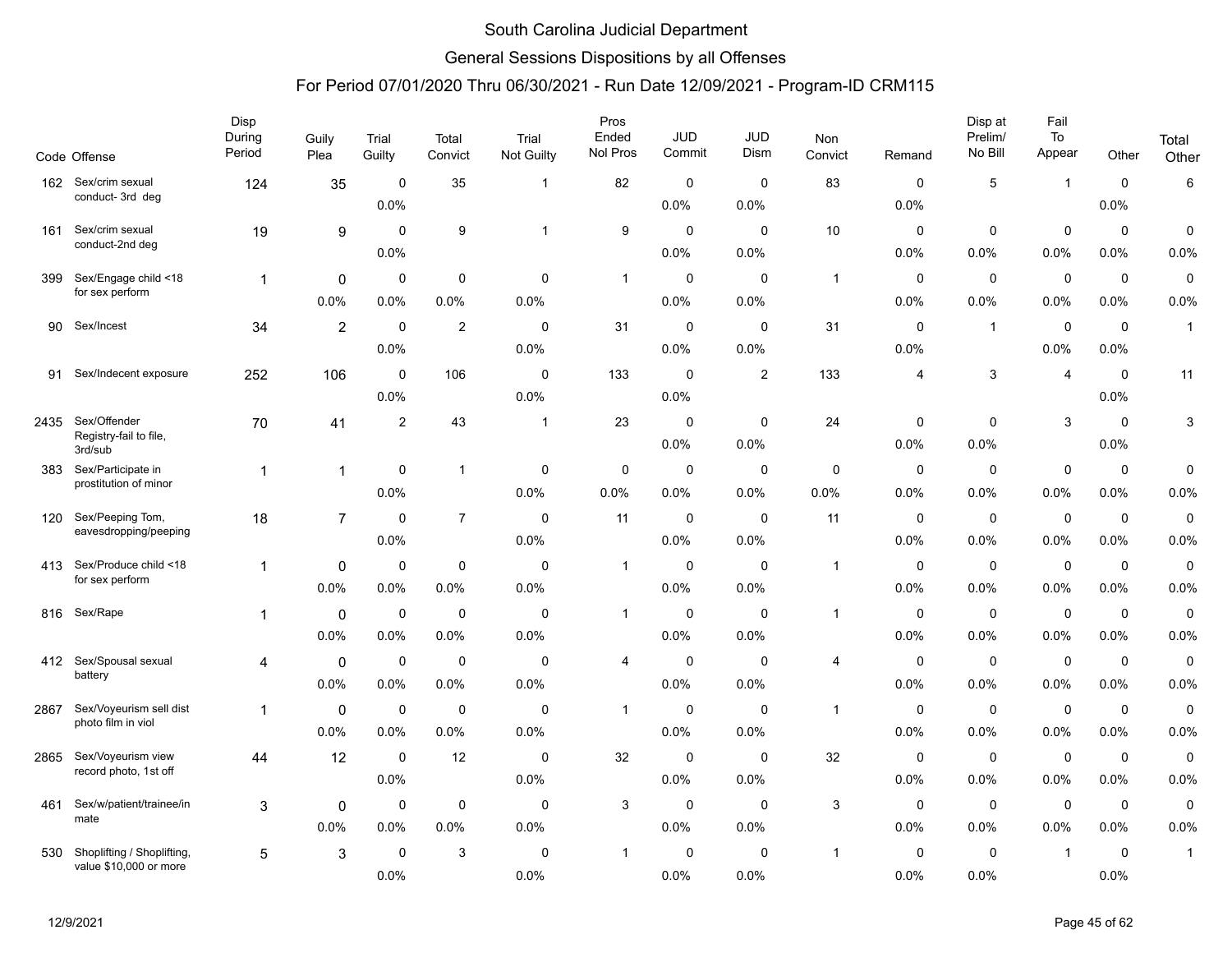# South Carolina Judicial Department

## General Sessions Dispositions by all Offenses

### For Period 07/01/2020 Thru 06/30/2021 - Run Date 12/09/2021 - Program-ID CRM115

| Code | Offense | Disp During Period | Guily Plea | Trial Guilty | Total Convict | Trial Not Guilty | Pros Ended Nol Pros | JUD Commit | JUD Dism | Non Convict | Remand | Disp at Prelim/ No Bill | Fail To Appear | Other | Total Other |
|---|---|---|---|---|---|---|---|---|---|---|---|---|---|---|---|
| 162 | Sex/crim sexual conduct- 3rd deg | 124 | 35 | 0<br>0.0% | 35 | 1 | 82 | 0<br>0.0% | 0<br>0.0% | 83 | 0<br>0.0% | 5 | 1 | 0<br>0.0% | 6 |
| 161 | Sex/crim sexual conduct-2nd deg | 19 | 9 | 0<br>0.0% | 9 | 1 | 9 | 0<br>0.0% | 0<br>0.0% | 10 | 0<br>0.0% | 0<br>0.0% | 0<br>0.0% | 0<br>0.0% | 0<br>0.0% |
| 399 | Sex/Engage child <18 for sex perform | 1 | 0<br>0.0% | 0<br>0.0% | 0<br>0.0% | 0<br>0.0% | 1 | 0<br>0.0% | 0<br>0.0% | 1 | 0<br>0.0% | 0<br>0.0% | 0<br>0.0% | 0<br>0.0% | 0<br>0.0% |
| 90 | Sex/Incest | 34 | 2 | 0<br>0.0% | 2 | 0<br>0.0% | 31 | 0<br>0.0% | 0<br>0.0% | 31 | 0<br>0.0% | 1 | 0<br>0.0% | 0<br>0.0% | 1 |
| 91 | Sex/Indecent exposure | 252 | 106 | 0<br>0.0% | 106 | 0<br>0.0% | 133 | 0<br>0.0% | 2 | 133 | 4 | 3 | 4 | 0<br>0.0% | 11 |
| 2435 | Sex/Offender Registry-fail to file, 3rd/sub | 70 | 41 | 2 | 43 | 1 | 23 | 0<br>0.0% | 0<br>0.0% | 24 | 0<br>0.0% | 0<br>0.0% | 3 | 0<br>0.0% | 3 |
| 383 | Sex/Participate in prostitution of minor | 1 | 1 | 0<br>0.0% | 1 | 0<br>0.0% | 0<br>0.0% | 0<br>0.0% | 0<br>0.0% | 0<br>0.0% | 0<br>0.0% | 0<br>0.0% | 0<br>0.0% | 0<br>0.0% | 0<br>0.0% |
| 120 | Sex/Peeping Tom, eavesdropping/peeping | 18 | 7 | 0<br>0.0% | 7 | 0<br>0.0% | 11 | 0<br>0.0% | 0<br>0.0% | 11 | 0<br>0.0% | 0<br>0.0% | 0<br>0.0% | 0<br>0.0% | 0<br>0.0% |
| 413 | Sex/Produce child <18 for sex perform | 1 | 0<br>0.0% | 0<br>0.0% | 0<br>0.0% | 0<br>0.0% | 1 | 0<br>0.0% | 0<br>0.0% | 1 | 0<br>0.0% | 0<br>0.0% | 0<br>0.0% | 0<br>0.0% | 0<br>0.0% |
| 816 | Sex/Rape | 1 | 0<br>0.0% | 0<br>0.0% | 0<br>0.0% | 0<br>0.0% | 1 | 0<br>0.0% | 0<br>0.0% | 1 | 0<br>0.0% | 0<br>0.0% | 0<br>0.0% | 0<br>0.0% | 0<br>0.0% |
| 412 | Sex/Spousal sexual battery | 4 | 0<br>0.0% | 0<br>0.0% | 0<br>0.0% | 0<br>0.0% | 4 | 0<br>0.0% | 0<br>0.0% | 4 | 0<br>0.0% | 0<br>0.0% | 0<br>0.0% | 0<br>0.0% | 0<br>0.0% |
| 2867 | Sex/Voyeurism sell dist photo film in viol | 1 | 0<br>0.0% | 0<br>0.0% | 0<br>0.0% | 0<br>0.0% | 1 | 0<br>0.0% | 0<br>0.0% | 1 | 0<br>0.0% | 0<br>0.0% | 0<br>0.0% | 0<br>0.0% | 0<br>0.0% |
| 2865 | Sex/Voyeurism view record photo, 1st off | 44 | 12 | 0<br>0.0% | 12 | 0<br>0.0% | 32 | 0<br>0.0% | 0<br>0.0% | 32 | 0<br>0.0% | 0<br>0.0% | 0<br>0.0% | 0<br>0.0% | 0<br>0.0% |
| 461 | Sex/w/patient/trainee/inmate | 3 | 0<br>0.0% | 0<br>0.0% | 0<br>0.0% | 0<br>0.0% | 3 | 0<br>0.0% | 0<br>0.0% | 3 | 0<br>0.0% | 0<br>0.0% | 0<br>0.0% | 0<br>0.0% | 0<br>0.0% |
| 530 | Shoplifting / Shoplifting, value $10,000 or more | 5 | 3 | 0<br>0.0% | 3 | 0<br>0.0% | 1 | 0<br>0.0% | 0<br>0.0% | 1 | 0<br>0.0% | 0<br>0.0% | 1 | 0<br>0.0% | 1 |

12/9/2021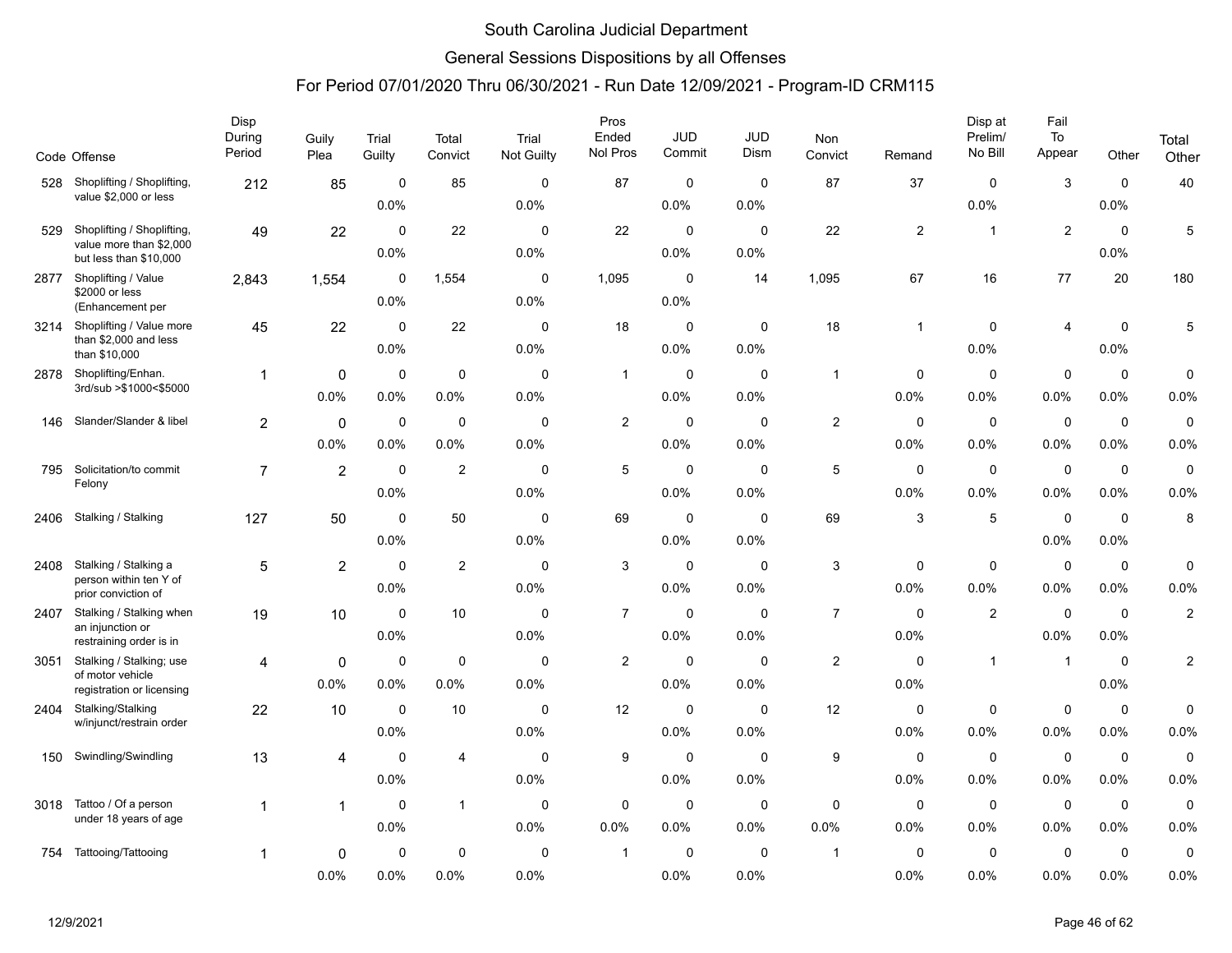# South Carolina Judicial Department

## General Sessions Dispositions by all Offenses

### For Period 07/01/2020 Thru 06/30/2021 - Run Date 12/09/2021 - Program-ID CRM115

| Code | Offense | Disp During Period | Guily Plea | Trial Guilty | Total Convict | Trial Not Guilty | Pros Ended Nol Pros | JUD Commit | JUD Dism | Non Convict | Remand | Disp at Prelim/ No Bill | Fail To Appear | Other | Total Other |
|---|---|---|---|---|---|---|---|---|---|---|---|---|---|---|---|
| 528 | Shoplifting / Shoplifting, value $2,000 or less | 212 | 85 | 0<br>0.0% | 85 | 0<br>0.0% | 87 | 0<br>0.0% | 0<br>0.0% | 87 | 37 | 0<br>0.0% | 3 | 0<br>0.0% | 40 |
| 529 | Shoplifting / Shoplifting, value more than $2,000 but less than $10,000 | 49 | 22 | 0<br>0.0% | 22 | 0<br>0.0% | 22 | 0<br>0.0% | 0<br>0.0% | 22 | 2 | 1 | 2 | 0<br>0.0% | 5 |
| 2877 | Shoplifting / Value $2000 or less (Enhancement per | 2,843 | 1,554 | 0<br>0.0% | 1,554 | 0<br>0.0% | 1,095 | 0<br>0.0% | 14 | 1,095 | 67 | 16 | 77 | 20 | 180 |
| 3214 | Shoplifting / Value more than $2,000 and less than $10,000 | 45 | 22 | 0<br>0.0% | 22 | 0<br>0.0% | 18 | 0<br>0.0% | 0<br>0.0% | 18 | 1 | 0<br>0.0% | 4 | 0<br>0.0% | 5 |
| 2878 | Shoplifting/Enhan. 3rd/sub >$1000<$5000 | 1 | 0<br>0.0% | 0<br>0.0% | 0<br>0.0% | 0<br>0.0% | 1 | 0<br>0.0% | 0<br>0.0% | 1 | 0<br>0.0% | 0<br>0.0% | 0<br>0.0% | 0<br>0.0% | 0<br>0.0% |
| 146 | Slander/Slander & libel | 2 | 0<br>0.0% | 0<br>0.0% | 0<br>0.0% | 0<br>0.0% | 2 | 0<br>0.0% | 0<br>0.0% | 2 | 0<br>0.0% | 0<br>0.0% | 0<br>0.0% | 0<br>0.0% | 0<br>0.0% |
| 795 | Solicitation/to commit Felony | 7 | 2 | 0<br>0.0% | 2 | 0<br>0.0% | 5 | 0<br>0.0% | 0<br>0.0% | 5 | 0<br>0.0% | 0<br>0.0% | 0<br>0.0% | 0<br>0.0% | 0<br>0.0% |
| 2406 | Stalking / Stalking | 127 | 50 | 0<br>0.0% | 50 | 0<br>0.0% | 69 | 0<br>0.0% | 0<br>0.0% | 69 | 3 | 5 | 0<br>0.0% | 0<br>0.0% | 8 |
| 2408 | Stalking / Stalking a person within ten Y of prior conviction of | 5 | 2 | 0<br>0.0% | 2 | 0<br>0.0% | 3 | 0<br>0.0% | 0<br>0.0% | 3 | 0<br>0.0% | 0<br>0.0% | 0<br>0.0% | 0<br>0.0% | 0<br>0.0% |
| 2407 | Stalking / Stalking when an injunction or restraining order is in | 19 | 10 | 0<br>0.0% | 10 | 0<br>0.0% | 7 | 0<br>0.0% | 0<br>0.0% | 7 | 0<br>0.0% | 2 | 0<br>0.0% | 0<br>0.0% | 2 |
| 3051 | Stalking / Stalking; use of motor vehicle registration or licensing | 4 | 0<br>0.0% | 0<br>0.0% | 0<br>0.0% | 0<br>0.0% | 2 | 0<br>0.0% | 0<br>0.0% | 2 | 0<br>0.0% | 1 | 1 | 0<br>0.0% | 2 |
| 2404 | Stalking/Stalking w/injunct/restrain order | 22 | 10 | 0<br>0.0% | 10 | 0<br>0.0% | 12 | 0<br>0.0% | 0<br>0.0% | 12 | 0<br>0.0% | 0<br>0.0% | 0<br>0.0% | 0<br>0.0% | 0<br>0.0% |
| 150 | Swindling/Swindling | 13 | 4 | 0<br>0.0% | 4 | 0<br>0.0% | 9 | 0<br>0.0% | 0<br>0.0% | 9 | 0<br>0.0% | 0<br>0.0% | 0<br>0.0% | 0<br>0.0% | 0<br>0.0% |
| 3018 | Tattoo / Of a person under 18 years of age | 1 | 1 | 0<br>0.0% | 1 | 0<br>0.0% | 0<br>0.0% | 0<br>0.0% | 0<br>0.0% | 0<br>0.0% | 0<br>0.0% | 0<br>0.0% | 0<br>0.0% | 0<br>0.0% | 0<br>0.0% |
| 754 | Tattooing/Tattooing | 1 | 0<br>0.0% | 0<br>0.0% | 0<br>0.0% | 0<br>0.0% | 1 | 0<br>0.0% | 0<br>0.0% | 1 | 0<br>0.0% | 0<br>0.0% | 0<br>0.0% | 0<br>0.0% | 0<br>0.0% |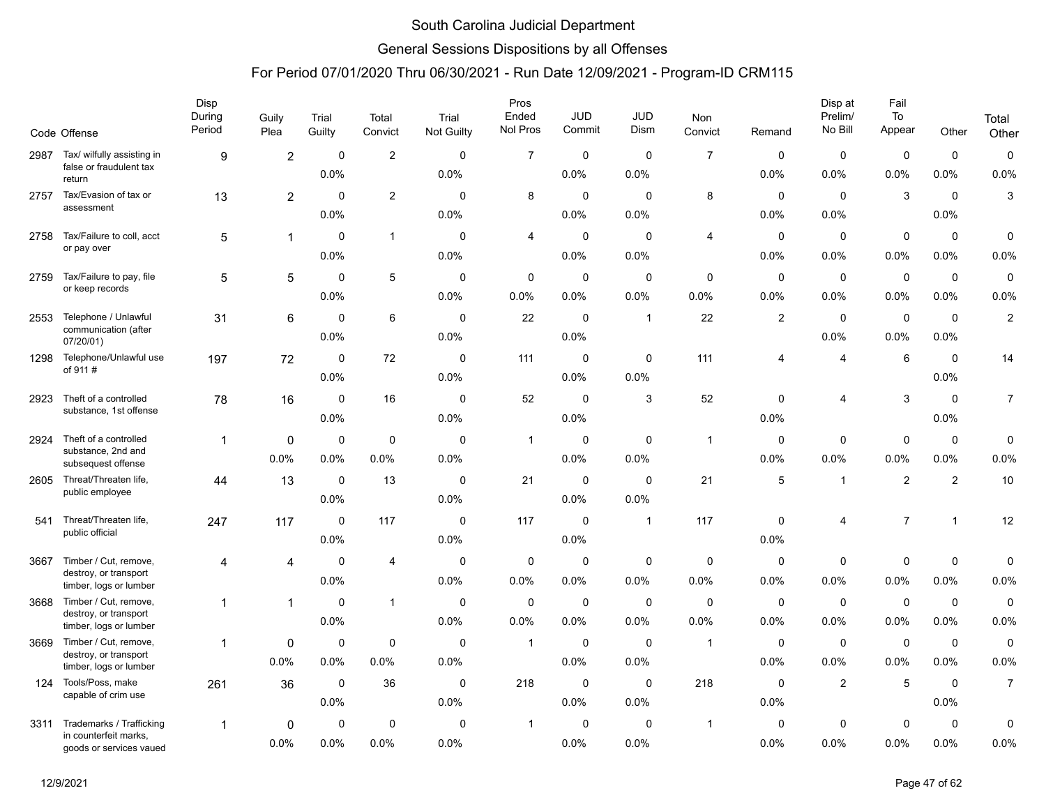# South Carolina Judicial Department

## General Sessions Dispositions by all Offenses

### For Period 07/01/2020 Thru 06/30/2021 - Run Date 12/09/2021 - Program-ID CRM115

| Code | Offense | Disp During Period | Guily Plea | Trial Guilty | Total Convict | Trial Not Guilty | Pros Ended Nol Pros | JUD Commit | JUD Dism | Non Convict | Remand | Disp at Prelim/ No Bill | Fail To Appear | Other | Total Other |
|---|---|---|---|---|---|---|---|---|---|---|---|---|---|---|---|
| 2987 | Tax/ wilfully assisting in false or fraudulent tax return | 9 | 2 | 0 | 2 | 0 | 7 | 0 | 0 | 7 | 0 | 0 | 0 | 0 | 0 |
| | | | | 0.0% | | 0.0% | | 0.0% | 0.0% | | 0.0% | 0.0% | 0.0% | 0.0% | 0.0% |
| 2757 | Tax/Evasion of tax or assessment | 13 | 2 | 0 | 2 | 0 | 8 | 0 | 0 | 8 | 0 | 0 | 3 | 0 | 3 |
| | | | | 0.0% | | 0.0% | | 0.0% | 0.0% | | 0.0% | 0.0% | | 0.0% | |
| 2758 | Tax/Failure to coll, acct or pay over | 5 | 1 | 0 | 1 | 0 | 4 | 0 | 0 | 4 | 0 | 0 | 0 | 0 | 0 |
| | | | | 0.0% | | 0.0% | | 0.0% | 0.0% | | 0.0% | 0.0% | 0.0% | 0.0% | 0.0% |
| 2759 | Tax/Failure to pay, file or keep records | 5 | 5 | 0 | 5 | 0 | 0 | 0 | 0 | 0 | 0 | 0 | 0 | 0 | 0 |
| | | | | 0.0% | | 0.0% | 0.0% | 0.0% | 0.0% | 0.0% | 0.0% | 0.0% | 0.0% | 0.0% | 0.0% |
| 2553 | Telephone / Unlawful communication (after 07/20/01) | 31 | 6 | 0 | 6 | 0 | 22 | 0 | 1 | 22 | 2 | 0 | 0 | 0 | 2 |
| | | | | 0.0% | | 0.0% | | 0.0% | | | | 0.0% | 0.0% | 0.0% | |
| 1298 | Telephone/Unlawful use of 911 # | 197 | 72 | 0 | 72 | 0 | 111 | 0 | 0 | 111 | 4 | 4 | 6 | 0 | 14 |
| | | | | 0.0% | | 0.0% | | 0.0% | 0.0% | | | | | 0.0% | |
| 2923 | Theft of a controlled substance, 1st offense | 78 | 16 | 0 | 16 | 0 | 52 | 0 | 3 | 52 | 0 | 4 | 3 | 0 | 7 |
| | | | | 0.0% | | 0.0% | | 0.0% | | | 0.0% | | | 0.0% | |
| 2924 | Theft of a controlled substance, 2nd and subsequest offense | 1 | 0 | 0 | 0 | 0 | 1 | 0 | 0 | 1 | 0 | 0 | 0 | 0 | 0 |
| | | | 0.0% | 0.0% | 0.0% | 0.0% | | 0.0% | 0.0% | | 0.0% | 0.0% | 0.0% | 0.0% | 0.0% |
| 2605 | Threat/Threaten life, public employee | 44 | 13 | 0 | 13 | 0 | 21 | 0 | 0 | 21 | 5 | 1 | 2 | 2 | 10 |
| | | | | 0.0% | | 0.0% | | 0.0% | 0.0% | | | | | | |
| 541 | Threat/Threaten life, public official | 247 | 117 | 0 | 117 | 0 | 117 | 0 | 1 | 117 | 0 | 4 | 7 | 1 | 12 |
| | | | | 0.0% | | 0.0% | | 0.0% | | | 0.0% | | | | |
| 3667 | Timber / Cut, remove, destroy, or transport timber, logs or lumber | 4 | 4 | 0 | 4 | 0 | 0 | 0 | 0 | 0 | 0 | 0 | 0 | 0 | 0 |
| | | | | 0.0% | | 0.0% | 0.0% | 0.0% | 0.0% | 0.0% | 0.0% | 0.0% | 0.0% | 0.0% | 0.0% |
| 3668 | Timber / Cut, remove, destroy, or transport timber, logs or lumber | 1 | 1 | 0 | 1 | 0 | 0 | 0 | 0 | 0 | 0 | 0 | 0 | 0 | 0 |
| | | | | 0.0% | | 0.0% | 0.0% | 0.0% | 0.0% | 0.0% | 0.0% | 0.0% | 0.0% | 0.0% | 0.0% |
| 3669 | Timber / Cut, remove, destroy, or transport timber, logs or lumber | 1 | 0 | 0 | 0 | 0 | 1 | 0 | 0 | 1 | 0 | 0 | 0 | 0 | 0 |
| | | | 0.0% | 0.0% | 0.0% | 0.0% | | 0.0% | 0.0% | | 0.0% | 0.0% | 0.0% | 0.0% | 0.0% |
| 124 | Tools/Poss, make capable of crim use | 261 | 36 | 0 | 36 | 0 | 218 | 0 | 0 | 218 | 0 | 2 | 5 | 0 | 7 |
| | | | | 0.0% | | 0.0% | | 0.0% | 0.0% | | 0.0% | | | 0.0% | |
| 3311 | Trademarks / Trafficking in counterfeit marks, goods or services vaued | 1 | 0 | 0 | 0 | 0 | 1 | 0 | 0 | 1 | 0 | 0 | 0 | 0 | 0 |
| | | | 0.0% | 0.0% | 0.0% | 0.0% | | 0.0% | 0.0% | | 0.0% | 0.0% | 0.0% | 0.0% | 0.0% |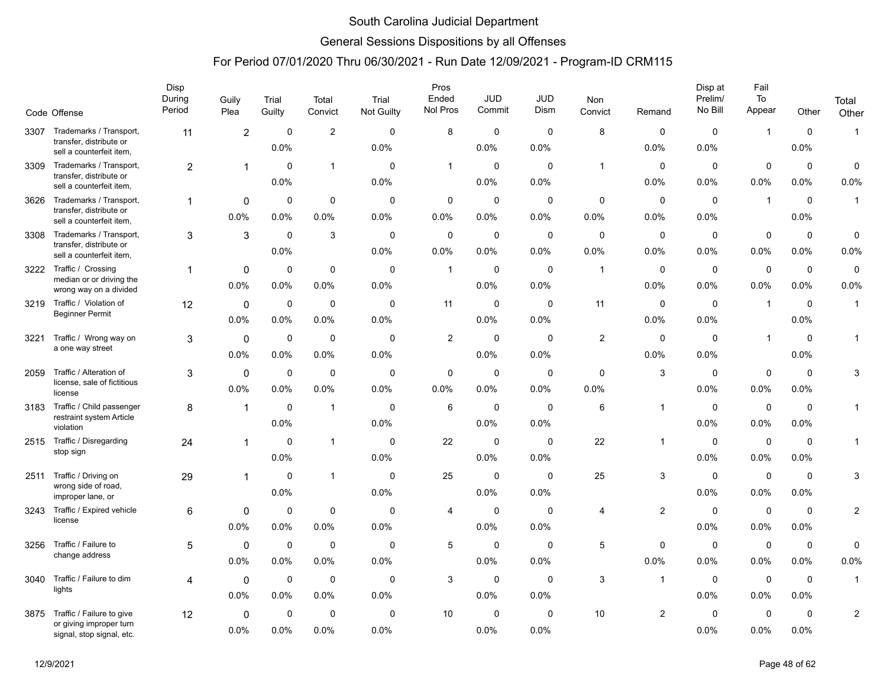# South Carolina Judicial Department

## General Sessions Dispositions by all Offenses

### For Period 07/01/2020 Thru 06/30/2021 - Run Date 12/09/2021 - Program-ID CRM115

| Code | Offense | Disp During Period | Guily Plea | Trial Guilty | Total Convict | Trial Not Guilty | Pros Ended Nol Pros | JUD Commit | JUD Dism | Non Convict | Remand | Disp at Prelim/ No Bill | Fail To Appear | Other | Total Other |
|---|---|---|---|---|---|---|---|---|---|---|---|---|---|---|---|
| 3307 | Trademarks / Transport, transfer, distribute or sell a counterfeit item, | 11 | 2 | 0<br>0.0% | 2 | 0<br>0.0% | 8 | 0<br>0.0% | 0<br>0.0% | 8 | 0<br>0.0% | 0<br>0.0% | 1 | 0<br>0.0% | 1 |
| 3309 | Trademarks / Transport, transfer, distribute or sell a counterfeit item, | 2 | 1 | 0<br>0.0% | 1 | 0<br>0.0% | 1 | 0<br>0.0% | 0<br>0.0% | 1 | 0<br>0.0% | 0<br>0.0% | 0<br>0.0% | 0<br>0.0% | 0<br>0.0% |
| 3626 | Trademarks / Transport, transfer, distribute or sell a counterfeit item, | 1 | 0<br>0.0% | 0<br>0.0% | 0<br>0.0% | 0<br>0.0% | 0<br>0.0% | 0<br>0.0% | 0<br>0.0% | 0<br>0.0% | 0<br>0.0% | 0<br>0.0% | 1 | 0<br>0.0% | 1 |
| 3308 | Trademarks / Transport, transfer, distribute or sell a counterfeit item, | 3 | 3 | 0<br>0.0% | 3 | 0<br>0.0% | 0<br>0.0% | 0<br>0.0% | 0<br>0.0% | 0<br>0.0% | 0<br>0.0% | 0<br>0.0% | 0<br>0.0% | 0<br>0.0% | 0<br>0.0% |
| 3222 | Traffic / Crossing median or or driving the wrong way on a divided | 1 | 0<br>0.0% | 0<br>0.0% | 0<br>0.0% | 0<br>0.0% | 1 | 0<br>0.0% | 0<br>0.0% | 1 | 0<br>0.0% | 0<br>0.0% | 0<br>0.0% | 0<br>0.0% | 0<br>0.0% |
| 3219 | Traffic / Violation of Beginner Permit | 12 | 0<br>0.0% | 0<br>0.0% | 0<br>0.0% | 0<br>0.0% | 11 | 0<br>0.0% | 0<br>0.0% | 11 | 0<br>0.0% | 0<br>0.0% | 1 | 0<br>0.0% | 1 |
| 3221 | Traffic / Wrong way on a one way street | 3 | 0<br>0.0% | 0<br>0.0% | 0<br>0.0% | 0<br>0.0% | 2 | 0<br>0.0% | 0<br>0.0% | 2 | 0<br>0.0% | 0<br>0.0% | 1 | 0<br>0.0% | 1 |
| 2059 | Traffic / Alteration of license, sale of fictitious license | 3 | 0<br>0.0% | 0<br>0.0% | 0<br>0.0% | 0<br>0.0% | 0<br>0.0% | 0<br>0.0% | 0<br>0.0% | 0<br>0.0% | 3 | 0<br>0.0% | 0<br>0.0% | 0<br>0.0% | 3 |
| 3183 | Traffic / Child passenger restraint system Article violation | 8 | 1 | 0<br>0.0% | 1 | 0<br>0.0% | 6 | 0<br>0.0% | 0<br>0.0% | 6 | 1 | 0<br>0.0% | 0<br>0.0% | 0<br>0.0% | 1 |
| 2515 | Traffic / Disregarding stop sign | 24 | 1 | 0<br>0.0% | 1 | 0<br>0.0% | 22 | 0<br>0.0% | 0<br>0.0% | 22 | 1 | 0<br>0.0% | 0<br>0.0% | 0<br>0.0% | 1 |
| 2511 | Traffic / Driving on wrong side of road, improper lane, or | 29 | 1 | 0<br>0.0% | 1 | 0<br>0.0% | 25 | 0<br>0.0% | 0<br>0.0% | 25 | 3 | 0<br>0.0% | 0<br>0.0% | 0<br>0.0% | 3 |
| 3243 | Traffic / Expired vehicle license | 6 | 0<br>0.0% | 0<br>0.0% | 0<br>0.0% | 0<br>0.0% | 4 | 0<br>0.0% | 0<br>0.0% | 4 | 2 | 0<br>0.0% | 0<br>0.0% | 0<br>0.0% | 2 |
| 3256 | Traffic / Failure to change address | 5 | 0<br>0.0% | 0<br>0.0% | 0<br>0.0% | 0<br>0.0% | 5 | 0<br>0.0% | 0<br>0.0% | 5 | 0<br>0.0% | 0<br>0.0% | 0<br>0.0% | 0<br>0.0% | 0<br>0.0% |
| 3040 | Traffic / Failure to dim lights | 4 | 0<br>0.0% | 0<br>0.0% | 0<br>0.0% | 0<br>0.0% | 3 | 0<br>0.0% | 0<br>0.0% | 3 | 1 | 0<br>0.0% | 0<br>0.0% | 0<br>0.0% | 1 |
| 3875 | Traffic / Failure to give or giving improper turn signal, stop signal, etc. | 12 | 0<br>0.0% | 0<br>0.0% | 0<br>0.0% | 0<br>0.0% | 10 | 0<br>0.0% | 0<br>0.0% | 10 | 2 | 0<br>0.0% | 0<br>0.0% | 0<br>0.0% | 2 |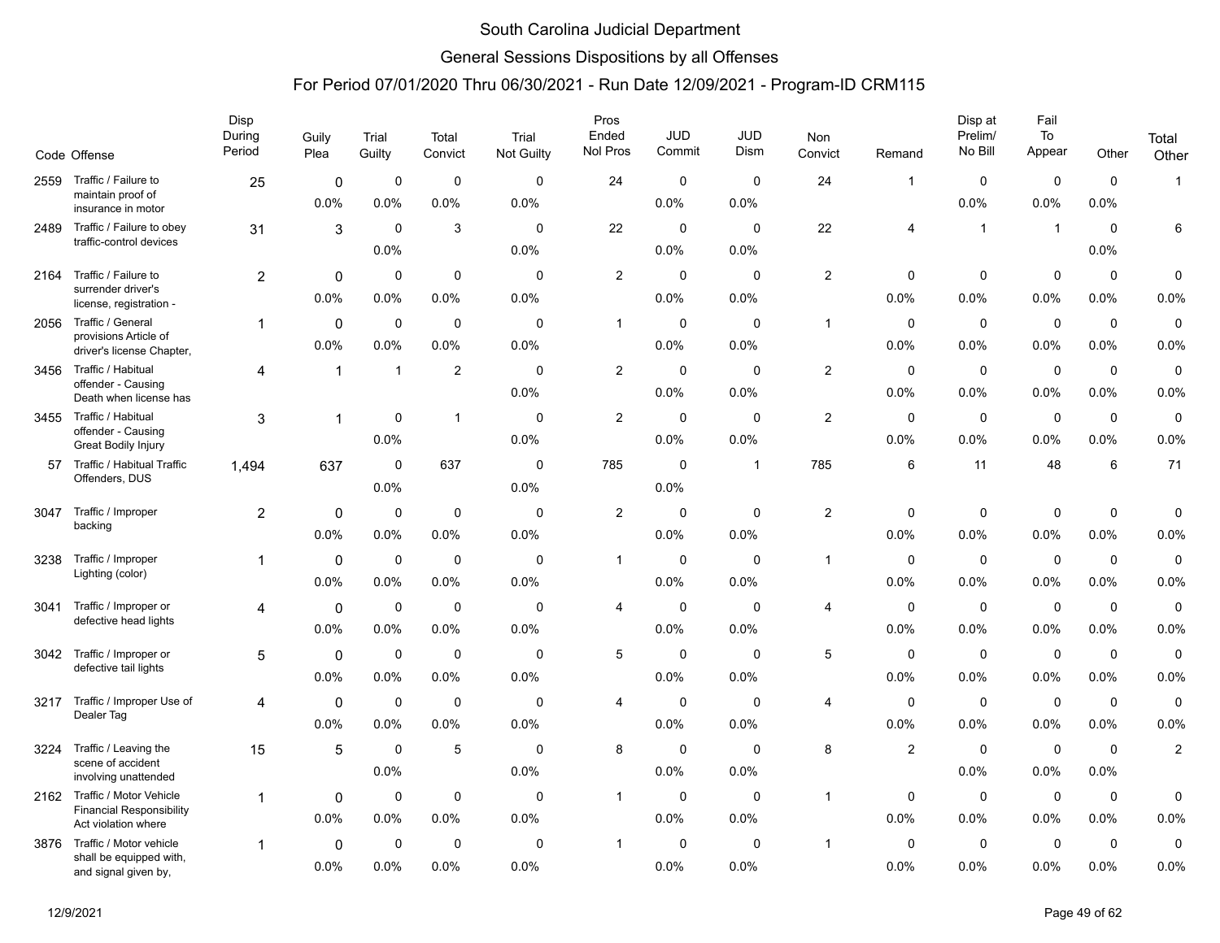# South Carolina Judicial Department

## General Sessions Dispositions by all Offenses

### For Period 07/01/2020 Thru 06/30/2021 - Run Date 12/09/2021 - Program-ID CRM115

| Code | Offense | Disp During Period | Guily Plea | Trial Guilty | Total Convict | Trial Not Guilty | Pros Ended Nol Pros | JUD Commit | JUD Dism | Non Convict | Remand | Disp at Prelim/ No Bill | Fail To Appear | Other | Total Other |
|---|---|---|---|---|---|---|---|---|---|---|---|---|---|---|---|
| 2559 | Traffic / Failure to maintain proof of insurance in motor | 25 | 0<br>0.0% | 0<br>0.0% | 0<br>0.0% | 0<br>0.0% | 24 | 0<br>0.0% | 0<br>0.0% | 24 | 1 | 0<br>0.0% | 0<br>0.0% | 0<br>0.0% | 1 |
| 2489 | Traffic / Failure to obey traffic-control devices | 31 | 3 | 0<br>0.0% | 3 | 0<br>0.0% | 22 | 0<br>0.0% | 0<br>0.0% | 22 | 4 | 1 | 1 | 0<br>0.0% | 6 |
| 2164 | Traffic / Failure to surrender driver's license, registration - | 2 | 0<br>0.0% | 0<br>0.0% | 0<br>0.0% | 0<br>0.0% | 2 | 0<br>0.0% | 0<br>0.0% | 2 | 0<br>0.0% | 0<br>0.0% | 0<br>0.0% | 0<br>0.0% | 0<br>0.0% |
| 2056 | Traffic / General provisions Article of driver's license Chapter, | 1 | 0<br>0.0% | 0<br>0.0% | 0<br>0.0% | 0<br>0.0% | 1 | 0<br>0.0% | 0<br>0.0% | 1 | 0<br>0.0% | 0<br>0.0% | 0<br>0.0% | 0<br>0.0% | 0<br>0.0% |
| 3456 | Traffic / Habitual offender - Causing Death when license has | 4 | 1 | 1 | 2 | 0<br>0.0% | 2 | 0<br>0.0% | 0<br>0.0% | 2 | 0<br>0.0% | 0<br>0.0% | 0<br>0.0% | 0<br>0.0% | 0<br>0.0% |
| 3455 | Traffic / Habitual offender - Causing Great Bodily Injury | 3 | 1 | 0<br>0.0% | 1 | 0<br>0.0% | 2 | 0<br>0.0% | 0<br>0.0% | 2 | 0<br>0.0% | 0<br>0.0% | 0<br>0.0% | 0<br>0.0% | 0<br>0.0% |
| 57 | Traffic / Habitual Traffic Offenders, DUS | 1,494 | 637 | 0<br>0.0% | 637 | 0<br>0.0% | 785 | 0<br>0.0% | 1 | 785 | 6 | 11 | 48 | 6 | 71 |
| 3047 | Traffic / Improper backing | 2 | 0<br>0.0% | 0<br>0.0% | 0<br>0.0% | 0<br>0.0% | 2 | 0<br>0.0% | 0<br>0.0% | 2 | 0<br>0.0% | 0<br>0.0% | 0<br>0.0% | 0<br>0.0% | 0<br>0.0% |
| 3238 | Traffic / Improper Lighting (color) | 1 | 0<br>0.0% | 0<br>0.0% | 0<br>0.0% | 0<br>0.0% | 1 | 0<br>0.0% | 0<br>0.0% | 1 | 0<br>0.0% | 0<br>0.0% | 0<br>0.0% | 0<br>0.0% | 0<br>0.0% |
| 3041 | Traffic / Improper or defective head lights | 4 | 0<br>0.0% | 0<br>0.0% | 0<br>0.0% | 0<br>0.0% | 4 | 0<br>0.0% | 0<br>0.0% | 4 | 0<br>0.0% | 0<br>0.0% | 0<br>0.0% | 0<br>0.0% | 0<br>0.0% |
| 3042 | Traffic / Improper or defective tail lights | 5 | 0<br>0.0% | 0<br>0.0% | 0<br>0.0% | 0<br>0.0% | 5 | 0<br>0.0% | 0<br>0.0% | 5 | 0<br>0.0% | 0<br>0.0% | 0<br>0.0% | 0<br>0.0% | 0<br>0.0% |
| 3217 | Traffic / Improper Use of Dealer Tag | 4 | 0<br>0.0% | 0<br>0.0% | 0<br>0.0% | 0<br>0.0% | 4 | 0<br>0.0% | 0<br>0.0% | 4 | 0<br>0.0% | 0<br>0.0% | 0<br>0.0% | 0<br>0.0% | 0<br>0.0% |
| 3224 | Traffic / Leaving the scene of accident involving unattended | 15 | 5 | 0<br>0.0% | 5 | 0<br>0.0% | 8 | 0<br>0.0% | 0<br>0.0% | 8 | 2 | 0<br>0.0% | 0<br>0.0% | 0<br>0.0% | 2 |
| 2162 | Traffic / Motor Vehicle Financial Responsibility Act violation where | 1 | 0<br>0.0% | 0<br>0.0% | 0<br>0.0% | 0<br>0.0% | 1 | 0<br>0.0% | 0<br>0.0% | 1 | 0<br>0.0% | 0<br>0.0% | 0<br>0.0% | 0<br>0.0% | 0<br>0.0% |
| 3876 | Traffic / Motor vehicle shall be equipped with, and signal given by, | 1 | 0<br>0.0% | 0<br>0.0% | 0<br>0.0% | 0<br>0.0% | 1 | 0<br>0.0% | 0<br>0.0% | 1 | 0<br>0.0% | 0<br>0.0% | 0<br>0.0% | 0<br>0.0% | 0<br>0.0% |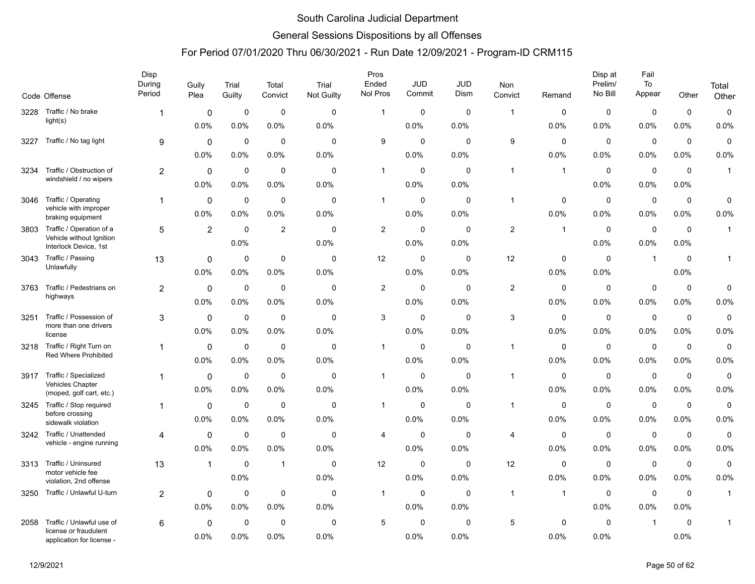# South Carolina Judicial Department

## General Sessions Dispositions by all Offenses

### For Period 07/01/2020 Thru 06/30/2021 - Run Date 12/09/2021 - Program-ID CRM115

| Code | Offense | Disp During Period | Guily Plea | Trial Guilty | Total Convict | Trial Not Guilty | Pros Ended Nol Pros | JUD Commit | JUD Dism | Non Convict | Remand | Disp at Prelim/ No Bill | Fail To Appear | Other | Total Other |
|---|---|---|---|---|---|---|---|---|---|---|---|---|---|---|---|
| 3228 | Traffic / No brake light(s) | 1 | 0 | 0 | 0 | 0 | 1 | 0 | 0 | 1 | 0 | 0 | 0 | 0 | 0 |
| | | | 0.0% | 0.0% | 0.0% | 0.0% | | 0.0% | 0.0% | | 0.0% | 0.0% | 0.0% | 0.0% | 0.0% |
| 3227 | Traffic / No tag light | 9 | 0 | 0 | 0 | 0 | 9 | 0 | 0 | 9 | 0 | 0 | 0 | 0 | 0 |
| | | | 0.0% | 0.0% | 0.0% | 0.0% | | 0.0% | 0.0% | | 0.0% | 0.0% | 0.0% | 0.0% | 0.0% |
| 3234 | Traffic / Obstruction of windshield / no wipers | 2 | 0 | 0 | 0 | 0 | 1 | 0 | 0 | 1 | 1 | 0 | 0 | 0 | 1 |
| | | | 0.0% | 0.0% | 0.0% | 0.0% | | 0.0% | 0.0% | | | 0.0% | 0.0% | 0.0% | |
| 3046 | Traffic / Operating vehicle with improper braking equipment | 1 | 0 | 0 | 0 | 0 | 1 | 0 | 0 | 1 | 0 | 0 | 0 | 0 | 0 |
| | | | 0.0% | 0.0% | 0.0% | 0.0% | | 0.0% | 0.0% | | 0.0% | 0.0% | 0.0% | 0.0% | 0.0% |
| 3803 | Traffic / Operation of a Vehicle without Ignition Interlock Device, 1st | 5 | 2 | 0 | 2 | 0 | 2 | 0 | 0 | 2 | 1 | 0 | 0 | 0 | 1 |
| | | | | 0.0% | | 0.0% | | 0.0% | 0.0% | | | 0.0% | 0.0% | 0.0% | |
| 3043 | Traffic / Passing Unlawfully | 13 | 0 | 0 | 0 | 0 | 12 | 0 | 0 | 12 | 0 | 0 | 1 | 0 | 1 |
| | | | 0.0% | 0.0% | 0.0% | 0.0% | | 0.0% | 0.0% | | 0.0% | 0.0% | | 0.0% | |
| 3763 | Traffic / Pedestrians on highways | 2 | 0 | 0 | 0 | 0 | 2 | 0 | 0 | 2 | 0 | 0 | 0 | 0 | 0 |
| | | | 0.0% | 0.0% | 0.0% | 0.0% | | 0.0% | 0.0% | | 0.0% | 0.0% | 0.0% | 0.0% | 0.0% |
| 3251 | Traffic / Possession of more than one drivers license | 3 | 0 | 0 | 0 | 0 | 3 | 0 | 0 | 3 | 0 | 0 | 0 | 0 | 0 |
| | | | 0.0% | 0.0% | 0.0% | 0.0% | | 0.0% | 0.0% | | 0.0% | 0.0% | 0.0% | 0.0% | 0.0% |
| 3218 | Traffic / Right Turn on Red Where Prohibited | 1 | 0 | 0 | 0 | 0 | 1 | 0 | 0 | 1 | 0 | 0 | 0 | 0 | 0 |
| | | | 0.0% | 0.0% | 0.0% | 0.0% | | 0.0% | 0.0% | | 0.0% | 0.0% | 0.0% | 0.0% | 0.0% |
| 3917 | Traffic / Specialized Vehicles Chapter (moped, golf cart, etc.) | 1 | 0 | 0 | 0 | 0 | 1 | 0 | 0 | 1 | 0 | 0 | 0 | 0 | 0 |
| | | | 0.0% | 0.0% | 0.0% | 0.0% | | 0.0% | 0.0% | | 0.0% | 0.0% | 0.0% | 0.0% | 0.0% |
| 3245 | Traffic / Stop required before crossing sidewalk violation | 1 | 0 | 0 | 0 | 0 | 1 | 0 | 0 | 1 | 0 | 0 | 0 | 0 | 0 |
| | | | 0.0% | 0.0% | 0.0% | 0.0% | | 0.0% | 0.0% | | 0.0% | 0.0% | 0.0% | 0.0% | 0.0% |
| 3242 | Traffic / Unattended vehicle - engine running | 4 | 0 | 0 | 0 | 0 | 4 | 0 | 0 | 4 | 0 | 0 | 0 | 0 | 0 |
| | | | 0.0% | 0.0% | 0.0% | 0.0% | | 0.0% | 0.0% | | 0.0% | 0.0% | 0.0% | 0.0% | 0.0% |
| 3313 | Traffic / Uninsured motor vehicle fee violation, 2nd offense | 13 | 1 | 0 | 1 | 0 | 12 | 0 | 0 | 12 | 0 | 0 | 0 | 0 | 0 |
| | | | | 0.0% | | 0.0% | | 0.0% | 0.0% | | 0.0% | 0.0% | 0.0% | 0.0% | 0.0% |
| 3250 | Traffic / Unlawful U-turn | 2 | 0 | 0 | 0 | 0 | 1 | 0 | 0 | 1 | 1 | 0 | 0 | 0 | 1 |
| | | | 0.0% | 0.0% | 0.0% | 0.0% | | 0.0% | 0.0% | | | 0.0% | 0.0% | 0.0% | |
| 2058 | Traffic / Unlawful use of license or fraudulent application for license - | 6 | 0 | 0 | 0 | 0 | 5 | 0 | 0 | 5 | 0 | 0 | 1 | 0 | 1 |
| | | | 0.0% | 0.0% | 0.0% | 0.0% | | 0.0% | 0.0% | | 0.0% | 0.0% | | 0.0% | |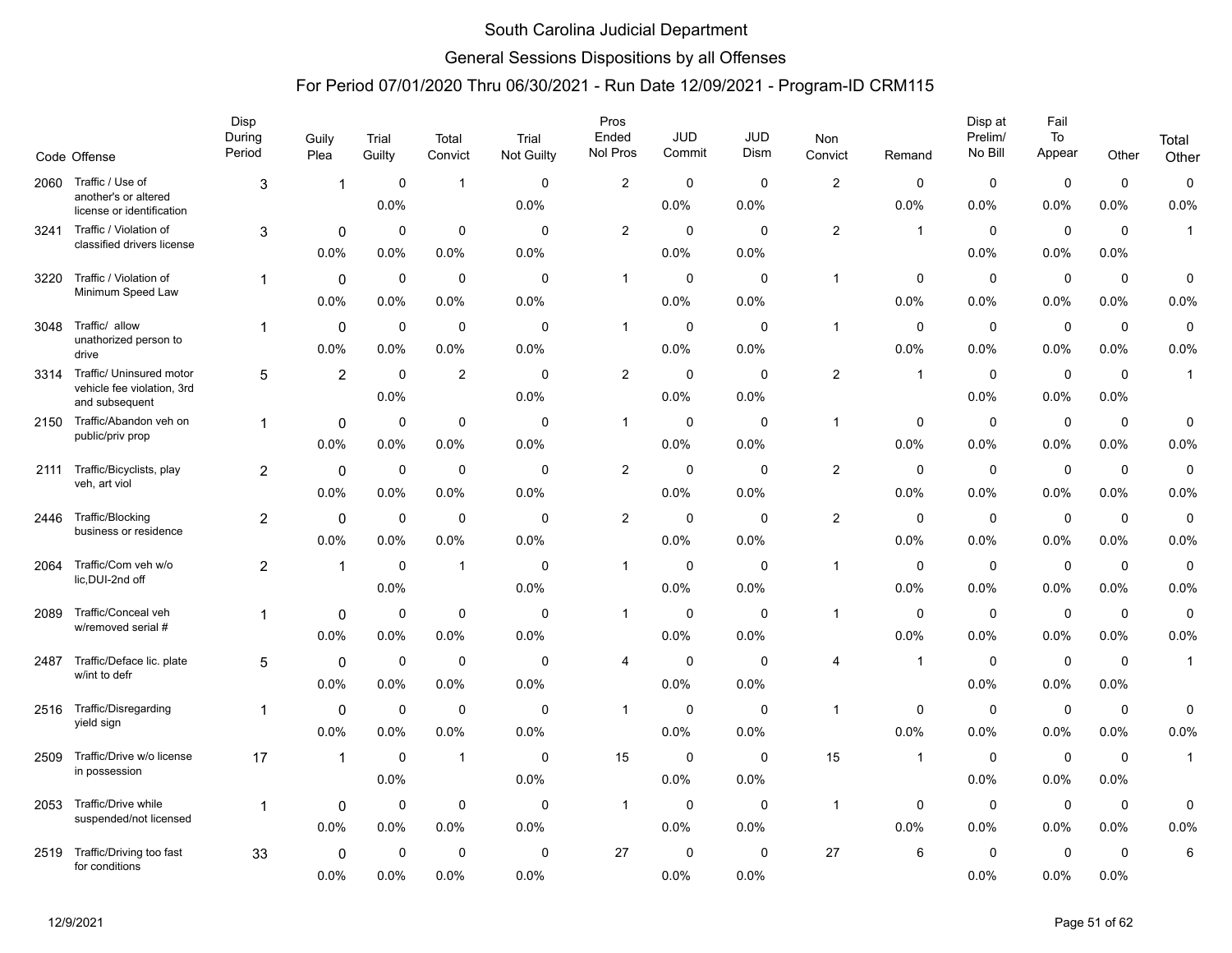# South Carolina Judicial Department

## General Sessions Dispositions by all Offenses

### For Period 07/01/2020 Thru 06/30/2021 - Run Date 12/09/2021 - Program-ID CRM115

| Code | Offense | Disp During Period | Guily Plea | Trial Guilty | Total Convict | Trial Not Guilty | Pros Ended Nol Pros | JUD Commit | JUD Dism | Non Convict | Remand | Disp at Prelim/ No Bill | Fail To Appear | Other | Total Other |
|---|---|---|---|---|---|---|---|---|---|---|---|---|---|---|---|
| 2060 | Traffic / Use of another's or altered license or identification | 3 | 1 | 0 | 1 | 0 | 2 | 0 | 0 | 2 | 0 | 0 | 0 | 0 | 0 |
| | | | | 0.0% | | 0.0% | | 0.0% | 0.0% | | 0.0% | 0.0% | 0.0% | 0.0% | 0.0% |
| 3241 | Traffic / Violation of classified drivers license | 3 | 0 | 0 | 0 | 0 | 2 | 0 | 0 | 2 | 1 | 0 | 0 | 0 | 1 |
| | | | 0.0% | 0.0% | 0.0% | 0.0% | | 0.0% | 0.0% | | | 0.0% | 0.0% | 0.0% | |
| 3220 | Traffic / Violation of Minimum Speed Law | 1 | 0 | 0 | 0 | 0 | 1 | 0 | 0 | 1 | 0 | 0 | 0 | 0 | 0 |
| | | | 0.0% | 0.0% | 0.0% | 0.0% | | 0.0% | 0.0% | | 0.0% | 0.0% | 0.0% | 0.0% | 0.0% |
| 3048 | Traffic/ allow unathorized person to drive | 1 | 0 | 0 | 0 | 0 | 1 | 0 | 0 | 1 | 0 | 0 | 0 | 0 | 0 |
| | | | 0.0% | 0.0% | 0.0% | 0.0% | | 0.0% | 0.0% | | 0.0% | 0.0% | 0.0% | 0.0% | 0.0% |
| 3314 | Traffic/ Uninsured motor vehicle fee violation, 3rd and subsequent | 5 | 2 | 0 | 2 | 0 | 2 | 0 | 0 | 2 | 1 | 0 | 0 | 0 | 1 |
| | | | | 0.0% | | 0.0% | | 0.0% | 0.0% | | | 0.0% | 0.0% | 0.0% | |
| 2150 | Traffic/Abandon veh on public/priv prop | 1 | 0 | 0 | 0 | 0 | 1 | 0 | 0 | 1 | 0 | 0 | 0 | 0 | 0 |
| | | | 0.0% | 0.0% | 0.0% | 0.0% | | 0.0% | 0.0% | | 0.0% | 0.0% | 0.0% | 0.0% | 0.0% |
| 2111 | Traffic/Bicyclists, play veh, art viol | 2 | 0 | 0 | 0 | 0 | 2 | 0 | 0 | 2 | 0 | 0 | 0 | 0 | 0 |
| | | | 0.0% | 0.0% | 0.0% | 0.0% | | 0.0% | 0.0% | | 0.0% | 0.0% | 0.0% | 0.0% | 0.0% |
| 2446 | Traffic/Blocking business or residence | 2 | 0 | 0 | 0 | 0 | 2 | 0 | 0 | 2 | 0 | 0 | 0 | 0 | 0 |
| | | | 0.0% | 0.0% | 0.0% | 0.0% | | 0.0% | 0.0% | | 0.0% | 0.0% | 0.0% | 0.0% | 0.0% |
| 2064 | Traffic/Com veh w/o lic,DUI-2nd off | 2 | 1 | 0 | 1 | 0 | 1 | 0 | 0 | 1 | 0 | 0 | 0 | 0 | 0 |
| | | | | 0.0% | | 0.0% | | 0.0% | 0.0% | | 0.0% | 0.0% | 0.0% | 0.0% | 0.0% |
| 2089 | Traffic/Conceal veh w/removed serial # | 1 | 0 | 0 | 0 | 0 | 1 | 0 | 0 | 1 | 0 | 0 | 0 | 0 | 0 |
| | | | 0.0% | 0.0% | 0.0% | 0.0% | | 0.0% | 0.0% | | 0.0% | 0.0% | 0.0% | 0.0% | 0.0% |
| 2487 | Traffic/Deface lic. plate w/int to defr | 5 | 0 | 0 | 0 | 0 | 4 | 0 | 0 | 4 | 1 | 0 | 0 | 0 | 1 |
| | | | 0.0% | 0.0% | 0.0% | 0.0% | | 0.0% | 0.0% | | | 0.0% | 0.0% | 0.0% | |
| 2516 | Traffic/Disregarding yield sign | 1 | 0 | 0 | 0 | 0 | 1 | 0 | 0 | 1 | 0 | 0 | 0 | 0 | 0 |
| | | | 0.0% | 0.0% | 0.0% | 0.0% | | 0.0% | 0.0% | | 0.0% | 0.0% | 0.0% | 0.0% | 0.0% |
| 2509 | Traffic/Drive w/o license in possession | 17 | 1 | 0 | 1 | 0 | 15 | 0 | 0 | 15 | 1 | 0 | 0 | 0 | 1 |
| | | | | 0.0% | | 0.0% | | 0.0% | 0.0% | | | 0.0% | 0.0% | 0.0% | |
| 2053 | Traffic/Drive while suspended/not licensed | 1 | 0 | 0 | 0 | 0 | 1 | 0 | 0 | 1 | 0 | 0 | 0 | 0 | 0 |
| | | | 0.0% | 0.0% | 0.0% | 0.0% | | 0.0% | 0.0% | | 0.0% | 0.0% | 0.0% | 0.0% | 0.0% |
| 2519 | Traffic/Driving too fast for conditions | 33 | 0 | 0 | 0 | 0 | 27 | 0 | 0 | 27 | 6 | 0 | 0 | 0 | 6 |
| | | | 0.0% | 0.0% | 0.0% | 0.0% | | 0.0% | 0.0% | | | 0.0% | 0.0% | 0.0% | |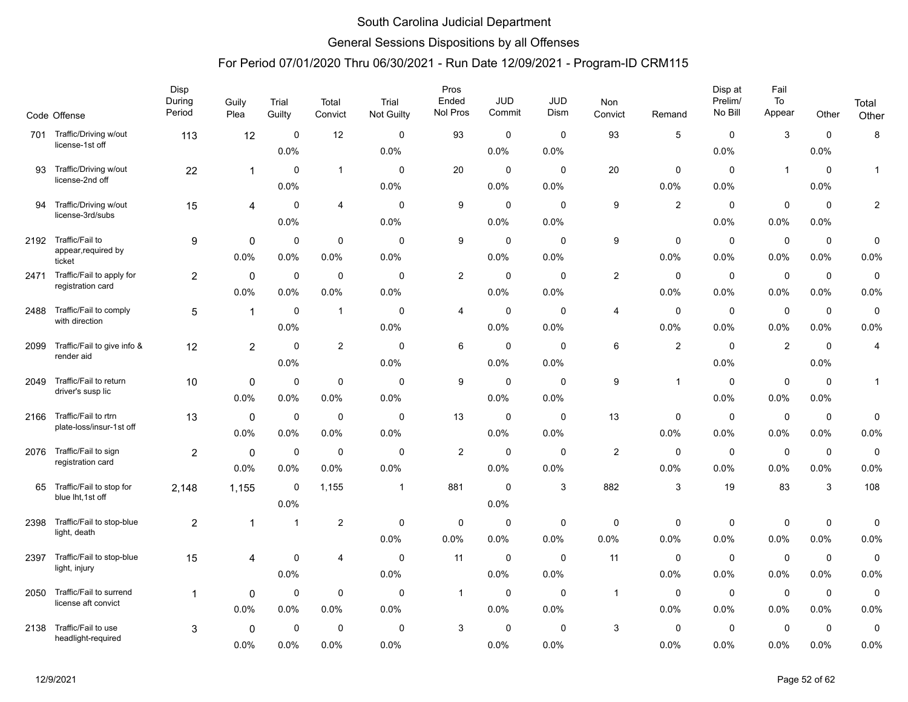# South Carolina Judicial Department

## General Sessions Dispositions by all Offenses

### For Period 07/01/2020 Thru 06/30/2021 - Run Date 12/09/2021 - Program-ID CRM115

| Code | Offense | Disp During Period | Guily Plea | Trial Guilty | Total Convict | Trial Not Guilty | Pros Ended Nol Pros | JUD Commit | JUD Dism | Non Convict | Remand | Disp at Prelim/ No Bill | Fail To Appear | Other | Total Other |
|---|---|---|---|---|---|---|---|---|---|---|---|---|---|---|---|
| 701 | Traffic/Driving w/out license-1st off | 113 | 12 | 0 | 12 | 0 | 93 | 0 | 0 | 93 | 5 | 0 | 3 | 0 | 8 |
| | | | | 0.0% | | 0.0% | | 0.0% | 0.0% | | | 0.0% | | 0.0% | |
| 93 | Traffic/Driving w/out license-2nd off | 22 | 1 | 0 | 1 | 0 | 20 | 0 | 0 | 20 | 0 | 0 | 1 | 0 | 1 |
| | | | | 0.0% | | 0.0% | | 0.0% | 0.0% | | 0.0% | 0.0% | | 0.0% | |
| 94 | Traffic/Driving w/out license-3rd/subs | 15 | 4 | 0 | 4 | 0 | 9 | 0 | 0 | 9 | 2 | 0 | 0 | 0 | 2 |
| | | | | 0.0% | | 0.0% | | 0.0% | 0.0% | | | 0.0% | 0.0% | 0.0% | |
| 2192 | Traffic/Fail to appear,required by ticket | 9 | 0 | 0 | 0 | 0 | 9 | 0 | 0 | 9 | 0 | 0 | 0 | 0 | 0 |
| | | | 0.0% | 0.0% | 0.0% | 0.0% | | 0.0% | 0.0% | | 0.0% | 0.0% | 0.0% | 0.0% | 0.0% |
| 2471 | Traffic/Fail to apply for registration card | 2 | 0 | 0 | 0 | 0 | 2 | 0 | 0 | 2 | 0 | 0 | 0 | 0 | 0 |
| | | | 0.0% | 0.0% | 0.0% | 0.0% | | 0.0% | 0.0% | | 0.0% | 0.0% | 0.0% | 0.0% | 0.0% |
| 2488 | Traffic/Fail to comply with direction | 5 | 1 | 0 | 1 | 0 | 4 | 0 | 0 | 4 | 0 | 0 | 0 | 0 | 0 |
| | | | | 0.0% | | 0.0% | | 0.0% | 0.0% | | 0.0% | 0.0% | 0.0% | 0.0% | 0.0% |
| 2099 | Traffic/Fail to give info & render aid | 12 | 2 | 0 | 2 | 0 | 6 | 0 | 0 | 6 | 2 | 0 | 2 | 0 | 4 |
| | | | | 0.0% | | 0.0% | | 0.0% | 0.0% | | | 0.0% | | 0.0% | |
| 2049 | Traffic/Fail to return driver's susp lic | 10 | 0 | 0 | 0 | 0 | 9 | 0 | 0 | 9 | 1 | 0 | 0 | 0 | 1 |
| | | | 0.0% | 0.0% | 0.0% | 0.0% | | 0.0% | 0.0% | | | 0.0% | 0.0% | 0.0% | |
| 2166 | Traffic/Fail to rtrn plate-loss/insur-1st off | 13 | 0 | 0 | 0 | 0 | 13 | 0 | 0 | 13 | 0 | 0 | 0 | 0 | 0 |
| | | | 0.0% | 0.0% | 0.0% | 0.0% | | 0.0% | 0.0% | | 0.0% | 0.0% | 0.0% | 0.0% | 0.0% |
| 2076 | Traffic/Fail to sign registration card | 2 | 0 | 0 | 0 | 0 | 2 | 0 | 0 | 2 | 0 | 0 | 0 | 0 | 0 |
| | | | 0.0% | 0.0% | 0.0% | 0.0% | | 0.0% | 0.0% | | 0.0% | 0.0% | 0.0% | 0.0% | 0.0% |
| 65 | Traffic/Fail to stop for blue lht,1st off | 2,148 | 1,155 | 0 | 1,155 | 1 | 881 | 0 | 3 | 882 | 3 | 19 | 83 | 3 | 108 |
| | | | | 0.0% | | | | 0.0% | | | | | | | |
| 2398 | Traffic/Fail to stop-blue light, death | 2 | 1 | 1 | 2 | 0 | 0 | 0 | 0 | 0 | 0 | 0 | 0 | 0 | 0 |
| | | | | | | 0.0% | 0.0% | 0.0% | 0.0% | 0.0% | 0.0% | 0.0% | 0.0% | 0.0% | 0.0% |
| 2397 | Traffic/Fail to stop-blue light, injury | 15 | 4 | 0 | 4 | 0 | 11 | 0 | 0 | 11 | 0 | 0 | 0 | 0 | 0 |
| | | | | 0.0% | | 0.0% | | 0.0% | 0.0% | | 0.0% | 0.0% | 0.0% | 0.0% | 0.0% |
| 2050 | Traffic/Fail to surrend license aft convict | 1 | 0 | 0 | 0 | 0 | 1 | 0 | 0 | 1 | 0 | 0 | 0 | 0 | 0 |
| | | | 0.0% | 0.0% | 0.0% | 0.0% | | 0.0% | 0.0% | | 0.0% | 0.0% | 0.0% | 0.0% | 0.0% |
| 2138 | Traffic/Fail to use headlight-required | 3 | 0 | 0 | 0 | 0 | 3 | 0 | 0 | 3 | 0 | 0 | 0 | 0 | 0 |
| | | | 0.0% | 0.0% | 0.0% | 0.0% | | 0.0% | 0.0% | | 0.0% | 0.0% | 0.0% | 0.0% | 0.0% |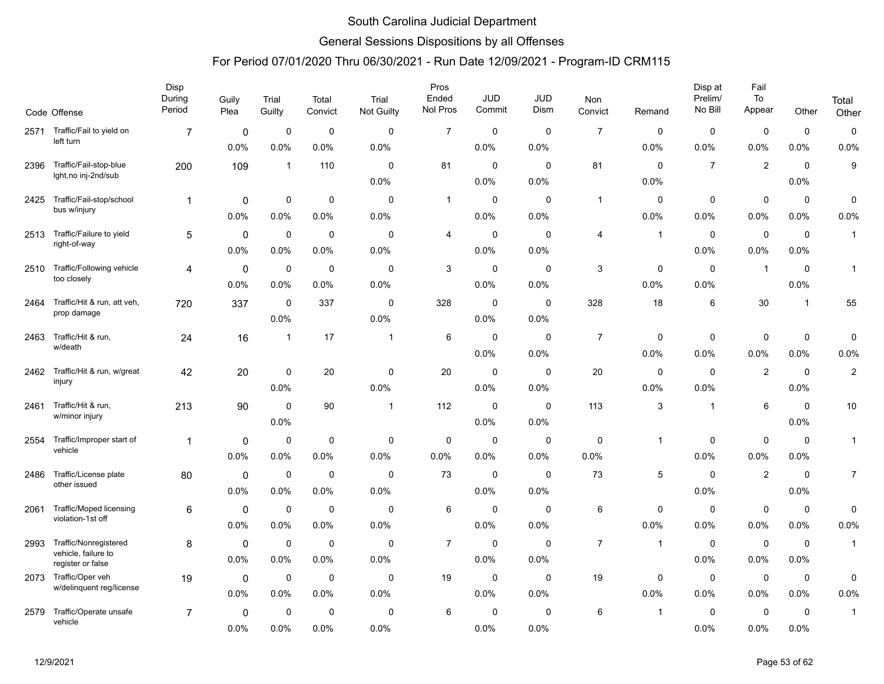# South Carolina Judicial Department

## General Sessions Dispositions by all Offenses

### For Period 07/01/2020 Thru 06/30/2021 - Run Date 12/09/2021 - Program-ID CRM115

| Code | Offense | Disp During Period | Guily Plea | Trial Guilty | Total Convict | Trial Not Guilty | Pros Ended Nol Pros | JUD Commit | JUD Dism | Non Convict | Remand | Disp at Prelim/ No Bill | Fail To Appear | Other | Total Other |
|---|---|---|---|---|---|---|---|---|---|---|---|---|---|---|---|
| 2571 | Traffic/Fail to yield on left turn | 7 | 0 | 0 | 0 | 0 | 7 | 0 | 0 | 7 | 0 | 0 | 0 | 0 | 0 |
| | | | 0.0% | 0.0% | 0.0% | 0.0% | | 0.0% | 0.0% | | 0.0% | 0.0% | 0.0% | 0.0% | 0.0% |
| 2396 | Traffic/Fail-stop-blue lght,no inj-2nd/sub | 200 | 109 | 1 | 110 | 0 | 81 | 0 | 0 | 81 | 0 | 7 | 2 | 0 | 9 |
| | | | | | | 0.0% | | 0.0% | 0.0% | | 0.0% | | | 0.0% | |
| 2425 | Traffic/Fail-stop/school bus w/injury | 1 | 0 | 0 | 0 | 0 | 1 | 0 | 0 | 1 | 0 | 0 | 0 | 0 | 0 |
| | | | 0.0% | 0.0% | 0.0% | 0.0% | | 0.0% | 0.0% | | 0.0% | 0.0% | 0.0% | 0.0% | 0.0% |
| 2513 | Traffic/Failure to yield right-of-way | 5 | 0 | 0 | 0 | 0 | 4 | 0 | 0 | 4 | 1 | 0 | 0 | 0 | 1 |
| | | | 0.0% | 0.0% | 0.0% | 0.0% | | 0.0% | 0.0% | | | 0.0% | 0.0% | 0.0% | |
| 2510 | Traffic/Following vehicle too closely | 4 | 0 | 0 | 0 | 0 | 3 | 0 | 0 | 3 | 0 | 0 | 1 | 0 | 1 |
| | | | 0.0% | 0.0% | 0.0% | 0.0% | | 0.0% | 0.0% | | 0.0% | 0.0% | | 0.0% | |
| 2464 | Traffic/Hit & run, att veh, prop damage | 720 | 337 | 0 | 337 | 0 | 328 | 0 | 0 | 328 | 18 | 6 | 30 | 1 | 55 |
| | | | | 0.0% | | 0.0% | | 0.0% | 0.0% | | | | | | |
| 2463 | Traffic/Hit & run, w/death | 24 | 16 | 1 | 17 | 1 | 6 | 0 | 0 | 7 | 0 | 0 | 0 | 0 | 0 |
| | | | | | | | | 0.0% | 0.0% | | 0.0% | 0.0% | 0.0% | 0.0% | 0.0% |
| 2462 | Traffic/Hit & run, w/great injury | 42 | 20 | 0 | 20 | 0 | 20 | 0 | 0 | 20 | 0 | 0 | 2 | 0 | 2 |
| | | | | 0.0% | | 0.0% | | 0.0% | 0.0% | | 0.0% | 0.0% | | 0.0% | |
| 2461 | Traffic/Hit & run, w/minor injury | 213 | 90 | 0 | 90 | 1 | 112 | 0 | 0 | 113 | 3 | 1 | 6 | 0 | 10 |
| | | | | 0.0% | | | | 0.0% | 0.0% | | | | | 0.0% | |
| 2554 | Traffic/Improper start of vehicle | 1 | 0 | 0 | 0 | 0 | 0 | 0 | 0 | 0 | 1 | 0 | 0 | 0 | 1 |
| | | | 0.0% | 0.0% | 0.0% | 0.0% | 0.0% | 0.0% | 0.0% | 0.0% | | 0.0% | 0.0% | 0.0% | |
| 2486 | Traffic/License plate other issued | 80 | 0 | 0 | 0 | 0 | 73 | 0 | 0 | 73 | 5 | 0 | 2 | 0 | 7 |
| | | | 0.0% | 0.0% | 0.0% | 0.0% | | 0.0% | 0.0% | | | 0.0% | | 0.0% | |
| 2061 | Traffic/Moped licensing violation-1st off | 6 | 0 | 0 | 0 | 0 | 6 | 0 | 0 | 6 | 0 | 0 | 0 | 0 | 0 |
| | | | 0.0% | 0.0% | 0.0% | 0.0% | | 0.0% | 0.0% | | 0.0% | 0.0% | 0.0% | 0.0% | 0.0% |
| 2993 | Traffic/Nonregistered vehicle, failure to register or false | 8 | 0 | 0 | 0 | 0 | 7 | 0 | 0 | 7 | 1 | 0 | 0 | 0 | 1 |
| | | | 0.0% | 0.0% | 0.0% | 0.0% | | 0.0% | 0.0% | | | 0.0% | 0.0% | 0.0% | |
| 2073 | Traffic/Oper veh w/delinquent reg/license | 19 | 0 | 0 | 0 | 0 | 19 | 0 | 0 | 19 | 0 | 0 | 0 | 0 | 0 |
| | | | 0.0% | 0.0% | 0.0% | 0.0% | | 0.0% | 0.0% | | 0.0% | 0.0% | 0.0% | 0.0% | 0.0% |
| 2579 | Traffic/Operate unsafe vehicle | 7 | 0 | 0 | 0 | 0 | 6 | 0 | 0 | 6 | 1 | 0 | 0 | 0 | 1 |
| | | | 0.0% | 0.0% | 0.0% | 0.0% | | 0.0% | 0.0% | | | 0.0% | 0.0% | 0.0% | |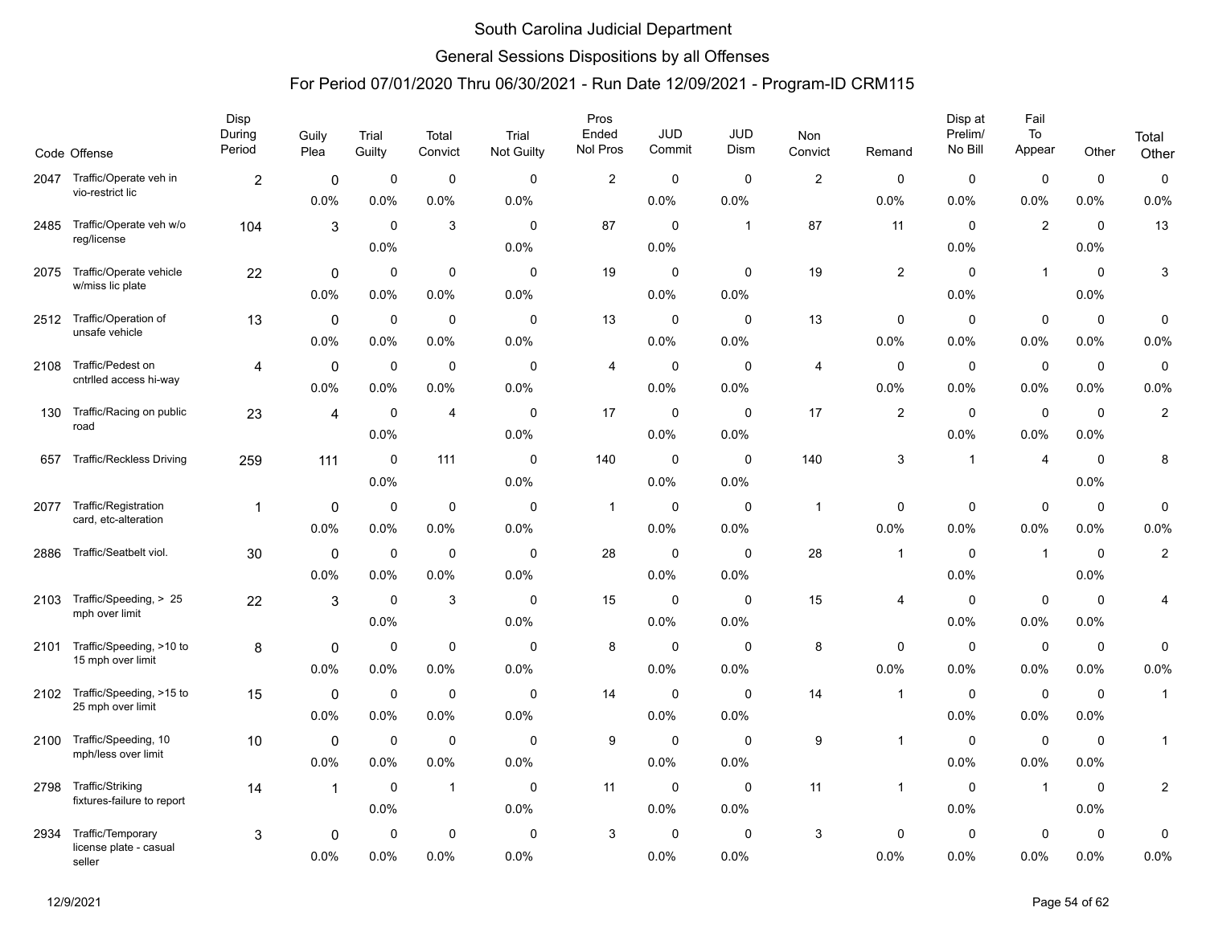# South Carolina Judicial Department

## General Sessions Dispositions by all Offenses

### For Period 07/01/2020 Thru 06/30/2021 - Run Date 12/09/2021 - Program-ID CRM115

| Code | Offense | Disp During Period | Guily Plea | Trial Guilty | Total Convict | Trial Not Guilty | Pros Ended Nol Pros | JUD Commit | JUD Dism | Non Convict | Remand | Disp at Prelim/ No Bill | Fail To Appear | Other | Total Other |
|---|---|---|---|---|---|---|---|---|---|---|---|---|---|---|---|
| 2047 | Traffic/Operate veh in vio-restrict lic | 2 | 0 | 0 | 0 | 0 | 2 | 0 | 0 | 2 | 0 | 0 | 0 | 0 | 0 |
| | | | 0.0% | 0.0% | 0.0% | 0.0% | | 0.0% | 0.0% | | 0.0% | 0.0% | 0.0% | 0.0% | 0.0% |
| 2485 | Traffic/Operate veh w/o reg/license | 104 | 3 | 0 | 3 | 0 | 87 | 0 | 1 | 87 | 11 | 0 | 2 | 0 | 13 |
| | | | | 0.0% | | 0.0% | | 0.0% | | | | 0.0% | | 0.0% | |
| 2075 | Traffic/Operate vehicle w/miss lic plate | 22 | 0 | 0 | 0 | 0 | 19 | 0 | 0 | 19 | 2 | 0 | 1 | 0 | 3 |
| | | | 0.0% | 0.0% | 0.0% | 0.0% | | 0.0% | 0.0% | | | 0.0% | | 0.0% | |
| 2512 | Traffic/Operation of unsafe vehicle | 13 | 0 | 0 | 0 | 0 | 13 | 0 | 0 | 13 | 0 | 0 | 0 | 0 | 0 |
| | | | 0.0% | 0.0% | 0.0% | 0.0% | | 0.0% | 0.0% | | 0.0% | 0.0% | 0.0% | 0.0% | 0.0% |
| 2108 | Traffic/Pedest on cntrlled access hi-way | 4 | 0 | 0 | 0 | 0 | 4 | 0 | 0 | 4 | 0 | 0 | 0 | 0 | 0 |
| | | | 0.0% | 0.0% | 0.0% | 0.0% | | 0.0% | 0.0% | | 0.0% | 0.0% | 0.0% | 0.0% | 0.0% |
| 130 | Traffic/Racing on public road | 23 | 4 | 0 | 4 | 0 | 17 | 0 | 0 | 17 | 2 | 0 | 0 | 0 | 2 |
| | | | | 0.0% | | 0.0% | | 0.0% | 0.0% | | | 0.0% | 0.0% | 0.0% | |
| 657 | Traffic/Reckless Driving | 259 | 111 | 0 | 111 | 0 | 140 | 0 | 0 | 140 | 3 | 1 | 4 | 0 | 8 |
| | | | | 0.0% | | 0.0% | | 0.0% | 0.0% | | | | | 0.0% | |
| 2077 | Traffic/Registration card, etc-alteration | 1 | 0 | 0 | 0 | 0 | 1 | 0 | 0 | 1 | 0 | 0 | 0 | 0 | 0 |
| | | | 0.0% | 0.0% | 0.0% | 0.0% | | 0.0% | 0.0% | | 0.0% | 0.0% | 0.0% | 0.0% | 0.0% |
| 2886 | Traffic/Seatbelt viol. | 30 | 0 | 0 | 0 | 0 | 28 | 0 | 0 | 28 | 1 | 0 | 1 | 0 | 2 |
| | | | 0.0% | 0.0% | 0.0% | 0.0% | | 0.0% | 0.0% | | | 0.0% | | 0.0% | |
| 2103 | Traffic/Speeding, > 25 mph over limit | 22 | 3 | 0 | 3 | 0 | 15 | 0 | 0 | 15 | 4 | 0 | 0 | 0 | 4 |
| | | | | 0.0% | | 0.0% | | 0.0% | 0.0% | | | 0.0% | 0.0% | 0.0% | |
| 2101 | Traffic/Speeding, >10 to 15 mph over limit | 8 | 0 | 0 | 0 | 0 | 8 | 0 | 0 | 8 | 0 | 0 | 0 | 0 | 0 |
| | | | 0.0% | 0.0% | 0.0% | 0.0% | | 0.0% | 0.0% | | 0.0% | 0.0% | 0.0% | 0.0% | 0.0% |
| 2102 | Traffic/Speeding, >15 to 25 mph over limit | 15 | 0 | 0 | 0 | 0 | 14 | 0 | 0 | 14 | 1 | 0 | 0 | 0 | 1 |
| | | | 0.0% | 0.0% | 0.0% | 0.0% | | 0.0% | 0.0% | | | 0.0% | 0.0% | 0.0% | |
| 2100 | Traffic/Speeding, 10 mph/less over limit | 10 | 0 | 0 | 0 | 0 | 9 | 0 | 0 | 9 | 1 | 0 | 0 | 0 | 1 |
| | | | 0.0% | 0.0% | 0.0% | 0.0% | | 0.0% | 0.0% | | | 0.0% | 0.0% | 0.0% | |
| 2798 | Traffic/Striking fixtures-failure to report | 14 | 1 | 0 | 1 | 0 | 11 | 0 | 0 | 11 | 1 | 0 | 1 | 0 | 2 |
| | | | | 0.0% | | 0.0% | | 0.0% | 0.0% | | | 0.0% | | 0.0% | |
| 2934 | Traffic/Temporary license plate - casual seller | 3 | 0 | 0 | 0 | 0 | 3 | 0 | 0 | 3 | 0 | 0 | 0 | 0 | 0 |
| | | | 0.0% | 0.0% | 0.0% | 0.0% | | 0.0% | 0.0% | | 0.0% | 0.0% | 0.0% | 0.0% | 0.0% |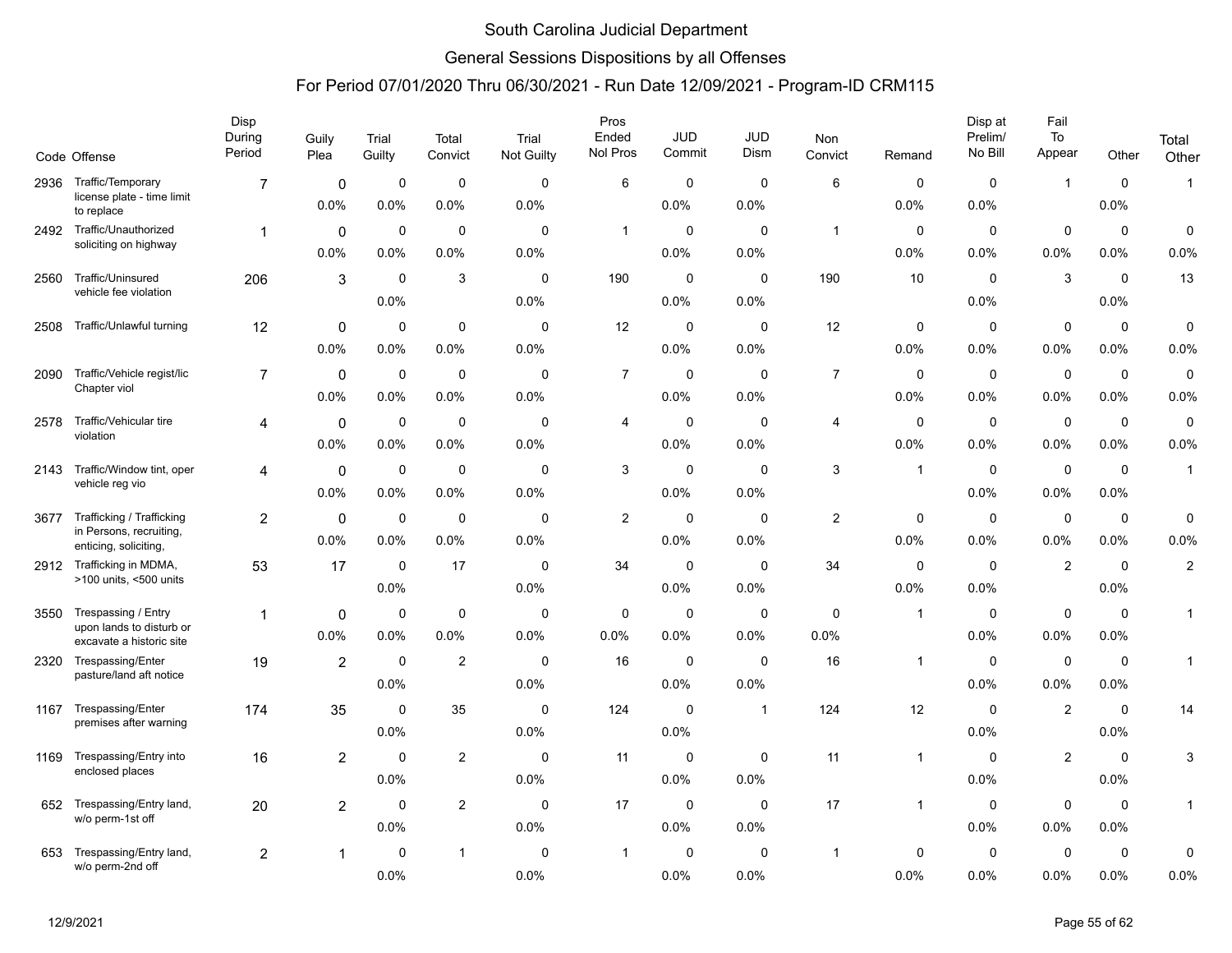# South Carolina Judicial Department

## General Sessions Dispositions by all Offenses

### For Period 07/01/2020 Thru 06/30/2021 - Run Date 12/09/2021 - Program-ID CRM115

| Code | Offense | Disp During Period | Guily Plea | Trial Guilty | Total Convict | Trial Not Guilty | Pros Ended Nol Pros | JUD Commit | JUD Dism | Non Convict | Remand | Disp at Prelim/ No Bill | Fail To Appear | Other | Total Other |
|---|---|---|---|---|---|---|---|---|---|---|---|---|---|---|---|
| 2936 | Traffic/Temporary license plate - time limit to replace | 7 | 0 | 0 | 0 | 0 | 6 | 0 | 0 | 6 | 0 | 0 | 1 | 0 | 1 |
| | | | 0.0% | 0.0% | 0.0% | 0.0% | | 0.0% | 0.0% | | 0.0% | 0.0% | | 0.0% | |
| 2492 | Traffic/Unauthorized soliciting on highway | 1 | 0 | 0 | 0 | 0 | 1 | 0 | 0 | 1 | 0 | 0 | 0 | 0 | 0 |
| | | | 0.0% | 0.0% | 0.0% | 0.0% | | 0.0% | 0.0% | | 0.0% | 0.0% | 0.0% | 0.0% | 0.0% |
| 2560 | Traffic/Uninsured vehicle fee violation | 206 | 3 | 0 | 3 | 0 | 190 | 0 | 0 | 190 | 10 | 0 | 3 | 0 | 13 |
| | | | | 0.0% | | 0.0% | | 0.0% | 0.0% | | | 0.0% | | 0.0% | |
| 2508 | Traffic/Unlawful turning | 12 | 0 | 0 | 0 | 0 | 12 | 0 | 0 | 12 | 0 | 0 | 0 | 0 | 0 |
| | | | 0.0% | 0.0% | 0.0% | 0.0% | | 0.0% | 0.0% | | 0.0% | 0.0% | 0.0% | 0.0% | 0.0% |
| 2090 | Traffic/Vehicle regist/lic Chapter viol | 7 | 0 | 0 | 0 | 0 | 7 | 0 | 0 | 7 | 0 | 0 | 0 | 0 | 0 |
| | | | 0.0% | 0.0% | 0.0% | 0.0% | | 0.0% | 0.0% | | 0.0% | 0.0% | 0.0% | 0.0% | 0.0% |
| 2578 | Traffic/Vehicular tire violation | 4 | 0 | 0 | 0 | 0 | 4 | 0 | 0 | 4 | 0 | 0 | 0 | 0 | 0 |
| | | | 0.0% | 0.0% | 0.0% | 0.0% | | 0.0% | 0.0% | | 0.0% | 0.0% | 0.0% | 0.0% | 0.0% |
| 2143 | Traffic/Window tint, oper vehicle reg vio | 4 | 0 | 0 | 0 | 0 | 3 | 0 | 0 | 3 | 1 | 0 | 0 | 0 | 1 |
| | | | 0.0% | 0.0% | 0.0% | 0.0% | | 0.0% | 0.0% | | | 0.0% | 0.0% | 0.0% | |
| 3677 | Trafficking / Trafficking in Persons, recruiting, enticing, soliciting, | 2 | 0 | 0 | 0 | 0 | 2 | 0 | 0 | 2 | 0 | 0 | 0 | 0 | 0 |
| | | | 0.0% | 0.0% | 0.0% | 0.0% | | 0.0% | 0.0% | | 0.0% | 0.0% | 0.0% | 0.0% | 0.0% |
| 2912 | Trafficking in MDMA, >100 units, <500 units | 53 | 17 | 0 | 17 | 0 | 34 | 0 | 0 | 34 | 0 | 0 | 2 | 0 | 2 |
| | | | | 0.0% | | 0.0% | | 0.0% | 0.0% | | 0.0% | 0.0% | | 0.0% | |
| 3550 | Trespassing / Entry upon lands to disturb or excavate a historic site | 1 | 0 | 0 | 0 | 0 | 0 | 0 | 0 | 0 | 1 | 0 | 0 | 0 | 1 |
| | | | 0.0% | 0.0% | 0.0% | 0.0% | 0.0% | 0.0% | 0.0% | 0.0% | | 0.0% | 0.0% | 0.0% | |
| 2320 | Trespassing/Enter pasture/land aft notice | 19 | 2 | 0 | 2 | 0 | 16 | 0 | 0 | 16 | 1 | 0 | 0 | 0 | 1 |
| | | | | 0.0% | | 0.0% | | 0.0% | 0.0% | | | 0.0% | 0.0% | 0.0% | |
| 1167 | Trespassing/Enter premises after warning | 174 | 35 | 0 | 35 | 0 | 124 | 0 | 1 | 124 | 12 | 0 | 2 | 0 | 14 |
| | | | | 0.0% | | 0.0% | | 0.0% | | | | 0.0% | | 0.0% | |
| 1169 | Trespassing/Entry into enclosed places | 16 | 2 | 0 | 2 | 0 | 11 | 0 | 0 | 11 | 1 | 0 | 2 | 0 | 3 |
| | | | | 0.0% | | 0.0% | | 0.0% | 0.0% | | | 0.0% | | 0.0% | |
| 652 | Trespassing/Entry land, w/o perm-1st off | 20 | 2 | 0 | 2 | 0 | 17 | 0 | 0 | 17 | 1 | 0 | 0 | 0 | 1 |
| | | | | 0.0% | | 0.0% | | 0.0% | 0.0% | | | 0.0% | 0.0% | 0.0% | |
| 653 | Trespassing/Entry land, w/o perm-2nd off | 2 | 1 | 0 | 1 | 0 | 1 | 0 | 0 | 1 | 0 | 0 | 0 | 0 | 0 |
| | | | | 0.0% | | 0.0% | | 0.0% | 0.0% | | 0.0% | 0.0% | 0.0% | 0.0% | 0.0% |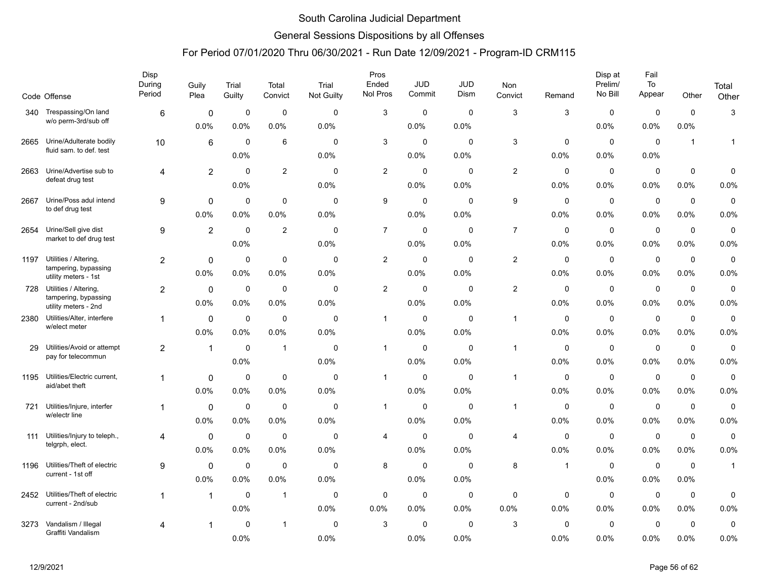# South Carolina Judicial Department

## General Sessions Dispositions by all Offenses

### For Period 07/01/2020 Thru 06/30/2021 - Run Date 12/09/2021 - Program-ID CRM115

| Code | Offense | Disp During Period | Guily Plea | Trial Guilty | Total Convict | Trial Not Guilty | Pros Ended Nol Pros | JUD Commit | JUD Dism | Non Convict | Remand | Disp at Prelim/ No Bill | Fail To Appear | Other | Total Other |
|---|---|---|---|---|---|---|---|---|---|---|---|---|---|---|---|
| 340 | Trespassing/On land w/o perm-3rd/sub off | 6 | 0<br>0.0% | 0<br>0.0% | 0<br>0.0% | 0<br>0.0% | 3 | 0<br>0.0% | 0<br>0.0% | 3 | 3 | 0<br>0.0% | 0<br>0.0% | 0<br>0.0% | 3 |
| 2665 | Urine/Adulterate bodily fluid sam. to def. test | 10 | 6 | 0<br>0.0% | 6 | 0<br>0.0% | 3 | 0<br>0.0% | 0<br>0.0% | 3 | 0<br>0.0% | 0<br>0.0% | 0<br>0.0% | 1 | 1 |
| 2663 | Urine/Advertise sub to defeat drug test | 4 | 2 | 0<br>0.0% | 2 | 0<br>0.0% | 2 | 0<br>0.0% | 0<br>0.0% | 2 | 0<br>0.0% | 0<br>0.0% | 0<br>0.0% | 0<br>0.0% | 0<br>0.0% |
| 2667 | Urine/Poss adul intend to def drug test | 9 | 0<br>0.0% | 0<br>0.0% | 0<br>0.0% | 0<br>0.0% | 9 | 0<br>0.0% | 0<br>0.0% | 9 | 0<br>0.0% | 0<br>0.0% | 0<br>0.0% | 0<br>0.0% | 0<br>0.0% |
| 2654 | Urine/Sell give dist market to def drug test | 9 | 2 | 0<br>0.0% | 2 | 0<br>0.0% | 7 | 0<br>0.0% | 0<br>0.0% | 7 | 0<br>0.0% | 0<br>0.0% | 0<br>0.0% | 0<br>0.0% | 0<br>0.0% |
| 1197 | Utilities / Altering, tampering, bypassing utility meters - 1st | 2 | 0<br>0.0% | 0<br>0.0% | 0<br>0.0% | 0<br>0.0% | 2 | 0<br>0.0% | 0<br>0.0% | 2 | 0<br>0.0% | 0<br>0.0% | 0<br>0.0% | 0<br>0.0% | 0<br>0.0% |
| 728 | Utilities / Altering, tampering, bypassing utility meters - 2nd | 2 | 0<br>0.0% | 0<br>0.0% | 0<br>0.0% | 0<br>0.0% | 2 | 0<br>0.0% | 0<br>0.0% | 2 | 0<br>0.0% | 0<br>0.0% | 0<br>0.0% | 0<br>0.0% | 0<br>0.0% |
| 2380 | Utilities/Alter, interfere w/elect meter | 1 | 0<br>0.0% | 0<br>0.0% | 0<br>0.0% | 0<br>0.0% | 1 | 0<br>0.0% | 0<br>0.0% | 1 | 0<br>0.0% | 0<br>0.0% | 0<br>0.0% | 0<br>0.0% | 0<br>0.0% |
| 29 | Utilities/Avoid or attempt pay for telecommun | 2 | 1 | 0<br>0.0% | 1 | 0<br>0.0% | 1 | 0<br>0.0% | 0<br>0.0% | 1 | 0<br>0.0% | 0<br>0.0% | 0<br>0.0% | 0<br>0.0% | 0<br>0.0% |
| 1195 | Utilities/Electric current, aid/abet theft | 1 | 0<br>0.0% | 0<br>0.0% | 0<br>0.0% | 0<br>0.0% | 1 | 0<br>0.0% | 0<br>0.0% | 1 | 0<br>0.0% | 0<br>0.0% | 0<br>0.0% | 0<br>0.0% | 0<br>0.0% |
| 721 | Utilities/Injure, interfer w/electr line | 1 | 0<br>0.0% | 0<br>0.0% | 0<br>0.0% | 0<br>0.0% | 1 | 0<br>0.0% | 0<br>0.0% | 1 | 0<br>0.0% | 0<br>0.0% | 0<br>0.0% | 0<br>0.0% | 0<br>0.0% |
| 111 | Utilities/Injury to teleph., telgrph, elect. | 4 | 0<br>0.0% | 0<br>0.0% | 0<br>0.0% | 0<br>0.0% | 4 | 0<br>0.0% | 0<br>0.0% | 4 | 0<br>0.0% | 0<br>0.0% | 0<br>0.0% | 0<br>0.0% | 0<br>0.0% |
| 1196 | Utilities/Theft of electric current - 1st off | 9 | 0<br>0.0% | 0<br>0.0% | 0<br>0.0% | 0<br>0.0% | 8 | 0<br>0.0% | 0<br>0.0% | 8 | 1 | 0<br>0.0% | 0<br>0.0% | 0<br>0.0% | 1 |
| 2452 | Utilities/Theft of electric current - 2nd/sub | 1 | 1 | 0<br>0.0% | 1 | 0<br>0.0% | 0<br>0.0% | 0<br>0.0% | 0<br>0.0% | 0<br>0.0% | 0<br>0.0% | 0<br>0.0% | 0<br>0.0% | 0<br>0.0% | 0<br>0.0% |
| 3273 | Vandalism / Illegal Graffiti Vandalism | 4 | 1 | 0<br>0.0% | 1 | 0<br>0.0% | 3 | 0<br>0.0% | 0<br>0.0% | 3 | 0<br>0.0% | 0<br>0.0% | 0<br>0.0% | 0<br>0.0% | 0<br>0.0% |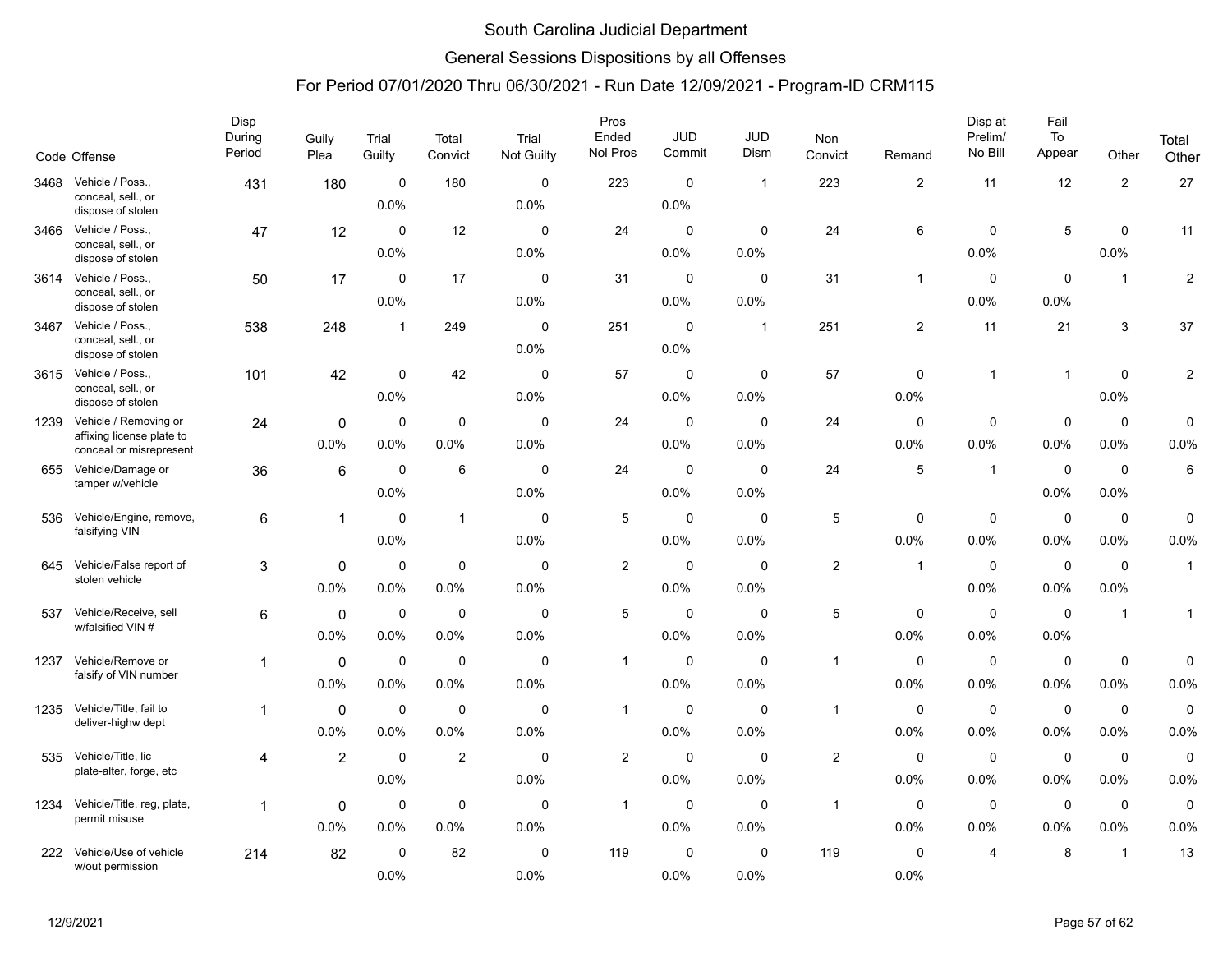# South Carolina Judicial Department

## General Sessions Dispositions by all Offenses

### For Period 07/01/2020 Thru 06/30/2021 - Run Date 12/09/2021 - Program-ID CRM115

| Code | Offense | Disp During Period | Guily Plea | Trial Guilty | Total Convict | Trial Not Guilty | Pros Ended Nol Pros | JUD Commit | JUD Dism | Non Convict | Remand | Disp at Prelim/ No Bill | Fail To Appear | Other | Total Other |
|---|---|---|---|---|---|---|---|---|---|---|---|---|---|---|---|
| 3468 | Vehicle / Poss., conceal, sell., or dispose of stolen | 431 | 180 | 0<br>0.0% | 180 | 0<br>0.0% | 223 | 0<br>0.0% | 1 | 223 | 2 | 11 | 12 | 2 | 27 |
| 3466 | Vehicle / Poss., conceal, sell., or dispose of stolen | 47 | 12 | 0<br>0.0% | 12 | 0<br>0.0% | 24 | 0<br>0.0% | 0<br>0.0% | 24 | 6 | 0<br>0.0% | 5 | 0<br>0.0% | 11 |
| 3614 | Vehicle / Poss., conceal, sell., or dispose of stolen | 50 | 17 | 0<br>0.0% | 17 | 0<br>0.0% | 31 | 0<br>0.0% | 0<br>0.0% | 31 | 1 | 0<br>0.0% | 0<br>0.0% | 1 | 2 |
| 3467 | Vehicle / Poss., conceal, sell., or dispose of stolen | 538 | 248 | 1 | 249 | 0<br>0.0% | 251 | 0<br>0.0% | 1 | 251 | 2 | 11 | 21 | 3 | 37 |
| 3615 | Vehicle / Poss., conceal, sell., or dispose of stolen | 101 | 42 | 0<br>0.0% | 42 | 0<br>0.0% | 57 | 0<br>0.0% | 0<br>0.0% | 57 | 0<br>0.0% | 1 | 1 | 0<br>0.0% | 2 |
| 1239 | Vehicle / Removing or affixing license plate to conceal or misrepresent | 24 | 0<br>0.0% | 0<br>0.0% | 0<br>0.0% | 0<br>0.0% | 24 | 0<br>0.0% | 0<br>0.0% | 24 | 0<br>0.0% | 0<br>0.0% | 0<br>0.0% | 0<br>0.0% | 0<br>0.0% |
| 655 | Vehicle/Damage or tamper w/vehicle | 36 | 6 | 0<br>0.0% | 6 | 0<br>0.0% | 24 | 0<br>0.0% | 0<br>0.0% | 24 | 5 | 1 | 0<br>0.0% | 0<br>0.0% | 6 |
| 536 | Vehicle/Engine, remove, falsifying VIN | 6 | 1 | 0<br>0.0% | 1 | 0<br>0.0% | 5 | 0<br>0.0% | 0<br>0.0% | 5 | 0<br>0.0% | 0<br>0.0% | 0<br>0.0% | 0<br>0.0% | 0<br>0.0% |
| 645 | Vehicle/False report of stolen vehicle | 3 | 0<br>0.0% | 0<br>0.0% | 0<br>0.0% | 0<br>0.0% | 2 | 0<br>0.0% | 0<br>0.0% | 2 | 1 | 0<br>0.0% | 0<br>0.0% | 0<br>0.0% | 1 |
| 537 | Vehicle/Receive, sell w/falsified VIN # | 6 | 0<br>0.0% | 0<br>0.0% | 0<br>0.0% | 0<br>0.0% | 5 | 0<br>0.0% | 0<br>0.0% | 5 | 0<br>0.0% | 0<br>0.0% | 0<br>0.0% | 1 | 1 |
| 1237 | Vehicle/Remove or falsify of VIN number | 1 | 0<br>0.0% | 0<br>0.0% | 0<br>0.0% | 0<br>0.0% | 1 | 0<br>0.0% | 0<br>0.0% | 1 | 0<br>0.0% | 0<br>0.0% | 0<br>0.0% | 0<br>0.0% | 0<br>0.0% |
| 1235 | Vehicle/Title, fail to deliver-highw dept | 1 | 0<br>0.0% | 0<br>0.0% | 0<br>0.0% | 0<br>0.0% | 1 | 0<br>0.0% | 0<br>0.0% | 1 | 0<br>0.0% | 0<br>0.0% | 0<br>0.0% | 0<br>0.0% | 0<br>0.0% |
| 535 | Vehicle/Title, lic plate-alter, forge, etc | 4 | 2 | 0<br>0.0% | 2 | 0<br>0.0% | 2 | 0<br>0.0% | 0<br>0.0% | 2 | 0<br>0.0% | 0<br>0.0% | 0<br>0.0% | 0<br>0.0% | 0<br>0.0% |
| 1234 | Vehicle/Title, reg, plate, permit misuse | 1 | 0<br>0.0% | 0<br>0.0% | 0<br>0.0% | 0<br>0.0% | 1 | 0<br>0.0% | 0<br>0.0% | 1 | 0<br>0.0% | 0<br>0.0% | 0<br>0.0% | 0<br>0.0% | 0<br>0.0% |
| 222 | Vehicle/Use of vehicle w/out permission | 214 | 82 | 0<br>0.0% | 82 | 0<br>0.0% | 119 | 0<br>0.0% | 0<br>0.0% | 119 | 0<br>0.0% | 4 | 8 | 1 | 13 |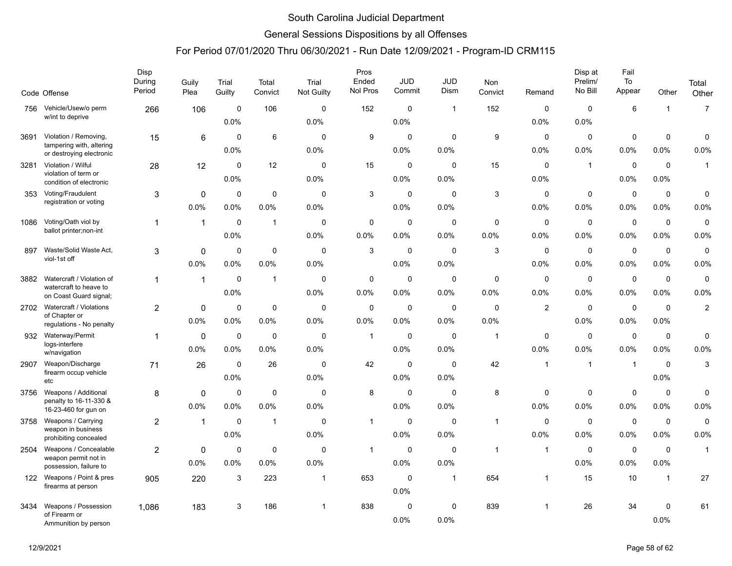# South Carolina Judicial Department

## General Sessions Dispositions by all Offenses

### For Period 07/01/2020 Thru 06/30/2021 - Run Date 12/09/2021 - Program-ID CRM115

| Code | Offense | Disp During Period | Guily Plea | Trial Guilty | Total Convict | Trial Not Guilty | Pros Ended Nol Pros | JUD Commit | JUD Dism | Non Convict | Remand | Disp at Prelim/ No Bill | Fail To Appear | Other | Total Other |
|---|---|---|---|---|---|---|---|---|---|---|---|---|---|---|---|
| 756 | Vehicle/Usew/o perm w/int to deprive | 266 | 106 | 0 0.0% | 106 | 0 0.0% | 152 | 0 0.0% | 1 | 152 | 0 0.0% | 0 0.0% | 6 | 1 | 7 |
| 3691 | Violation / Removing, tampering with, altering or destroying electronic | 15 | 6 | 0 0.0% | 6 | 0 0.0% | 9 | 0 0.0% | 0 0.0% | 9 | 0 0.0% | 0 0.0% | 0 0.0% | 0 0.0% | 0 0.0% |
| 3281 | Violation / Wilful violation of term or condition of electronic | 28 | 12 | 0 0.0% | 12 | 0 0.0% | 15 | 0 0.0% | 0 0.0% | 15 | 0 0.0% | 1 | 0 0.0% | 0 0.0% | 1 |
| 353 | Voting/Fraudulent registration or voting | 3 | 0 0.0% | 0 0.0% | 0 0.0% | 0 0.0% | 3 | 0 0.0% | 0 0.0% | 3 | 0 0.0% | 0 0.0% | 0 0.0% | 0 0.0% | 0 0.0% |
| 1086 | Voting/Oath viol by ballot printer;non-int | 1 | 1 | 0 0.0% | 1 | 0 0.0% | 0 0.0% | 0 0.0% | 0 0.0% | 0 0.0% | 0 0.0% | 0 0.0% | 0 0.0% | 0 0.0% | 0 0.0% |
| 897 | Waste/Solid Waste Act, viol-1st off | 3 | 0 0.0% | 0 0.0% | 0 0.0% | 0 0.0% | 3 | 0 0.0% | 0 0.0% | 3 | 0 0.0% | 0 0.0% | 0 0.0% | 0 0.0% | 0 0.0% |
| 3882 | Watercraft / Violation of watercraft to heave to on Coast Guard signal; | 1 | 1 | 0 0.0% | 1 | 0 0.0% | 0 0.0% | 0 0.0% | 0 0.0% | 0 0.0% | 0 0.0% | 0 0.0% | 0 0.0% | 0 0.0% | 0 0.0% |
| 2702 | Watercraft / Violations of Chapter or regulations - No penalty | 2 | 0 0.0% | 0 0.0% | 0 0.0% | 0 0.0% | 0 0.0% | 0 0.0% | 0 0.0% | 0 0.0% | 2 | 0 0.0% | 0 0.0% | 0 0.0% | 2 |
| 932 | Waterway/Permit logs-interfere w/navigation | 1 | 0 0.0% | 0 0.0% | 0 0.0% | 0 0.0% | 1 | 0 0.0% | 0 0.0% | 1 | 0 0.0% | 0 0.0% | 0 0.0% | 0 0.0% | 0 0.0% |
| 2907 | Weapon/Discharge firearm occup vehicle etc | 71 | 26 | 0 0.0% | 26 | 0 0.0% | 42 | 0 0.0% | 0 0.0% | 42 | 1 | 1 | 1 | 0 0.0% | 3 |
| 3756 | Weapons / Additional penalty to 16-11-330 & 16-23-460 for gun on | 8 | 0 0.0% | 0 0.0% | 0 0.0% | 0 0.0% | 8 | 0 0.0% | 0 0.0% | 8 | 0 0.0% | 0 0.0% | 0 0.0% | 0 0.0% | 0 0.0% |
| 3758 | Weapons / Carrying weapon in business prohibiting concealed | 2 | 1 | 0 0.0% | 1 | 0 0.0% | 1 | 0 0.0% | 0 0.0% | 1 | 0 0.0% | 0 0.0% | 0 0.0% | 0 0.0% | 0 0.0% |
| 2504 | Weapons / Concealable weapon permit not in possession, failure to | 2 | 0 0.0% | 0 0.0% | 0 0.0% | 0 0.0% | 1 | 0 0.0% | 0 0.0% | 1 | 1 | 0 0.0% | 0 0.0% | 0 0.0% | 1 |
| 122 | Weapons / Point & pres firearms at person | 905 | 220 | 3 | 223 | 1 | 653 | 0 0.0% | 1 | 654 | 1 | 15 | 10 | 1 | 27 |
| 3434 | Weapons / Possession of Firearm or Ammunition by person | 1,086 | 183 | 3 | 186 | 1 | 838 | 0 0.0% | 0 0.0% | 839 | 1 | 26 | 34 | 0 0.0% | 61 |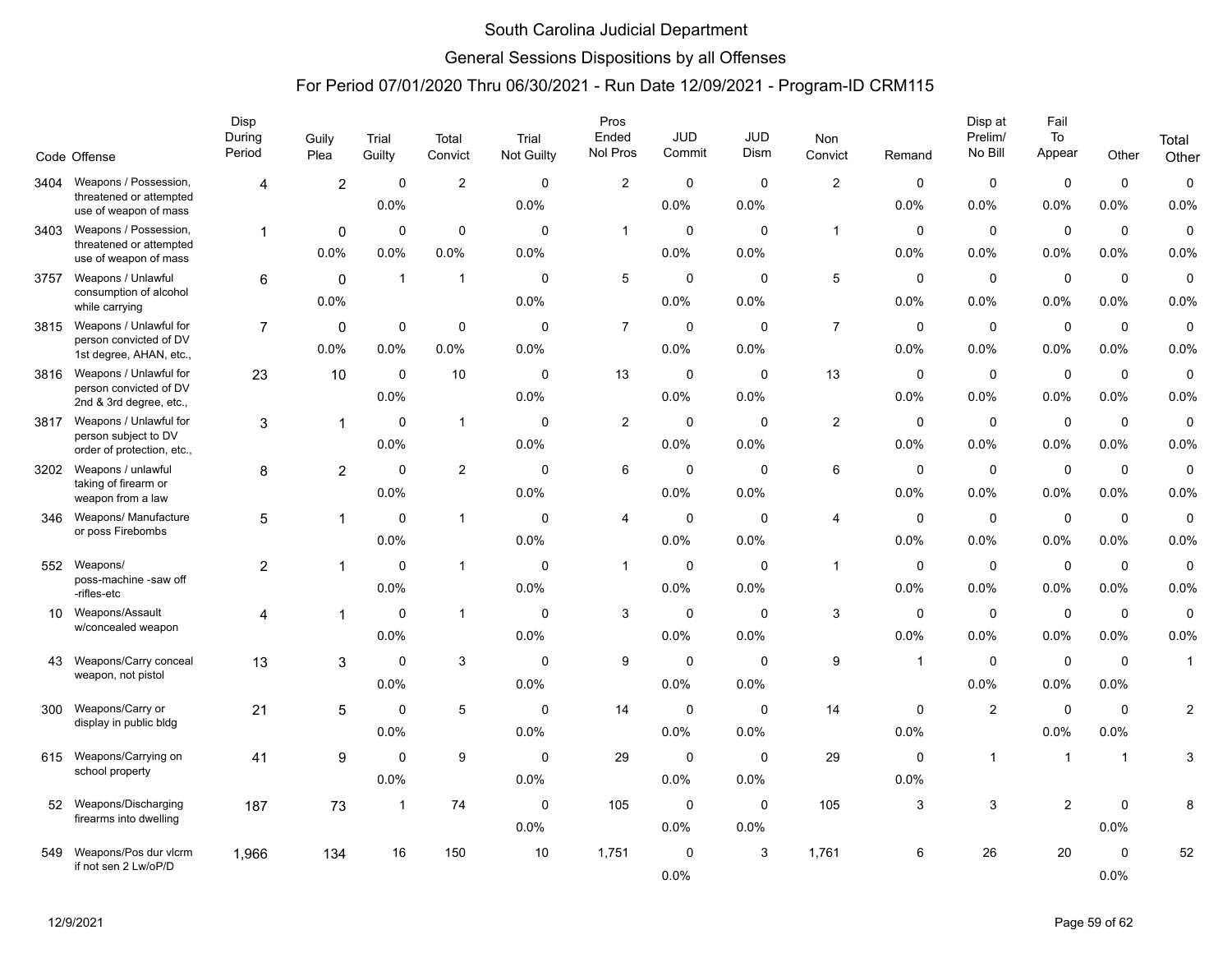# South Carolina Judicial Department

## General Sessions Dispositions by all Offenses

### For Period 07/01/2020 Thru 06/30/2021 - Run Date 12/09/2021 - Program-ID CRM115

| Code | Offense | Disp During Period | Guily Plea | Trial Guilty | Total Convict | Trial Not Guilty | Pros Ended Nol Pros | JUD Commit | JUD Dism | Non Convict | Remand | Disp at Prelim/ No Bill | Fail To Appear | Other | Total Other |
|---|---|---|---|---|---|---|---|---|---|---|---|---|---|---|---|
| 3404 | Weapons / Possession, threatened or attempted use of weapon of mass | 4 | 2 | 0<br>0.0% | 2 | 0<br>0.0% | 2 | 0<br>0.0% | 0<br>0.0% | 2 | 0<br>0.0% | 0<br>0.0% | 0<br>0.0% | 0<br>0.0% | 0<br>0.0% |
| 3403 | Weapons / Possession, threatened or attempted use of weapon of mass | 1 | 0<br>0.0% | 0<br>0.0% | 0<br>0.0% | 0<br>0.0% | 1 | 0<br>0.0% | 0<br>0.0% | 1 | 0<br>0.0% | 0<br>0.0% | 0<br>0.0% | 0<br>0.0% | 0<br>0.0% |
| 3757 | Weapons / Unlawful consumption of alcohol while carrying | 6 | 0<br>0.0% | 1 | 1 | 0<br>0.0% | 5 | 0<br>0.0% | 0<br>0.0% | 5 | 0<br>0.0% | 0<br>0.0% | 0<br>0.0% | 0<br>0.0% | 0<br>0.0% |
| 3815 | Weapons / Unlawful for person convicted of DV 1st degree, AHAN, etc., | 7 | 0<br>0.0% | 0<br>0.0% | 0<br>0.0% | 0<br>0.0% | 7 | 0<br>0.0% | 0<br>0.0% | 7 | 0<br>0.0% | 0<br>0.0% | 0<br>0.0% | 0<br>0.0% | 0<br>0.0% |
| 3816 | Weapons / Unlawful for person convicted of DV 2nd & 3rd degree, etc., | 23 | 10 | 0<br>0.0% | 10 | 0<br>0.0% | 13 | 0<br>0.0% | 0<br>0.0% | 13 | 0<br>0.0% | 0<br>0.0% | 0<br>0.0% | 0<br>0.0% | 0<br>0.0% |
| 3817 | Weapons / Unlawful for person subject to DV order of protection, etc., | 3 | 1 | 0<br>0.0% | 1 | 0<br>0.0% | 2 | 0<br>0.0% | 0<br>0.0% | 2 | 0<br>0.0% | 0<br>0.0% | 0<br>0.0% | 0<br>0.0% | 0<br>0.0% |
| 3202 | Weapons / unlawful taking of firearm or weapon from a law | 8 | 2 | 0<br>0.0% | 2 | 0<br>0.0% | 6 | 0<br>0.0% | 0<br>0.0% | 6 | 0<br>0.0% | 0<br>0.0% | 0<br>0.0% | 0<br>0.0% | 0<br>0.0% |
| 346 | Weapons/ Manufacture or poss Firebombs | 5 | 1 | 0<br>0.0% | 1 | 0<br>0.0% | 4 | 0<br>0.0% | 0<br>0.0% | 4 | 0<br>0.0% | 0<br>0.0% | 0<br>0.0% | 0<br>0.0% | 0<br>0.0% |
| 552 | Weapons/ poss-machine -saw off -rifles-etc | 2 | 1 | 0<br>0.0% | 1 | 0<br>0.0% | 1 | 0<br>0.0% | 0<br>0.0% | 1 | 0<br>0.0% | 0<br>0.0% | 0<br>0.0% | 0<br>0.0% | 0<br>0.0% |
| 10 | Weapons/Assault w/concealed weapon | 4 | 1 | 0<br>0.0% | 1 | 0<br>0.0% | 3 | 0<br>0.0% | 0<br>0.0% | 3 | 0<br>0.0% | 0<br>0.0% | 0<br>0.0% | 0<br>0.0% | 0<br>0.0% |
| 43 | Weapons/Carry conceal weapon, not pistol | 13 | 3 | 0<br>0.0% | 3 | 0<br>0.0% | 9 | 0<br>0.0% | 0<br>0.0% | 9 | 1 | 0<br>0.0% | 0<br>0.0% | 0<br>0.0% | 1 |
| 300 | Weapons/Carry or display in public bldg | 21 | 5 | 0<br>0.0% | 5 | 0<br>0.0% | 14 | 0<br>0.0% | 0<br>0.0% | 14 | 0<br>0.0% | 2 | 0<br>0.0% | 0<br>0.0% | 2 |
| 615 | Weapons/Carrying on school property | 41 | 9 | 0<br>0.0% | 9 | 0<br>0.0% | 29 | 0<br>0.0% | 0<br>0.0% | 29 | 0<br>0.0% | 1 | 1 | 1 | 3 |
| 52 | Weapons/Discharging firearms into dwelling | 187 | 73 | 1 | 74 | 0<br>0.0% | 105 | 0<br>0.0% | 0<br>0.0% | 105 | 3 | 3 | 2 | 0<br>0.0% | 8 |
| 549 | Weapons/Pos dur vlcrm if not sen 2 Lw/oP/D | 1,966 | 134 | 16 | 150 | 10 | 1,751 | 0<br>0.0% | 3 | 1,761 | 6 | 26 | 20 | 0<br>0.0% | 52 |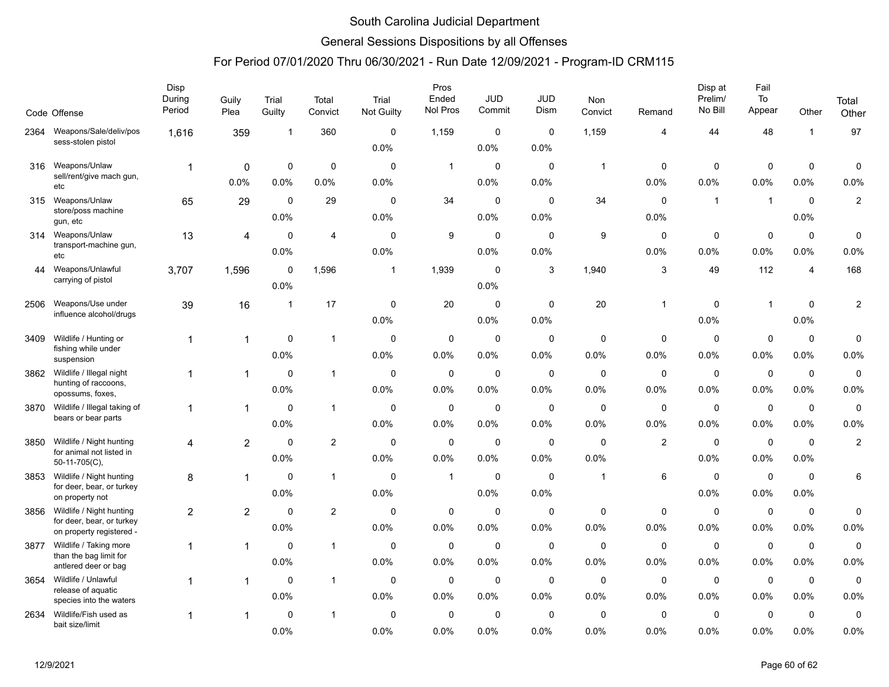# South Carolina Judicial Department

## General Sessions Dispositions by all Offenses

### For Period 07/01/2020 Thru 06/30/2021 - Run Date 12/09/2021 - Program-ID CRM115

| Code | Offense | Disp During Period | Guily Plea | Trial Guilty | Total Convict | Trial Not Guilty | Pros Ended Nol Pros | JUD Commit | JUD Dism | Non Convict | Remand | Disp at Prelim/ No Bill | Fail To Appear | Other | Total Other |
|---|---|---|---|---|---|---|---|---|---|---|---|---|---|---|---|
| 2364 | Weapons/Sale/deliv/possess-stolen pistol | 1,616 | 359 | 1 | 360 | 0 | 1,159 | 0 | 0 | 1,159 | 4 | 44 | 48 | 1 | 97 |
| | | | | | | 0.0% | | 0.0% | 0.0% | | | | | | |
| 316 | Weapons/Unlaw sell/rent/give mach gun, etc | 1 | 0 | 0 | 0 | 0 | 1 | 0 | 0 | 1 | 0 | 0 | 0 | 0 | 0 |
| | | | 0.0% | 0.0% | 0.0% | 0.0% | | 0.0% | 0.0% | | 0.0% | 0.0% | 0.0% | 0.0% | 0.0% |
| 315 | Weapons/Unlaw store/poss machine gun, etc | 65 | 29 | 0 | 29 | 0 | 34 | 0 | 0 | 34 | 0 | 1 | 1 | 0 | 2 |
| | | | | 0.0% | | 0.0% | | 0.0% | 0.0% | | 0.0% | | | 0.0% | |
| 314 | Weapons/Unlaw transport-machine gun, etc | 13 | 4 | 0 | 4 | 0 | 9 | 0 | 0 | 9 | 0 | 0 | 0 | 0 | 0 |
| | | | | 0.0% | | 0.0% | | 0.0% | 0.0% | | 0.0% | 0.0% | 0.0% | 0.0% | 0.0% |
| 44 | Weapons/Unlawful carrying of pistol | 3,707 | 1,596 | 0 | 1,596 | 1 | 1,939 | 0 | 3 | 1,940 | 3 | 49 | 112 | 4 | 168 |
| | | | | 0.0% | | | | 0.0% | | | | | | | |
| 2506 | Weapons/Use under influence alcohol/drugs | 39 | 16 | 1 | 17 | 0 | 20 | 0 | 0 | 20 | 1 | 0 | 1 | 0 | 2 |
| | | | | | | 0.0% | | 0.0% | 0.0% | | | 0.0% | | 0.0% | |
| 3409 | Wildlife / Hunting or fishing while under suspension | 1 | 1 | 0 | 1 | 0 | 0 | 0 | 0 | 0 | 0 | 0 | 0 | 0 | 0 |
| | | | | 0.0% | | 0.0% | 0.0% | 0.0% | 0.0% | 0.0% | 0.0% | 0.0% | 0.0% | 0.0% | 0.0% |
| 3862 | Wildlife / Illegal night hunting of raccoons, opossums, foxes, | 1 | 1 | 0 | 1 | 0 | 0 | 0 | 0 | 0 | 0 | 0 | 0 | 0 | 0 |
| | | | | 0.0% | | 0.0% | 0.0% | 0.0% | 0.0% | 0.0% | 0.0% | 0.0% | 0.0% | 0.0% | 0.0% |
| 3870 | Wildlife / Illegal taking of bears or bear parts | 1 | 1 | 0 | 1 | 0 | 0 | 0 | 0 | 0 | 0 | 0 | 0 | 0 | 0 |
| | | | | 0.0% | | 0.0% | 0.0% | 0.0% | 0.0% | 0.0% | 0.0% | 0.0% | 0.0% | 0.0% | 0.0% |
| 3850 | Wildlife / Night hunting for animal not listed in 50-11-705(C), | 4 | 2 | 0 | 2 | 0 | 0 | 0 | 0 | 0 | 2 | 0 | 0 | 0 | 2 |
| | | | | 0.0% | | 0.0% | 0.0% | 0.0% | 0.0% | 0.0% | | 0.0% | 0.0% | 0.0% | |
| 3853 | Wildlife / Night hunting for deer, bear, or turkey on property not | 8 | 1 | 0 | 1 | 0 | 1 | 0 | 0 | 1 | 6 | 0 | 0 | 0 | 6 |
| | | | | 0.0% | | 0.0% | | 0.0% | 0.0% | | | 0.0% | 0.0% | 0.0% | |
| 3856 | Wildlife / Night hunting for deer, bear, or turkey on property registered - | 2 | 2 | 0 | 2 | 0 | 0 | 0 | 0 | 0 | 0 | 0 | 0 | 0 | 0 |
| | | | | 0.0% | | 0.0% | 0.0% | 0.0% | 0.0% | 0.0% | 0.0% | 0.0% | 0.0% | 0.0% | 0.0% |
| 3877 | Wildlife / Taking more than the bag limit for antlered deer or bag | 1 | 1 | 0 | 1 | 0 | 0 | 0 | 0 | 0 | 0 | 0 | 0 | 0 | 0 |
| | | | | 0.0% | | 0.0% | 0.0% | 0.0% | 0.0% | 0.0% | 0.0% | 0.0% | 0.0% | 0.0% | 0.0% |
| 3654 | Wildlife / Unlawful release of aquatic species into the waters | 1 | 1 | 0 | 1 | 0 | 0 | 0 | 0 | 0 | 0 | 0 | 0 | 0 | 0 |
| | | | | 0.0% | | 0.0% | 0.0% | 0.0% | 0.0% | 0.0% | 0.0% | 0.0% | 0.0% | 0.0% | 0.0% |
| 2634 | Wildlife/Fish used as bait size/limit | 1 | 1 | 0 | 1 | 0 | 0 | 0 | 0 | 0 | 0 | 0 | 0 | 0 | 0 |
| | | | | 0.0% | | 0.0% | 0.0% | 0.0% | 0.0% | 0.0% | 0.0% | 0.0% | 0.0% | 0.0% | 0.0% |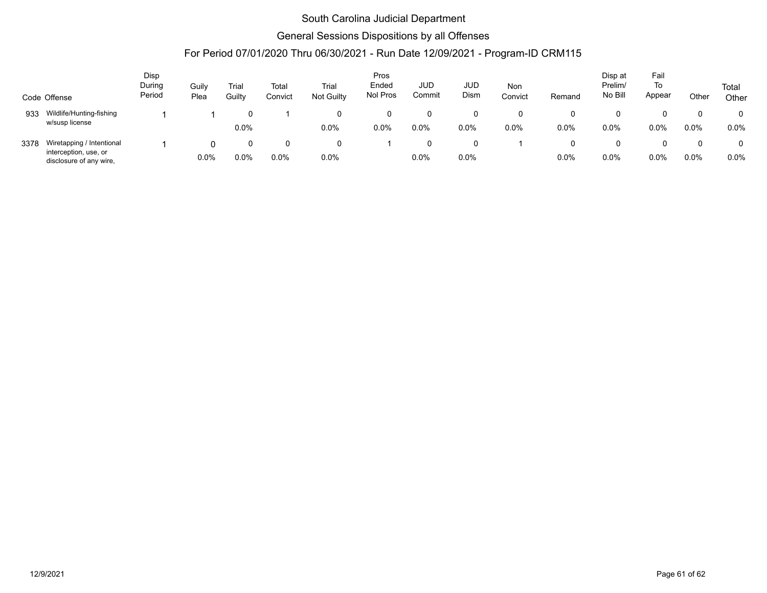# South Carolina Judicial Department

## General Sessions Dispositions by all Offenses

### For Period 07/01/2020 Thru 06/30/2021 - Run Date 12/09/2021 - Program-ID CRM115

| Code | Offense | Disp During Period | Guily Plea | Trial Guilty | Total Convict | Trial Not Guilty | Pros Ended Nol Pros | JUD Commit | JUD Dism | Non Convict | Remand | Disp at Prelim/ No Bill | Fail To Appear | Other | Total Other |
|---|---|---|---|---|---|---|---|---|---|---|---|---|---|---|---|
| 933 | Wildlife/Hunting-fishing w/susp license | 1 | 1 | 0 | 1 | 0 | 0 | 0 | 0 | 0 | 0 | 0 | 0 | 0 | 0 |
| | | | | 0.0% | | 0.0% | 0.0% | 0.0% | 0.0% | 0.0% | 0.0% | 0.0% | 0.0% | 0.0% | 0.0% |
| 3378 | Wiretapping / Intentional interception, use, or disclosure of any wire, | 1 | 0 | 0 | 0 | 0 | 1 | 0 | 0 | 1 | 0 | 0 | 0 | 0 | 0 |
| | | | 0.0% | 0.0% | 0.0% | 0.0% | | 0.0% | 0.0% | | 0.0% | 0.0% | 0.0% | 0.0% | 0.0% |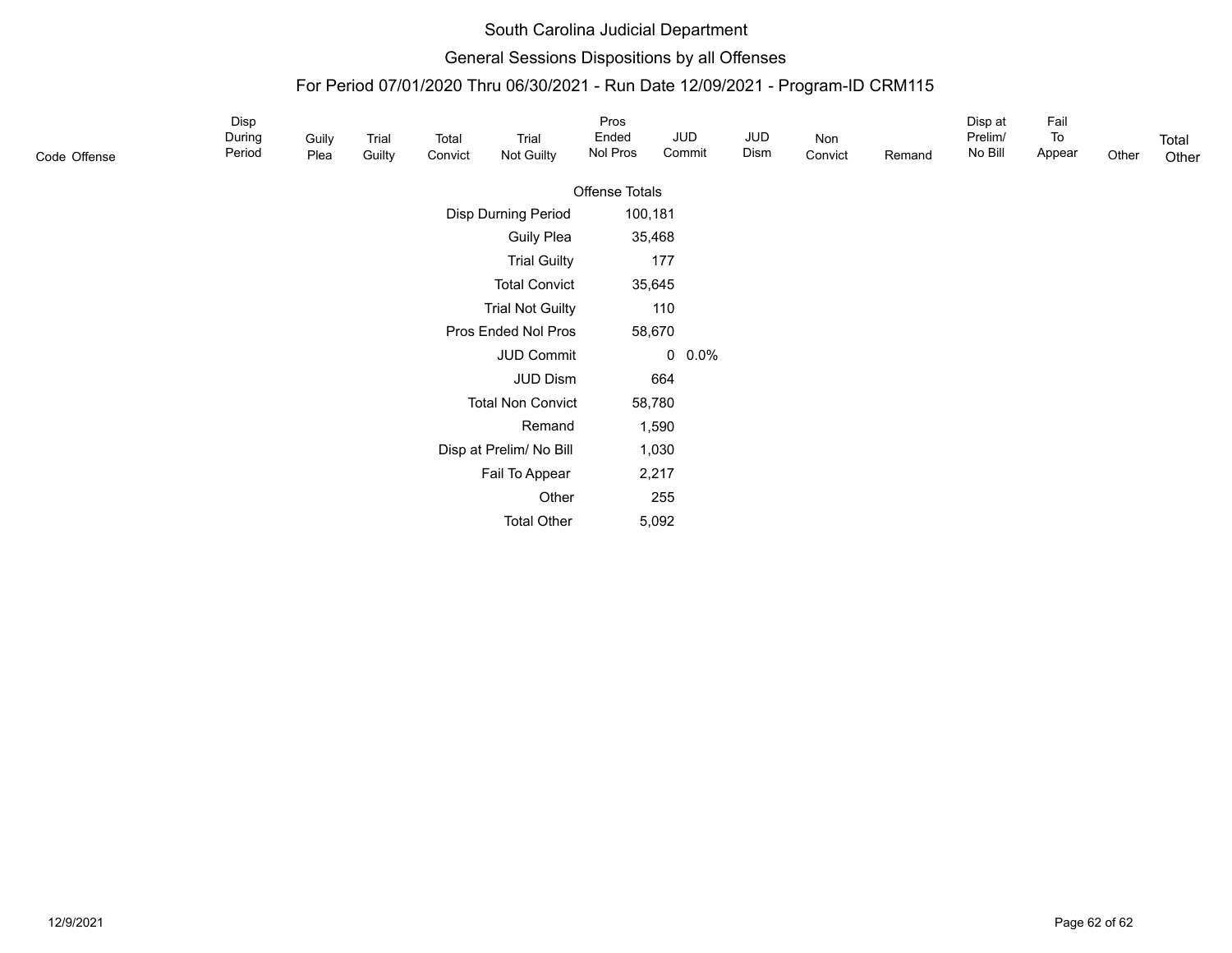# South Carolina Judicial Department

## General Sessions Dispositions by all Offenses

### For Period 07/01/2020 Thru 06/30/2021 - Run Date 12/09/2021 - Program-ID CRM115

| Code | Offense | Disp During Period | Guily Plea | Trial Guilty | Total Convict | Trial Not Guilty | Pros Ended Nol Pros | JUD Commit | JUD Dism | Non Convict | Remand | Disp at Prelim/ No Bill | Fail To Appear | Other | Total Other |
|---|---|---|---|---|---|---|---|---|---|---|---|---|---|---|---|

**Offense Totals**

| | | |
|---|---|---|
| Disp Durning Period | 100,181 | |
| Guily Plea | 35,468 | |
| Trial Guilty | 177 | |
| Total Convict | 35,645 | |
| Trial Not Guilty | 110 | |
| Pros Ended Nol Pros | 58,670 | |
| JUD Commit | 0 | 0.0% |
| JUD Dism | 664 | |
| Total Non Convict | 58,780 | |
| Remand | 1,590 | |
| Disp at Prelim/ No Bill | 1,030 | |
| Fail To Appear | 2,217 | |
| Other | 255 | |
| Total Other | 5,092 | |